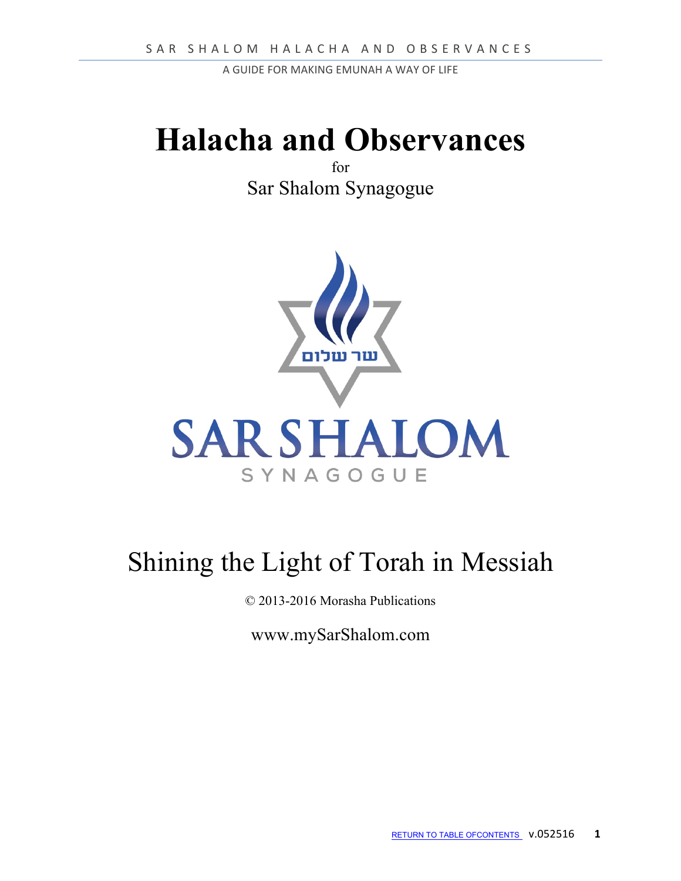# Halacha and Observances

for

Sar Shalom Synagogue

Shining the Light of Torah in Messiah

© 2013-2016 Morasha Publications

www.mySarShalom.com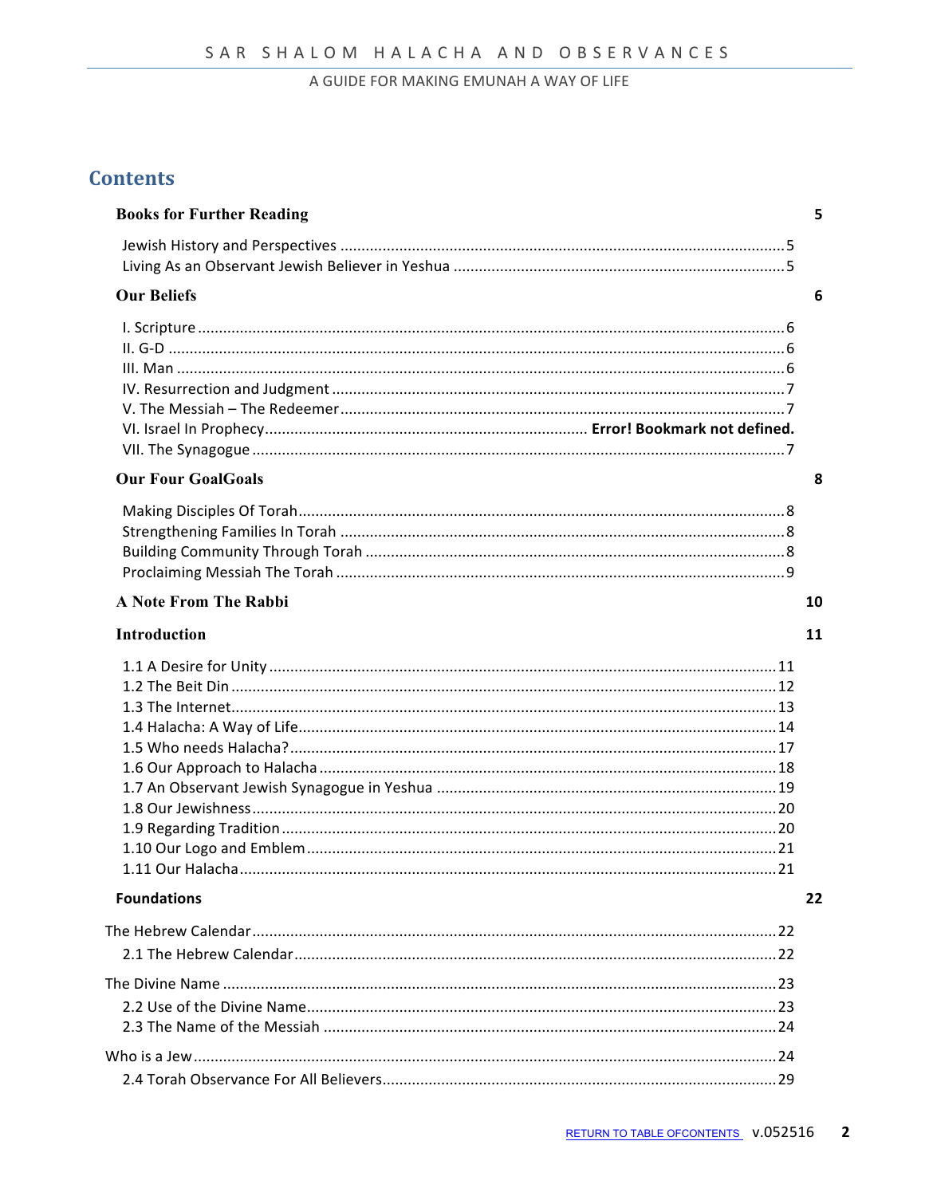# Contents

| | |
|---|---|
| **Books for Further Reading** | **5** |
| Jewish History and Perspectives | 5 |
| Living As an Observant Jewish Believer in Yeshua | 5 |
| **Our Beliefs** | **6** |
| I. Scripture | 6 |
| II. G-D | 6 |
| III. Man | 6 |
| IV. Resurrection and Judgment | 7 |
| V. The Messiah – The Redeemer | 7 |
| VI. Israel In Prophecy | **Error! Bookmark not defined.** |
| VII. The Synagogue | 7 |
| **Our Four GoalGoals** | **8** |
| Making Disciples Of Torah | 8 |
| Strengthening Families In Torah | 8 |
| Building Community Through Torah | 8 |
| Proclaiming Messiah The Torah | 9 |
| **A Note From The Rabbi** | **10** |
| **Introduction** | **11** |
| 1.1 A Desire for Unity | 11 |
| 1.2 The Beit Din | 12 |
| 1.3 The Internet | 13 |
| 1.4 Halacha: A Way of Life | 14 |
| 1.5 Who needs Halacha? | 17 |
| 1.6 Our Approach to Halacha | 18 |
| 1.7 An Observant Jewish Synagogue in Yeshua | 19 |
| 1.8 Our Jewishness | 20 |
| 1.9 Regarding Tradition | 20 |
| 1.10 Our Logo and Emblem | 21 |
| 1.11 Our Halacha | 21 |
| **Foundations** | **22** |
| The Hebrew Calendar | 22 |
| 2.1 The Hebrew Calendar | 22 |
| The Divine Name | 23 |
| 2.2 Use of the Divine Name | 23 |
| 2.3 The Name of the Messiah | 24 |
| Who is a Jew | 24 |
| 2.4 Torah Observance For All Believers | 29 |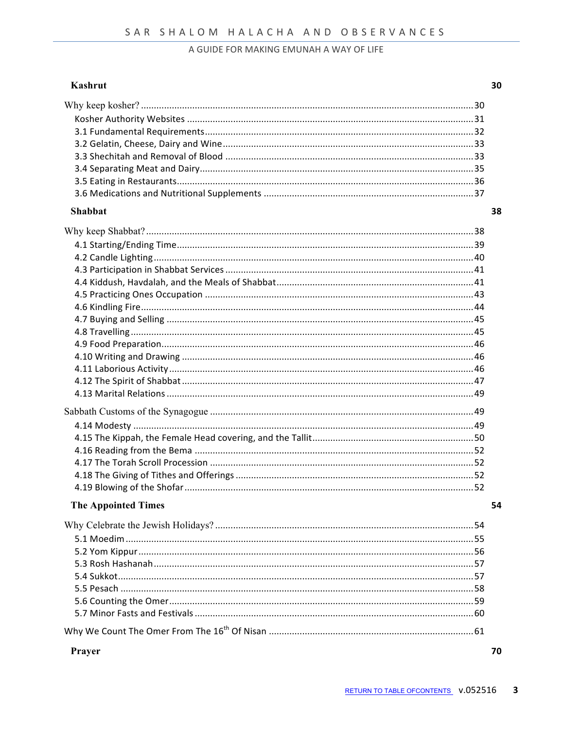**Kashrut** 30

Why keep kosher? ... 30
- Kosher Authority Websites ... 31
- 3.1 Fundamental Requirements ... 32
- 3.2 Gelatin, Cheese, Dairy and Wine ... 33
- 3.3 Shechitah and Removal of Blood ... 33
- 3.4 Separating Meat and Dairy ... 35
- 3.5 Eating in Restaurants ... 36
- 3.6 Medications and Nutritional Supplements ... 37

**Shabbat** 38

Why keep Shabbat? ... 38
- 4.1 Starting/Ending Time ... 39
- 4.2 Candle Lighting ... 40
- 4.3 Participation in Shabbat Services ... 41
- 4.4 Kiddush, Havdalah, and the Meals of Shabbat ... 41
- 4.5 Practicing Ones Occupation ... 43
- 4.6 Kindling Fire ... 44
- 4.7 Buying and Selling ... 45
- 4.8 Travelling ... 45
- 4.9 Food Preparation ... 46
- 4.10 Writing and Drawing ... 46
- 4.11 Laborious Activity ... 46
- 4.12 The Spirit of Shabbat ... 47
- 4.13 Marital Relations ... 49

Sabbath Customs of the Synagogue ... 49
- 4.14 Modesty ... 49
- 4.15 The Kippah, the Female Head covering, and the Tallit ... 50
- 4.16 Reading from the Bema ... 52
- 4.17 The Torah Scroll Procession ... 52
- 4.18 The Giving of Tithes and Offerings ... 52
- 4.19 Blowing of the Shofar ... 52

**The Appointed Times** 54

Why Celebrate the Jewish Holidays? ... 54
- 5.1 Moedim ... 55
- 5.2 Yom Kippur ... 56
- 5.3 Rosh Hashanah ... 57
- 5.4 Sukkot ... 57
- 5.5 Pesach ... 58
- 5.6 Counting the Omer ... 59
- 5.7 Minor Fasts and Festivals ... 60

Why We Count The Omer From The 16th Of Nisan ... 61

**Prayer** 70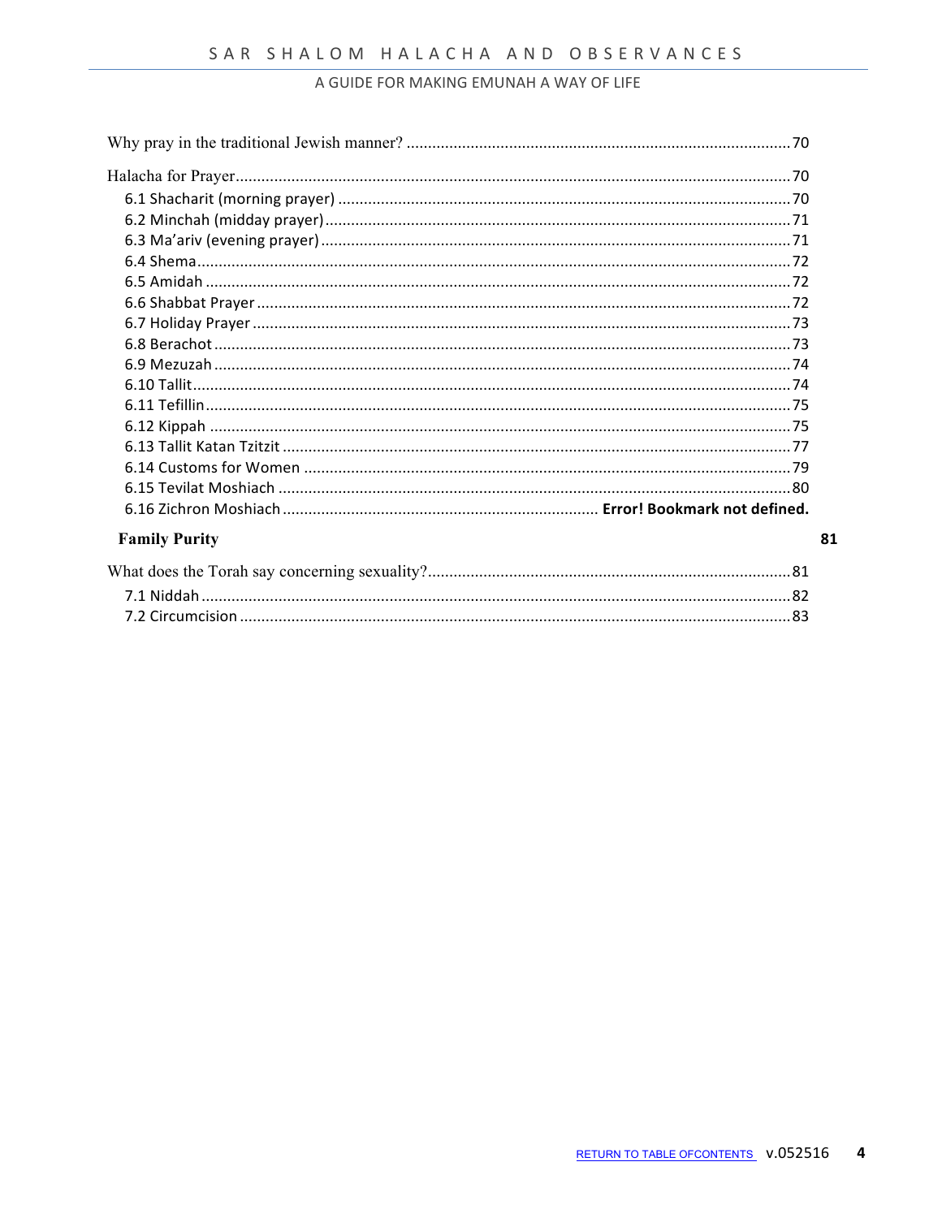Why pray in the traditional Jewish manner? ........................................................................................70

Halacha for Prayer.....................................................................................................................................70

- 6.1 Shacharit (morning prayer) ...........................................................................................................70
- 6.2 Minchah (midday prayer)..............................................................................................................71
- 6.3 Ma'ariv (evening prayer)...............................................................................................................71
- 6.4 Shema.............................................................................................................................................72
- 6.5 Amidah ..........................................................................................................................................72
- 6.6 Shabbat Prayer ..............................................................................................................................72
- 6.7 Holiday Prayer ...............................................................................................................................73
- 6.8 Berachot .........................................................................................................................................73
- 6.9 Mezuzah .........................................................................................................................................74
- 6.10 Tallit..............................................................................................................................................74
- 6.11 Tefillin...........................................................................................................................................75
- 6.12 Kippah ..........................................................................................................................................75
- 6.13 Tallit Katan Tzitzit .........................................................................................................................77
- 6.14 Customs for Women ....................................................................................................................79
- 6.15 Tevilat Moshiach ..........................................................................................................................80
- 6.16 Zichron Moshiach ............................................................................ **Error! Bookmark not defined.**

**Family Purity** **81**

What does the Torah say concerning sexuality?....................................................................................81

- 7.1 Niddah ...........................................................................................................................................82
- 7.2 Circumcision .................................................................................................................................83

RETURN TO TABLE OFCONTENTS v.052516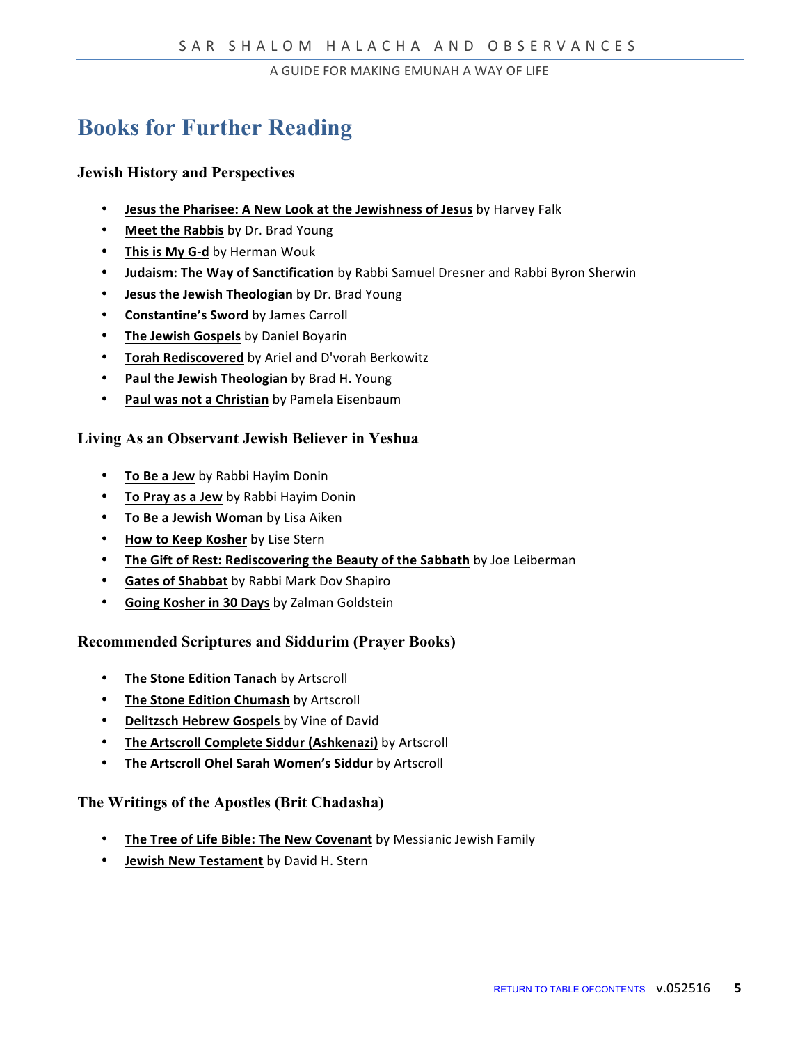# Books for Further Reading

### Jewish History and Perspectives

- **Jesus the Pharisee: A New Look at the Jewishness of Jesus** by Harvey Falk
- **Meet the Rabbis** by Dr. Brad Young
- **This is My G-d** by Herman Wouk
- **Judaism: The Way of Sanctification** by Rabbi Samuel Dresner and Rabbi Byron Sherwin
- **Jesus the Jewish Theologian** by Dr. Brad Young
- **Constantine's Sword** by James Carroll
- **The Jewish Gospels** by Daniel Boyarin
- **Torah Rediscovered** by Ariel and D'vorah Berkowitz
- **Paul the Jewish Theologian** by Brad H. Young
- **Paul was not a Christian** by Pamela Eisenbaum

### Living As an Observant Jewish Believer in Yeshua

- **To Be a Jew** by Rabbi Hayim Donin
- **To Pray as a Jew** by Rabbi Hayim Donin
- **To Be a Jewish Woman** by Lisa Aiken
- **How to Keep Kosher** by Lise Stern
- **The Gift of Rest: Rediscovering the Beauty of the Sabbath** by Joe Leiberman
- **Gates of Shabbat** by Rabbi Mark Dov Shapiro
- **Going Kosher in 30 Days** by Zalman Goldstein

### Recommended Scriptures and Siddurim (Prayer Books)

- **The Stone Edition Tanach** by Artscroll
- **The Stone Edition Chumash** by Artscroll
- **Delitzsch Hebrew Gospels** by Vine of David
- **The Artscroll Complete Siddur (Ashkenazi)** by Artscroll
- **The Artscroll Ohel Sarah Women's Siddur** by Artscroll

### The Writings of the Apostles (Brit Chadasha)

- **The Tree of Life Bible: The New Covenant** by Messianic Jewish Family
- **Jewish New Testament** by David H. Stern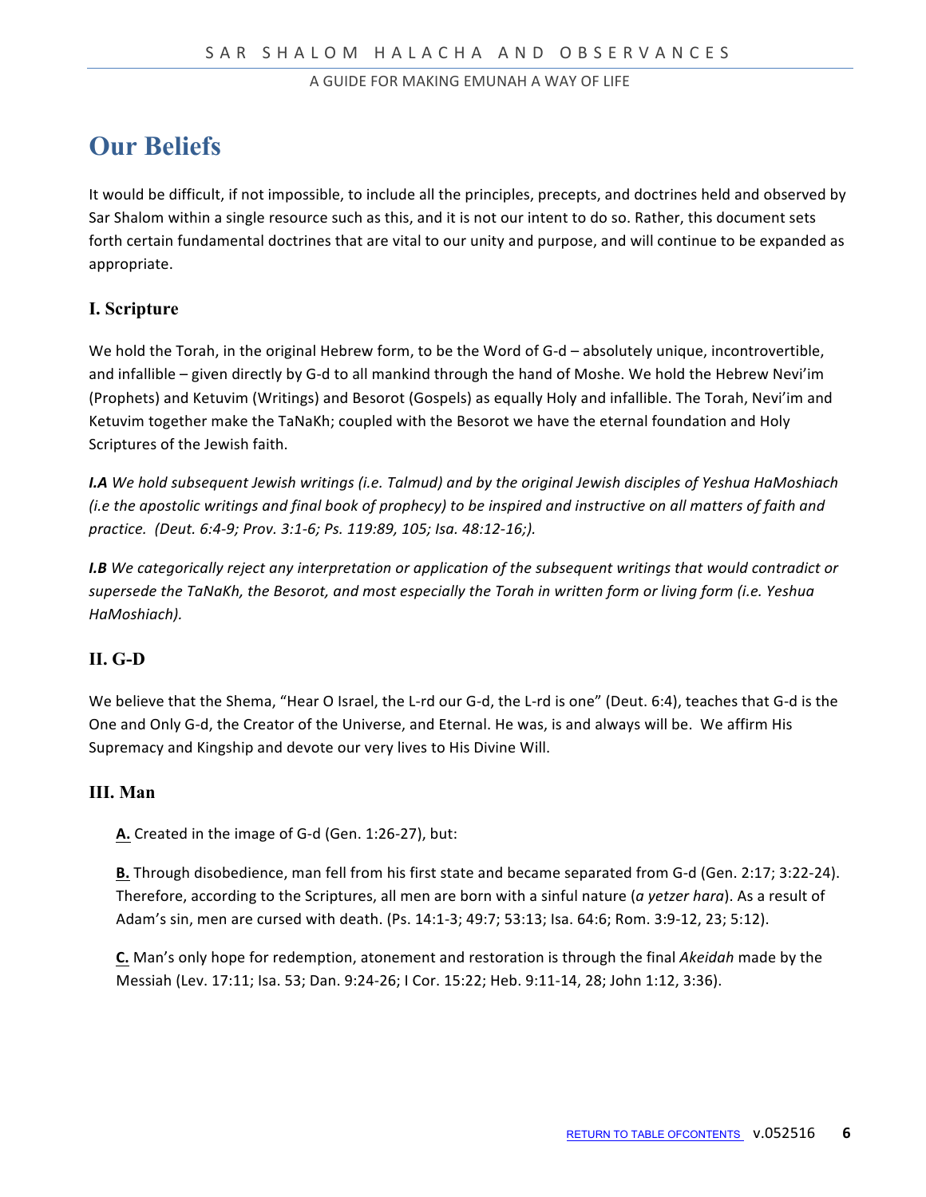# Our Beliefs

It would be difficult, if not impossible, to include all the principles, precepts, and doctrines held and observed by Sar Shalom within a single resource such as this, and it is not our intent to do so. Rather, this document sets forth certain fundamental doctrines that are vital to our unity and purpose, and will continue to be expanded as appropriate.

## I. Scripture

We hold the Torah, in the original Hebrew form, to be the Word of G-d – absolutely unique, incontrovertible, and infallible – given directly by G-d to all mankind through the hand of Moshe. We hold the Hebrew Nevi'im (Prophets) and Ketuvim (Writings) and Besorot (Gospels) as equally Holy and infallible. The Torah, Nevi'im and Ketuvim together make the TaNaKh; coupled with the Besorot we have the eternal foundation and Holy Scriptures of the Jewish faith.

***I.A*** *We hold subsequent Jewish writings (i.e. Talmud) and by the original Jewish disciples of Yeshua HaMoshiach (i.e the apostolic writings and final book of prophecy) to be inspired and instructive on all matters of faith and practice. (Deut. 6:4-9; Prov. 3:1-6; Ps. 119:89, 105; Isa. 48:12-16;).*

***I.B*** *We categorically reject any interpretation or application of the subsequent writings that would contradict or supersede the TaNaKh, the Besorot, and most especially the Torah in written form or living form (i.e. Yeshua HaMoshiach).*

## II. G-D

We believe that the Shema, "Hear O Israel, the L-rd our G-d, the L-rd is one" (Deut. 6:4), teaches that G-d is the One and Only G-d, the Creator of the Universe, and Eternal. He was, is and always will be. We affirm His Supremacy and Kingship and devote our very lives to His Divine Will.

## III. Man

**A.** Created in the image of G-d (Gen. 1:26-27), but:

**B.** Through disobedience, man fell from his first state and became separated from G-d (Gen. 2:17; 3:22-24). Therefore, according to the Scriptures, all men are born with a sinful nature (*a yetzer hara*). As a result of Adam's sin, men are cursed with death. (Ps. 14:1-3; 49:7; 53:13; Isa. 64:6; Rom. 3:9-12, 23; 5:12).

**C.** Man's only hope for redemption, atonement and restoration is through the final *Akeidah* made by the Messiah (Lev. 17:11; Isa. 53; Dan. 9:24-26; I Cor. 15:22; Heb. 9:11-14, 28; John 1:12, 3:36).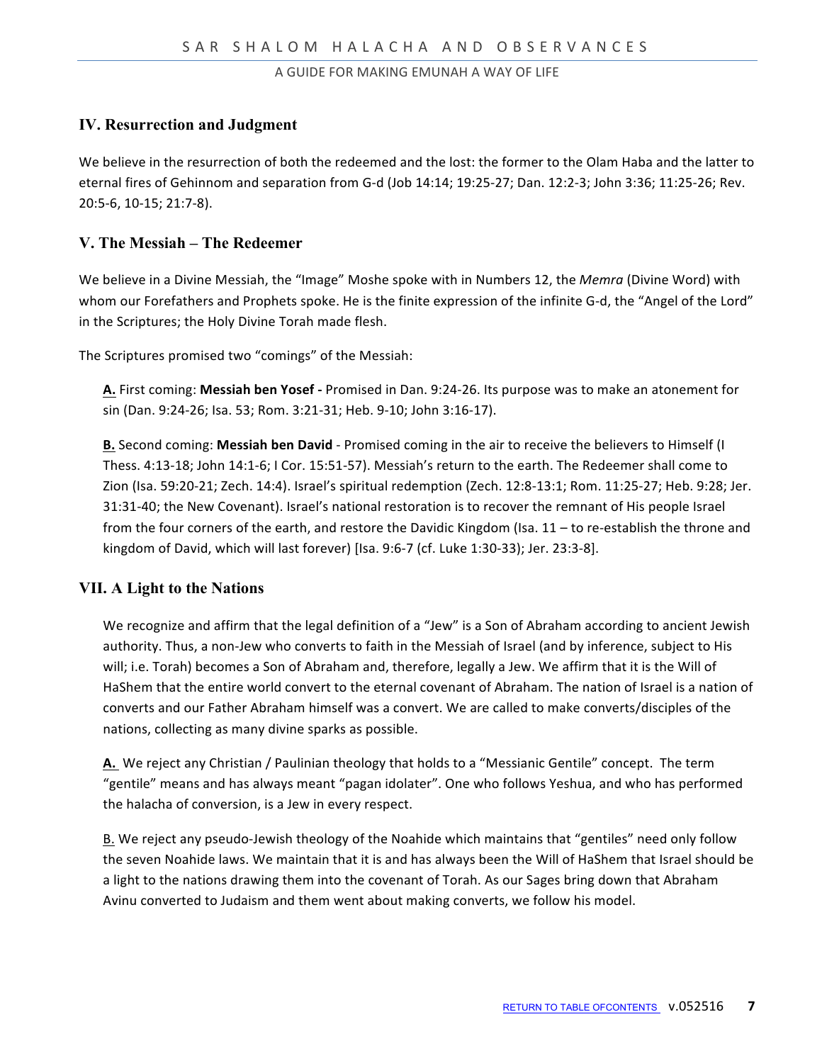## IV. Resurrection and Judgment

We believe in the resurrection of both the redeemed and the lost: the former to the Olam Haba and the latter to eternal fires of Gehinnom and separation from G-d (Job 14:14; 19:25-27; Dan. 12:2-3; John 3:36; 11:25-26; Rev. 20:5-6, 10-15; 21:7-8).

## V. The Messiah – The Redeemer

We believe in a Divine Messiah, the "Image" Moshe spoke with in Numbers 12, the *Memra* (Divine Word) with whom our Forefathers and Prophets spoke. He is the finite expression of the infinite G-d, the "Angel of the Lord" in the Scriptures; the Holy Divine Torah made flesh.

The Scriptures promised two "comings" of the Messiah:

**A.** First coming: **Messiah ben Yosef -** Promised in Dan. 9:24-26. Its purpose was to make an atonement for sin (Dan. 9:24-26; Isa. 53; Rom. 3:21-31; Heb. 9-10; John 3:16-17).

**B.** Second coming: **Messiah ben David** - Promised coming in the air to receive the believers to Himself (I Thess. 4:13-18; John 14:1-6; I Cor. 15:51-57). Messiah's return to the earth. The Redeemer shall come to Zion (Isa. 59:20-21; Zech. 14:4). Israel's spiritual redemption (Zech. 12:8-13:1; Rom. 11:25-27; Heb. 9:28; Jer. 31:31-40; the New Covenant). Israel's national restoration is to recover the remnant of His people Israel from the four corners of the earth, and restore the Davidic Kingdom (Isa. 11 – to re-establish the throne and kingdom of David, which will last forever) [Isa. 9:6-7 (cf. Luke 1:30-33); Jer. 23:3-8].

## VII. A Light to the Nations

We recognize and affirm that the legal definition of a "Jew" is a Son of Abraham according to ancient Jewish authority. Thus, a non-Jew who converts to faith in the Messiah of Israel (and by inference, subject to His will; i.e. Torah) becomes a Son of Abraham and, therefore, legally a Jew. We affirm that it is the Will of HaShem that the entire world convert to the eternal covenant of Abraham. The nation of Israel is a nation of converts and our Father Abraham himself was a convert. We are called to make converts/disciples of the nations, collecting as many divine sparks as possible.

**A.** We reject any Christian / Paulinian theology that holds to a "Messianic Gentile" concept. The term "gentile" means and has always meant "pagan idolater". One who follows Yeshua, and who has performed the halacha of conversion, is a Jew in every respect.

B. We reject any pseudo-Jewish theology of the Noahide which maintains that "gentiles" need only follow the seven Noahide laws. We maintain that it is and has always been the Will of HaShem that Israel should be a light to the nations drawing them into the covenant of Torah. As our Sages bring down that Abraham Avinu converted to Judaism and them went about making converts, we follow his model.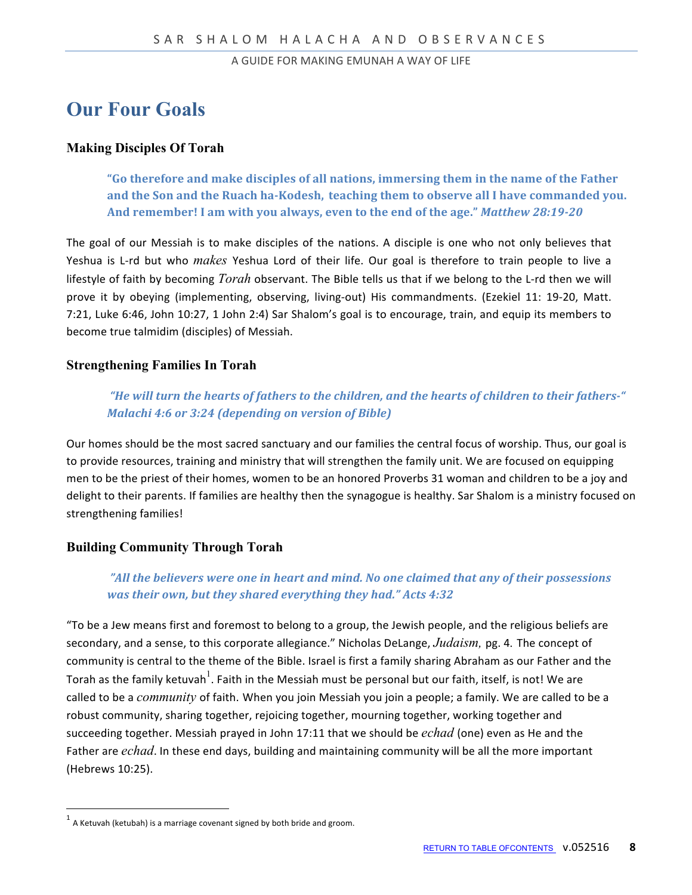# Our Four Goals

### Making Disciples Of Torah

> **"Go therefore and make disciples of all nations, immersing them in the name of the Father and the Son and the Ruach ha-Kodesh, teaching them to observe all I have commanded you. And remember! I am with you always, even to the end of the age."** ***Matthew 28:19-20***

The goal of our Messiah is to make disciples of the nations. A disciple is one who not only believes that Yeshua is L-rd but who *makes* Yeshua Lord of their life. Our goal is therefore to train people to live a lifestyle of faith by becoming *Torah* observant. The Bible tells us that if we belong to the L-rd then we will prove it by obeying (implementing, observing, living-out) His commandments. (Ezekiel 11: 19-20, Matt. 7:21, Luke 6:46, John 10:27, 1 John 2:4) Sar Shalom's goal is to encourage, train, and equip its members to become true talmidim (disciples) of Messiah.

### Strengthening Families In Torah

> ***"He will turn the hearts of fathers to the children, and the hearts of children to their fathers-" Malachi 4:6 or 3:24 (depending on version of Bible)***

Our homes should be the most sacred sanctuary and our families the central focus of worship. Thus, our goal is to provide resources, training and ministry that will strengthen the family unit. We are focused on equipping men to be the priest of their homes, women to be an honored Proverbs 31 woman and children to be a joy and delight to their parents. If families are healthy then the synagogue is healthy. Sar Shalom is a ministry focused on strengthening families!

### Building Community Through Torah

> ***"All the believers were one in heart and mind. No one claimed that any of their possessions was their own, but they shared everything they had." Acts 4:32***

"To be a Jew means first and foremost to belong to a group, the Jewish people, and the religious beliefs are secondary, and a sense, to this corporate allegiance." Nicholas DeLange, *Judaism,* pg. 4. The concept of community is central to the theme of the Bible. Israel is first a family sharing Abraham as our Father and the Torah as the family ketuvah[1]. Faith in the Messiah must be personal but our faith, itself, is not! We are called to be a *community* of faith. When you join Messiah you join a people; a family. We are called to be a robust community, sharing together, rejoicing together, mourning together, working together and succeeding together. Messiah prayed in John 17:11 that we should be *echad* (one) even as He and the Father are *echad*. In these end days, building and maintaining community will be all the more important (Hebrews 10:25).

---

[1] A Ketuvah (ketubah) is a marriage covenant signed by both bride and groom.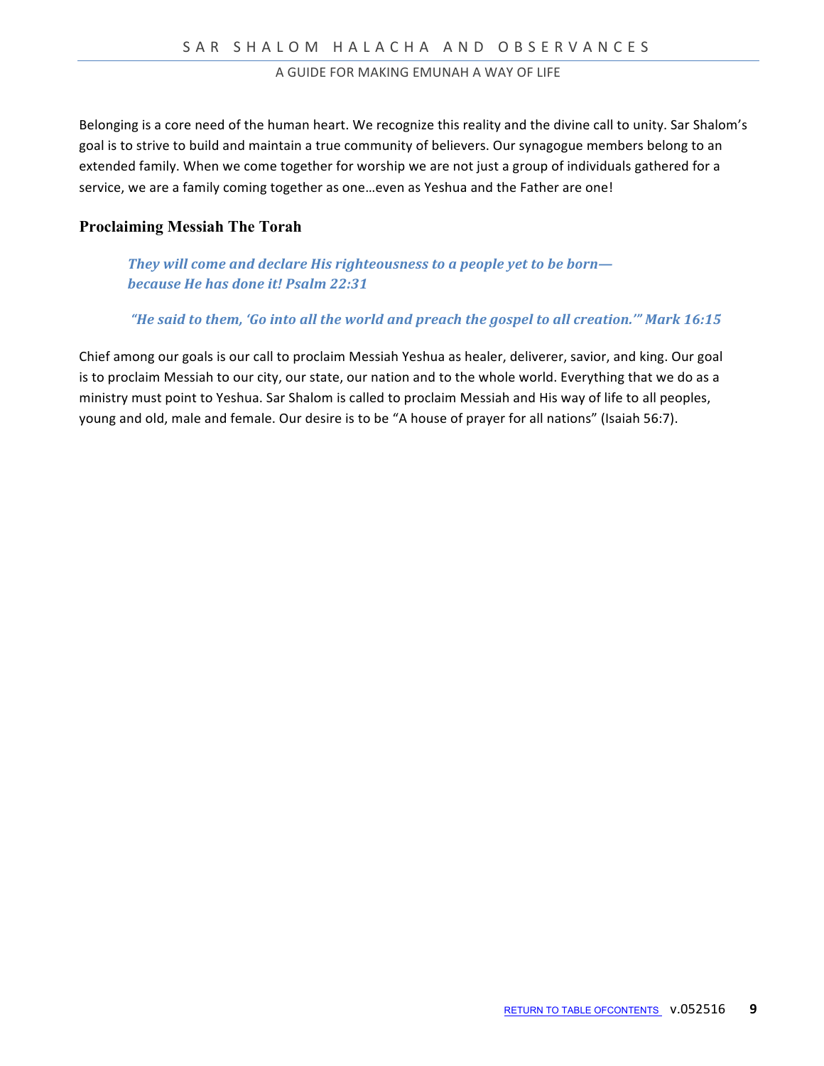Belonging is a core need of the human heart. We recognize this reality and the divine call to unity. Sar Shalom's goal is to strive to build and maintain a true community of believers. Our synagogue members belong to an extended family. When we come together for worship we are not just a group of individuals gathered for a service, we are a family coming together as one…even as Yeshua and the Father are one!

## Proclaiming Messiah The Torah

> ***They will come and declare His righteousness to a people yet to be born—***
> ***because He has done it! Psalm 22:31***
>
> ***"He said to them, 'Go into all the world and preach the gospel to all creation.'" Mark 16:15***

Chief among our goals is our call to proclaim Messiah Yeshua as healer, deliverer, savior, and king. Our goal is to proclaim Messiah to our city, our state, our nation and to the whole world. Everything that we do as a ministry must point to Yeshua. Sar Shalom is called to proclaim Messiah and His way of life to all peoples, young and old, male and female. Our desire is to be "A house of prayer for all nations" (Isaiah 56:7).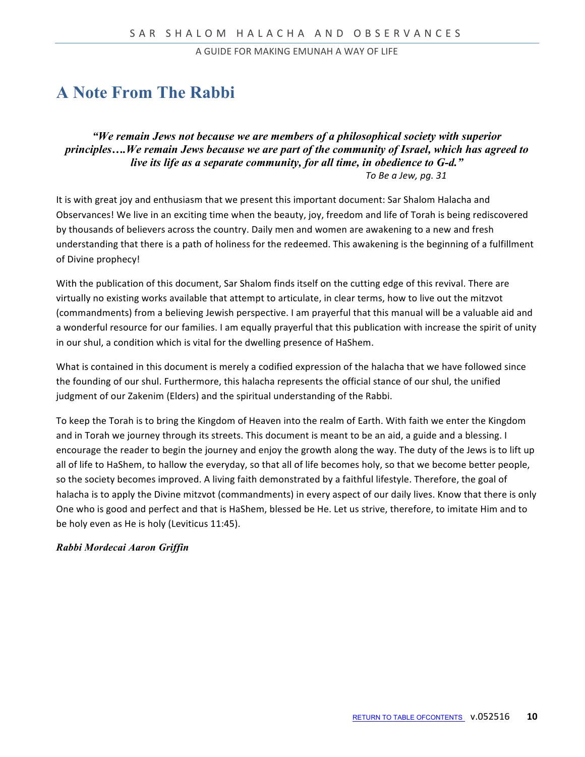# A Note From The Rabbi

***"We remain Jews not because we are members of a philosophical society with superior principles….We remain Jews because we are part of the community of Israel, which has agreed to live its life as a separate community, for all time, in obedience to G-d."***

*To Be a Jew, pg. 31*

It is with great joy and enthusiasm that we present this important document: Sar Shalom Halacha and Observances! We live in an exciting time when the beauty, joy, freedom and life of Torah is being rediscovered by thousands of believers across the country. Daily men and women are awakening to a new and fresh understanding that there is a path of holiness for the redeemed. This awakening is the beginning of a fulfillment of Divine prophecy!

With the publication of this document, Sar Shalom finds itself on the cutting edge of this revival. There are virtually no existing works available that attempt to articulate, in clear terms, how to live out the mitzvot (commandments) from a believing Jewish perspective. I am prayerful that this manual will be a valuable aid and a wonderful resource for our families. I am equally prayerful that this publication with increase the spirit of unity in our shul, a condition which is vital for the dwelling presence of HaShem.

What is contained in this document is merely a codified expression of the halacha that we have followed since the founding of our shul. Furthermore, this halacha represents the official stance of our shul, the unified judgment of our Zakenim (Elders) and the spiritual understanding of the Rabbi.

To keep the Torah is to bring the Kingdom of Heaven into the realm of Earth. With faith we enter the Kingdom and in Torah we journey through its streets. This document is meant to be an aid, a guide and a blessing. I encourage the reader to begin the journey and enjoy the growth along the way. The duty of the Jews is to lift up all of life to HaShem, to hallow the everyday, so that all of life becomes holy, so that we become better people, so the society becomes improved. A living faith demonstrated by a faithful lifestyle. Therefore, the goal of halacha is to apply the Divine mitzvot (commandments) in every aspect of our daily lives. Know that there is only One who is good and perfect and that is HaShem, blessed be He. Let us strive, therefore, to imitate Him and to be holy even as He is holy (Leviticus 11:45).

***Rabbi Mordecai Aaron Griffin***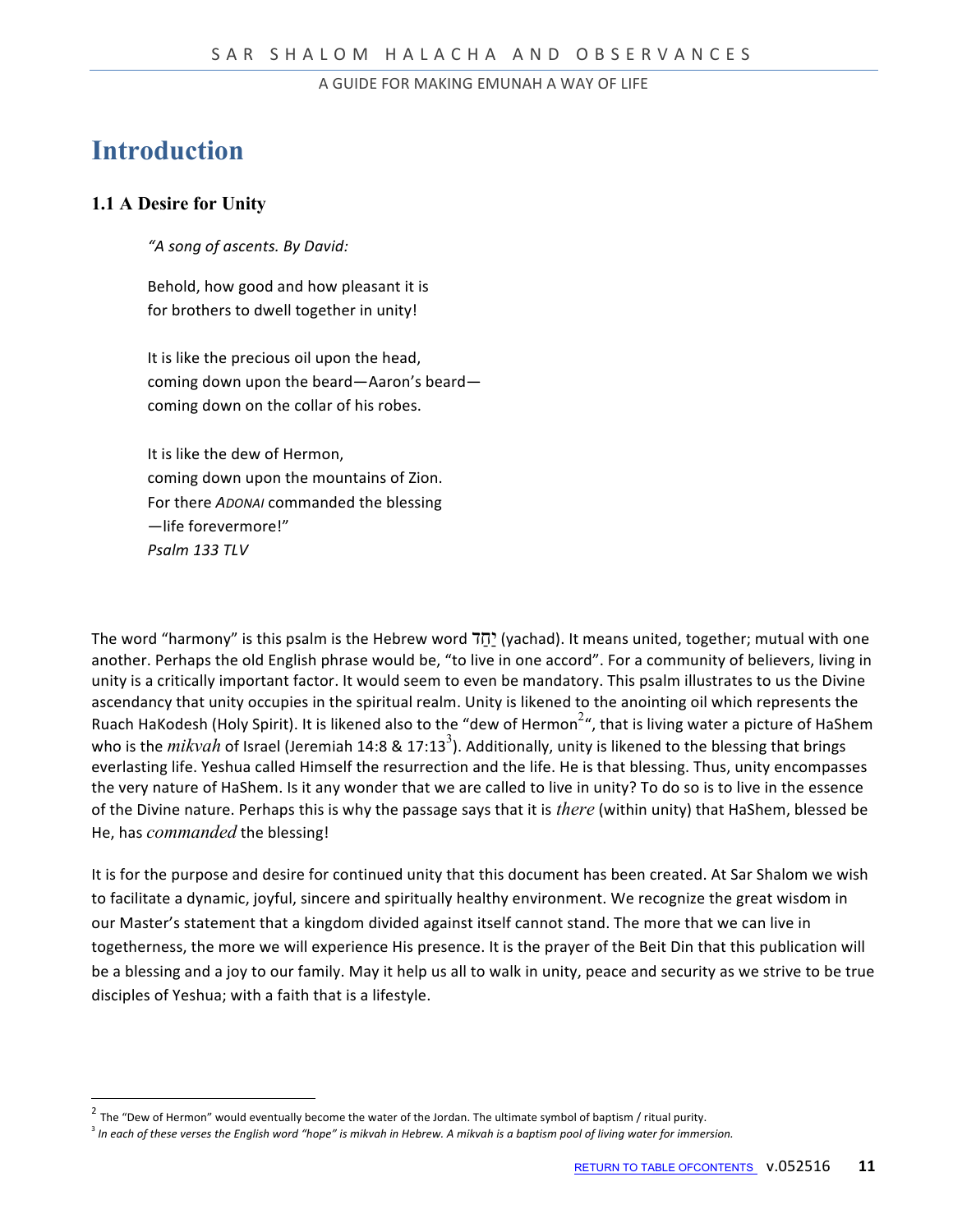# Introduction

## 1.1 A Desire for Unity

> *"A song of ascents. By David:*
>
> Behold, how good and how pleasant it is
> for brothers to dwell together in unity!
>
> It is like the precious oil upon the head,
> coming down upon the beard—Aaron's beard—
> coming down on the collar of his robes.
>
> It is like the dew of Hermon,
> coming down upon the mountains of Zion.
> For there *ADONAI* commanded the blessing
> —life forevermore!"
> *Psalm 133 TLV*

The word "harmony" is this psalm is the Hebrew word יַחַד (yachad). It means united, together; mutual with one another. Perhaps the old English phrase would be, "to live in one accord". For a community of believers, living in unity is a critically important factor. It would seem to even be mandatory. This psalm illustrates to us the Divine ascendancy that unity occupies in the spiritual realm. Unity is likened to the anointing oil which represents the Ruach HaKodesh (Holy Spirit). It is likened also to the "dew of Hermon[2]", that is living water a picture of HaShem who is the *mikvah* of Israel (Jeremiah 14:8 & 17:13[3]). Additionally, unity is likened to the blessing that brings everlasting life. Yeshua called Himself the resurrection and the life. He is that blessing. Thus, unity encompasses the very nature of HaShem. Is it any wonder that we are called to live in unity? To do so is to live in the essence of the Divine nature. Perhaps this is why the passage says that it is *there* (within unity) that HaShem, blessed be He, has *commanded* the blessing!

It is for the purpose and desire for continued unity that this document has been created. At Sar Shalom we wish to facilitate a dynamic, joyful, sincere and spiritually healthy environment. We recognize the great wisdom in our Master's statement that a kingdom divided against itself cannot stand. The more that we can live in togetherness, the more we will experience His presence. It is the prayer of the Beit Din that this publication will be a blessing and a joy to our family. May it help us all to walk in unity, peace and security as we strive to be true disciples of Yeshua; with a faith that is a lifestyle.

---

[2] The "Dew of Hermon" would eventually become the water of the Jordan. The ultimate symbol of baptism / ritual purity.

[3] *In each of these verses the English word "hope" is mikvah in Hebrew. A mikvah is a baptism pool of living water for immersion.*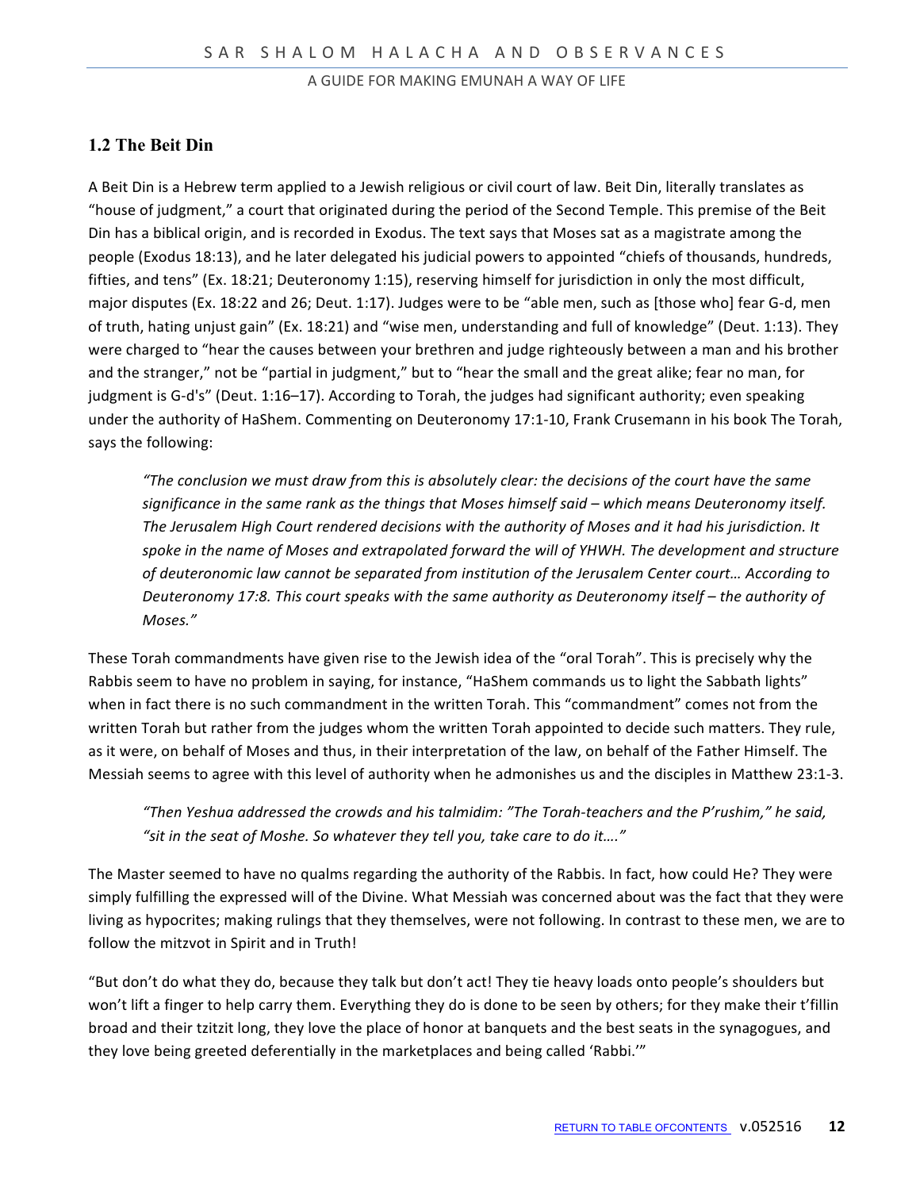## 1.2 The Beit Din

A Beit Din is a Hebrew term applied to a Jewish religious or civil court of law. Beit Din, literally translates as "house of judgment," a court that originated during the period of the Second Temple. This premise of the Beit Din has a biblical origin, and is recorded in Exodus. The text says that Moses sat as a magistrate among the people (Exodus 18:13), and he later delegated his judicial powers to appointed "chiefs of thousands, hundreds, fifties, and tens" (Ex. 18:21; Deuteronomy 1:15), reserving himself for jurisdiction in only the most difficult, major disputes (Ex. 18:22 and 26; Deut. 1:17). Judges were to be "able men, such as [those who] fear G-d, men of truth, hating unjust gain" (Ex. 18:21) and "wise men, understanding and full of knowledge" (Deut. 1:13). They were charged to "hear the causes between your brethren and judge righteously between a man and his brother and the stranger," not be "partial in judgment," but to "hear the small and the great alike; fear no man, for judgment is G-d's" (Deut. 1:16–17). According to Torah, the judges had significant authority; even speaking under the authority of HaShem. Commenting on Deuteronomy 17:1-10, Frank Crusemann in his book The Torah, says the following:

> *"The conclusion we must draw from this is absolutely clear: the decisions of the court have the same significance in the same rank as the things that Moses himself said – which means Deuteronomy itself. The Jerusalem High Court rendered decisions with the authority of Moses and it had his jurisdiction. It spoke in the name of Moses and extrapolated forward the will of YHWH. The development and structure of deuteronomic law cannot be separated from institution of the Jerusalem Center court… According to Deuteronomy 17:8. This court speaks with the same authority as Deuteronomy itself – the authority of Moses."*

These Torah commandments have given rise to the Jewish idea of the "oral Torah". This is precisely why the Rabbis seem to have no problem in saying, for instance, "HaShem commands us to light the Sabbath lights" when in fact there is no such commandment in the written Torah. This "commandment" comes not from the written Torah but rather from the judges whom the written Torah appointed to decide such matters. They rule, as it were, on behalf of Moses and thus, in their interpretation of the law, on behalf of the Father Himself. The Messiah seems to agree with this level of authority when he admonishes us and the disciples in Matthew 23:1-3.

> *"Then Yeshua addressed the crowds and his talmidim: "The Torah-teachers and the P'rushim," he said, "sit in the seat of Moshe. So whatever they tell you, take care to do it…."*

The Master seemed to have no qualms regarding the authority of the Rabbis. In fact, how could He? They were simply fulfilling the expressed will of the Divine. What Messiah was concerned about was the fact that they were living as hypocrites; making rulings that they themselves, were not following. In contrast to these men, we are to follow the mitzvot in Spirit and in Truth!

"But don't do what they do, because they talk but don't act! They tie heavy loads onto people's shoulders but won't lift a finger to help carry them. Everything they do is done to be seen by others; for they make their t'fillin broad and their tzitzit long, they love the place of honor at banquets and the best seats in the synagogues, and they love being greeted deferentially in the marketplaces and being called 'Rabbi.'"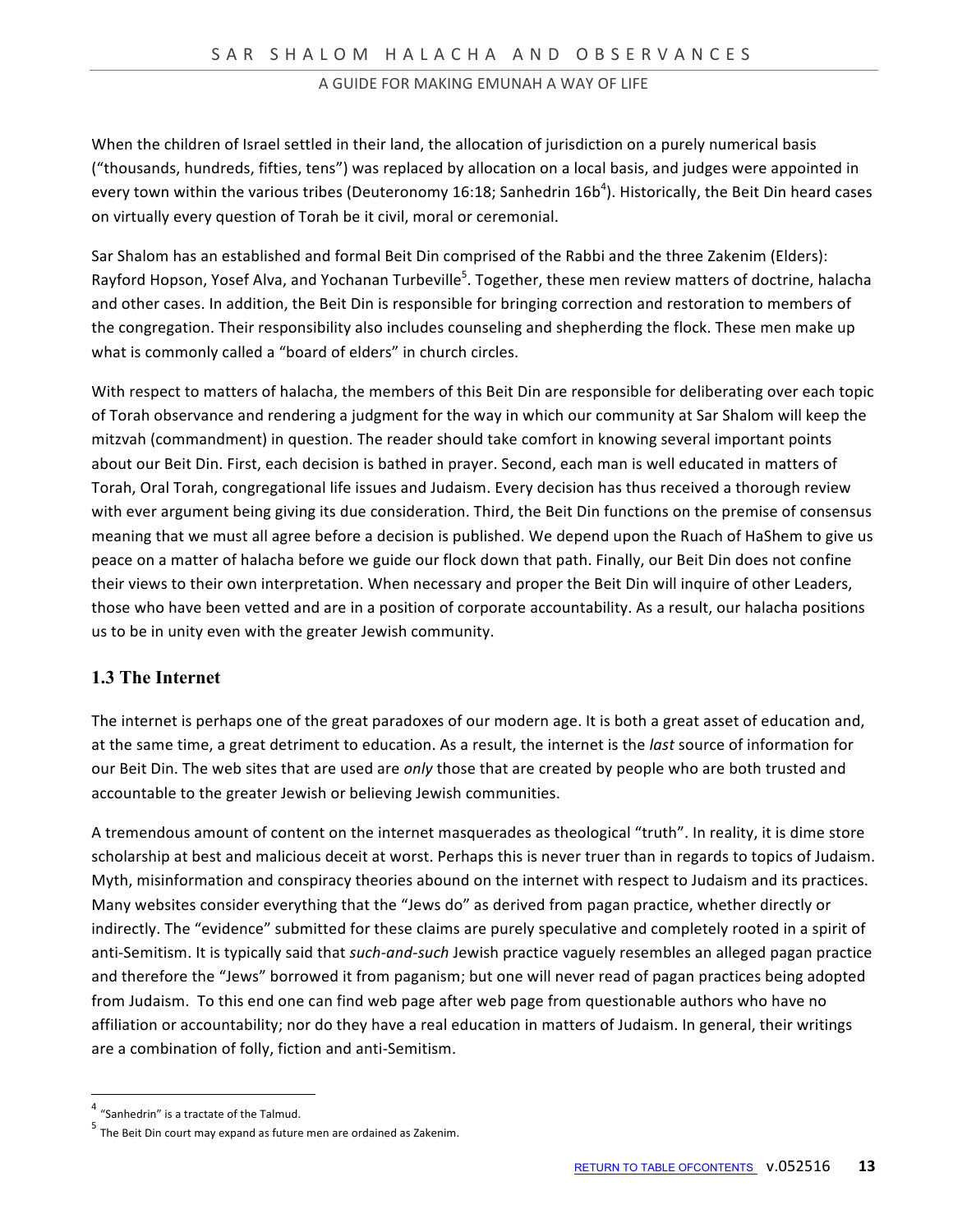When the children of Israel settled in their land, the allocation of jurisdiction on a purely numerical basis ("thousands, hundreds, fifties, tens") was replaced by allocation on a local basis, and judges were appointed in every town within the various tribes (Deuteronomy 16:18; Sanhedrin 16b[4]). Historically, the Beit Din heard cases on virtually every question of Torah be it civil, moral or ceremonial.

Sar Shalom has an established and formal Beit Din comprised of the Rabbi and the three Zakenim (Elders): Rayford Hopson, Yosef Alva, and Yochanan Turbeville[5]. Together, these men review matters of doctrine, halacha and other cases. In addition, the Beit Din is responsible for bringing correction and restoration to members of the congregation. Their responsibility also includes counseling and shepherding the flock. These men make up what is commonly called a "board of elders" in church circles.

With respect to matters of halacha, the members of this Beit Din are responsible for deliberating over each topic of Torah observance and rendering a judgment for the way in which our community at Sar Shalom will keep the mitzvah (commandment) in question. The reader should take comfort in knowing several important points about our Beit Din. First, each decision is bathed in prayer. Second, each man is well educated in matters of Torah, Oral Torah, congregational life issues and Judaism. Every decision has thus received a thorough review with ever argument being giving its due consideration. Third, the Beit Din functions on the premise of consensus meaning that we must all agree before a decision is published. We depend upon the Ruach of HaShem to give us peace on a matter of halacha before we guide our flock down that path. Finally, our Beit Din does not confine their views to their own interpretation. When necessary and proper the Beit Din will inquire of other Leaders, those who have been vetted and are in a position of corporate accountability. As a result, our halacha positions us to be in unity even with the greater Jewish community.

## 1.3 The Internet

The internet is perhaps one of the great paradoxes of our modern age. It is both a great asset of education and, at the same time, a great detriment to education. As a result, the internet is the *last* source of information for our Beit Din. The web sites that are used are *only* those that are created by people who are both trusted and accountable to the greater Jewish or believing Jewish communities.

A tremendous amount of content on the internet masquerades as theological "truth". In reality, it is dime store scholarship at best and malicious deceit at worst. Perhaps this is never truer than in regards to topics of Judaism. Myth, misinformation and conspiracy theories abound on the internet with respect to Judaism and its practices. Many websites consider everything that the "Jews do" as derived from pagan practice, whether directly or indirectly. The "evidence" submitted for these claims are purely speculative and completely rooted in a spirit of anti-Semitism. It is typically said that *such-and-such* Jewish practice vaguely resembles an alleged pagan practice and therefore the "Jews" borrowed it from paganism; but one will never read of pagan practices being adopted from Judaism. To this end one can find web page after web page from questionable authors who have no affiliation or accountability; nor do they have a real education in matters of Judaism. In general, their writings are a combination of folly, fiction and anti-Semitism.

---

[4] "Sanhedrin" is a tractate of the Talmud.

[5] The Beit Din court may expand as future men are ordained as Zakenim.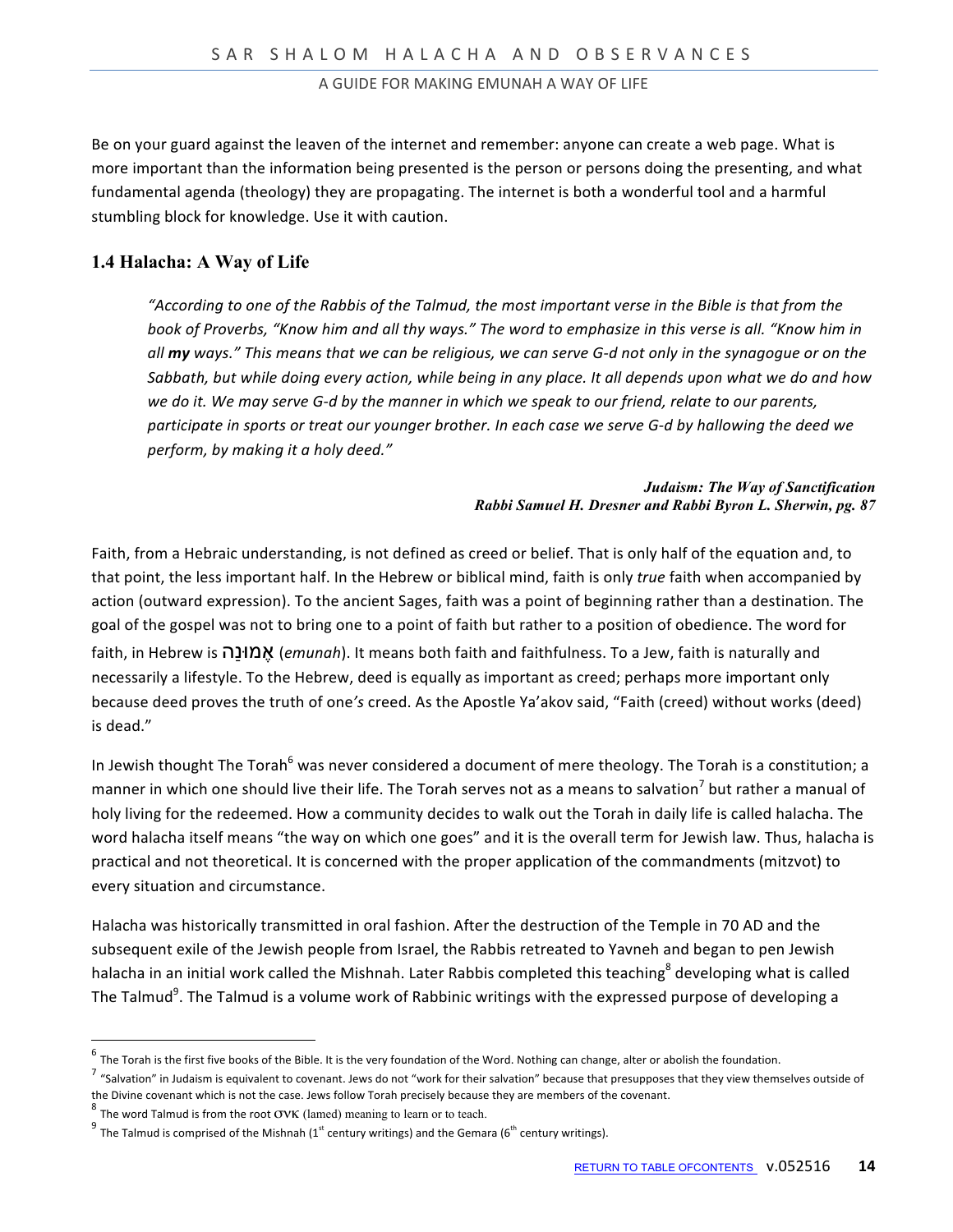Be on your guard against the leaven of the internet and remember: anyone can create a web page. What is more important than the information being presented is the person or persons doing the presenting, and what fundamental agenda (theology) they are propagating. The internet is both a wonderful tool and a harmful stumbling block for knowledge. Use it with caution.

## 1.4 Halacha: A Way of Life

> *"According to one of the Rabbis of the Talmud, the most important verse in the Bible is that from the book of Proverbs, "Know him and all thy ways." The word to emphasize in this verse is all. "Know him in all **my** ways." This means that we can be religious, we can serve G-d not only in the synagogue or on the Sabbath, but while doing every action, while being in any place. It all depends upon what we do and how we do it. We may serve G-d by the manner in which we speak to our friend, relate to our parents, participate in sports or treat our younger brother. In each case we serve G-d by hallowing the deed we perform, by making it a holy deed."*
>
> ***Judaism: The Way of Sanctification***
> ***Rabbi Samuel H. Dresner and Rabbi Byron L. Sherwin, pg. 87***

Faith, from a Hebraic understanding, is not defined as creed or belief. That is only half of the equation and, to that point, the less important half. In the Hebrew or biblical mind, faith is only *true* faith when accompanied by action (outward expression). To the ancient Sages, faith was a point of beginning rather than a destination. The goal of the gospel was not to bring one to a point of faith but rather to a position of obedience. The word for faith, in Hebrew is אֱמוּנָה (*emunah*). It means both faith and faithfulness. To a Jew, faith is naturally and necessarily a lifestyle. To the Hebrew, deed is equally as important as creed; perhaps more important only because deed proves the truth of one*'s* creed. As the Apostle Ya'akov said, "Faith (creed) without works (deed) is dead."

In Jewish thought The Torah[6] was never considered a document of mere theology. The Torah is a constitution; a manner in which one should live their life. The Torah serves not as a means to salvation[7] but rather a manual of holy living for the redeemed. How a community decides to walk out the Torah in daily life is called halacha. The word halacha itself means "the way on which one goes" and it is the overall term for Jewish law. Thus, halacha is practical and not theoretical. It is concerned with the proper application of the commandments (mitzvot) to every situation and circumstance.

Halacha was historically transmitted in oral fashion. After the destruction of the Temple in 70 AD and the subsequent exile of the Jewish people from Israel, the Rabbis retreated to Yavneh and began to pen Jewish halacha in an initial work called the Mishnah. Later Rabbis completed this teaching[8] developing what is called The Talmud[9]. The Talmud is a volume work of Rabbinic writings with the expressed purpose of developing a

---

[6] The Torah is the first five books of the Bible. It is the very foundation of the Word. Nothing can change, alter or abolish the foundation.

[7] "Salvation" in Judaism is equivalent to covenant. Jews do not "work for their salvation" because that presupposes that they view themselves outside of the Divine covenant which is not the case. Jews follow Torah precisely because they are members of the covenant.

[8] The word Talmud is from the root σνκ (lamed) meaning to learn or to teach.

[9] The Talmud is comprised of the Mishnah (1st century writings) and the Gemara (6th century writings).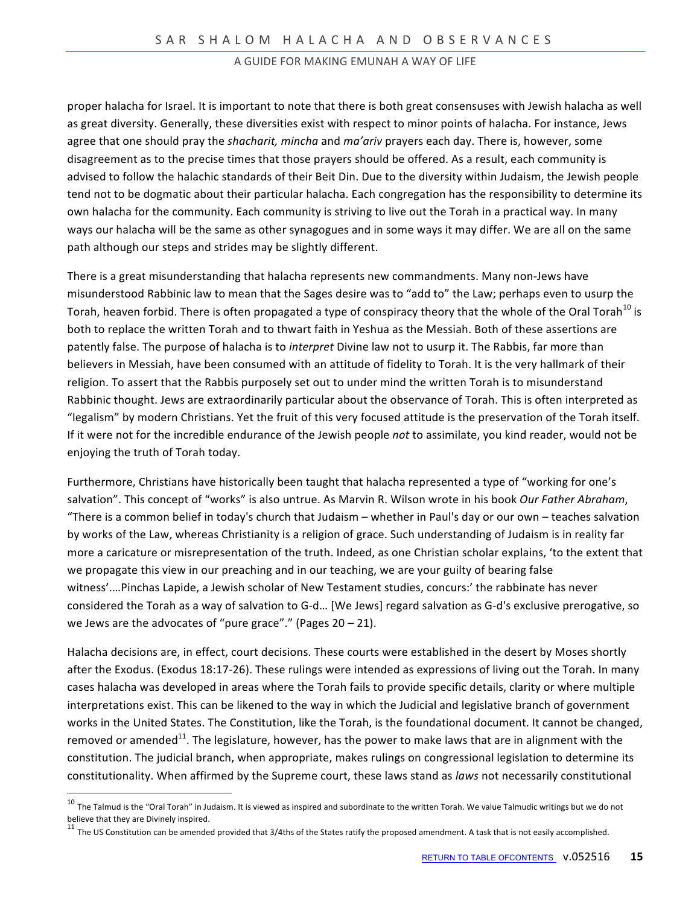proper halacha for Israel. It is important to note that there is both great consensuses with Jewish halacha as well as great diversity. Generally, these diversities exist with respect to minor points of halacha. For instance, Jews agree that one should pray the *shacharit, mincha* and *ma'ariv* prayers each day. There is, however, some disagreement as to the precise times that those prayers should be offered. As a result, each community is advised to follow the halachic standards of their Beit Din. Due to the diversity within Judaism, the Jewish people tend not to be dogmatic about their particular halacha. Each congregation has the responsibility to determine its own halacha for the community. Each community is striving to live out the Torah in a practical way. In many ways our halacha will be the same as other synagogues and in some ways it may differ. We are all on the same path although our steps and strides may be slightly different.

There is a great misunderstanding that halacha represents new commandments. Many non-Jews have misunderstood Rabbinic law to mean that the Sages desire was to "add to" the Law; perhaps even to usurp the Torah, heaven forbid. There is often propagated a type of conspiracy theory that the whole of the Oral Torah[10] is both to replace the written Torah and to thwart faith in Yeshua as the Messiah. Both of these assertions are patently false. The purpose of halacha is to *interpret* Divine law not to usurp it. The Rabbis, far more than believers in Messiah, have been consumed with an attitude of fidelity to Torah. It is the very hallmark of their religion. To assert that the Rabbis purposely set out to under mind the written Torah is to misunderstand Rabbinic thought. Jews are extraordinarily particular about the observance of Torah. This is often interpreted as "legalism" by modern Christians. Yet the fruit of this very focused attitude is the preservation of the Torah itself. If it were not for the incredible endurance of the Jewish people *not* to assimilate, you kind reader, would not be enjoying the truth of Torah today.

Furthermore, Christians have historically been taught that halacha represented a type of "working for one's salvation". This concept of "works" is also untrue. As Marvin R. Wilson wrote in his book *Our Father Abraham*, "There is a common belief in today's church that Judaism – whether in Paul's day or our own – teaches salvation by works of the Law, whereas Christianity is a religion of grace. Such understanding of Judaism is in reality far more a caricature or misrepresentation of the truth. Indeed, as one Christian scholar explains, 'to the extent that we propagate this view in our preaching and in our teaching, we are your guilty of bearing false witness'.…Pinchas Lapide, a Jewish scholar of New Testament studies, concurs:' the rabbinate has never considered the Torah as a way of salvation to G-d… [We Jews] regard salvation as G-d's exclusive prerogative, so we Jews are the advocates of "pure grace"." (Pages 20 – 21).

Halacha decisions are, in effect, court decisions. These courts were established in the desert by Moses shortly after the Exodus. (Exodus 18:17-26). These rulings were intended as expressions of living out the Torah. In many cases halacha was developed in areas where the Torah fails to provide specific details, clarity or where multiple interpretations exist. This can be likened to the way in which the Judicial and legislative branch of government works in the United States. The Constitution, like the Torah, is the foundational document. It cannot be changed, removed or amended[11]. The legislature, however, has the power to make laws that are in alignment with the constitution. The judicial branch, when appropriate, makes rulings on congressional legislation to determine its constitutionality. When affirmed by the Supreme court, these laws stand as *laws* not necessarily constitutional

---

[10] The Talmud is the "Oral Torah" in Judaism. It is viewed as inspired and subordinate to the written Torah. We value Talmudic writings but we do not believe that they are Divinely inspired.

[11] The US Constitution can be amended provided that 3/4ths of the States ratify the proposed amendment. A task that is not easily accomplished.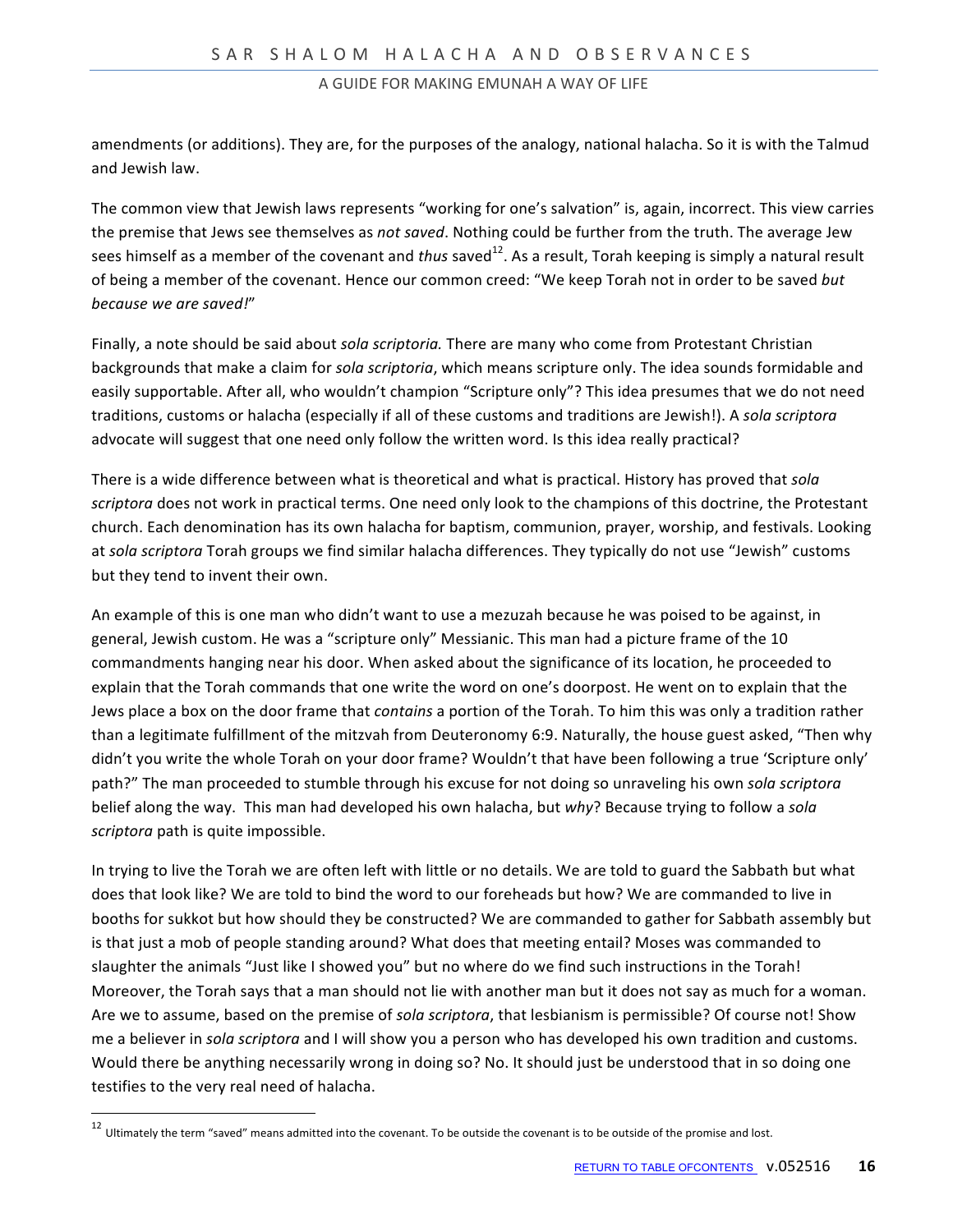amendments (or additions). They are, for the purposes of the analogy, national halacha. So it is with the Talmud and Jewish law.

The common view that Jewish laws represents "working for one's salvation" is, again, incorrect. This view carries the premise that Jews see themselves as *not saved*. Nothing could be further from the truth. The average Jew sees himself as a member of the covenant and *thus* saved[12]. As a result, Torah keeping is simply a natural result of being a member of the covenant. Hence our common creed: "We keep Torah not in order to be saved *but because we are saved!*"

Finally, a note should be said about *sola scriptoria.* There are many who come from Protestant Christian backgrounds that make a claim for *sola scriptoria*, which means scripture only. The idea sounds formidable and easily supportable. After all, who wouldn't champion "Scripture only"? This idea presumes that we do not need traditions, customs or halacha (especially if all of these customs and traditions are Jewish!). A *sola scriptora* advocate will suggest that one need only follow the written word. Is this idea really practical?

There is a wide difference between what is theoretical and what is practical. History has proved that *sola scriptora* does not work in practical terms. One need only look to the champions of this doctrine, the Protestant church. Each denomination has its own halacha for baptism, communion, prayer, worship, and festivals. Looking at *sola scriptora* Torah groups we find similar halacha differences. They typically do not use "Jewish" customs but they tend to invent their own.

An example of this is one man who didn't want to use a mezuzah because he was poised to be against, in general, Jewish custom. He was a "scripture only" Messianic. This man had a picture frame of the 10 commandments hanging near his door. When asked about the significance of its location, he proceeded to explain that the Torah commands that one write the word on one's doorpost. He went on to explain that the Jews place a box on the door frame that *contains* a portion of the Torah. To him this was only a tradition rather than a legitimate fulfillment of the mitzvah from Deuteronomy 6:9. Naturally, the house guest asked, "Then why didn't you write the whole Torah on your door frame? Wouldn't that have been following a true 'Scripture only' path?" The man proceeded to stumble through his excuse for not doing so unraveling his own *sola scriptora* belief along the way. This man had developed his own halacha, but *why*? Because trying to follow a *sola scriptora* path is quite impossible.

In trying to live the Torah we are often left with little or no details. We are told to guard the Sabbath but what does that look like? We are told to bind the word to our foreheads but how? We are commanded to live in booths for sukkot but how should they be constructed? We are commanded to gather for Sabbath assembly but is that just a mob of people standing around? What does that meeting entail? Moses was commanded to slaughter the animals "Just like I showed you" but no where do we find such instructions in the Torah! Moreover, the Torah says that a man should not lie with another man but it does not say as much for a woman. Are we to assume, based on the premise of *sola scriptora*, that lesbianism is permissible? Of course not! Show me a believer in *sola scriptora* and I will show you a person who has developed his own tradition and customs. Would there be anything necessarily wrong in doing so? No. It should just be understood that in so doing one testifies to the very real need of halacha.

---

[12] Ultimately the term "saved" means admitted into the covenant. To be outside the covenant is to be outside of the promise and lost.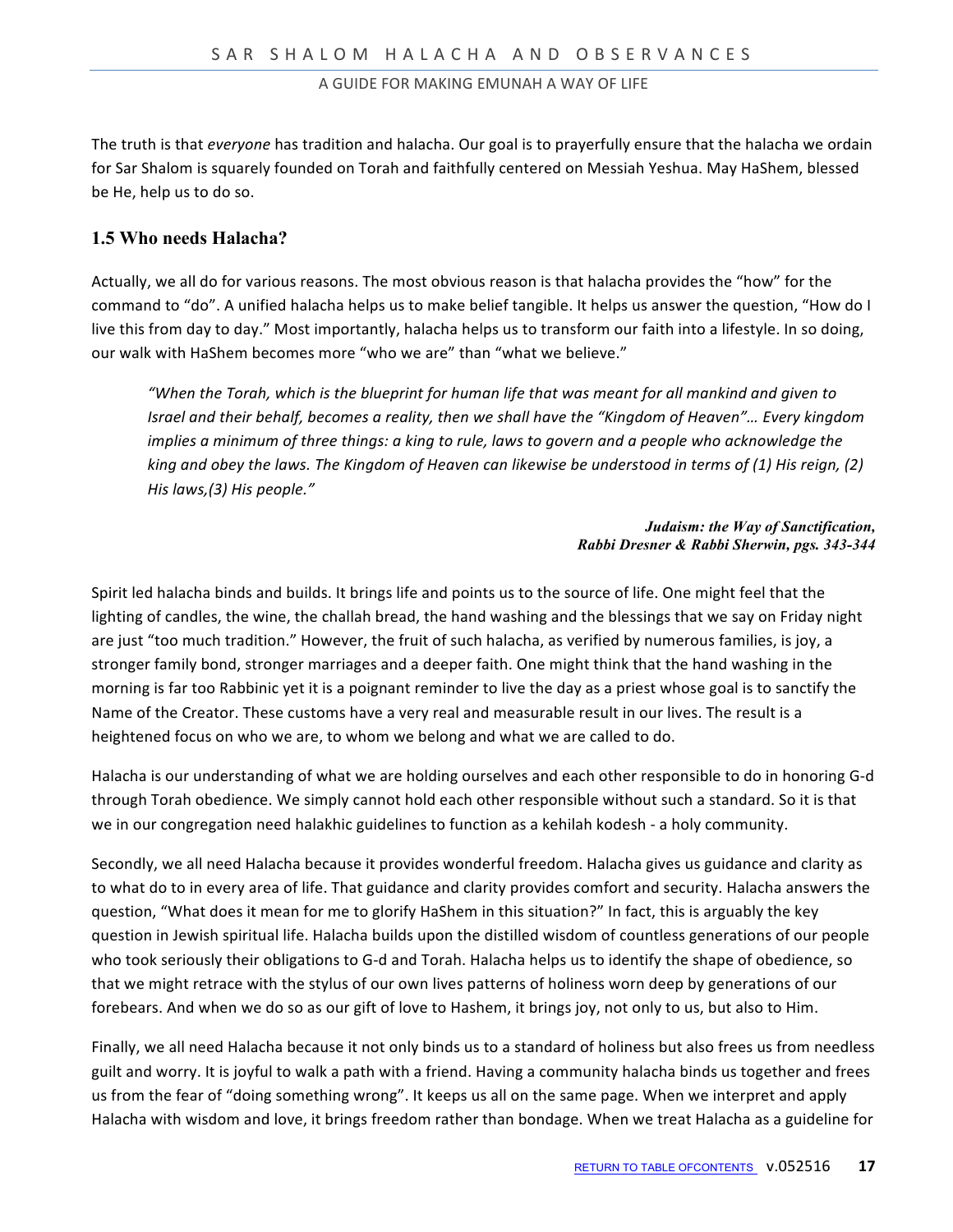The truth is that *everyone* has tradition and halacha. Our goal is to prayerfully ensure that the halacha we ordain for Sar Shalom is squarely founded on Torah and faithfully centered on Messiah Yeshua. May HaShem, blessed be He, help us to do so.

### 1.5 Who needs Halacha?

Actually, we all do for various reasons. The most obvious reason is that halacha provides the "how" for the command to "do". A unified halacha helps us to make belief tangible. It helps us answer the question, "How do I live this from day to day." Most importantly, halacha helps us to transform our faith into a lifestyle. In so doing, our walk with HaShem becomes more "who we are" than "what we believe."

> *"When the Torah, which is the blueprint for human life that was meant for all mankind and given to Israel and their behalf, becomes a reality, then we shall have the "Kingdom of Heaven"… Every kingdom implies a minimum of three things: a king to rule, laws to govern and a people who acknowledge the king and obey the laws. The Kingdom of Heaven can likewise be understood in terms of (1) His reign, (2) His laws,(3) His people."*
>
> ***Judaism: the Way of Sanctification, Rabbi Dresner & Rabbi Sherwin, pgs. 343-344***

Spirit led halacha binds and builds. It brings life and points us to the source of life. One might feel that the lighting of candles, the wine, the challah bread, the hand washing and the blessings that we say on Friday night are just "too much tradition." However, the fruit of such halacha, as verified by numerous families, is joy, a stronger family bond, stronger marriages and a deeper faith. One might think that the hand washing in the morning is far too Rabbinic yet it is a poignant reminder to live the day as a priest whose goal is to sanctify the Name of the Creator. These customs have a very real and measurable result in our lives. The result is a heightened focus on who we are, to whom we belong and what we are called to do.

Halacha is our understanding of what we are holding ourselves and each other responsible to do in honoring G-d through Torah obedience. We simply cannot hold each other responsible without such a standard. So it is that we in our congregation need halakhic guidelines to function as a kehilah kodesh - a holy community.

Secondly, we all need Halacha because it provides wonderful freedom. Halacha gives us guidance and clarity as to what do to in every area of life. That guidance and clarity provides comfort and security. Halacha answers the question, "What does it mean for me to glorify HaShem in this situation?" In fact, this is arguably the key question in Jewish spiritual life. Halacha builds upon the distilled wisdom of countless generations of our people who took seriously their obligations to G-d and Torah. Halacha helps us to identify the shape of obedience, so that we might retrace with the stylus of our own lives patterns of holiness worn deep by generations of our forebears. And when we do so as our gift of love to Hashem, it brings joy, not only to us, but also to Him.

Finally, we all need Halacha because it not only binds us to a standard of holiness but also frees us from needless guilt and worry. It is joyful to walk a path with a friend. Having a community halacha binds us together and frees us from the fear of "doing something wrong". It keeps us all on the same page. When we interpret and apply Halacha with wisdom and love, it brings freedom rather than bondage. When we treat Halacha as a guideline for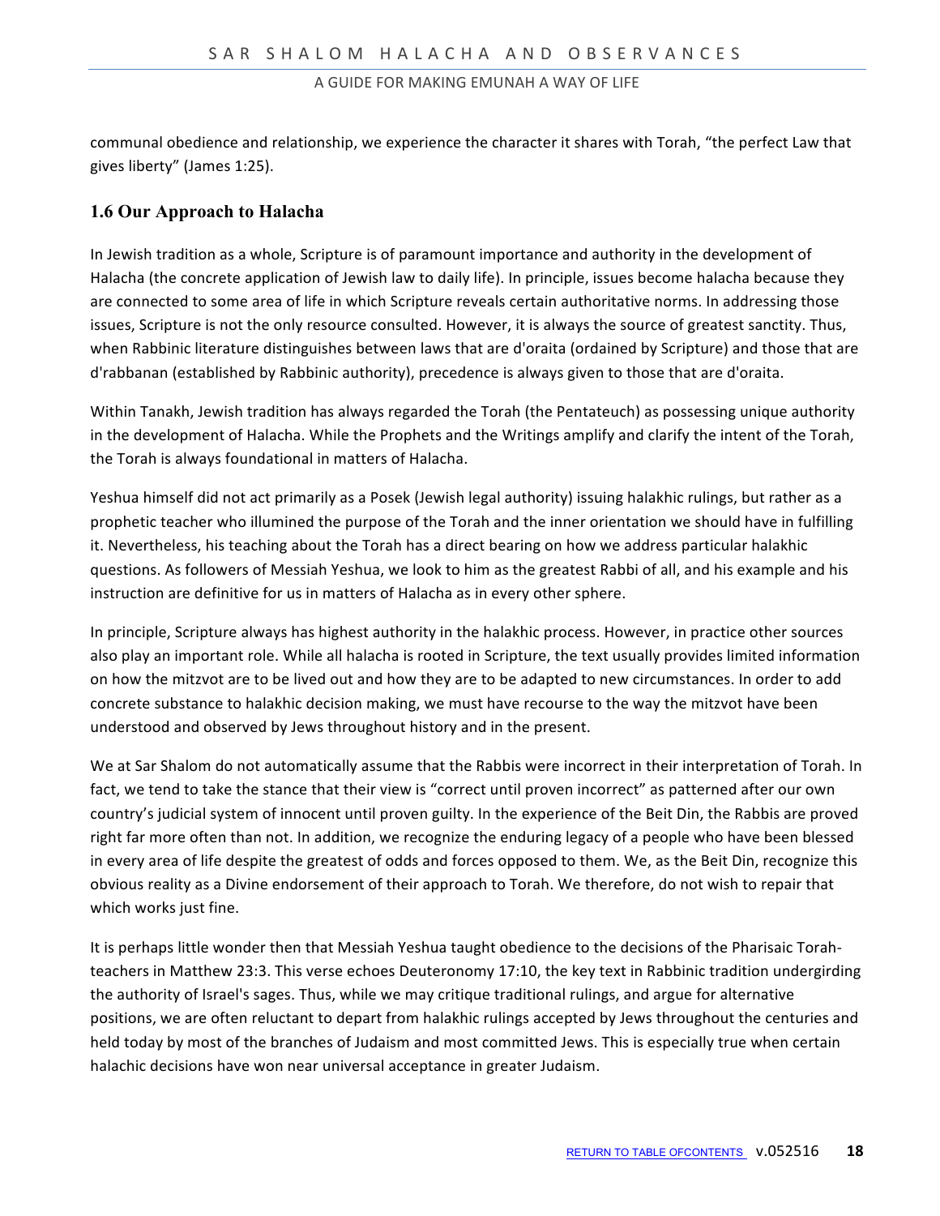communal obedience and relationship, we experience the character it shares with Torah, "the perfect Law that gives liberty" (James 1:25).

## 1.6 Our Approach to Halacha

In Jewish tradition as a whole, Scripture is of paramount importance and authority in the development of Halacha (the concrete application of Jewish law to daily life). In principle, issues become halacha because they are connected to some area of life in which Scripture reveals certain authoritative norms. In addressing those issues, Scripture is not the only resource consulted. However, it is always the source of greatest sanctity. Thus, when Rabbinic literature distinguishes between laws that are d'oraita (ordained by Scripture) and those that are d'rabbanan (established by Rabbinic authority), precedence is always given to those that are d'oraita.

Within Tanakh, Jewish tradition has always regarded the Torah (the Pentateuch) as possessing unique authority in the development of Halacha. While the Prophets and the Writings amplify and clarify the intent of the Torah, the Torah is always foundational in matters of Halacha.

Yeshua himself did not act primarily as a Posek (Jewish legal authority) issuing halakhic rulings, but rather as a prophetic teacher who illumined the purpose of the Torah and the inner orientation we should have in fulfilling it. Nevertheless, his teaching about the Torah has a direct bearing on how we address particular halakhic questions. As followers of Messiah Yeshua, we look to him as the greatest Rabbi of all, and his example and his instruction are definitive for us in matters of Halacha as in every other sphere.

In principle, Scripture always has highest authority in the halakhic process. However, in practice other sources also play an important role. While all halacha is rooted in Scripture, the text usually provides limited information on how the mitzvot are to be lived out and how they are to be adapted to new circumstances. In order to add concrete substance to halakhic decision making, we must have recourse to the way the mitzvot have been understood and observed by Jews throughout history and in the present.

We at Sar Shalom do not automatically assume that the Rabbis were incorrect in their interpretation of Torah. In fact, we tend to take the stance that their view is "correct until proven incorrect" as patterned after our own country's judicial system of innocent until proven guilty. In the experience of the Beit Din, the Rabbis are proved right far more often than not. In addition, we recognize the enduring legacy of a people who have been blessed in every area of life despite the greatest of odds and forces opposed to them. We, as the Beit Din, recognize this obvious reality as a Divine endorsement of their approach to Torah. We therefore, do not wish to repair that which works just fine.

It is perhaps little wonder then that Messiah Yeshua taught obedience to the decisions of the Pharisaic Torah-teachers in Matthew 23:3. This verse echoes Deuteronomy 17:10, the key text in Rabbinic tradition undergirding the authority of Israel's sages. Thus, while we may critique traditional rulings, and argue for alternative positions, we are often reluctant to depart from halakhic rulings accepted by Jews throughout the centuries and held today by most of the branches of Judaism and most committed Jews. This is especially true when certain halachic decisions have won near universal acceptance in greater Judaism.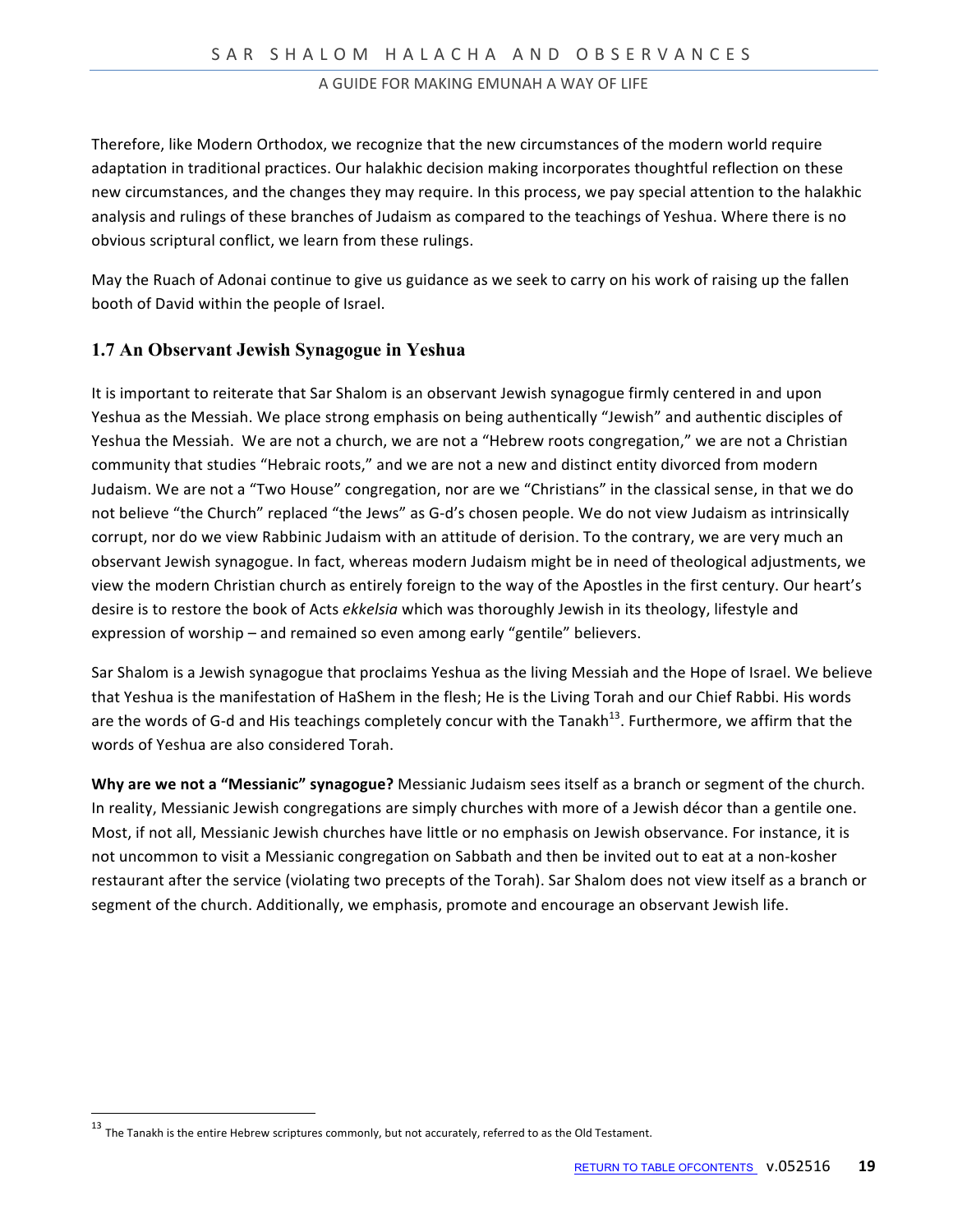Therefore, like Modern Orthodox, we recognize that the new circumstances of the modern world require adaptation in traditional practices. Our halakhic decision making incorporates thoughtful reflection on these new circumstances, and the changes they may require. In this process, we pay special attention to the halakhic analysis and rulings of these branches of Judaism as compared to the teachings of Yeshua. Where there is no obvious scriptural conflict, we learn from these rulings.

May the Ruach of Adonai continue to give us guidance as we seek to carry on his work of raising up the fallen booth of David within the people of Israel.

## 1.7 An Observant Jewish Synagogue in Yeshua

It is important to reiterate that Sar Shalom is an observant Jewish synagogue firmly centered in and upon Yeshua as the Messiah. We place strong emphasis on being authentically "Jewish" and authentic disciples of Yeshua the Messiah. We are not a church, we are not a "Hebrew roots congregation," we are not a Christian community that studies "Hebraic roots," and we are not a new and distinct entity divorced from modern Judaism. We are not a "Two House" congregation, nor are we "Christians" in the classical sense, in that we do not believe "the Church" replaced "the Jews" as G-d's chosen people. We do not view Judaism as intrinsically corrupt, nor do we view Rabbinic Judaism with an attitude of derision. To the contrary, we are very much an observant Jewish synagogue. In fact, whereas modern Judaism might be in need of theological adjustments, we view the modern Christian church as entirely foreign to the way of the Apostles in the first century. Our heart's desire is to restore the book of Acts *ekkelsia* which was thoroughly Jewish in its theology, lifestyle and expression of worship – and remained so even among early "gentile" believers.

Sar Shalom is a Jewish synagogue that proclaims Yeshua as the living Messiah and the Hope of Israel. We believe that Yeshua is the manifestation of HaShem in the flesh; He is the Living Torah and our Chief Rabbi. His words are the words of G-d and His teachings completely concur with the Tanakh[13]. Furthermore, we affirm that the words of Yeshua are also considered Torah.

**Why are we not a "Messianic" synagogue?** Messianic Judaism sees itself as a branch or segment of the church. In reality, Messianic Jewish congregations are simply churches with more of a Jewish décor than a gentile one. Most, if not all, Messianic Jewish churches have little or no emphasis on Jewish observance. For instance, it is not uncommon to visit a Messianic congregation on Sabbath and then be invited out to eat at a non-kosher restaurant after the service (violating two precepts of the Torah). Sar Shalom does not view itself as a branch or segment of the church. Additionally, we emphasis, promote and encourage an observant Jewish life.

[13] The Tanakh is the entire Hebrew scriptures commonly, but not accurately, referred to as the Old Testament.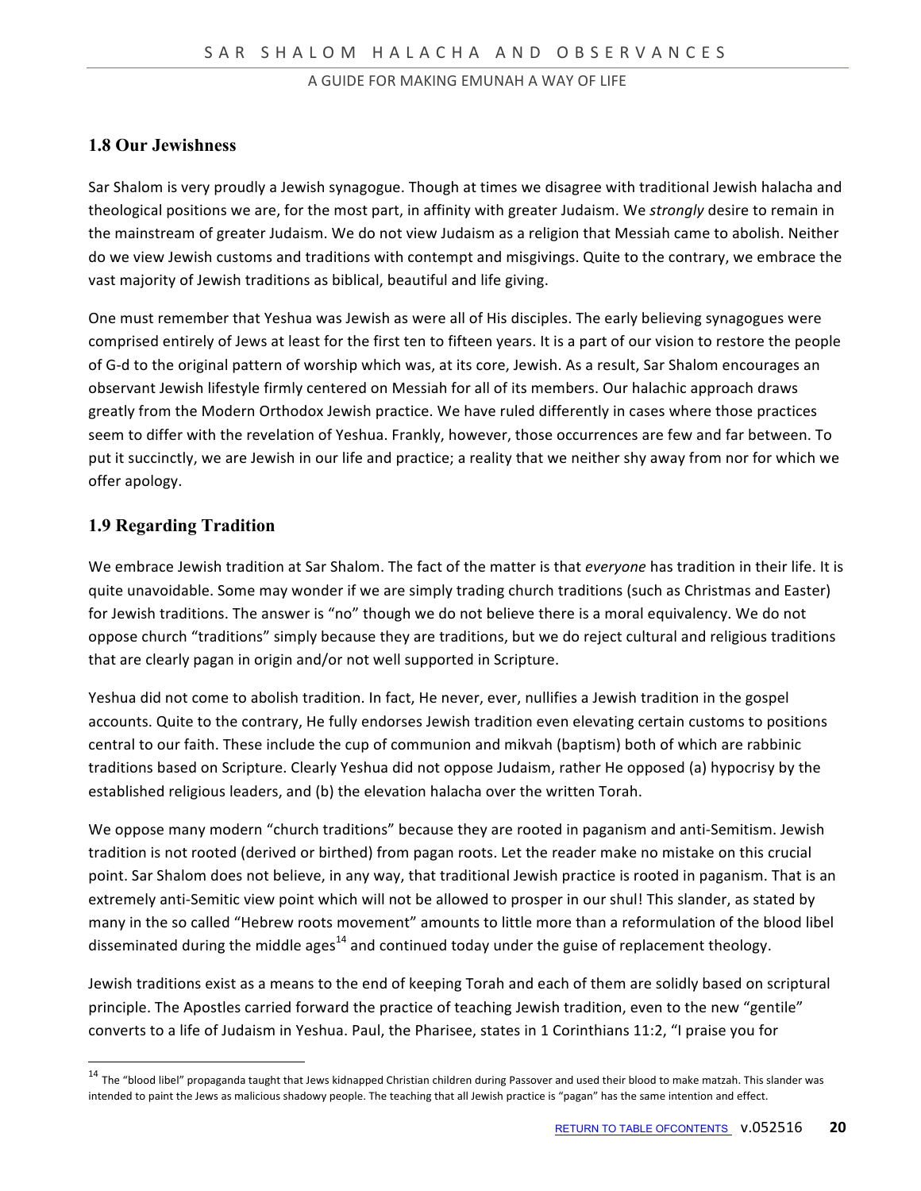## 1.8 Our Jewishness

Sar Shalom is very proudly a Jewish synagogue. Though at times we disagree with traditional Jewish halacha and theological positions we are, for the most part, in affinity with greater Judaism. We *strongly* desire to remain in the mainstream of greater Judaism. We do not view Judaism as a religion that Messiah came to abolish. Neither do we view Jewish customs and traditions with contempt and misgivings. Quite to the contrary, we embrace the vast majority of Jewish traditions as biblical, beautiful and life giving.

One must remember that Yeshua was Jewish as were all of His disciples. The early believing synagogues were comprised entirely of Jews at least for the first ten to fifteen years. It is a part of our vision to restore the people of G-d to the original pattern of worship which was, at its core, Jewish. As a result, Sar Shalom encourages an observant Jewish lifestyle firmly centered on Messiah for all of its members. Our halachic approach draws greatly from the Modern Orthodox Jewish practice. We have ruled differently in cases where those practices seem to differ with the revelation of Yeshua. Frankly, however, those occurrences are few and far between. To put it succinctly, we are Jewish in our life and practice; a reality that we neither shy away from nor for which we offer apology.

## 1.9 Regarding Tradition

We embrace Jewish tradition at Sar Shalom. The fact of the matter is that *everyone* has tradition in their life. It is quite unavoidable. Some may wonder if we are simply trading church traditions (such as Christmas and Easter) for Jewish traditions. The answer is "no" though we do not believe there is a moral equivalency. We do not oppose church "traditions" simply because they are traditions, but we do reject cultural and religious traditions that are clearly pagan in origin and/or not well supported in Scripture.

Yeshua did not come to abolish tradition. In fact, He never, ever, nullifies a Jewish tradition in the gospel accounts. Quite to the contrary, He fully endorses Jewish tradition even elevating certain customs to positions central to our faith. These include the cup of communion and mikvah (baptism) both of which are rabbinic traditions based on Scripture. Clearly Yeshua did not oppose Judaism, rather He opposed (a) hypocrisy by the established religious leaders, and (b) the elevation halacha over the written Torah.

We oppose many modern "church traditions" because they are rooted in paganism and anti-Semitism. Jewish tradition is not rooted (derived or birthed) from pagan roots. Let the reader make no mistake on this crucial point. Sar Shalom does not believe, in any way, that traditional Jewish practice is rooted in paganism. That is an extremely anti-Semitic view point which will not be allowed to prosper in our shul! This slander, as stated by many in the so called "Hebrew roots movement" amounts to little more than a reformulation of the blood libel disseminated during the middle ages[14] and continued today under the guise of replacement theology.

Jewish traditions exist as a means to the end of keeping Torah and each of them are solidly based on scriptural principle. The Apostles carried forward the practice of teaching Jewish tradition, even to the new "gentile" converts to a life of Judaism in Yeshua. Paul, the Pharisee, states in 1 Corinthians 11:2, "I praise you for

[14] The "blood libel" propaganda taught that Jews kidnapped Christian children during Passover and used their blood to make matzah. This slander was intended to paint the Jews as malicious shadowy people. The teaching that all Jewish practice is "pagan" has the same intention and effect.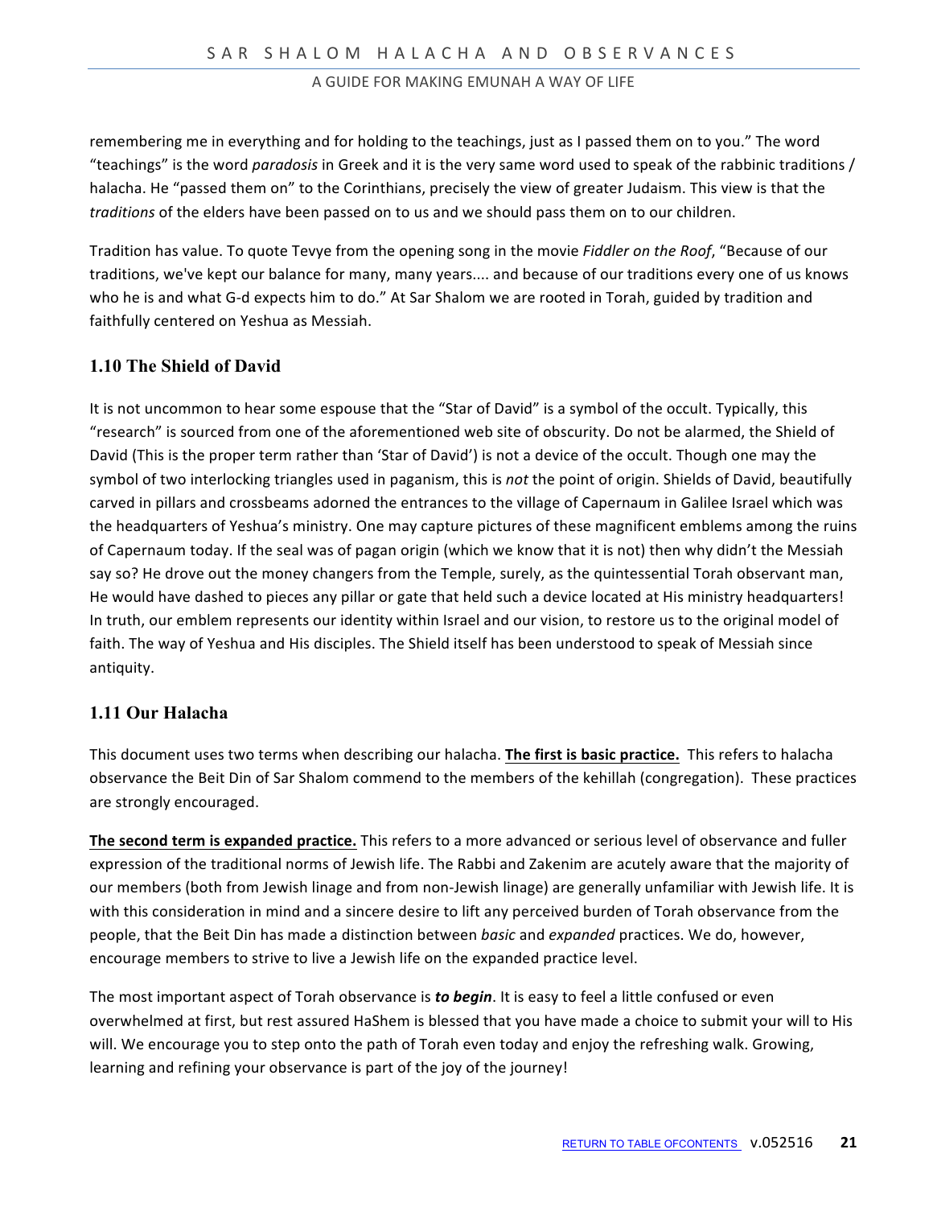remembering me in everything and for holding to the teachings, just as I passed them on to you." The word "teachings" is the word *paradosis* in Greek and it is the very same word used to speak of the rabbinic traditions / halacha. He "passed them on" to the Corinthians, precisely the view of greater Judaism. This view is that the *traditions* of the elders have been passed on to us and we should pass them on to our children.

Tradition has value. To quote Tevye from the opening song in the movie *Fiddler on the Roof*, "Because of our traditions, we've kept our balance for many, many years.... and because of our traditions every one of us knows who he is and what G-d expects him to do." At Sar Shalom we are rooted in Torah, guided by tradition and faithfully centered on Yeshua as Messiah.

## 1.10 The Shield of David

It is not uncommon to hear some espouse that the "Star of David" is a symbol of the occult. Typically, this "research" is sourced from one of the aforementioned web site of obscurity. Do not be alarmed, the Shield of David (This is the proper term rather than 'Star of David') is not a device of the occult. Though one may the symbol of two interlocking triangles used in paganism, this is *not* the point of origin. Shields of David, beautifully carved in pillars and crossbeams adorned the entrances to the village of Capernaum in Galilee Israel which was the headquarters of Yeshua's ministry. One may capture pictures of these magnificent emblems among the ruins of Capernaum today. If the seal was of pagan origin (which we know that it is not) then why didn't the Messiah say so? He drove out the money changers from the Temple, surely, as the quintessential Torah observant man, He would have dashed to pieces any pillar or gate that held such a device located at His ministry headquarters! In truth, our emblem represents our identity within Israel and our vision, to restore us to the original model of faith. The way of Yeshua and His disciples. The Shield itself has been understood to speak of Messiah since antiquity.

## 1.11 Our Halacha

This document uses two terms when describing our halacha. **The first is basic practice.** This refers to halacha observance the Beit Din of Sar Shalom commend to the members of the kehillah (congregation). These practices are strongly encouraged.

**The second term is expanded practice.** This refers to a more advanced or serious level of observance and fuller expression of the traditional norms of Jewish life. The Rabbi and Zakenim are acutely aware that the majority of our members (both from Jewish linage and from non-Jewish linage) are generally unfamiliar with Jewish life. It is with this consideration in mind and a sincere desire to lift any perceived burden of Torah observance from the people, that the Beit Din has made a distinction between *basic* and *expanded* practices. We do, however, encourage members to strive to live a Jewish life on the expanded practice level.

The most important aspect of Torah observance is ***to begin***. It is easy to feel a little confused or even overwhelmed at first, but rest assured HaShem is blessed that you have made a choice to submit your will to His will. We encourage you to step onto the path of Torah even today and enjoy the refreshing walk. Growing, learning and refining your observance is part of the joy of the journey!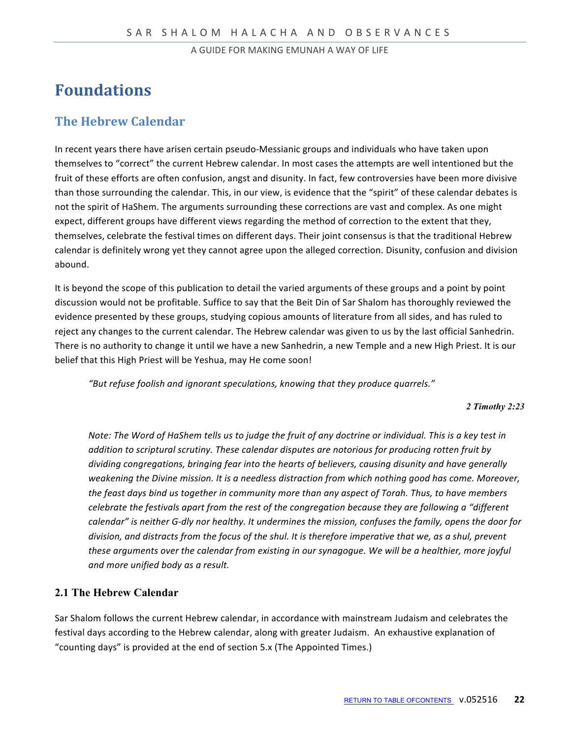# Foundations

## The Hebrew Calendar

In recent years there have arisen certain pseudo-Messianic groups and individuals who have taken upon themselves to "correct" the current Hebrew calendar. In most cases the attempts are well intentioned but the fruit of these efforts are often confusion, angst and disunity. In fact, few controversies have been more divisive than those surrounding the calendar. This, in our view, is evidence that the "spirit" of these calendar debates is not the spirit of HaShem. The arguments surrounding these corrections are vast and complex. As one might expect, different groups have different views regarding the method of correction to the extent that they, themselves, celebrate the festival times on different days. Their joint consensus is that the traditional Hebrew calendar is definitely wrong yet they cannot agree upon the alleged correction. Disunity, confusion and division abound.

It is beyond the scope of this publication to detail the varied arguments of these groups and a point by point discussion would not be profitable. Suffice to say that the Beit Din of Sar Shalom has thoroughly reviewed the evidence presented by these groups, studying copious amounts of literature from all sides, and has ruled to reject any changes to the current calendar. The Hebrew calendar was given to us by the last official Sanhedrin. There is no authority to change it until we have a new Sanhedrin, a new Temple and a new High Priest. It is our belief that this High Priest will be Yeshua, may He come soon!

> *"But refuse foolish and ignorant speculations, knowing that they produce quarrels."*
>
> ***2 Timothy 2:23***

> *Note: The Word of HaShem tells us to judge the fruit of any doctrine or individual. This is a key test in addition to scriptural scrutiny. These calendar disputes are notorious for producing rotten fruit by dividing congregations, bringing fear into the hearts of believers, causing disunity and have generally weakening the Divine mission. It is a needless distraction from which nothing good has come. Moreover, the feast days bind us together in community more than any aspect of Torah. Thus, to have members celebrate the festivals apart from the rest of the congregation because they are following a "different calendar" is neither G-dly nor healthy. It undermines the mission, confuses the family, opens the door for division, and distracts from the focus of the shul. It is therefore imperative that we, as a shul, prevent these arguments over the calendar from existing in our synagogue. We will be a healthier, more joyful and more unified body as a result.*

### 2.1 The Hebrew Calendar

Sar Shalom follows the current Hebrew calendar, in accordance with mainstream Judaism and celebrates the festival days according to the Hebrew calendar, along with greater Judaism. An exhaustive explanation of "counting days" is provided at the end of section 5.x (The Appointed Times.)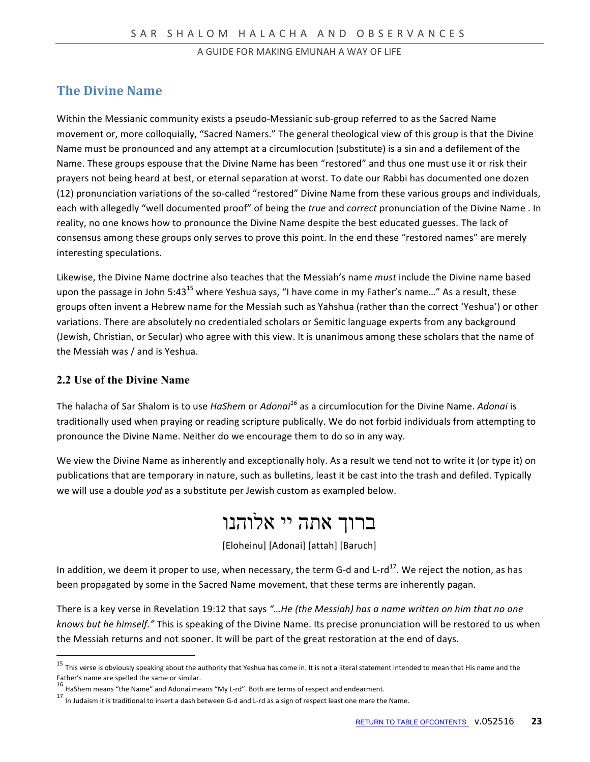## The Divine Name

Within the Messianic community exists a pseudo-Messianic sub-group referred to as the Sacred Name movement or, more colloquially, "Sacred Namers." The general theological view of this group is that the Divine Name must be pronounced and any attempt at a circumlocution (substitute) is a sin and a defilement of the Name. These groups espouse that the Divine Name has been "restored" and thus one must use it or risk their prayers not being heard at best, or eternal separation at worst. To date our Rabbi has documented one dozen (12) pronunciation variations of the so-called "restored" Divine Name from these various groups and individuals, each with allegedly "well documented proof" of being the *true* and *correct* pronunciation of the Divine Name . In reality, no one knows how to pronounce the Divine Name despite the best educated guesses. The lack of consensus among these groups only serves to prove this point. In the end these "restored names" are merely interesting speculations.

Likewise, the Divine Name doctrine also teaches that the Messiah's name *must* include the Divine name based upon the passage in John 5:43[15] where Yeshua says, "I have come in my Father's name…" As a result, these groups often invent a Hebrew name for the Messiah such as Yahshua (rather than the correct 'Yeshua') or other variations. There are absolutely no credentialed scholars or Semitic language experts from any background (Jewish, Christian, or Secular) who agree with this view. It is unanimous among these scholars that the name of the Messiah was / and is Yeshua.

### 2.2 Use of the Divine Name

The halacha of Sar Shalom is to use *HaShem* or *Adonai*[16] as a circumlocution for the Divine Name. *Adonai* is traditionally used when praying or reading scripture publically. We do not forbid individuals from attempting to pronounce the Divine Name. Neither do we encourage them to do so in any way.

We view the Divine Name as inherently and exceptionally holy. As a result we tend not to write it (or type it) on publications that are temporary in nature, such as bulletins, least it be cast into the trash and defiled. Typically we will use a double *yod* as a substitute per Jewish custom as exampled below.

ברוך אתה יי אלוהנו

[Eloheinu] [Adonai] [attah] [Baruch]

In addition, we deem it proper to use, when necessary, the term G-d and L-rd[17]. We reject the notion, as has been propagated by some in the Sacred Name movement, that these terms are inherently pagan.

There is a key verse in Revelation 19:12 that says *"…He (the Messiah) has a name written on him that no one knows but he himself."* This is speaking of the Divine Name. Its precise pronunciation will be restored to us when the Messiah returns and not sooner. It will be part of the great restoration at the end of days.

---

[15] This verse is obviously speaking about the authority that Yeshua has come in. It is not a literal statement intended to mean that His name and the Father's name are spelled the same or similar.

[16] HaShem means "the Name" and Adonai means "My L-rd". Both are terms of respect and endearment.

[17] In Judaism it is traditional to insert a dash between G-d and L-rd as a sign of respect least one mare the Name.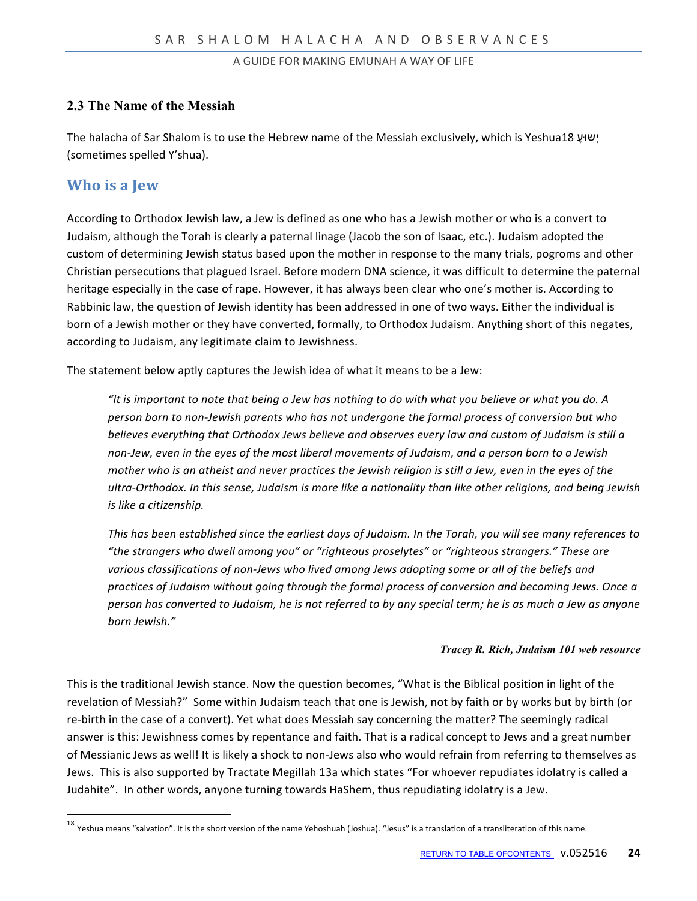### 2.3 The Name of the Messiah

The halacha of Sar Shalom is to use the Hebrew name of the Messiah exclusively, which is Yeshua[18] יֵשׁוּעַ (sometimes spelled Y'shua).

## Who is a Jew

According to Orthodox Jewish law, a Jew is defined as one who has a Jewish mother or who is a convert to Judaism, although the Torah is clearly a paternal linage (Jacob the son of Isaac, etc.). Judaism adopted the custom of determining Jewish status based upon the mother in response to the many trials, pogroms and other Christian persecutions that plagued Israel. Before modern DNA science, it was difficult to determine the paternal heritage especially in the case of rape. However, it has always been clear who one's mother is. According to Rabbinic law, the question of Jewish identity has been addressed in one of two ways. Either the individual is born of a Jewish mother or they have converted, formally, to Orthodox Judaism. Anything short of this negates, according to Judaism, any legitimate claim to Jewishness.

The statement below aptly captures the Jewish idea of what it means to be a Jew:

> *"It is important to note that being a Jew has nothing to do with what you believe or what you do. A person born to non-Jewish parents who has not undergone the formal process of conversion but who believes everything that Orthodox Jews believe and observes every law and custom of Judaism is still a non-Jew, even in the eyes of the most liberal movements of Judaism, and a person born to a Jewish mother who is an atheist and never practices the Jewish religion is still a Jew, even in the eyes of the ultra-Orthodox. In this sense, Judaism is more like a nationality than like other religions, and being Jewish is like a citizenship.*
>
> *This has been established since the earliest days of Judaism. In the Torah, you will see many references to "the strangers who dwell among you" or "righteous proselytes" or "righteous strangers." These are various classifications of non-Jews who lived among Jews adopting some or all of the beliefs and practices of Judaism without going through the formal process of conversion and becoming Jews. Once a person has converted to Judaism, he is not referred to by any special term; he is as much a Jew as anyone born Jewish."*
>
> ***Tracey R. Rich, Judaism 101 web resource***

This is the traditional Jewish stance. Now the question becomes, "What is the Biblical position in light of the revelation of Messiah?" Some within Judaism teach that one is Jewish, not by faith or by works but by birth (or re-birth in the case of a convert). Yet what does Messiah say concerning the matter? The seemingly radical answer is this: Jewishness comes by repentance and faith. That is a radical concept to Jews and a great number of Messianic Jews as well! It is likely a shock to non-Jews also who would refrain from referring to themselves as Jews. This is also supported by Tractate Megillah 13a which states "For whoever repudiates idolatry is called a Judahite". In other words, anyone turning towards HaShem, thus repudiating idolatry is a Jew.

---

[18] Yeshua means "salvation". It is the short version of the name Yehoshuah (Joshua). "Jesus" is a translation of a transliteration of this name.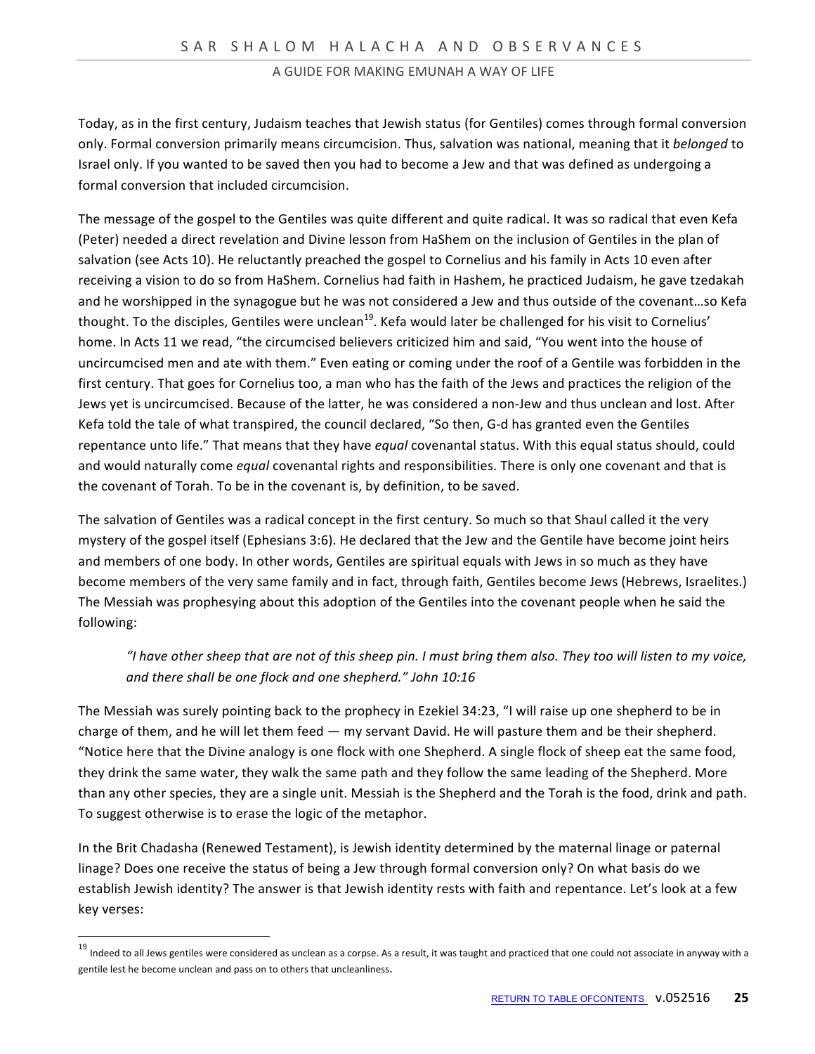Today, as in the first century, Judaism teaches that Jewish status (for Gentiles) comes through formal conversion only. Formal conversion primarily means circumcision. Thus, salvation was national, meaning that it *belonged* to Israel only. If you wanted to be saved then you had to become a Jew and that was defined as undergoing a formal conversion that included circumcision.

The message of the gospel to the Gentiles was quite different and quite radical. It was so radical that even Kefa (Peter) needed a direct revelation and Divine lesson from HaShem on the inclusion of Gentiles in the plan of salvation (see Acts 10). He reluctantly preached the gospel to Cornelius and his family in Acts 10 even after receiving a vision to do so from HaShem. Cornelius had faith in Hashem, he practiced Judaism, he gave tzedakah and he worshipped in the synagogue but he was not considered a Jew and thus outside of the covenant…so Kefa thought. To the disciples, Gentiles were unclean[19]. Kefa would later be challenged for his visit to Cornelius' home. In Acts 11 we read, "the circumcised believers criticized him and said, "You went into the house of uncircumcised men and ate with them." Even eating or coming under the roof of a Gentile was forbidden in the first century. That goes for Cornelius too, a man who has the faith of the Jews and practices the religion of the Jews yet is uncircumcised. Because of the latter, he was considered a non-Jew and thus unclean and lost. After Kefa told the tale of what transpired, the council declared, "So then, G-d has granted even the Gentiles repentance unto life." That means that they have *equal* covenantal status. With this equal status should, could and would naturally come *equal* covenantal rights and responsibilities. There is only one covenant and that is the covenant of Torah. To be in the covenant is, by definition, to be saved.

The salvation of Gentiles was a radical concept in the first century. So much so that Shaul called it the very mystery of the gospel itself (Ephesians 3:6). He declared that the Jew and the Gentile have become joint heirs and members of one body. In other words, Gentiles are spiritual equals with Jews in so much as they have become members of the very same family and in fact, through faith, Gentiles become Jews (Hebrews, Israelites.) The Messiah was prophesying about this adoption of the Gentiles into the covenant people when he said the following:

> *"I have other sheep that are not of this sheep pin. I must bring them also. They too will listen to my voice, and there shall be one flock and one shepherd." John 10:16*

The Messiah was surely pointing back to the prophecy in Ezekiel 34:23, "I will raise up one shepherd to be in charge of them, and he will let them feed — my servant David. He will pasture them and be their shepherd. "Notice here that the Divine analogy is one flock with one Shepherd. A single flock of sheep eat the same food, they drink the same water, they walk the same path and they follow the same leading of the Shepherd. More than any other species, they are a single unit. Messiah is the Shepherd and the Torah is the food, drink and path. To suggest otherwise is to erase the logic of the metaphor.

In the Brit Chadasha (Renewed Testament), is Jewish identity determined by the maternal linage or paternal linage? Does one receive the status of being a Jew through formal conversion only? On what basis do we establish Jewish identity? The answer is that Jewish identity rests with faith and repentance. Let's look at a few key verses:

---

[19] Indeed to all Jews gentiles were considered as unclean as a corpse. As a result, it was taught and practiced that one could not associate in anyway with a gentile lest he become unclean and pass on to others that uncleanliness.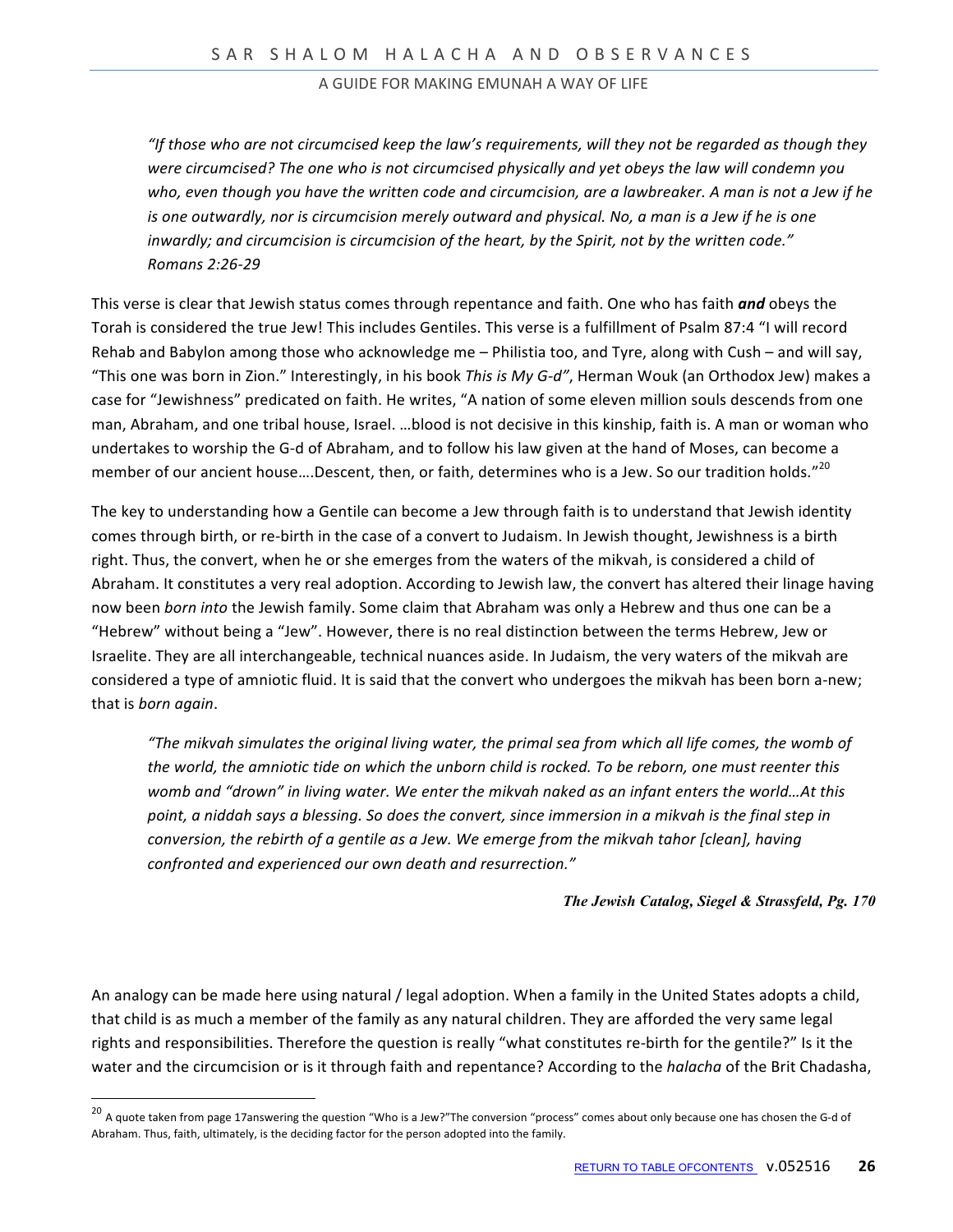*"If those who are not circumcised keep the law's requirements, will they not be regarded as though they were circumcised? The one who is not circumcised physically and yet obeys the law will condemn you who, even though you have the written code and circumcision, are a lawbreaker. A man is not a Jew if he is one outwardly, nor is circumcision merely outward and physical. No, a man is a Jew if he is one inwardly; and circumcision is circumcision of the heart, by the Spirit, not by the written code." Romans 2:26-29*

This verse is clear that Jewish status comes through repentance and faith. One who has faith ***and*** obeys the Torah is considered the true Jew! This includes Gentiles. This verse is a fulfillment of Psalm 87:4 "I will record Rehab and Babylon among those who acknowledge me – Philistia too, and Tyre, along with Cush – and will say, "This one was born in Zion." Interestingly, in his book *This is My G-d"*, Herman Wouk (an Orthodox Jew) makes a case for "Jewishness" predicated on faith. He writes, "A nation of some eleven million souls descends from one man, Abraham, and one tribal house, Israel. …blood is not decisive in this kinship, faith is. A man or woman who undertakes to worship the G-d of Abraham, and to follow his law given at the hand of Moses, can become a member of our ancient house….Descent, then, or faith, determines who is a Jew. So our tradition holds."[20]

The key to understanding how a Gentile can become a Jew through faith is to understand that Jewish identity comes through birth, or re-birth in the case of a convert to Judaism. In Jewish thought, Jewishness is a birth right. Thus, the convert, when he or she emerges from the waters of the mikvah, is considered a child of Abraham. It constitutes a very real adoption. According to Jewish law, the convert has altered their linage having now been *born into* the Jewish family. Some claim that Abraham was only a Hebrew and thus one can be a "Hebrew" without being a "Jew". However, there is no real distinction between the terms Hebrew, Jew or Israelite. They are all interchangeable, technical nuances aside. In Judaism, the very waters of the mikvah are considered a type of amniotic fluid. It is said that the convert who undergoes the mikvah has been born a-new; that is *born again*.

> *"The mikvah simulates the original living water, the primal sea from which all life comes, the womb of the world, the amniotic tide on which the unborn child is rocked. To be reborn, one must reenter this womb and "drown" in living water. We enter the mikvah naked as an infant enters the world…At this point, a niddah says a blessing. So does the convert, since immersion in a mikvah is the final step in conversion, the rebirth of a gentile as a Jew. We emerge from the mikvah tahor [clean], having confronted and experienced our own death and resurrection."*
>
> ***The Jewish Catalog, Siegel & Strassfeld, Pg. 170***

An analogy can be made here using natural / legal adoption. When a family in the United States adopts a child, that child is as much a member of the family as any natural children. They are afforded the very same legal rights and responsibilities. Therefore the question is really "what constitutes re-birth for the gentile?" Is it the water and the circumcision or is it through faith and repentance? According to the *halacha* of the Brit Chadasha,

[20] A quote taken from page 17answering the question "Who is a Jew?"The conversion "process" comes about only because one has chosen the G-d of Abraham. Thus, faith, ultimately, is the deciding factor for the person adopted into the family.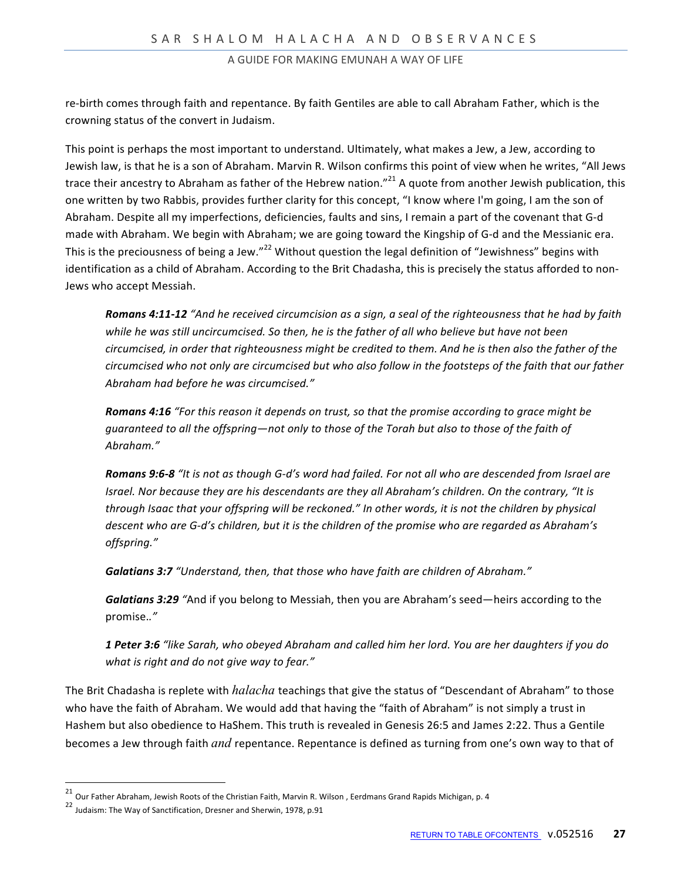re-birth comes through faith and repentance. By faith Gentiles are able to call Abraham Father, which is the crowning status of the convert in Judaism.

This point is perhaps the most important to understand. Ultimately, what makes a Jew, a Jew, according to Jewish law, is that he is a son of Abraham. Marvin R. Wilson confirms this point of view when he writes, "All Jews trace their ancestry to Abraham as father of the Hebrew nation."[21] A quote from another Jewish publication, this one written by two Rabbis, provides further clarity for this concept, "I know where I'm going, I am the son of Abraham. Despite all my imperfections, deficiencies, faults and sins, I remain a part of the covenant that G-d made with Abraham. We begin with Abraham; we are going toward the Kingship of G-d and the Messianic era. This is the preciousness of being a Jew."[22] Without question the legal definition of "Jewishness" begins with identification as a child of Abraham. According to the Brit Chadasha, this is precisely the status afforded to non-Jews who accept Messiah.

> ***Romans 4:11-12*** *"And he received circumcision as a sign, a seal of the righteousness that he had by faith while he was still uncircumcised. So then, he is the father of all who believe but have not been circumcised, in order that righteousness might be credited to them. And he is then also the father of the circumcised who not only are circumcised but who also follow in the footsteps of the faith that our father Abraham had before he was circumcised."*
>
> ***Romans 4:16*** *"For this reason it depends on trust, so that the promise according to grace might be guaranteed to all the offspring—not only to those of the Torah but also to those of the faith of Abraham."*
>
> ***Romans 9:6-8*** *"It is not as though G-d's word had failed. For not all who are descended from Israel are Israel. Nor because they are his descendants are they all Abraham's children. On the contrary, "It is through Isaac that your offspring will be reckoned." In other words, it is not the children by physical descent who are G-d's children, but it is the children of the promise who are regarded as Abraham's offspring."*
>
> ***Galatians 3:7*** *"Understand, then, that those who have faith are children of Abraham."*
>
> ***Galatians 3:29*** *"*And if you belong to Messiah, then you are Abraham's seed—heirs according to the promise..*"*
>
> ***1 Peter 3:6*** *"like Sarah, who obeyed Abraham and called him her lord. You are her daughters if you do what is right and do not give way to fear."*

The Brit Chadasha is replete with *halacha* teachings that give the status of "Descendant of Abraham" to those who have the faith of Abraham. We would add that having the "faith of Abraham" is not simply a trust in Hashem but also obedience to HaShem. This truth is revealed in Genesis 26:5 and James 2:22. Thus a Gentile becomes a Jew through faith *and* repentance. Repentance is defined as turning from one's own way to that of

---

[21] Our Father Abraham, Jewish Roots of the Christian Faith, Marvin R. Wilson , Eerdmans Grand Rapids Michigan, p. 4

[22] Judaism: The Way of Sanctification, Dresner and Sherwin, 1978, p.91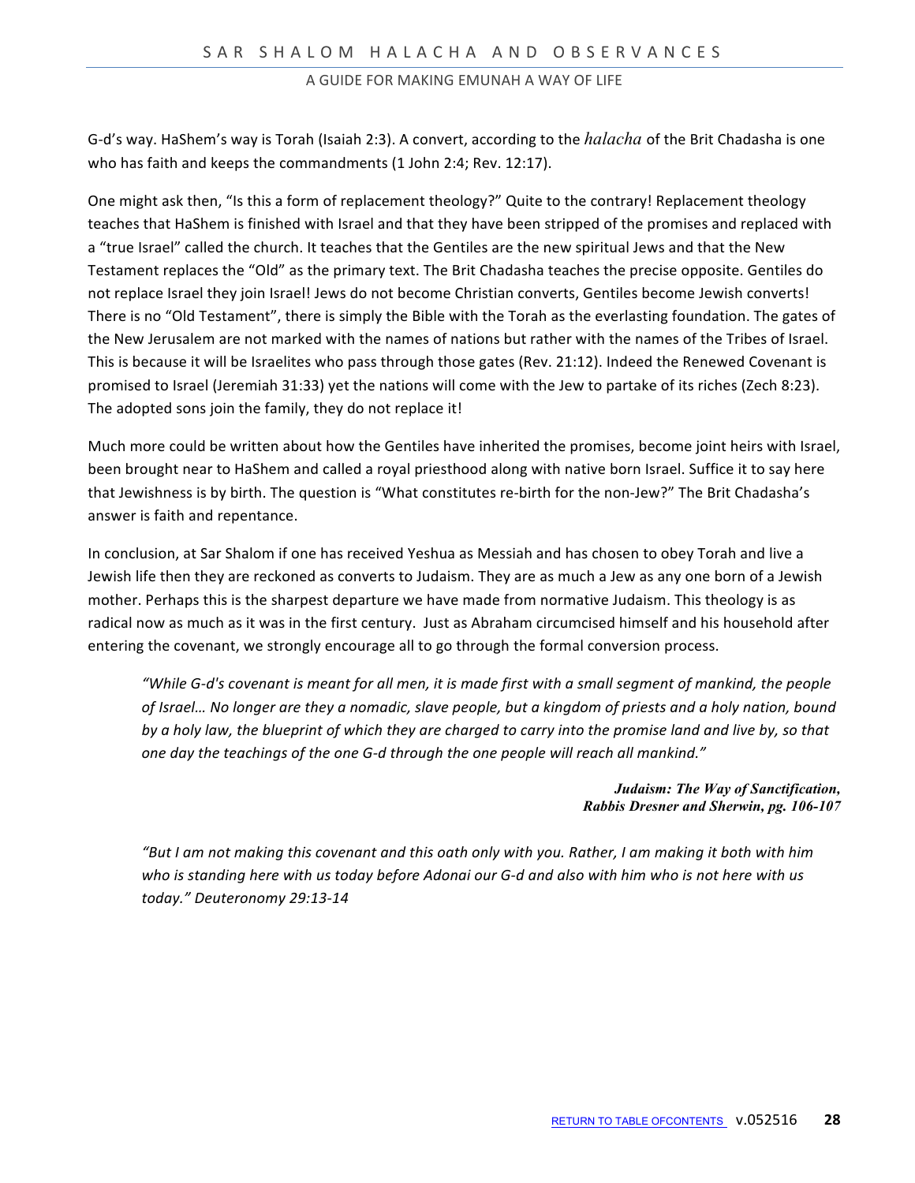G-d's way. HaShem's way is Torah (Isaiah 2:3). A convert, according to the *halacha* of the Brit Chadasha is one who has faith and keeps the commandments (1 John 2:4; Rev. 12:17).

One might ask then, "Is this a form of replacement theology?" Quite to the contrary! Replacement theology teaches that HaShem is finished with Israel and that they have been stripped of the promises and replaced with a "true Israel" called the church. It teaches that the Gentiles are the new spiritual Jews and that the New Testament replaces the "Old" as the primary text. The Brit Chadasha teaches the precise opposite. Gentiles do not replace Israel they join Israel! Jews do not become Christian converts, Gentiles become Jewish converts! There is no "Old Testament", there is simply the Bible with the Torah as the everlasting foundation. The gates of the New Jerusalem are not marked with the names of nations but rather with the names of the Tribes of Israel. This is because it will be Israelites who pass through those gates (Rev. 21:12). Indeed the Renewed Covenant is promised to Israel (Jeremiah 31:33) yet the nations will come with the Jew to partake of its riches (Zech 8:23). The adopted sons join the family, they do not replace it!

Much more could be written about how the Gentiles have inherited the promises, become joint heirs with Israel, been brought near to HaShem and called a royal priesthood along with native born Israel. Suffice it to say here that Jewishness is by birth. The question is "What constitutes re-birth for the non-Jew?" The Brit Chadasha's answer is faith and repentance.

In conclusion, at Sar Shalom if one has received Yeshua as Messiah and has chosen to obey Torah and live a Jewish life then they are reckoned as converts to Judaism. They are as much a Jew as any one born of a Jewish mother. Perhaps this is the sharpest departure we have made from normative Judaism. This theology is as radical now as much as it was in the first century. Just as Abraham circumcised himself and his household after entering the covenant, we strongly encourage all to go through the formal conversion process.

> *"While G-d's covenant is meant for all men, it is made first with a small segment of mankind, the people of Israel… No longer are they a nomadic, slave people, but a kingdom of priests and a holy nation, bound by a holy law, the blueprint of which they are charged to carry into the promise land and live by, so that one day the teachings of the one G-d through the one people will reach all mankind."*
>
> ***Judaism: The Way of Sanctification, Rabbis Dresner and Sherwin, pg. 106-107***

> *"But I am not making this covenant and this oath only with you. Rather, I am making it both with him who is standing here with us today before Adonai our G-d and also with him who is not here with us today." Deuteronomy 29:13-14*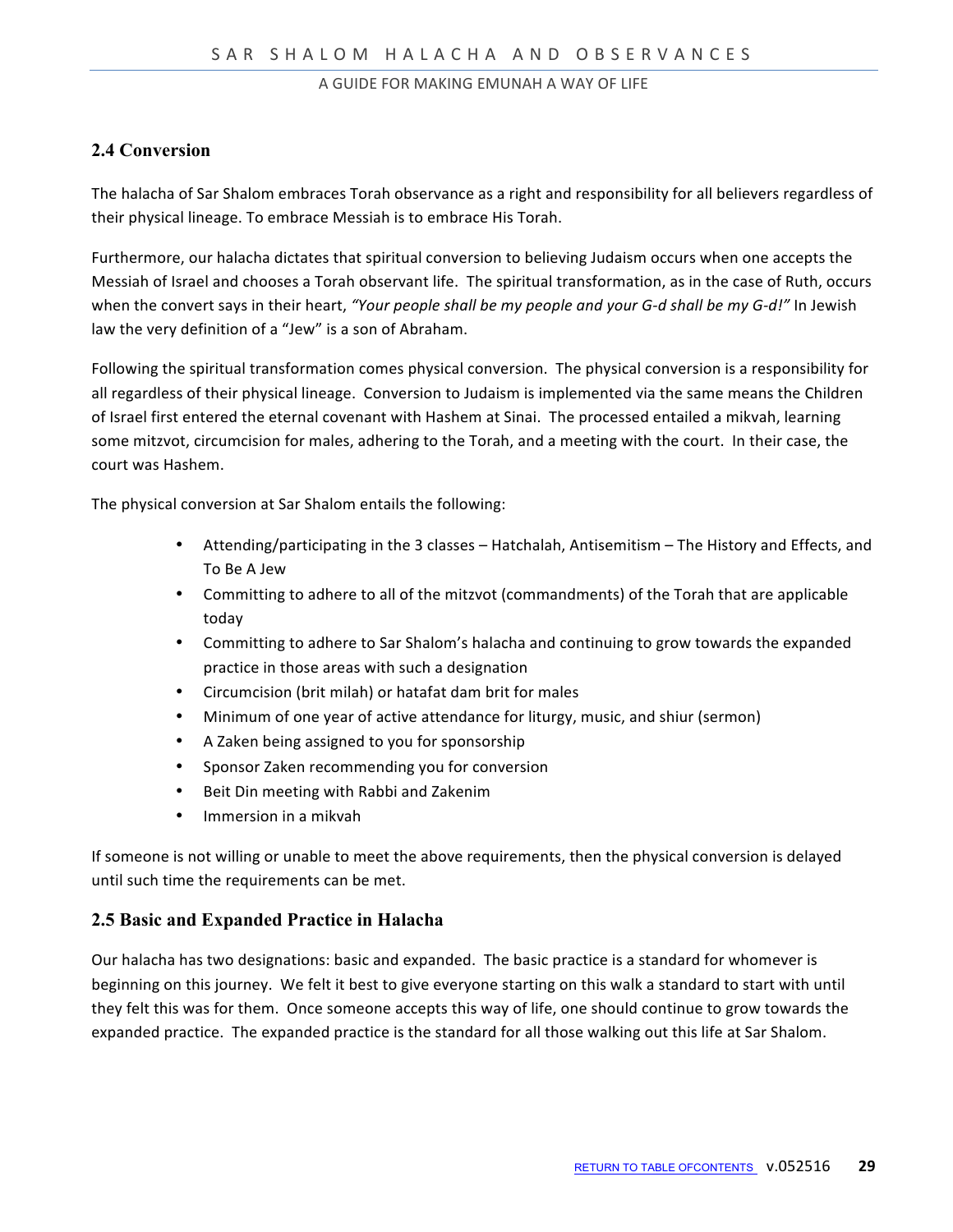## 2.4 Conversion

The halacha of Sar Shalom embraces Torah observance as a right and responsibility for all believers regardless of their physical lineage. To embrace Messiah is to embrace His Torah.

Furthermore, our halacha dictates that spiritual conversion to believing Judaism occurs when one accepts the Messiah of Israel and chooses a Torah observant life. The spiritual transformation, as in the case of Ruth, occurs when the convert says in their heart, *"Your people shall be my people and your G-d shall be my G-d!"* In Jewish law the very definition of a "Jew" is a son of Abraham.

Following the spiritual transformation comes physical conversion. The physical conversion is a responsibility for all regardless of their physical lineage. Conversion to Judaism is implemented via the same means the Children of Israel first entered the eternal covenant with Hashem at Sinai. The processed entailed a mikvah, learning some mitzvot, circumcision for males, adhering to the Torah, and a meeting with the court. In their case, the court was Hashem.

The physical conversion at Sar Shalom entails the following:

- Attending/participating in the 3 classes – Hatchalah, Antisemitism – The History and Effects, and To Be A Jew
- Committing to adhere to all of the mitzvot (commandments) of the Torah that are applicable today
- Committing to adhere to Sar Shalom's halacha and continuing to grow towards the expanded practice in those areas with such a designation
- Circumcision (brit milah) or hatafat dam brit for males
- Minimum of one year of active attendance for liturgy, music, and shiur (sermon)
- A Zaken being assigned to you for sponsorship
- Sponsor Zaken recommending you for conversion
- Beit Din meeting with Rabbi and Zakenim
- Immersion in a mikvah

If someone is not willing or unable to meet the above requirements, then the physical conversion is delayed until such time the requirements can be met.

## 2.5 Basic and Expanded Practice in Halacha

Our halacha has two designations: basic and expanded. The basic practice is a standard for whomever is beginning on this journey. We felt it best to give everyone starting on this walk a standard to start with until they felt this was for them. Once someone accepts this way of life, one should continue to grow towards the expanded practice. The expanded practice is the standard for all those walking out this life at Sar Shalom.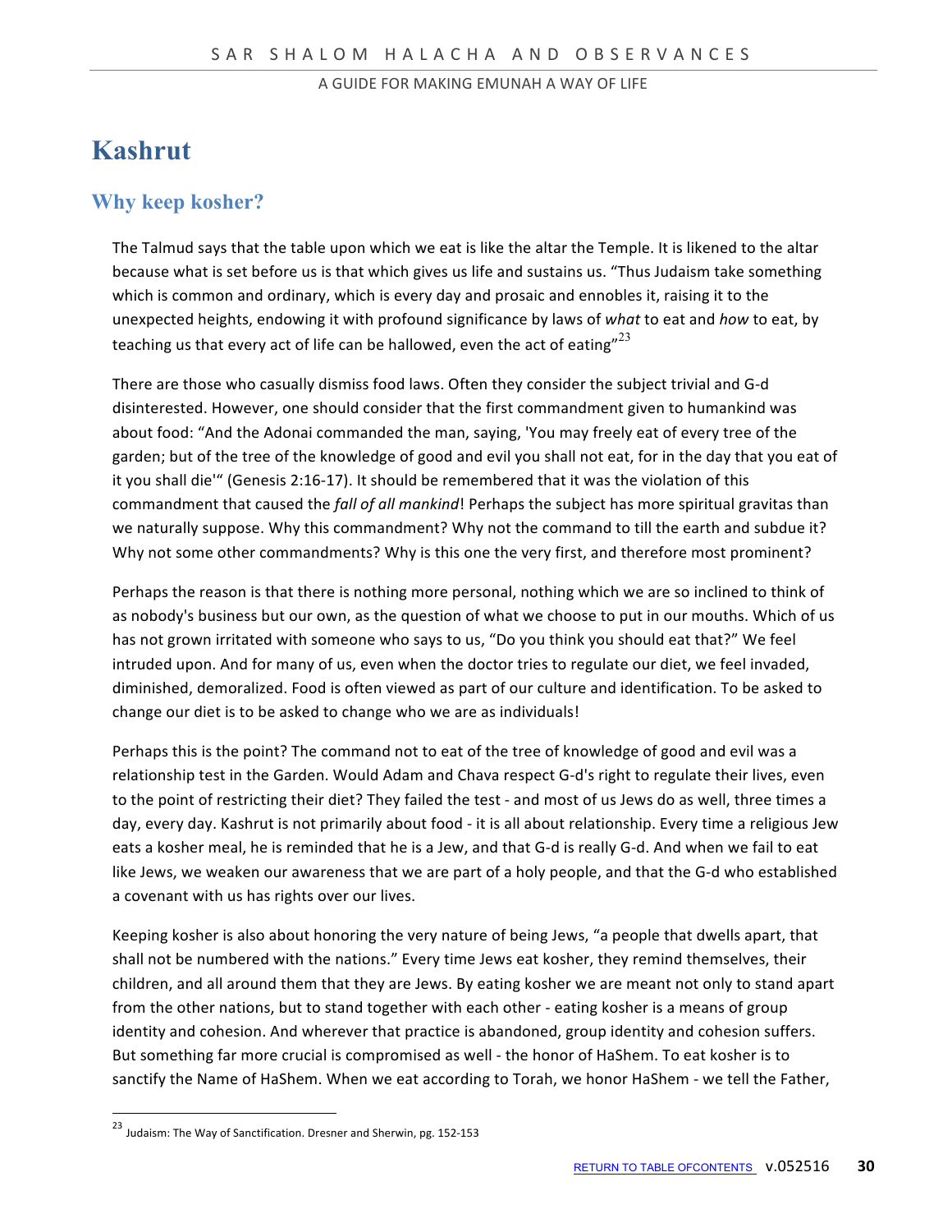# Kashrut

## Why keep kosher?

The Talmud says that the table upon which we eat is like the altar the Temple. It is likened to the altar because what is set before us is that which gives us life and sustains us. "Thus Judaism take something which is common and ordinary, which is every day and prosaic and ennobles it, raising it to the unexpected heights, endowing it with profound significance by laws of *what* to eat and *how* to eat, by teaching us that every act of life can be hallowed, even the act of eating"[23]

There are those who casually dismiss food laws. Often they consider the subject trivial and G-d disinterested. However, one should consider that the first commandment given to humankind was about food: "And the Adonai commanded the man, saying, 'You may freely eat of every tree of the garden; but of the tree of the knowledge of good and evil you shall not eat, for in the day that you eat of it you shall die'" (Genesis 2:16-17). It should be remembered that it was the violation of this commandment that caused the *fall of all mankind*! Perhaps the subject has more spiritual gravitas than we naturally suppose. Why this commandment? Why not the command to till the earth and subdue it? Why not some other commandments? Why is this one the very first, and therefore most prominent?

Perhaps the reason is that there is nothing more personal, nothing which we are so inclined to think of as nobody's business but our own, as the question of what we choose to put in our mouths. Which of us has not grown irritated with someone who says to us, "Do you think you should eat that?" We feel intruded upon. And for many of us, even when the doctor tries to regulate our diet, we feel invaded, diminished, demoralized. Food is often viewed as part of our culture and identification. To be asked to change our diet is to be asked to change who we are as individuals!

Perhaps this is the point? The command not to eat of the tree of knowledge of good and evil was a relationship test in the Garden. Would Adam and Chava respect G-d's right to regulate their lives, even to the point of restricting their diet? They failed the test - and most of us Jews do as well, three times a day, every day. Kashrut is not primarily about food - it is all about relationship. Every time a religious Jew eats a kosher meal, he is reminded that he is a Jew, and that G-d is really G-d. And when we fail to eat like Jews, we weaken our awareness that we are part of a holy people, and that the G-d who established a covenant with us has rights over our lives.

Keeping kosher is also about honoring the very nature of being Jews, "a people that dwells apart, that shall not be numbered with the nations." Every time Jews eat kosher, they remind themselves, their children, and all around them that they are Jews. By eating kosher we are meant not only to stand apart from the other nations, but to stand together with each other - eating kosher is a means of group identity and cohesion. And wherever that practice is abandoned, group identity and cohesion suffers. But something far more crucial is compromised as well - the honor of HaShem. To eat kosher is to sanctify the Name of HaShem. When we eat according to Torah, we honor HaShem - we tell the Father,

---

[23] Judaism: The Way of Sanctification. Dresner and Sherwin, pg. 152-153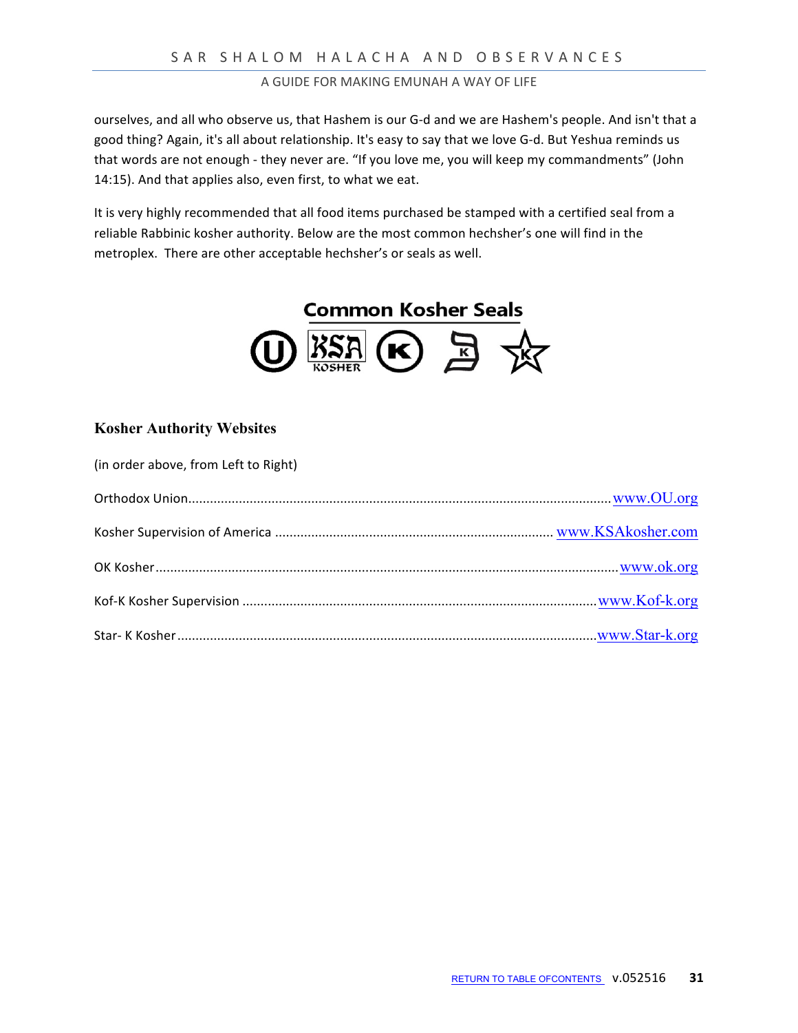ourselves, and all who observe us, that Hashem is our G-d and we are Hashem's people. And isn't that a good thing? Again, it's all about relationship. It's easy to say that we love G-d. But Yeshua reminds us that words are not enough - they never are. “If you love me, you will keep my commandments” (John 14:15). And that applies also, even first, to what we eat.

It is very highly recommended that all food items purchased be stamped with a certified seal from a reliable Rabbinic kosher authority. Below are the most common hechsher’s one will find in the metroplex. There are other acceptable hechsher’s or seals as well.

**Common Kosher Seals**

### Kosher Authority Websites

(in order above, from Left to Right)

Orthodox Union.................................................. www.OU.org

Kosher Supervision of America .................................. www.KSAkosher.com

OK Kosher.................................................. www.ok.org

Kof-K Kosher Supervision .................................. www.Kof-k.org

Star- K Kosher.................................................. www.Star-k.org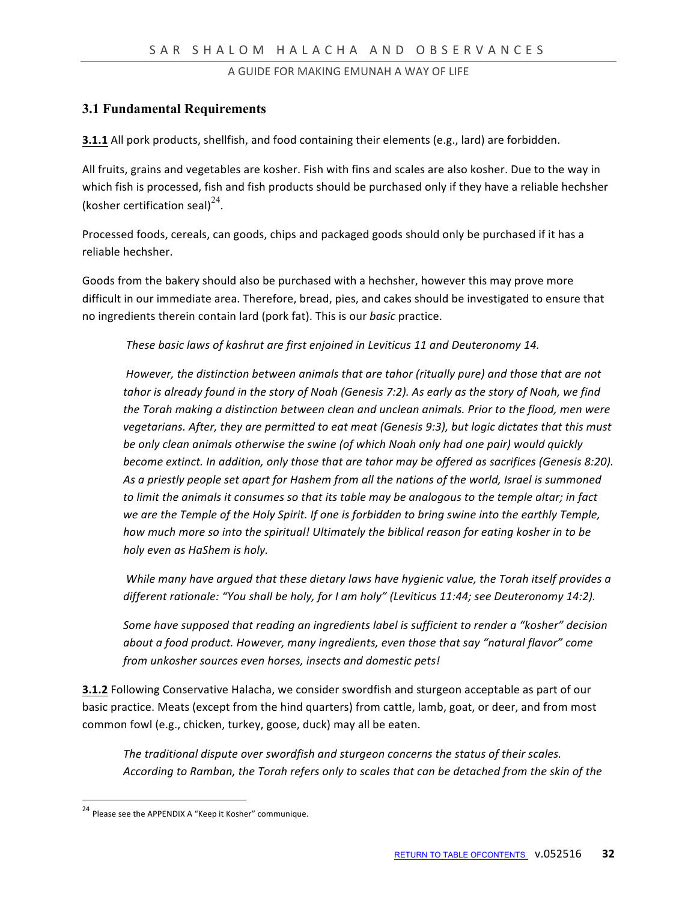## 3.1 Fundamental Requirements

**3.1.1** All pork products, shellfish, and food containing their elements (e.g., lard) are forbidden.

All fruits, grains and vegetables are kosher. Fish with fins and scales are also kosher. Due to the way in which fish is processed, fish and fish products should be purchased only if they have a reliable hechsher (kosher certification seal)[24].

Processed foods, cereals, can goods, chips and packaged goods should only be purchased if it has a reliable hechsher.

Goods from the bakery should also be purchased with a hechsher, however this may prove more difficult in our immediate area. Therefore, bread, pies, and cakes should be investigated to ensure that no ingredients therein contain lard (pork fat). This is our *basic* practice.

> *These basic laws of kashrut are first enjoined in Leviticus 11 and Deuteronomy 14.*
>
> *However, the distinction between animals that are tahor (ritually pure) and those that are not tahor is already found in the story of Noah (Genesis 7:2). As early as the story of Noah, we find the Torah making a distinction between clean and unclean animals. Prior to the flood, men were vegetarians. After, they are permitted to eat meat (Genesis 9:3), but logic dictates that this must be only clean animals otherwise the swine (of which Noah only had one pair) would quickly become extinct. In addition, only those that are tahor may be offered as sacrifices (Genesis 8:20). As a priestly people set apart for Hashem from all the nations of the world, Israel is summoned to limit the animals it consumes so that its table may be analogous to the temple altar; in fact we are the Temple of the Holy Spirit. If one is forbidden to bring swine into the earthly Temple, how much more so into the spiritual! Ultimately the biblical reason for eating kosher in to be holy even as HaShem is holy.*
>
> *While many have argued that these dietary laws have hygienic value, the Torah itself provides a different rationale: "You shall be holy, for I am holy" (Leviticus 11:44; see Deuteronomy 14:2).*
>
> *Some have supposed that reading an ingredients label is sufficient to render a "kosher" decision about a food product. However, many ingredients, even those that say "natural flavor" come from unkosher sources even horses, insects and domestic pets!*

**3.1.2** Following Conservative Halacha, we consider swordfish and sturgeon acceptable as part of our basic practice. Meats (except from the hind quarters) from cattle, lamb, goat, or deer, and from most common fowl (e.g., chicken, turkey, goose, duck) may all be eaten.

> *The traditional dispute over swordfish and sturgeon concerns the status of their scales. According to Ramban, the Torah refers only to scales that can be detached from the skin of the*

---

[24] Please see the APPENDIX A "Keep it Kosher" communique.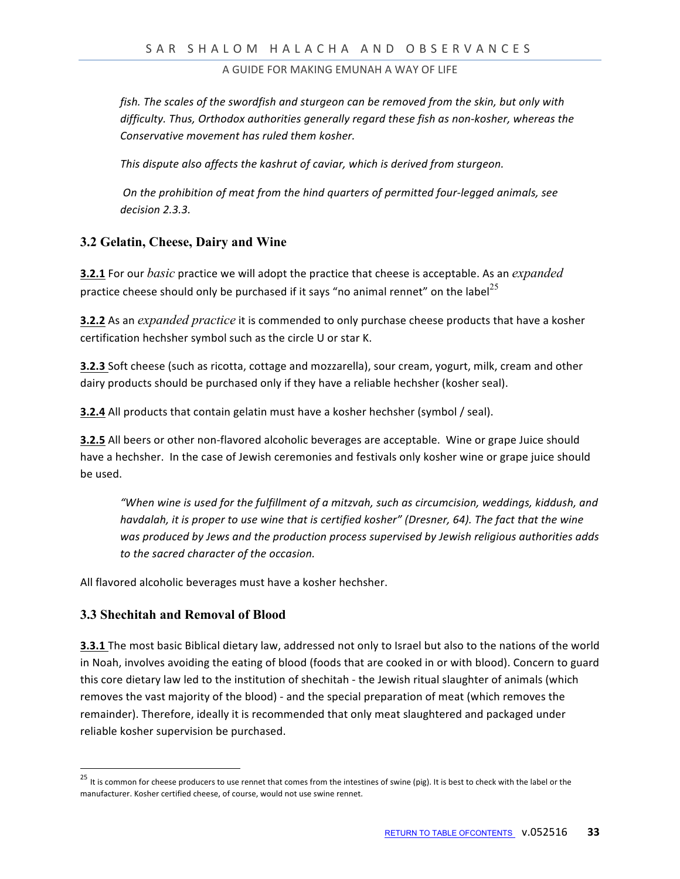*fish. The scales of the swordfish and sturgeon can be removed from the skin, but only with difficulty. Thus, Orthodox authorities generally regard these fish as non-kosher, whereas the Conservative movement has ruled them kosher.*

*This dispute also affects the kashrut of caviar, which is derived from sturgeon.*

*On the prohibition of meat from the hind quarters of permitted four-legged animals, see decision 2.3.3.*

## 3.2 Gelatin, Cheese, Dairy and Wine

**3.2.1** For our *basic* practice we will adopt the practice that cheese is acceptable. As an *expanded* practice cheese should only be purchased if it says "no animal rennet" on the label[25]

**3.2.2** As an *expanded practice* it is commended to only purchase cheese products that have a kosher certification hechsher symbol such as the circle U or star K.

**3.2.3** Soft cheese (such as ricotta, cottage and mozzarella), sour cream, yogurt, milk, cream and other dairy products should be purchased only if they have a reliable hechsher (kosher seal).

**3.2.4** All products that contain gelatin must have a kosher hechsher (symbol / seal).

**3.2.5** All beers or other non-flavored alcoholic beverages are acceptable. Wine or grape Juice should have a hechsher. In the case of Jewish ceremonies and festivals only kosher wine or grape juice should be used.

*"When wine is used for the fulfillment of a mitzvah, such as circumcision, weddings, kiddush, and havdalah, it is proper to use wine that is certified kosher" (Dresner, 64). The fact that the wine was produced by Jews and the production process supervised by Jewish religious authorities adds to the sacred character of the occasion.*

All flavored alcoholic beverages must have a kosher hechsher.

## 3.3 Shechitah and Removal of Blood

**3.3.1** The most basic Biblical dietary law, addressed not only to Israel but also to the nations of the world in Noah, involves avoiding the eating of blood (foods that are cooked in or with blood). Concern to guard this core dietary law led to the institution of shechitah - the Jewish ritual slaughter of animals (which removes the vast majority of the blood) - and the special preparation of meat (which removes the remainder). Therefore, ideally it is recommended that only meat slaughtered and packaged under reliable kosher supervision be purchased.

---

[25] It is common for cheese producers to use rennet that comes from the intestines of swine (pig). It is best to check with the label or the manufacturer. Kosher certified cheese, of course, would not use swine rennet.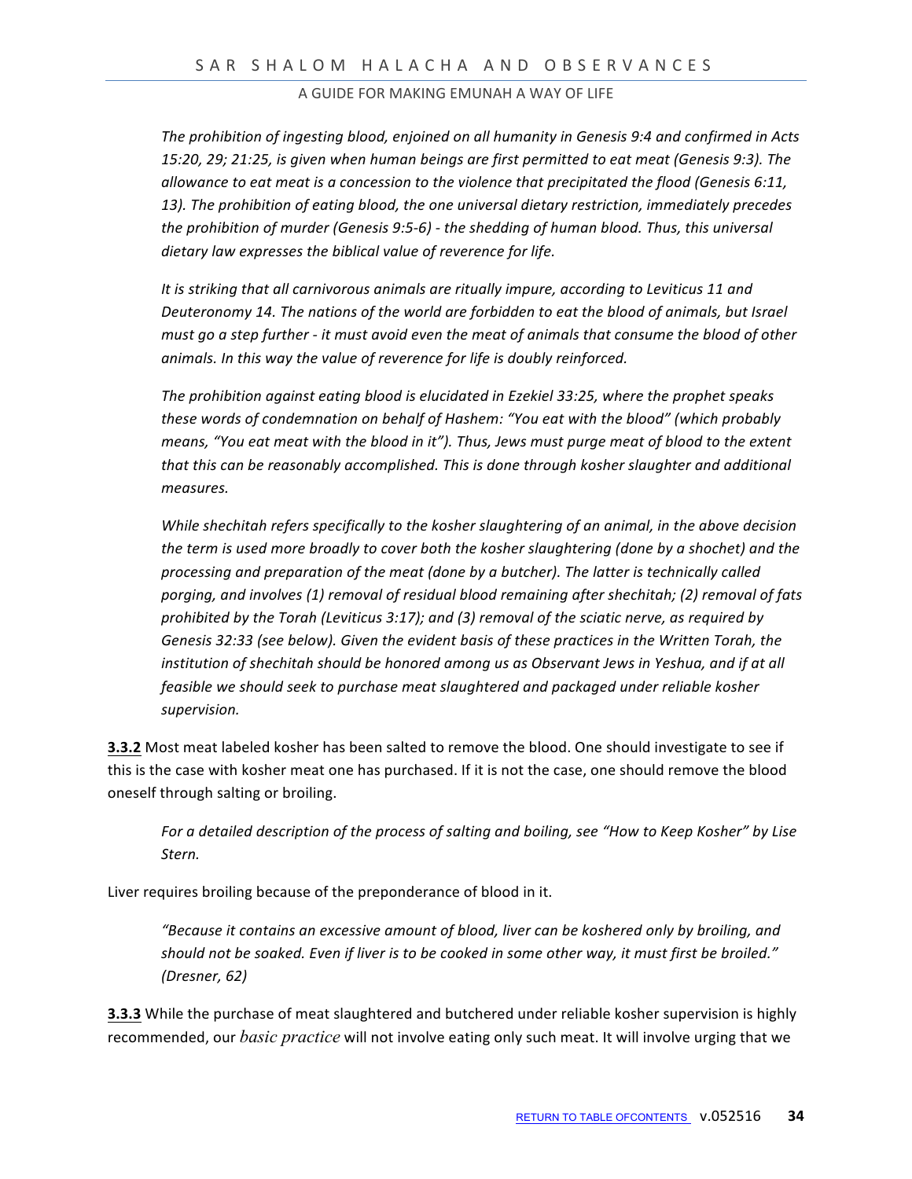*The prohibition of ingesting blood, enjoined on all humanity in Genesis 9:4 and confirmed in Acts 15:20, 29; 21:25, is given when human beings are first permitted to eat meat (Genesis 9:3). The allowance to eat meat is a concession to the violence that precipitated the flood (Genesis 6:11, 13). The prohibition of eating blood, the one universal dietary restriction, immediately precedes the prohibition of murder (Genesis 9:5-6) - the shedding of human blood. Thus, this universal dietary law expresses the biblical value of reverence for life.*

*It is striking that all carnivorous animals are ritually impure, according to Leviticus 11 and Deuteronomy 14. The nations of the world are forbidden to eat the blood of animals, but Israel must go a step further - it must avoid even the meat of animals that consume the blood of other animals. In this way the value of reverence for life is doubly reinforced.*

*The prohibition against eating blood is elucidated in Ezekiel 33:25, where the prophet speaks these words of condemnation on behalf of Hashem: "You eat with the blood" (which probably means, "You eat meat with the blood in it"). Thus, Jews must purge meat of blood to the extent that this can be reasonably accomplished. This is done through kosher slaughter and additional measures.*

*While shechitah refers specifically to the kosher slaughtering of an animal, in the above decision the term is used more broadly to cover both the kosher slaughtering (done by a shochet) and the processing and preparation of the meat (done by a butcher). The latter is technically called porging, and involves (1) removal of residual blood remaining after shechitah; (2) removal of fats prohibited by the Torah (Leviticus 3:17); and (3) removal of the sciatic nerve, as required by Genesis 32:33 (see below). Given the evident basis of these practices in the Written Torah, the institution of shechitah should be honored among us as Observant Jews in Yeshua, and if at all feasible we should seek to purchase meat slaughtered and packaged under reliable kosher supervision.*

**3.3.2** Most meat labeled kosher has been salted to remove the blood. One should investigate to see if this is the case with kosher meat one has purchased. If it is not the case, one should remove the blood oneself through salting or broiling.

*For a detailed description of the process of salting and boiling, see "How to Keep Kosher" by Lise Stern.*

Liver requires broiling because of the preponderance of blood in it.

*"Because it contains an excessive amount of blood, liver can be koshered only by broiling, and should not be soaked. Even if liver is to be cooked in some other way, it must first be broiled." (Dresner, 62)*

**3.3.3** While the purchase of meat slaughtered and butchered under reliable kosher supervision is highly recommended, our *basic practice* will not involve eating only such meat. It will involve urging that we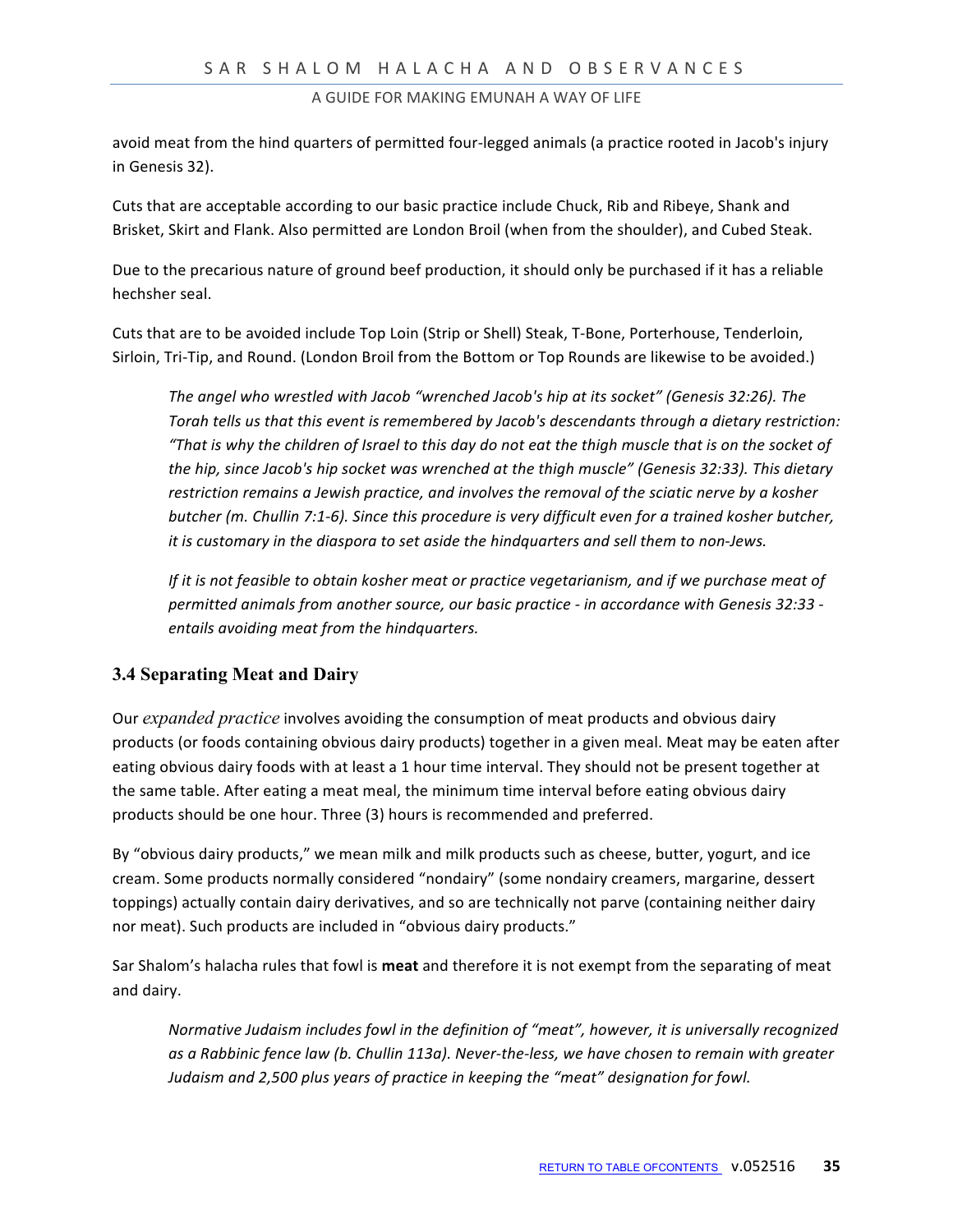avoid meat from the hind quarters of permitted four-legged animals (a practice rooted in Jacob's injury in Genesis 32).

Cuts that are acceptable according to our basic practice include Chuck, Rib and Ribeye, Shank and Brisket, Skirt and Flank. Also permitted are London Broil (when from the shoulder), and Cubed Steak.

Due to the precarious nature of ground beef production, it should only be purchased if it has a reliable hechsher seal.

Cuts that are to be avoided include Top Loin (Strip or Shell) Steak, T-Bone, Porterhouse, Tenderloin, Sirloin, Tri-Tip, and Round. (London Broil from the Bottom or Top Rounds are likewise to be avoided.)

> *The angel who wrestled with Jacob "wrenched Jacob's hip at its socket" (Genesis 32:26). The Torah tells us that this event is remembered by Jacob's descendants through a dietary restriction: "That is why the children of Israel to this day do not eat the thigh muscle that is on the socket of the hip, since Jacob's hip socket was wrenched at the thigh muscle" (Genesis 32:33). This dietary restriction remains a Jewish practice, and involves the removal of the sciatic nerve by a kosher butcher (m. Chullin 7:1-6). Since this procedure is very difficult even for a trained kosher butcher, it is customary in the diaspora to set aside the hindquarters and sell them to non-Jews.*
>
> *If it is not feasible to obtain kosher meat or practice vegetarianism, and if we purchase meat of permitted animals from another source, our basic practice - in accordance with Genesis 32:33 - entails avoiding meat from the hindquarters.*

### 3.4 Separating Meat and Dairy

Our *expanded practice* involves avoiding the consumption of meat products and obvious dairy products (or foods containing obvious dairy products) together in a given meal. Meat may be eaten after eating obvious dairy foods with at least a 1 hour time interval. They should not be present together at the same table. After eating a meat meal, the minimum time interval before eating obvious dairy products should be one hour. Three (3) hours is recommended and preferred.

By "obvious dairy products," we mean milk and milk products such as cheese, butter, yogurt, and ice cream. Some products normally considered "nondairy" (some nondairy creamers, margarine, dessert toppings) actually contain dairy derivatives, and so are technically not parve (containing neither dairy nor meat). Such products are included in "obvious dairy products."

Sar Shalom's halacha rules that fowl is **meat** and therefore it is not exempt from the separating of meat and dairy.

> *Normative Judaism includes fowl in the definition of "meat", however, it is universally recognized as a Rabbinic fence law (b. Chullin 113a). Never-the-less, we have chosen to remain with greater Judaism and 2,500 plus years of practice in keeping the "meat" designation for fowl.*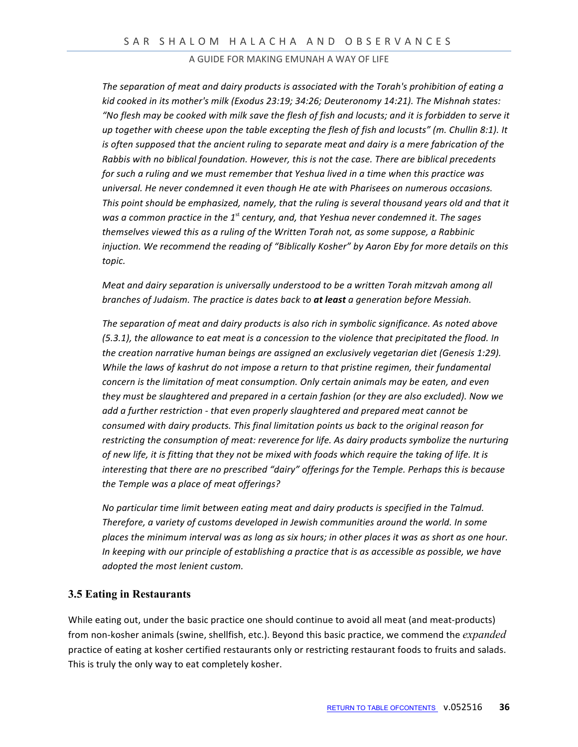*The separation of meat and dairy products is associated with the Torah's prohibition of eating a kid cooked in its mother's milk (Exodus 23:19; 34:26; Deuteronomy 14:21). The Mishnah states: "No flesh may be cooked with milk save the flesh of fish and locusts; and it is forbidden to serve it up together with cheese upon the table excepting the flesh of fish and locusts" (m. Chullin 8:1). It is often supposed that the ancient ruling to separate meat and dairy is a mere fabrication of the Rabbis with no biblical foundation. However, this is not the case. There are biblical precedents for such a ruling and we must remember that Yeshua lived in a time when this practice was universal. He never condemned it even though He ate with Pharisees on numerous occasions. This point should be emphasized, namely, that the ruling is several thousand years old and that it was a common practice in the 1st century, and, that Yeshua never condemned it. The sages themselves viewed this as a ruling of the Written Torah not, as some suppose, a Rabbinic injuction. We recommend the reading of "Biblically Kosher" by Aaron Eby for more details on this topic.*

*Meat and dairy separation is universally understood to be a written Torah mitzvah among all branches of Judaism. The practice is dates back to* ***at least*** *a generation before Messiah.*

*The separation of meat and dairy products is also rich in symbolic significance. As noted above (5.3.1), the allowance to eat meat is a concession to the violence that precipitated the flood. In the creation narrative human beings are assigned an exclusively vegetarian diet (Genesis 1:29). While the laws of kashrut do not impose a return to that pristine regimen, their fundamental concern is the limitation of meat consumption. Only certain animals may be eaten, and even they must be slaughtered and prepared in a certain fashion (or they are also excluded). Now we add a further restriction - that even properly slaughtered and prepared meat cannot be consumed with dairy products. This final limitation points us back to the original reason for restricting the consumption of meat: reverence for life. As dairy products symbolize the nurturing of new life, it is fitting that they not be mixed with foods which require the taking of life. It is interesting that there are no prescribed "dairy" offerings for the Temple. Perhaps this is because the Temple was a place of meat offerings?*

*No particular time limit between eating meat and dairy products is specified in the Talmud. Therefore, a variety of customs developed in Jewish communities around the world. In some places the minimum interval was as long as six hours; in other places it was as short as one hour. In keeping with our principle of establishing a practice that is as accessible as possible, we have adopted the most lenient custom.*

### 3.5 Eating in Restaurants

While eating out, under the basic practice one should continue to avoid all meat (and meat-products) from non-kosher animals (swine, shellfish, etc.). Beyond this basic practice, we commend the *expanded* practice of eating at kosher certified restaurants only or restricting restaurant foods to fruits and salads. This is truly the only way to eat completely kosher.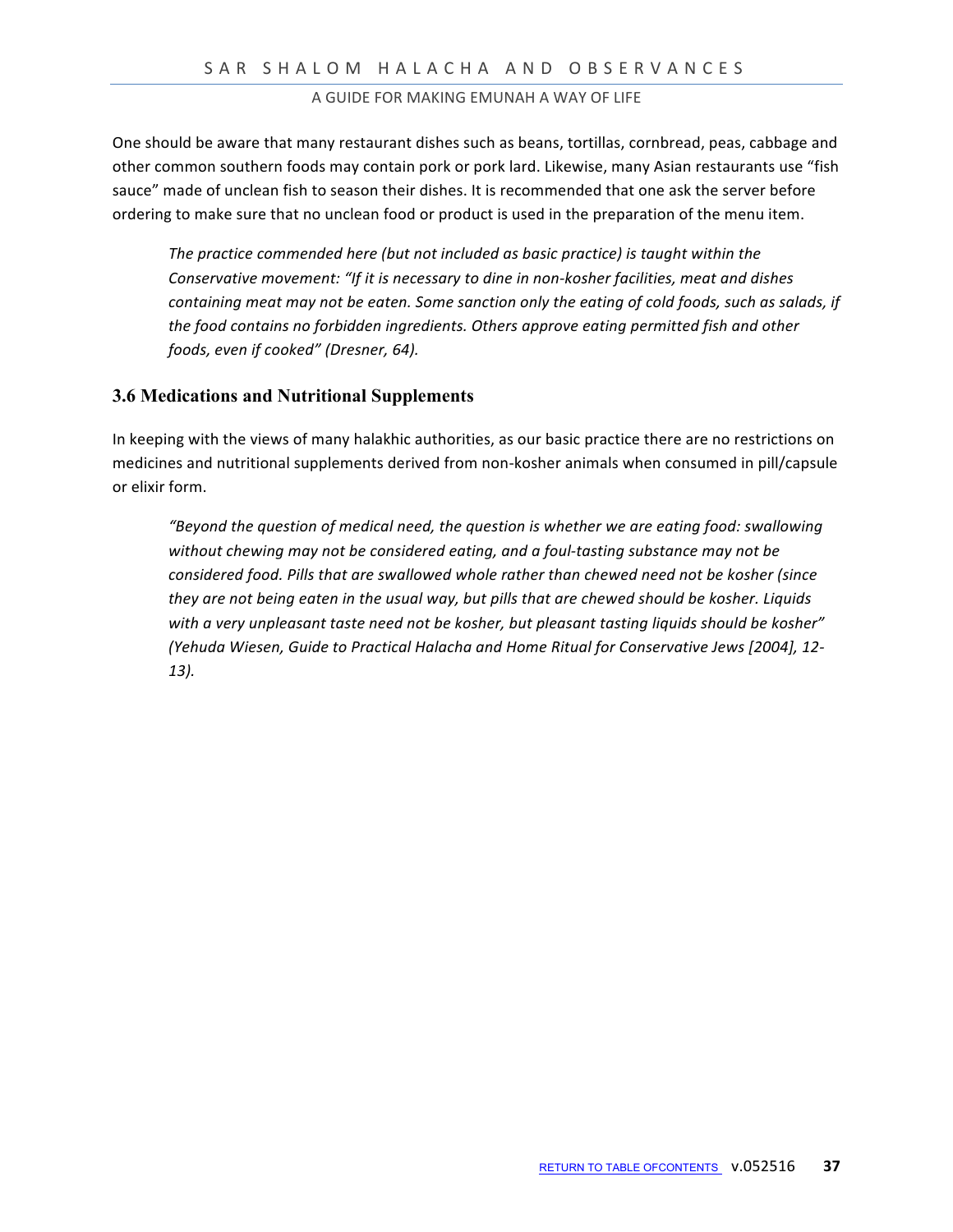One should be aware that many restaurant dishes such as beans, tortillas, cornbread, peas, cabbage and other common southern foods may contain pork or pork lard. Likewise, many Asian restaurants use "fish sauce" made of unclean fish to season their dishes. It is recommended that one ask the server before ordering to make sure that no unclean food or product is used in the preparation of the menu item.

> *The practice commended here (but not included as basic practice) is taught within the Conservative movement: "If it is necessary to dine in non-kosher facilities, meat and dishes containing meat may not be eaten. Some sanction only the eating of cold foods, such as salads, if the food contains no forbidden ingredients. Others approve eating permitted fish and other foods, even if cooked" (Dresner, 64).*

### 3.6 Medications and Nutritional Supplements

In keeping with the views of many halakhic authorities, as our basic practice there are no restrictions on medicines and nutritional supplements derived from non-kosher animals when consumed in pill/capsule or elixir form.

> *"Beyond the question of medical need, the question is whether we are eating food: swallowing without chewing may not be considered eating, and a foul-tasting substance may not be considered food. Pills that are swallowed whole rather than chewed need not be kosher (since they are not being eaten in the usual way, but pills that are chewed should be kosher. Liquids with a very unpleasant taste need not be kosher, but pleasant tasting liquids should be kosher" (Yehuda Wiesen, Guide to Practical Halacha and Home Ritual for Conservative Jews [2004], 12-13).*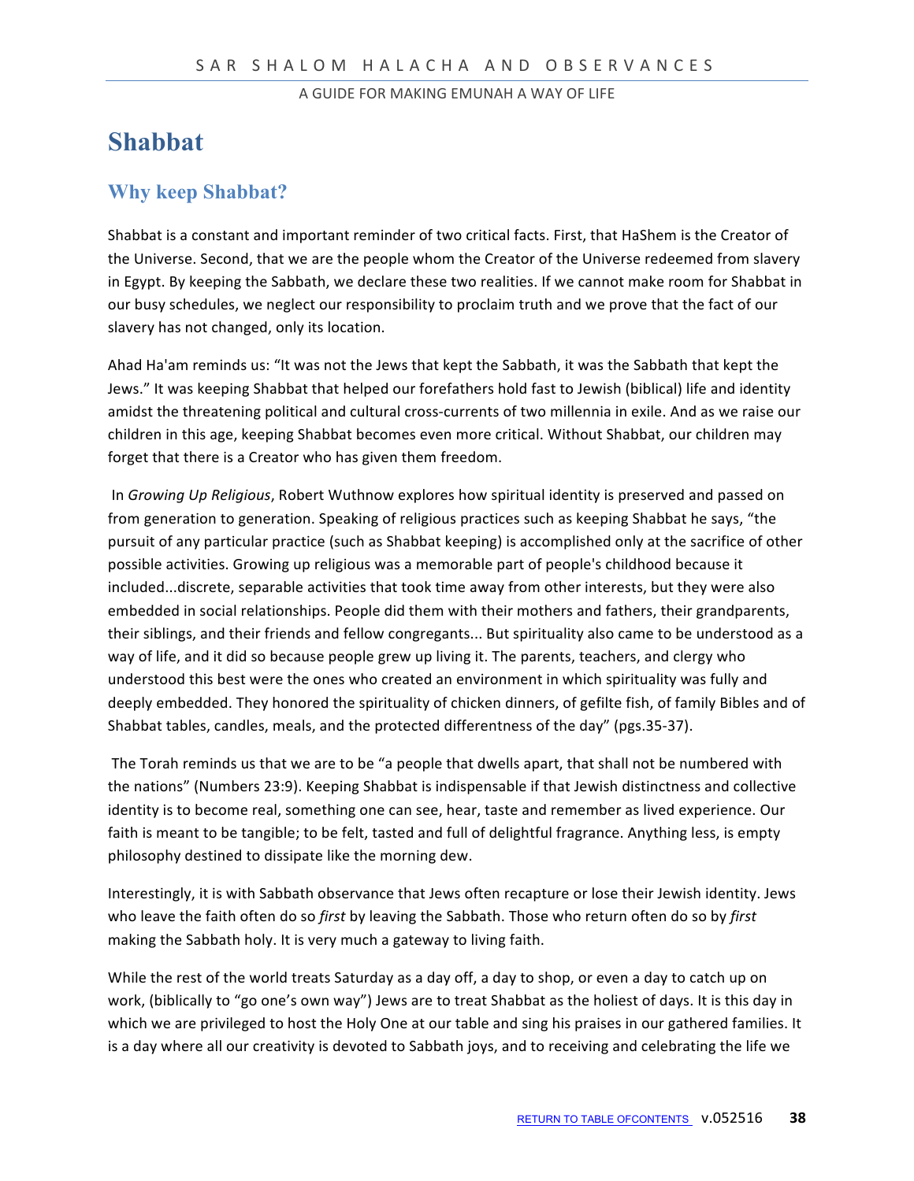# Shabbat

## Why keep Shabbat?

Shabbat is a constant and important reminder of two critical facts. First, that HaShem is the Creator of the Universe. Second, that we are the people whom the Creator of the Universe redeemed from slavery in Egypt. By keeping the Sabbath, we declare these two realities. If we cannot make room for Shabbat in our busy schedules, we neglect our responsibility to proclaim truth and we prove that the fact of our slavery has not changed, only its location.

Ahad Ha'am reminds us: "It was not the Jews that kept the Sabbath, it was the Sabbath that kept the Jews." It was keeping Shabbat that helped our forefathers hold fast to Jewish (biblical) life and identity amidst the threatening political and cultural cross-currents of two millennia in exile. And as we raise our children in this age, keeping Shabbat becomes even more critical. Without Shabbat, our children may forget that there is a Creator who has given them freedom.

In *Growing Up Religious*, Robert Wuthnow explores how spiritual identity is preserved and passed on from generation to generation. Speaking of religious practices such as keeping Shabbat he says, "the pursuit of any particular practice (such as Shabbat keeping) is accomplished only at the sacrifice of other possible activities. Growing up religious was a memorable part of people's childhood because it included...discrete, separable activities that took time away from other interests, but they were also embedded in social relationships. People did them with their mothers and fathers, their grandparents, their siblings, and their friends and fellow congregants... But spirituality also came to be understood as a way of life, and it did so because people grew up living it. The parents, teachers, and clergy who understood this best were the ones who created an environment in which spirituality was fully and deeply embedded. They honored the spirituality of chicken dinners, of gefilte fish, of family Bibles and of Shabbat tables, candles, meals, and the protected differentness of the day" (pgs.35-37).

The Torah reminds us that we are to be "a people that dwells apart, that shall not be numbered with the nations" (Numbers 23:9). Keeping Shabbat is indispensable if that Jewish distinctness and collective identity is to become real, something one can see, hear, taste and remember as lived experience. Our faith is meant to be tangible; to be felt, tasted and full of delightful fragrance. Anything less, is empty philosophy destined to dissipate like the morning dew.

Interestingly, it is with Sabbath observance that Jews often recapture or lose their Jewish identity. Jews who leave the faith often do so *first* by leaving the Sabbath. Those who return often do so by *first* making the Sabbath holy. It is very much a gateway to living faith.

While the rest of the world treats Saturday as a day off, a day to shop, or even a day to catch up on work, (biblically to "go one's own way") Jews are to treat Shabbat as the holiest of days. It is this day in which we are privileged to host the Holy One at our table and sing his praises in our gathered families. It is a day where all our creativity is devoted to Sabbath joys, and to receiving and celebrating the life we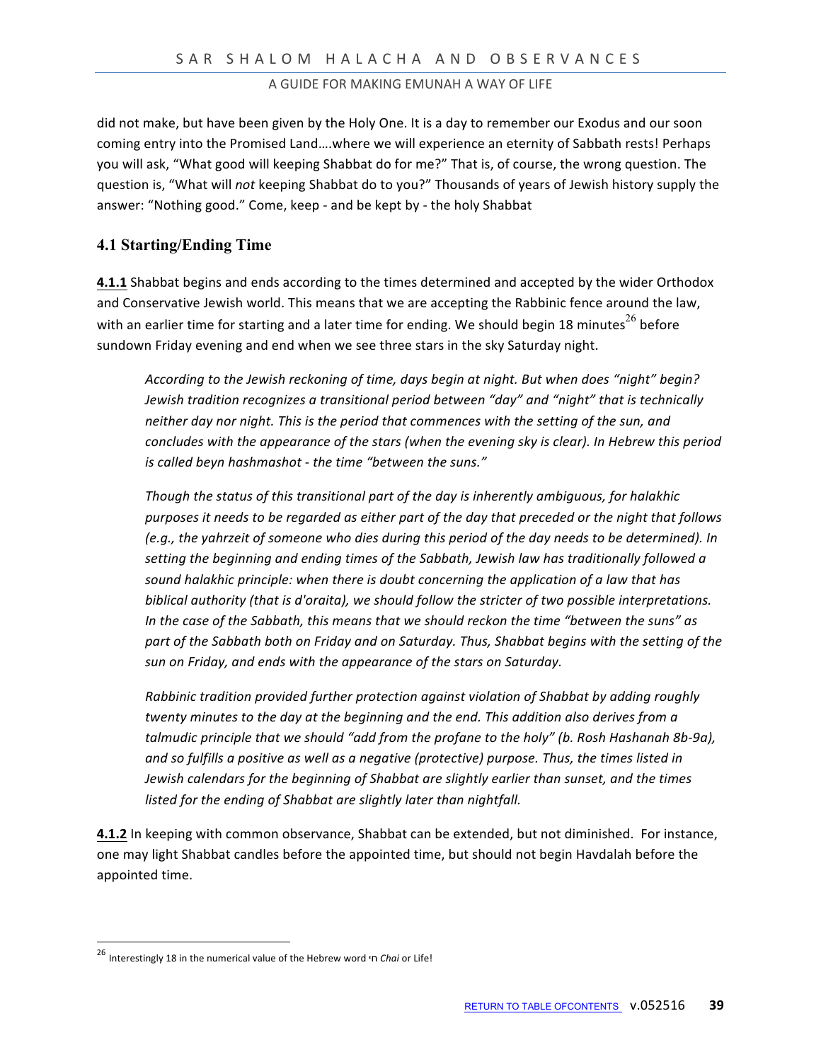did not make, but have been given by the Holy One. It is a day to remember our Exodus and our soon coming entry into the Promised Land….where we will experience an eternity of Sabbath rests! Perhaps you will ask, "What good will keeping Shabbat do for me?" That is, of course, the wrong question. The question is, "What will *not* keeping Shabbat do to you?" Thousands of years of Jewish history supply the answer: "Nothing good." Come, keep - and be kept by - the holy Shabbat

## 4.1 Starting/Ending Time

**4.1.1** Shabbat begins and ends according to the times determined and accepted by the wider Orthodox and Conservative Jewish world. This means that we are accepting the Rabbinic fence around the law, with an earlier time for starting and a later time for ending. We should begin 18 minutes[26] before sundown Friday evening and end when we see three stars in the sky Saturday night.

> *According to the Jewish reckoning of time, days begin at night. But when does "night" begin? Jewish tradition recognizes a transitional period between "day" and "night" that is technically neither day nor night. This is the period that commences with the setting of the sun, and concludes with the appearance of the stars (when the evening sky is clear). In Hebrew this period is called beyn hashmashot - the time "between the suns."*
>
> *Though the status of this transitional part of the day is inherently ambiguous, for halakhic purposes it needs to be regarded as either part of the day that preceded or the night that follows (e.g., the yahrzeit of someone who dies during this period of the day needs to be determined). In setting the beginning and ending times of the Sabbath, Jewish law has traditionally followed a sound halakhic principle: when there is doubt concerning the application of a law that has biblical authority (that is d'oraita), we should follow the stricter of two possible interpretations. In the case of the Sabbath, this means that we should reckon the time "between the suns" as part of the Sabbath both on Friday and on Saturday. Thus, Shabbat begins with the setting of the sun on Friday, and ends with the appearance of the stars on Saturday.*
>
> *Rabbinic tradition provided further protection against violation of Shabbat by adding roughly twenty minutes to the day at the beginning and the end. This addition also derives from a talmudic principle that we should "add from the profane to the holy" (b. Rosh Hashanah 8b-9a), and so fulfills a positive as well as a negative (protective) purpose. Thus, the times listed in Jewish calendars for the beginning of Shabbat are slightly earlier than sunset, and the times listed for the ending of Shabbat are slightly later than nightfall.*

**4.1.2** In keeping with common observance, Shabbat can be extended, but not diminished. For instance, one may light Shabbat candles before the appointed time, but should not begin Havdalah before the appointed time.

---

[26] Interestingly 18 in the numerical value of the Hebrew word חי *Chai* or Life!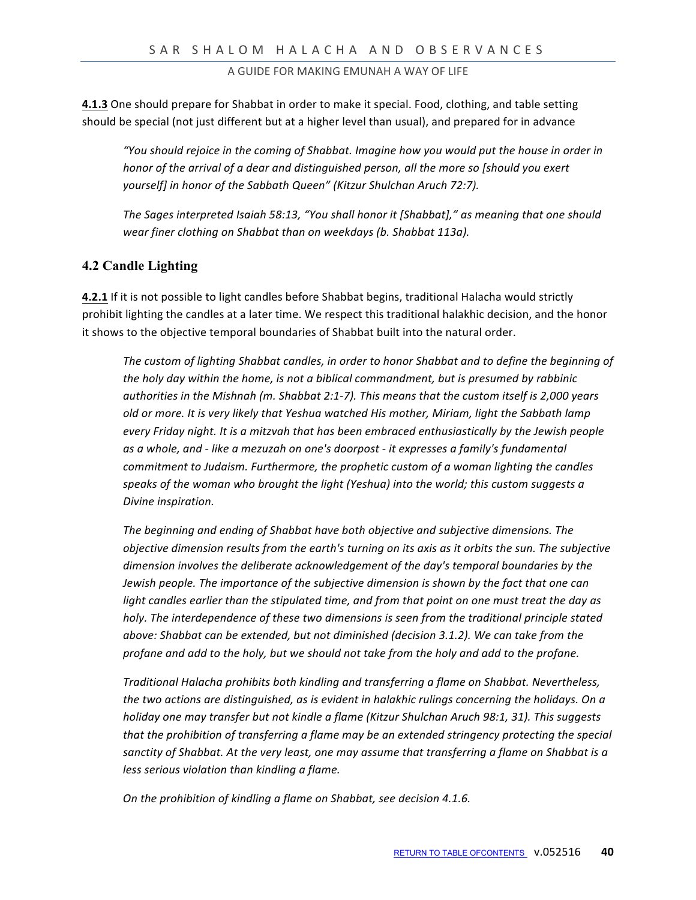**4.1.3** One should prepare for Shabbat in order to make it special. Food, clothing, and table setting should be special (not just different but at a higher level than usual), and prepared for in advance

> *"You should rejoice in the coming of Shabbat. Imagine how you would put the house in order in honor of the arrival of a dear and distinguished person, all the more so [should you exert yourself] in honor of the Sabbath Queen" (Kitzur Shulchan Aruch 72:7).*
>
> *The Sages interpreted Isaiah 58:13, "You shall honor it [Shabbat]," as meaning that one should wear finer clothing on Shabbat than on weekdays (b. Shabbat 113a).*

## 4.2 Candle Lighting

**4.2.1** If it is not possible to light candles before Shabbat begins, traditional Halacha would strictly prohibit lighting the candles at a later time. We respect this traditional halakhic decision, and the honor it shows to the objective temporal boundaries of Shabbat built into the natural order.

> *The custom of lighting Shabbat candles, in order to honor Shabbat and to define the beginning of the holy day within the home, is not a biblical commandment, but is presumed by rabbinic authorities in the Mishnah (m. Shabbat 2:1-7). This means that the custom itself is 2,000 years old or more. It is very likely that Yeshua watched His mother, Miriam, light the Sabbath lamp every Friday night. It is a mitzvah that has been embraced enthusiastically by the Jewish people as a whole, and - like a mezuzah on one's doorpost - it expresses a family's fundamental commitment to Judaism. Furthermore, the prophetic custom of a woman lighting the candles speaks of the woman who brought the light (Yeshua) into the world; this custom suggests a Divine inspiration.*
>
> *The beginning and ending of Shabbat have both objective and subjective dimensions. The objective dimension results from the earth's turning on its axis as it orbits the sun. The subjective dimension involves the deliberate acknowledgement of the day's temporal boundaries by the Jewish people. The importance of the subjective dimension is shown by the fact that one can light candles earlier than the stipulated time, and from that point on one must treat the day as holy. The interdependence of these two dimensions is seen from the traditional principle stated above: Shabbat can be extended, but not diminished (decision 3.1.2). We can take from the profane and add to the holy, but we should not take from the holy and add to the profane.*
>
> *Traditional Halacha prohibits both kindling and transferring a flame on Shabbat. Nevertheless, the two actions are distinguished, as is evident in halakhic rulings concerning the holidays. On a holiday one may transfer but not kindle a flame (Kitzur Shulchan Aruch 98:1, 31). This suggests that the prohibition of transferring a flame may be an extended stringency protecting the special sanctity of Shabbat. At the very least, one may assume that transferring a flame on Shabbat is a less serious violation than kindling a flame.*
>
> *On the prohibition of kindling a flame on Shabbat, see decision 4.1.6.*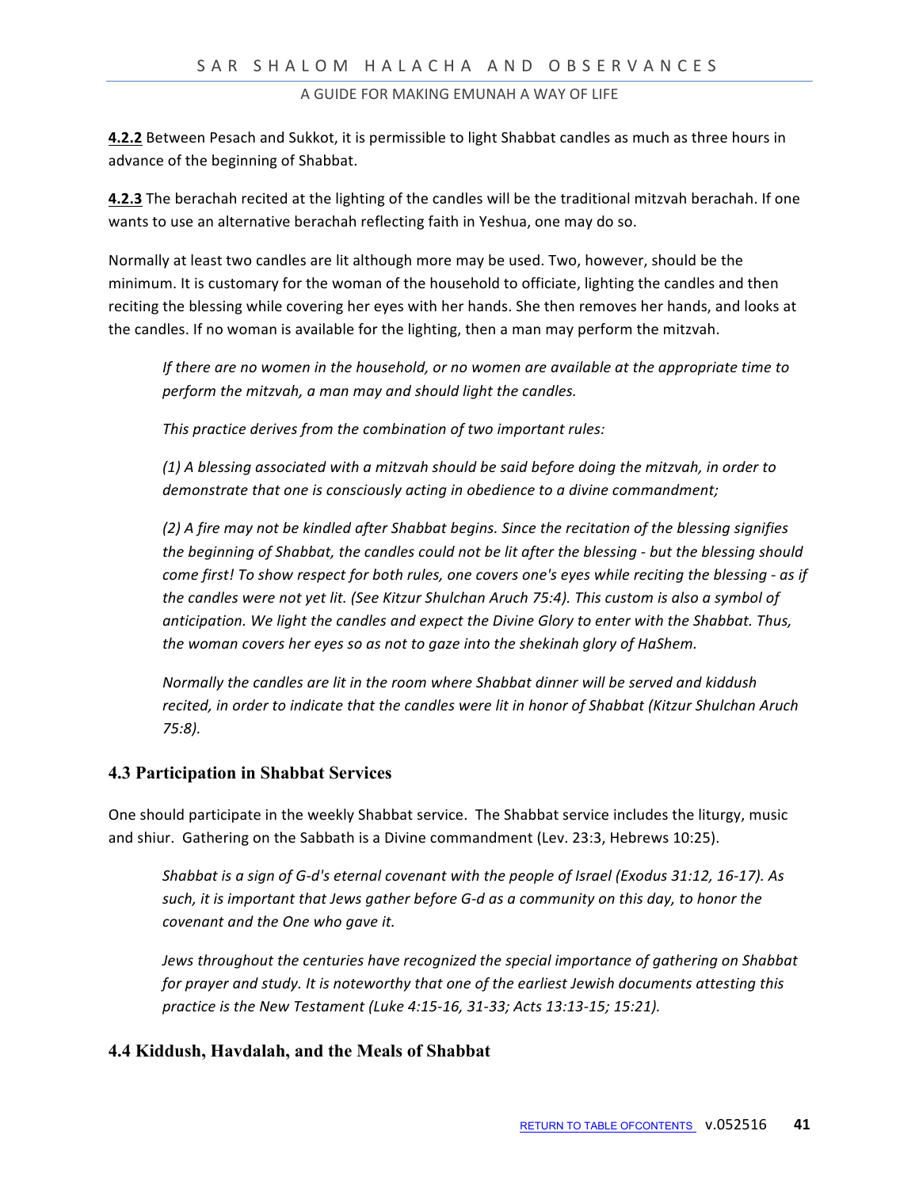**4.2.2** Between Pesach and Sukkot, it is permissible to light Shabbat candles as much as three hours in advance of the beginning of Shabbat.

**4.2.3** The berachah recited at the lighting of the candles will be the traditional mitzvah berachah. If one wants to use an alternative berachah reflecting faith in Yeshua, one may do so.

Normally at least two candles are lit although more may be used. Two, however, should be the minimum. It is customary for the woman of the household to officiate, lighting the candles and then reciting the blessing while covering her eyes with her hands. She then removes her hands, and looks at the candles. If no woman is available for the lighting, then a man may perform the mitzvah.

> *If there are no women in the household, or no women are available at the appropriate time to perform the mitzvah, a man may and should light the candles.*
>
> *This practice derives from the combination of two important rules:*
>
> *(1) A blessing associated with a mitzvah should be said before doing the mitzvah, in order to demonstrate that one is consciously acting in obedience to a divine commandment;*
>
> *(2) A fire may not be kindled after Shabbat begins. Since the recitation of the blessing signifies the beginning of Shabbat, the candles could not be lit after the blessing - but the blessing should come first! To show respect for both rules, one covers one's eyes while reciting the blessing - as if the candles were not yet lit. (See Kitzur Shulchan Aruch 75:4). This custom is also a symbol of anticipation. We light the candles and expect the Divine Glory to enter with the Shabbat. Thus, the woman covers her eyes so as not to gaze into the shekinah glory of HaShem.*
>
> *Normally the candles are lit in the room where Shabbat dinner will be served and kiddush recited, in order to indicate that the candles were lit in honor of Shabbat (Kitzur Shulchan Aruch 75:8).*

### 4.3 Participation in Shabbat Services

One should participate in the weekly Shabbat service. The Shabbat service includes the liturgy, music and shiur. Gathering on the Sabbath is a Divine commandment (Lev. 23:3, Hebrews 10:25).

> *Shabbat is a sign of G-d's eternal covenant with the people of Israel (Exodus 31:12, 16-17). As such, it is important that Jews gather before G-d as a community on this day, to honor the covenant and the One who gave it.*
>
> *Jews throughout the centuries have recognized the special importance of gathering on Shabbat for prayer and study. It is noteworthy that one of the earliest Jewish documents attesting this practice is the New Testament (Luke 4:15-16, 31-33; Acts 13:13-15; 15:21).*

### 4.4 Kiddush, Havdalah, and the Meals of Shabbat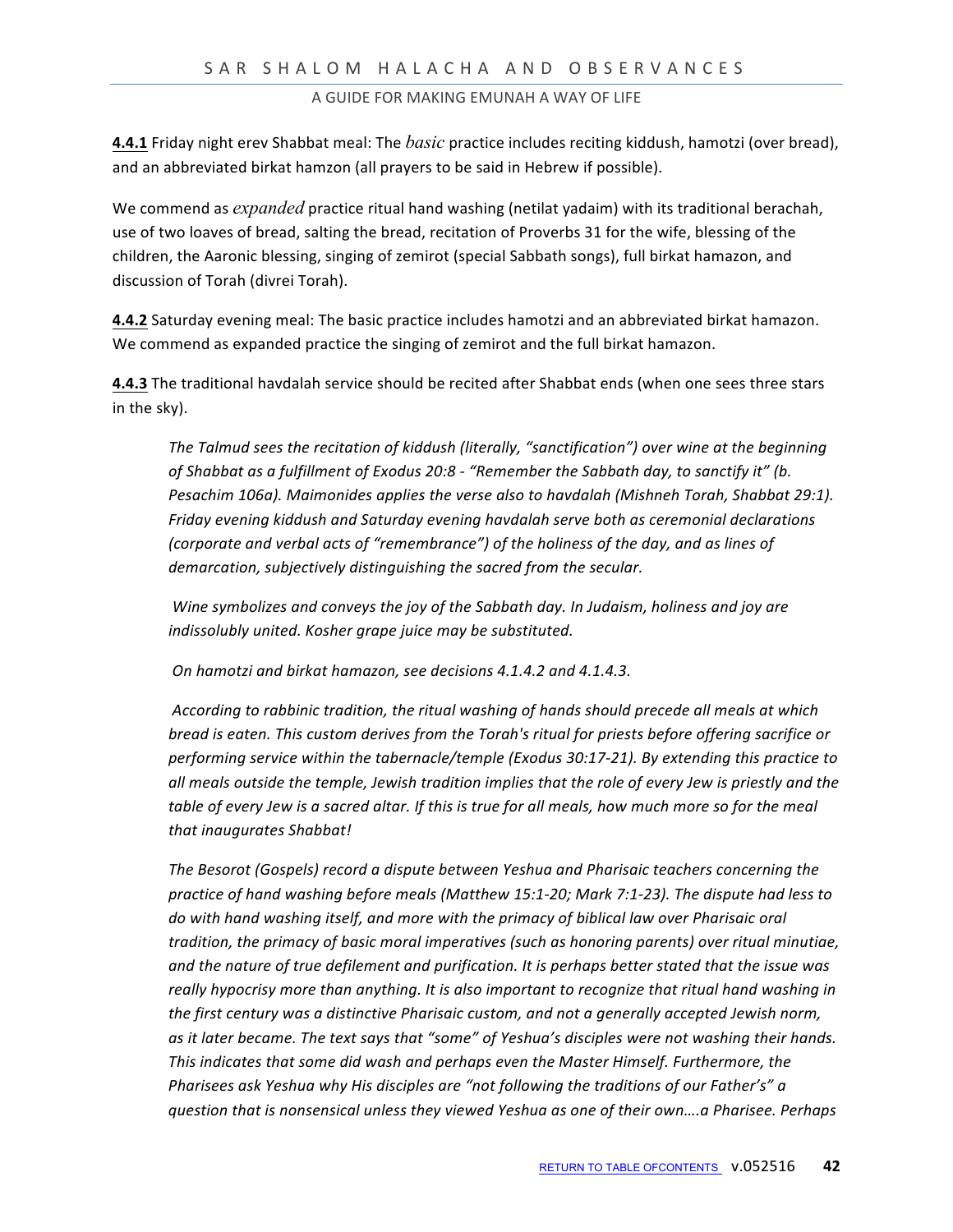**4.4.1** Friday night erev Shabbat meal: The *basic* practice includes reciting kiddush, hamotzi (over bread), and an abbreviated birkat hamzon (all prayers to be said in Hebrew if possible).

We commend as *expanded* practice ritual hand washing (netilat yadaim) with its traditional berachah, use of two loaves of bread, salting the bread, recitation of Proverbs 31 for the wife, blessing of the children, the Aaronic blessing, singing of zemirot (special Sabbath songs), full birkat hamazon, and discussion of Torah (divrei Torah).

**4.4.2** Saturday evening meal: The basic practice includes hamotzi and an abbreviated birkat hamazon. We commend as expanded practice the singing of zemirot and the full birkat hamazon.

**4.4.3** The traditional havdalah service should be recited after Shabbat ends (when one sees three stars in the sky).

> *The Talmud sees the recitation of kiddush (literally, "sanctification") over wine at the beginning of Shabbat as a fulfillment of Exodus 20:8 - "Remember the Sabbath day, to sanctify it" (b. Pesachim 106a). Maimonides applies the verse also to havdalah (Mishneh Torah, Shabbat 29:1). Friday evening kiddush and Saturday evening havdalah serve both as ceremonial declarations (corporate and verbal acts of "remembrance") of the holiness of the day, and as lines of demarcation, subjectively distinguishing the sacred from the secular.*
>
> *Wine symbolizes and conveys the joy of the Sabbath day. In Judaism, holiness and joy are indissolubly united. Kosher grape juice may be substituted.*
>
> *On hamotzi and birkat hamazon, see decisions 4.1.4.2 and 4.1.4.3.*
>
> *According to rabbinic tradition, the ritual washing of hands should precede all meals at which bread is eaten. This custom derives from the Torah's ritual for priests before offering sacrifice or performing service within the tabernacle/temple (Exodus 30:17-21). By extending this practice to all meals outside the temple, Jewish tradition implies that the role of every Jew is priestly and the table of every Jew is a sacred altar. If this is true for all meals, how much more so for the meal that inaugurates Shabbat!*
>
> *The Besorot (Gospels) record a dispute between Yeshua and Pharisaic teachers concerning the practice of hand washing before meals (Matthew 15:1-20; Mark 7:1-23). The dispute had less to do with hand washing itself, and more with the primacy of biblical law over Pharisaic oral tradition, the primacy of basic moral imperatives (such as honoring parents) over ritual minutiae, and the nature of true defilement and purification. It is perhaps better stated that the issue was really hypocrisy more than anything. It is also important to recognize that ritual hand washing in the first century was a distinctive Pharisaic custom, and not a generally accepted Jewish norm, as it later became. The text says that "some" of Yeshua's disciples were not washing their hands. This indicates that some did wash and perhaps even the Master Himself. Furthermore, the Pharisees ask Yeshua why His disciples are "not following the traditions of our Father's" a question that is nonsensical unless they viewed Yeshua as one of their own….a Pharisee. Perhaps*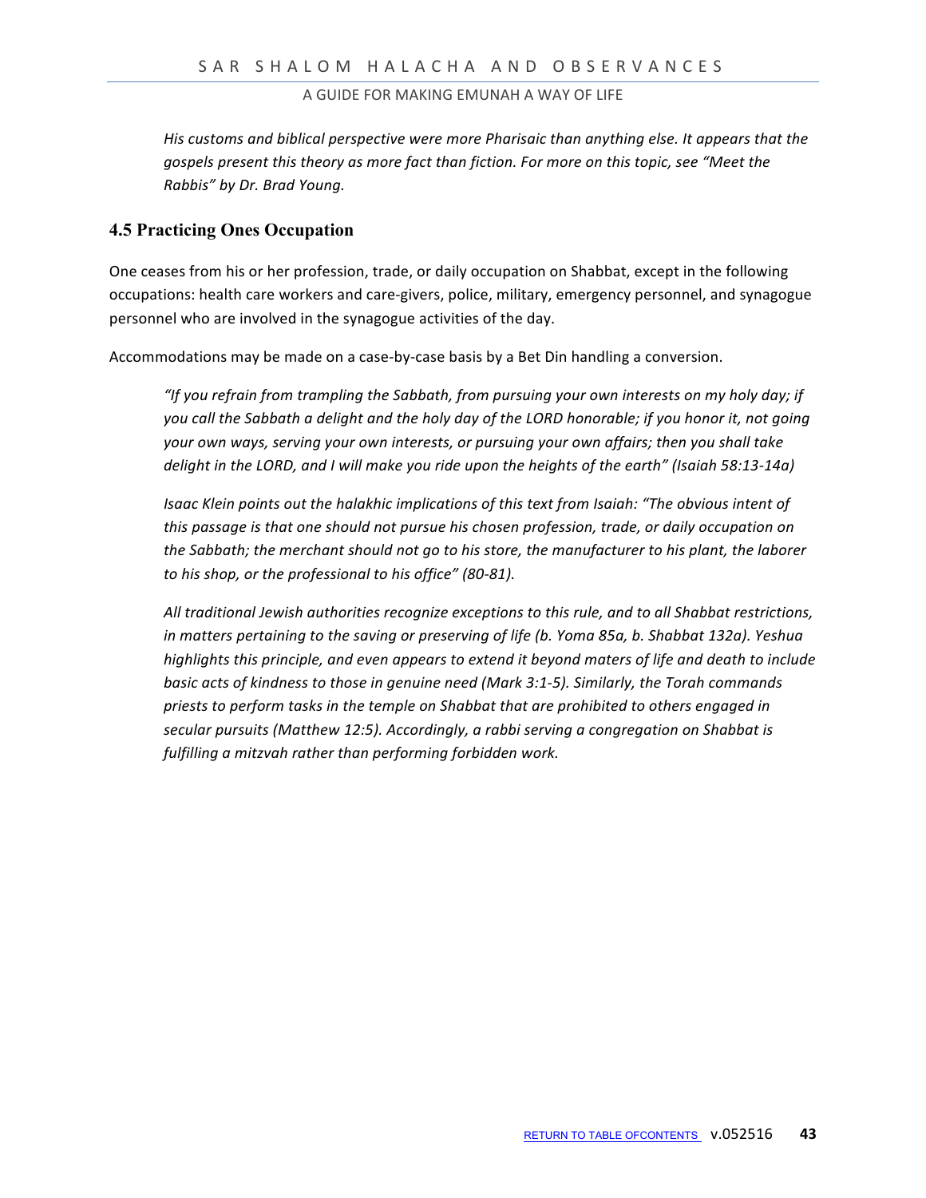*His customs and biblical perspective were more Pharisaic than anything else. It appears that the gospels present this theory as more fact than fiction. For more on this topic, see "Meet the Rabbis" by Dr. Brad Young.*

## 4.5 Practicing Ones Occupation

One ceases from his or her profession, trade, or daily occupation on Shabbat, except in the following occupations: health care workers and care-givers, police, military, emergency personnel, and synagogue personnel who are involved in the synagogue activities of the day.

Accommodations may be made on a case-by-case basis by a Bet Din handling a conversion.

> *"If you refrain from trampling the Sabbath, from pursuing your own interests on my holy day; if you call the Sabbath a delight and the holy day of the LORD honorable; if you honor it, not going your own ways, serving your own interests, or pursuing your own affairs; then you shall take delight in the LORD, and I will make you ride upon the heights of the earth" (Isaiah 58:13-14a)*
>
> *Isaac Klein points out the halakhic implications of this text from Isaiah: "The obvious intent of this passage is that one should not pursue his chosen profession, trade, or daily occupation on the Sabbath; the merchant should not go to his store, the manufacturer to his plant, the laborer to his shop, or the professional to his office" (80-81).*
>
> *All traditional Jewish authorities recognize exceptions to this rule, and to all Shabbat restrictions, in matters pertaining to the saving or preserving of life (b. Yoma 85a, b. Shabbat 132a). Yeshua highlights this principle, and even appears to extend it beyond maters of life and death to include basic acts of kindness to those in genuine need (Mark 3:1-5). Similarly, the Torah commands priests to perform tasks in the temple on Shabbat that are prohibited to others engaged in secular pursuits (Matthew 12:5). Accordingly, a rabbi serving a congregation on Shabbat is fulfilling a mitzvah rather than performing forbidden work.*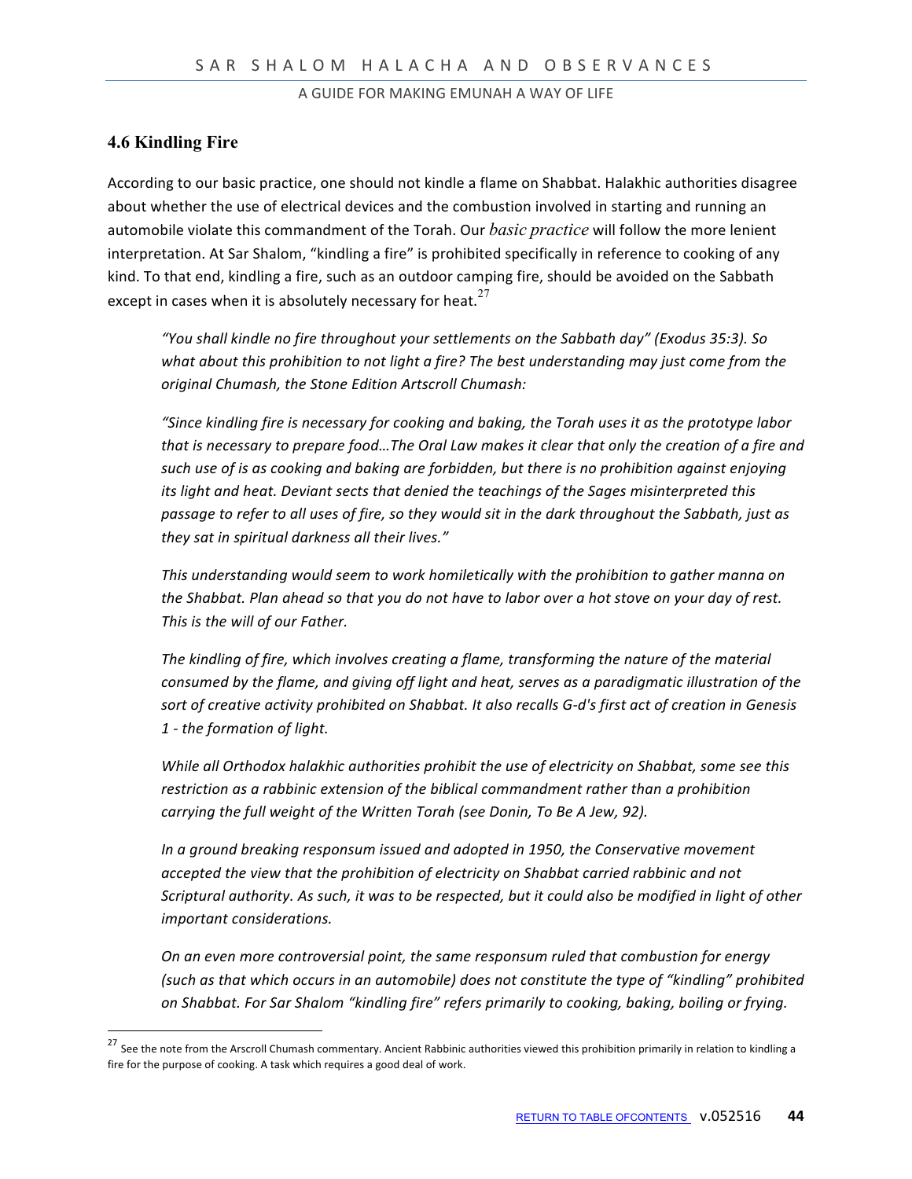## 4.6 Kindling Fire

According to our basic practice, one should not kindle a flame on Shabbat. Halakhic authorities disagree about whether the use of electrical devices and the combustion involved in starting and running an automobile violate this commandment of the Torah. Our *basic practice* will follow the more lenient interpretation. At Sar Shalom, "kindling a fire" is prohibited specifically in reference to cooking of any kind. To that end, kindling a fire, such as an outdoor camping fire, should be avoided on the Sabbath except in cases when it is absolutely necessary for heat.[27]

> *"You shall kindle no fire throughout your settlements on the Sabbath day" (Exodus 35:3). So what about this prohibition to not light a fire? The best understanding may just come from the original Chumash, the Stone Edition Artscroll Chumash:*
>
> *"Since kindling fire is necessary for cooking and baking, the Torah uses it as the prototype labor that is necessary to prepare food…The Oral Law makes it clear that only the creation of a fire and such use of is as cooking and baking are forbidden, but there is no prohibition against enjoying its light and heat. Deviant sects that denied the teachings of the Sages misinterpreted this passage to refer to all uses of fire, so they would sit in the dark throughout the Sabbath, just as they sat in spiritual darkness all their lives."*
>
> *This understanding would seem to work homiletically with the prohibition to gather manna on the Shabbat. Plan ahead so that you do not have to labor over a hot stove on your day of rest. This is the will of our Father.*
>
> *The kindling of fire, which involves creating a flame, transforming the nature of the material consumed by the flame, and giving off light and heat, serves as a paradigmatic illustration of the sort of creative activity prohibited on Shabbat. It also recalls G-d's first act of creation in Genesis 1 - the formation of light.*
>
> *While all Orthodox halakhic authorities prohibit the use of electricity on Shabbat, some see this restriction as a rabbinic extension of the biblical commandment rather than a prohibition carrying the full weight of the Written Torah (see Donin, To Be A Jew, 92).*
>
> *In a ground breaking responsum issued and adopted in 1950, the Conservative movement accepted the view that the prohibition of electricity on Shabbat carried rabbinic and not Scriptural authority. As such, it was to be respected, but it could also be modified in light of other important considerations.*
>
> *On an even more controversial point, the same responsum ruled that combustion for energy (such as that which occurs in an automobile) does not constitute the type of "kindling" prohibited on Shabbat. For Sar Shalom "kindling fire" refers primarily to cooking, baking, boiling or frying.*

---

[27] See the note from the Arscroll Chumash commentary. Ancient Rabbinic authorities viewed this prohibition primarily in relation to kindling a fire for the purpose of cooking. A task which requires a good deal of work.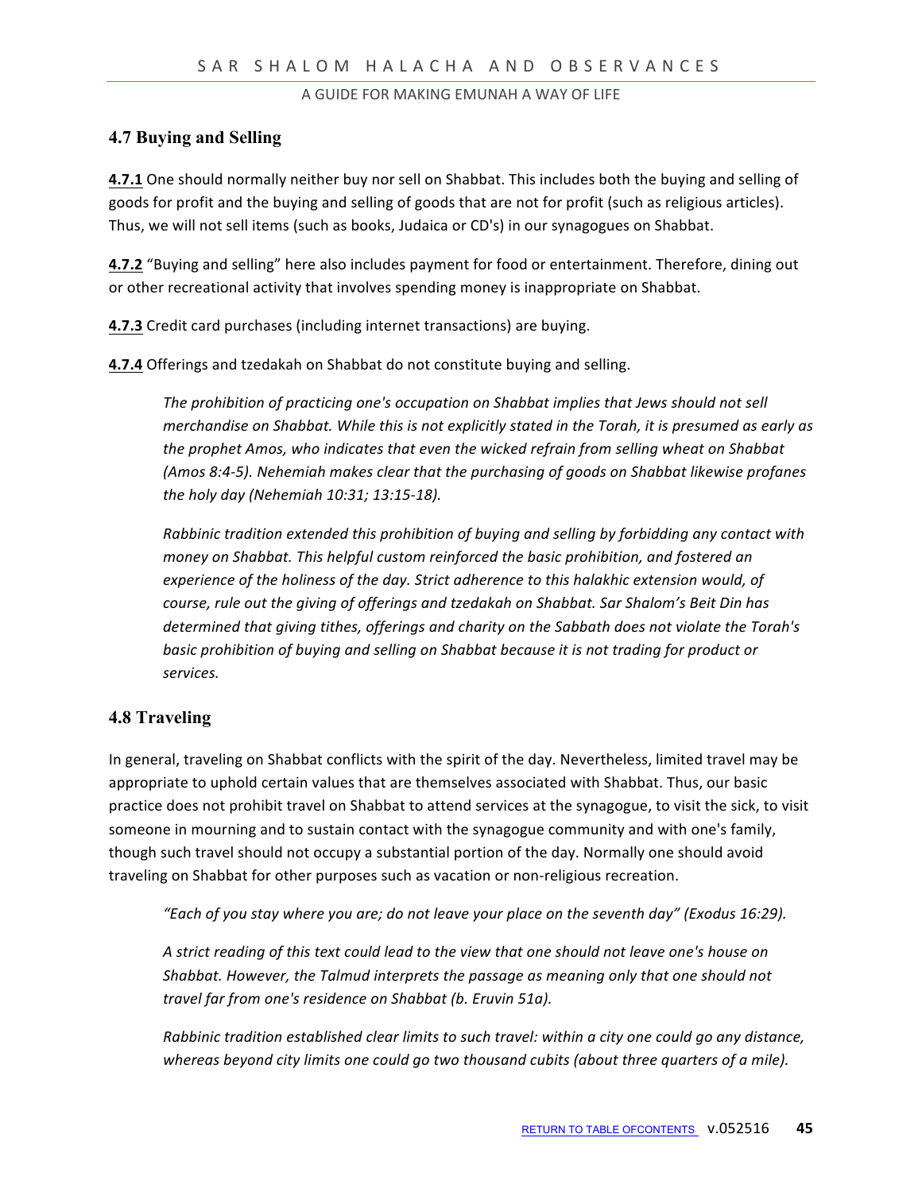## 4.7 Buying and Selling

**4.7.1** One should normally neither buy nor sell on Shabbat. This includes both the buying and selling of goods for profit and the buying and selling of goods that are not for profit (such as religious articles). Thus, we will not sell items (such as books, Judaica or CD's) in our synagogues on Shabbat.

**4.7.2** "Buying and selling" here also includes payment for food or entertainment. Therefore, dining out or other recreational activity that involves spending money is inappropriate on Shabbat.

**4.7.3** Credit card purchases (including internet transactions) are buying.

**4.7.4** Offerings and tzedakah on Shabbat do not constitute buying and selling.

> *The prohibition of practicing one's occupation on Shabbat implies that Jews should not sell merchandise on Shabbat. While this is not explicitly stated in the Torah, it is presumed as early as the prophet Amos, who indicates that even the wicked refrain from selling wheat on Shabbat (Amos 8:4-5). Nehemiah makes clear that the purchasing of goods on Shabbat likewise profanes the holy day (Nehemiah 10:31; 13:15-18).*
>
> *Rabbinic tradition extended this prohibition of buying and selling by forbidding any contact with money on Shabbat. This helpful custom reinforced the basic prohibition, and fostered an experience of the holiness of the day. Strict adherence to this halakhic extension would, of course, rule out the giving of offerings and tzedakah on Shabbat. Sar Shalom's Beit Din has determined that giving tithes, offerings and charity on the Sabbath does not violate the Torah's basic prohibition of buying and selling on Shabbat because it is not trading for product or services.*

## 4.8 Traveling

In general, traveling on Shabbat conflicts with the spirit of the day. Nevertheless, limited travel may be appropriate to uphold certain values that are themselves associated with Shabbat. Thus, our basic practice does not prohibit travel on Shabbat to attend services at the synagogue, to visit the sick, to visit someone in mourning and to sustain contact with the synagogue community and with one's family, though such travel should not occupy a substantial portion of the day. Normally one should avoid traveling on Shabbat for other purposes such as vacation or non-religious recreation.

> *"Each of you stay where you are; do not leave your place on the seventh day" (Exodus 16:29).*
>
> *A strict reading of this text could lead to the view that one should not leave one's house on Shabbat. However, the Talmud interprets the passage as meaning only that one should not travel far from one's residence on Shabbat (b. Eruvin 51a).*
>
> *Rabbinic tradition established clear limits to such travel: within a city one could go any distance, whereas beyond city limits one could go two thousand cubits (about three quarters of a mile).*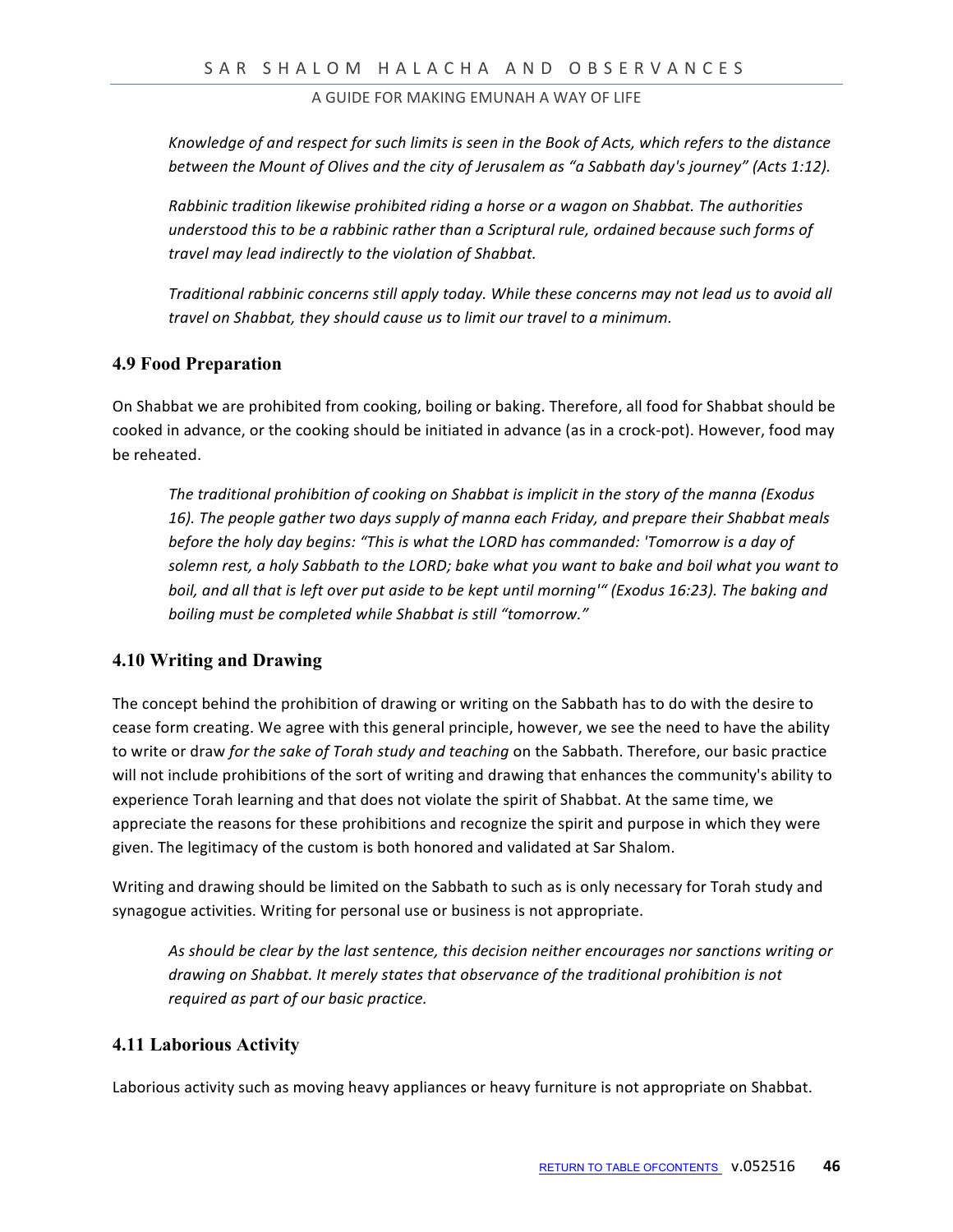*Knowledge of and respect for such limits is seen in the Book of Acts, which refers to the distance between the Mount of Olives and the city of Jerusalem as "a Sabbath day's journey" (Acts 1:12).*

*Rabbinic tradition likewise prohibited riding a horse or a wagon on Shabbat. The authorities understood this to be a rabbinic rather than a Scriptural rule, ordained because such forms of travel may lead indirectly to the violation of Shabbat.*

*Traditional rabbinic concerns still apply today. While these concerns may not lead us to avoid all travel on Shabbat, they should cause us to limit our travel to a minimum.*

### 4.9 Food Preparation

On Shabbat we are prohibited from cooking, boiling or baking. Therefore, all food for Shabbat should be cooked in advance, or the cooking should be initiated in advance (as in a crock-pot). However, food may be reheated.

*The traditional prohibition of cooking on Shabbat is implicit in the story of the manna (Exodus 16). The people gather two days supply of manna each Friday, and prepare their Shabbat meals before the holy day begins: "This is what the LORD has commanded: 'Tomorrow is a day of solemn rest, a holy Sabbath to the LORD; bake what you want to bake and boil what you want to boil, and all that is left over put aside to be kept until morning'" (Exodus 16:23). The baking and boiling must be completed while Shabbat is still "tomorrow."*

### 4.10 Writing and Drawing

The concept behind the prohibition of drawing or writing on the Sabbath has to do with the desire to cease form creating. We agree with this general principle, however, we see the need to have the ability to write or draw *for the sake of Torah study and teaching* on the Sabbath. Therefore, our basic practice will not include prohibitions of the sort of writing and drawing that enhances the community's ability to experience Torah learning and that does not violate the spirit of Shabbat. At the same time, we appreciate the reasons for these prohibitions and recognize the spirit and purpose in which they were given. The legitimacy of the custom is both honored and validated at Sar Shalom.

Writing and drawing should be limited on the Sabbath to such as is only necessary for Torah study and synagogue activities. Writing for personal use or business is not appropriate.

*As should be clear by the last sentence, this decision neither encourages nor sanctions writing or drawing on Shabbat. It merely states that observance of the traditional prohibition is not required as part of our basic practice.*

### 4.11 Laborious Activity

Laborious activity such as moving heavy appliances or heavy furniture is not appropriate on Shabbat.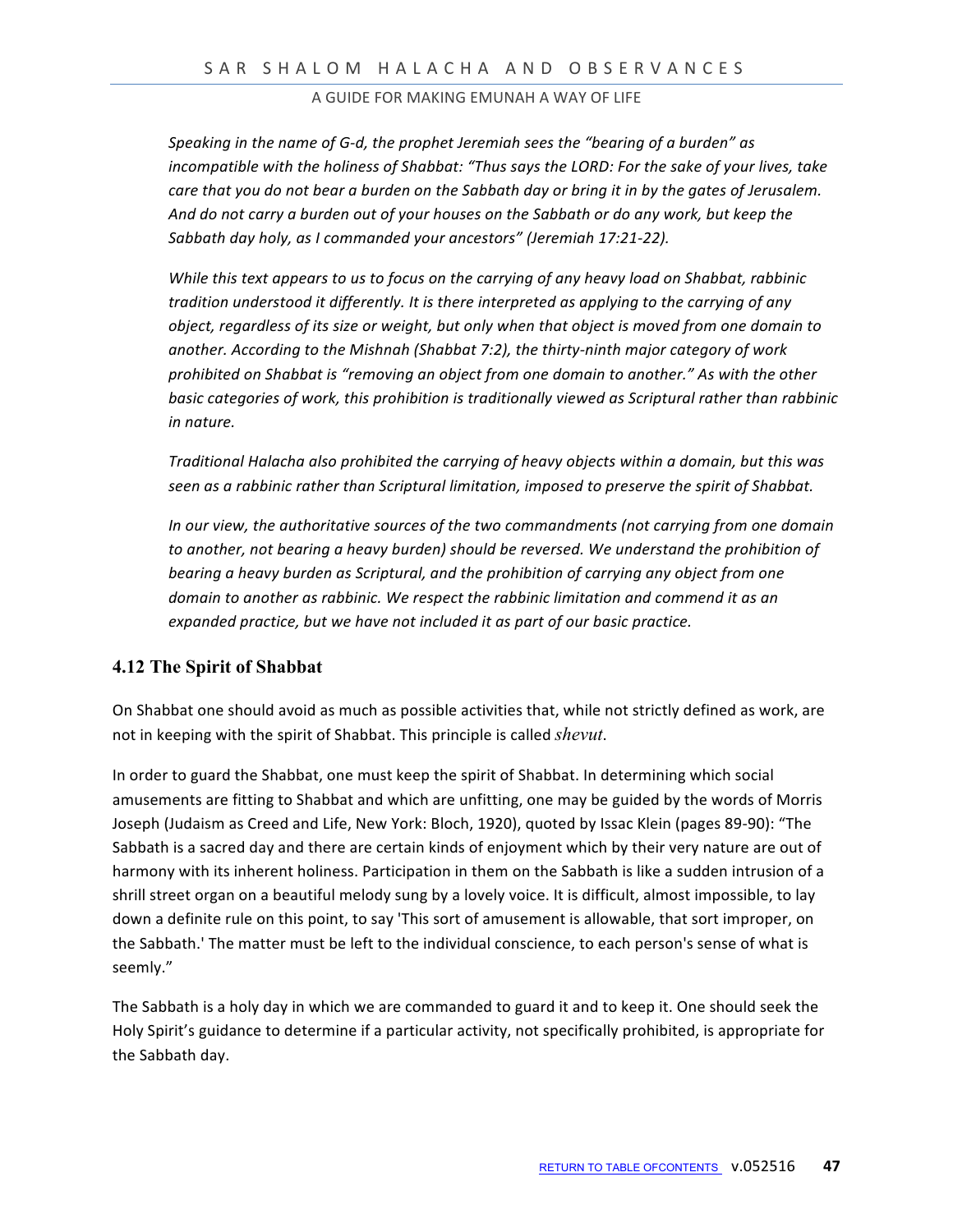*Speaking in the name of G-d, the prophet Jeremiah sees the "bearing of a burden" as incompatible with the holiness of Shabbat: "Thus says the LORD: For the sake of your lives, take care that you do not bear a burden on the Sabbath day or bring it in by the gates of Jerusalem. And do not carry a burden out of your houses on the Sabbath or do any work, but keep the Sabbath day holy, as I commanded your ancestors" (Jeremiah 17:21-22).*

*While this text appears to us to focus on the carrying of any heavy load on Shabbat, rabbinic tradition understood it differently. It is there interpreted as applying to the carrying of any object, regardless of its size or weight, but only when that object is moved from one domain to another. According to the Mishnah (Shabbat 7:2), the thirty-ninth major category of work prohibited on Shabbat is "removing an object from one domain to another." As with the other basic categories of work, this prohibition is traditionally viewed as Scriptural rather than rabbinic in nature.*

*Traditional Halacha also prohibited the carrying of heavy objects within a domain, but this was seen as a rabbinic rather than Scriptural limitation, imposed to preserve the spirit of Shabbat.*

*In our view, the authoritative sources of the two commandments (not carrying from one domain to another, not bearing a heavy burden) should be reversed. We understand the prohibition of bearing a heavy burden as Scriptural, and the prohibition of carrying any object from one domain to another as rabbinic. We respect the rabbinic limitation and commend it as an expanded practice, but we have not included it as part of our basic practice.*

## 4.12 The Spirit of Shabbat

On Shabbat one should avoid as much as possible activities that, while not strictly defined as work, are not in keeping with the spirit of Shabbat. This principle is called *shevut*.

In order to guard the Shabbat, one must keep the spirit of Shabbat. In determining which social amusements are fitting to Shabbat and which are unfitting, one may be guided by the words of Morris Joseph (Judaism as Creed and Life, New York: Bloch, 1920), quoted by Issac Klein (pages 89-90): "The Sabbath is a sacred day and there are certain kinds of enjoyment which by their very nature are out of harmony with its inherent holiness. Participation in them on the Sabbath is like a sudden intrusion of a shrill street organ on a beautiful melody sung by a lovely voice. It is difficult, almost impossible, to lay down a definite rule on this point, to say 'This sort of amusement is allowable, that sort improper, on the Sabbath.' The matter must be left to the individual conscience, to each person's sense of what is seemly."

The Sabbath is a holy day in which we are commanded to guard it and to keep it. One should seek the Holy Spirit's guidance to determine if a particular activity, not specifically prohibited, is appropriate for the Sabbath day.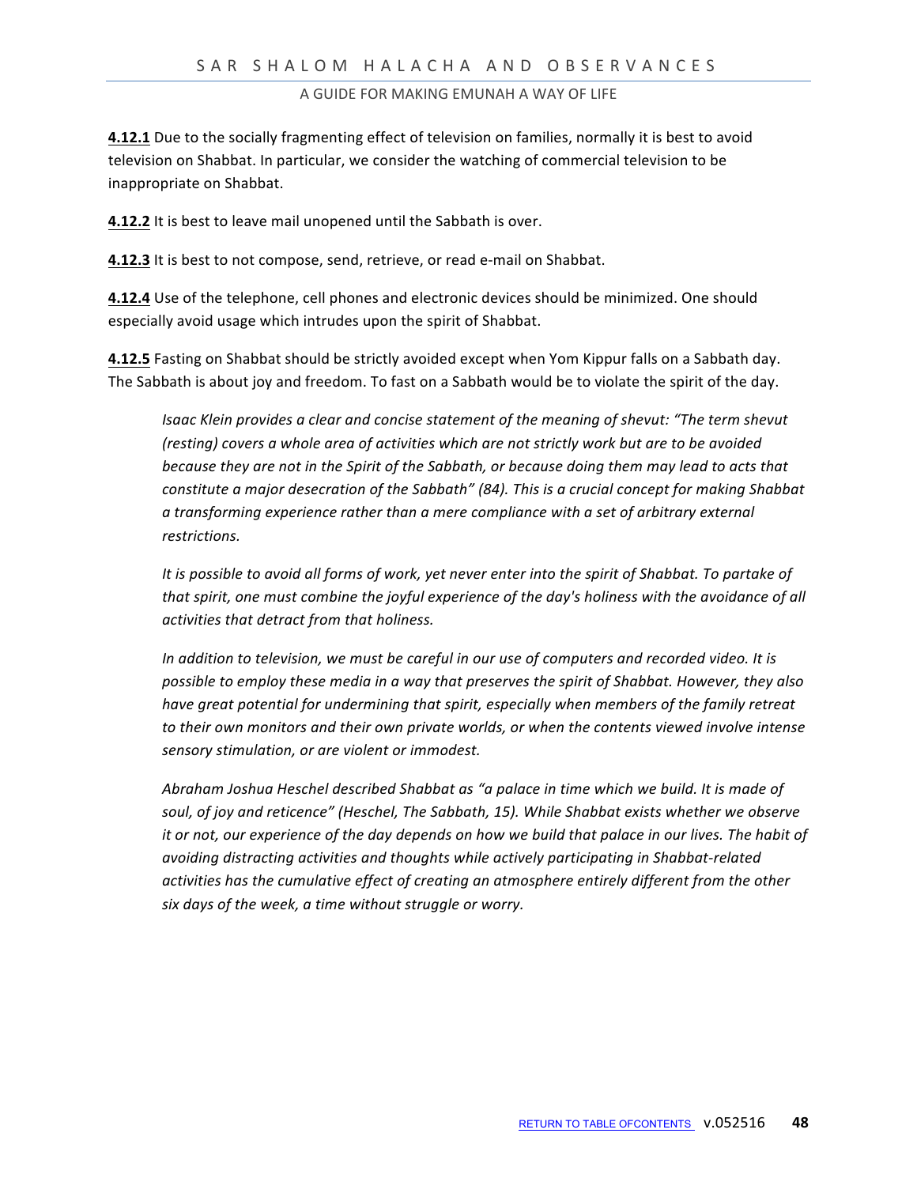**4.12.1** Due to the socially fragmenting effect of television on families, normally it is best to avoid television on Shabbat. In particular, we consider the watching of commercial television to be inappropriate on Shabbat.

**4.12.2** It is best to leave mail unopened until the Sabbath is over.

**4.12.3** It is best to not compose, send, retrieve, or read e-mail on Shabbat.

**4.12.4** Use of the telephone, cell phones and electronic devices should be minimized. One should especially avoid usage which intrudes upon the spirit of Shabbat.

**4.12.5** Fasting on Shabbat should be strictly avoided except when Yom Kippur falls on a Sabbath day. The Sabbath is about joy and freedom. To fast on a Sabbath would be to violate the spirit of the day.

> *Isaac Klein provides a clear and concise statement of the meaning of shevut: "The term shevut (resting) covers a whole area of activities which are not strictly work but are to be avoided because they are not in the Spirit of the Sabbath, or because doing them may lead to acts that constitute a major desecration of the Sabbath" (84). This is a crucial concept for making Shabbat a transforming experience rather than a mere compliance with a set of arbitrary external restrictions.*
>
> *It is possible to avoid all forms of work, yet never enter into the spirit of Shabbat. To partake of that spirit, one must combine the joyful experience of the day's holiness with the avoidance of all activities that detract from that holiness.*
>
> *In addition to television, we must be careful in our use of computers and recorded video. It is possible to employ these media in a way that preserves the spirit of Shabbat. However, they also have great potential for undermining that spirit, especially when members of the family retreat to their own monitors and their own private worlds, or when the contents viewed involve intense sensory stimulation, or are violent or immodest.*
>
> *Abraham Joshua Heschel described Shabbat as "a palace in time which we build. It is made of soul, of joy and reticence" (Heschel, The Sabbath, 15). While Shabbat exists whether we observe it or not, our experience of the day depends on how we build that palace in our lives. The habit of avoiding distracting activities and thoughts while actively participating in Shabbat-related activities has the cumulative effect of creating an atmosphere entirely different from the other six days of the week, a time without struggle or worry.*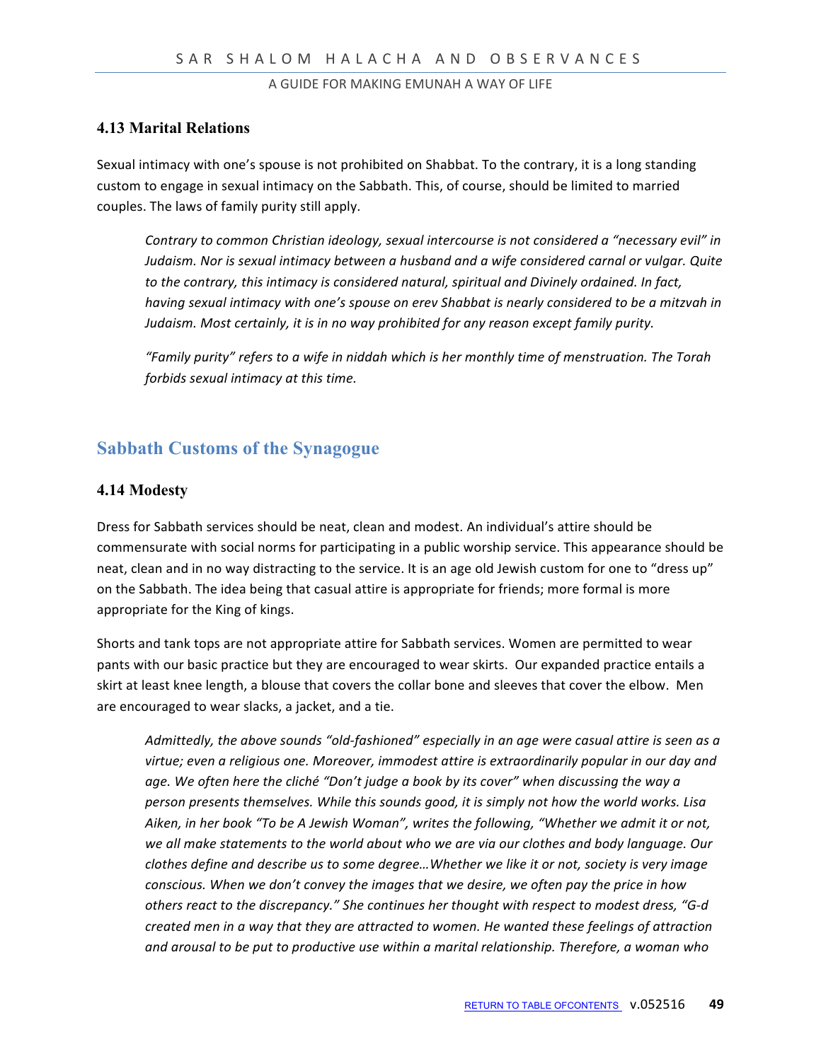### 4.13 Marital Relations

Sexual intimacy with one's spouse is not prohibited on Shabbat. To the contrary, it is a long standing custom to engage in sexual intimacy on the Sabbath. This, of course, should be limited to married couples. The laws of family purity still apply.

> *Contrary to common Christian ideology, sexual intercourse is not considered a "necessary evil" in Judaism. Nor is sexual intimacy between a husband and a wife considered carnal or vulgar. Quite to the contrary, this intimacy is considered natural, spiritual and Divinely ordained. In fact, having sexual intimacy with one's spouse on erev Shabbat is nearly considered to be a mitzvah in Judaism. Most certainly, it is in no way prohibited for any reason except family purity.*
>
> *"Family purity" refers to a wife in niddah which is her monthly time of menstruation. The Torah forbids sexual intimacy at this time.*

## Sabbath Customs of the Synagogue

### 4.14 Modesty

Dress for Sabbath services should be neat, clean and modest. An individual's attire should be commensurate with social norms for participating in a public worship service. This appearance should be neat, clean and in no way distracting to the service. It is an age old Jewish custom for one to "dress up" on the Sabbath. The idea being that casual attire is appropriate for friends; more formal is more appropriate for the King of kings.

Shorts and tank tops are not appropriate attire for Sabbath services. Women are permitted to wear pants with our basic practice but they are encouraged to wear skirts. Our expanded practice entails a skirt at least knee length, a blouse that covers the collar bone and sleeves that cover the elbow. Men are encouraged to wear slacks, a jacket, and a tie.

> *Admittedly, the above sounds "old-fashioned" especially in an age were casual attire is seen as a virtue; even a religious one. Moreover, immodest attire is extraordinarily popular in our day and age. We often here the cliché "Don't judge a book by its cover" when discussing the way a person presents themselves. While this sounds good, it is simply not how the world works. Lisa Aiken, in her book "To be A Jewish Woman", writes the following, "Whether we admit it or not, we all make statements to the world about who we are via our clothes and body language. Our clothes define and describe us to some degree…Whether we like it or not, society is very image conscious. When we don't convey the images that we desire, we often pay the price in how others react to the discrepancy." She continues her thought with respect to modest dress, "G-d created men in a way that they are attracted to women. He wanted these feelings of attraction and arousal to be put to productive use within a marital relationship. Therefore, a woman who*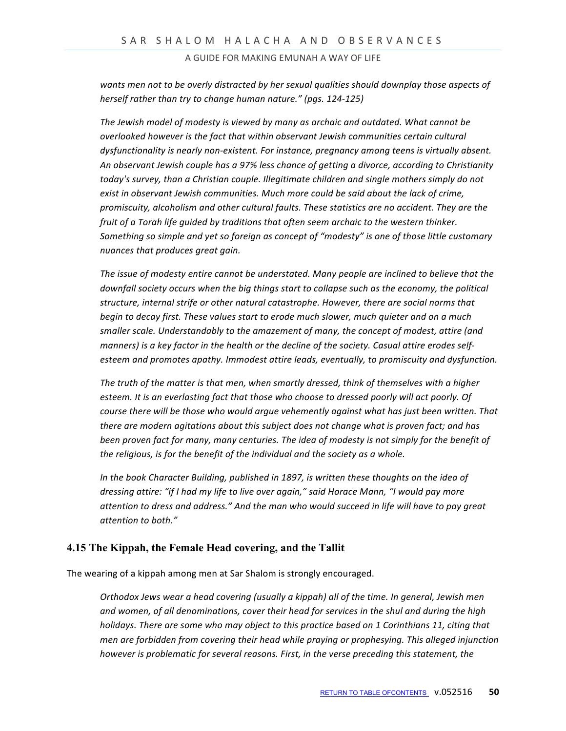*wants men not to be overly distracted by her sexual qualities should downplay those aspects of herself rather than try to change human nature." (pgs. 124-125)*

*The Jewish model of modesty is viewed by many as archaic and outdated. What cannot be overlooked however is the fact that within observant Jewish communities certain cultural dysfunctionality is nearly non-existent. For instance, pregnancy among teens is virtually absent. An observant Jewish couple has a 97% less chance of getting a divorce, according to Christianity today's survey, than a Christian couple. Illegitimate children and single mothers simply do not exist in observant Jewish communities. Much more could be said about the lack of crime, promiscuity, alcoholism and other cultural faults. These statistics are no accident. They are the fruit of a Torah life guided by traditions that often seem archaic to the western thinker. Something so simple and yet so foreign as concept of "modesty" is one of those little customary nuances that produces great gain.*

*The issue of modesty entire cannot be understated. Many people are inclined to believe that the downfall society occurs when the big things start to collapse such as the economy, the political structure, internal strife or other natural catastrophe. However, there are social norms that begin to decay first. These values start to erode much slower, much quieter and on a much smaller scale. Understandably to the amazement of many, the concept of modest, attire (and manners) is a key factor in the health or the decline of the society. Casual attire erodes self-esteem and promotes apathy. Immodest attire leads, eventually, to promiscuity and dysfunction.*

*The truth of the matter is that men, when smartly dressed, think of themselves with a higher esteem. It is an everlasting fact that those who choose to dressed poorly will act poorly. Of course there will be those who would argue vehemently against what has just been written. That there are modern agitations about this subject does not change what is proven fact; and has been proven fact for many, many centuries. The idea of modesty is not simply for the benefit of the religious, is for the benefit of the individual and the society as a whole.*

*In the book Character Building, published in 1897, is written these thoughts on the idea of dressing attire: "if I had my life to live over again," said Horace Mann, "I would pay more attention to dress and address." And the man who would succeed in life will have to pay great attention to both."*

## 4.15 The Kippah, the Female Head covering, and the Tallit

The wearing of a kippah among men at Sar Shalom is strongly encouraged.

*Orthodox Jews wear a head covering (usually a kippah) all of the time. In general, Jewish men and women, of all denominations, cover their head for services in the shul and during the high holidays. There are some who may object to this practice based on 1 Corinthians 11, citing that men are forbidden from covering their head while praying or prophesying. This alleged injunction however is problematic for several reasons. First, in the verse preceding this statement, the*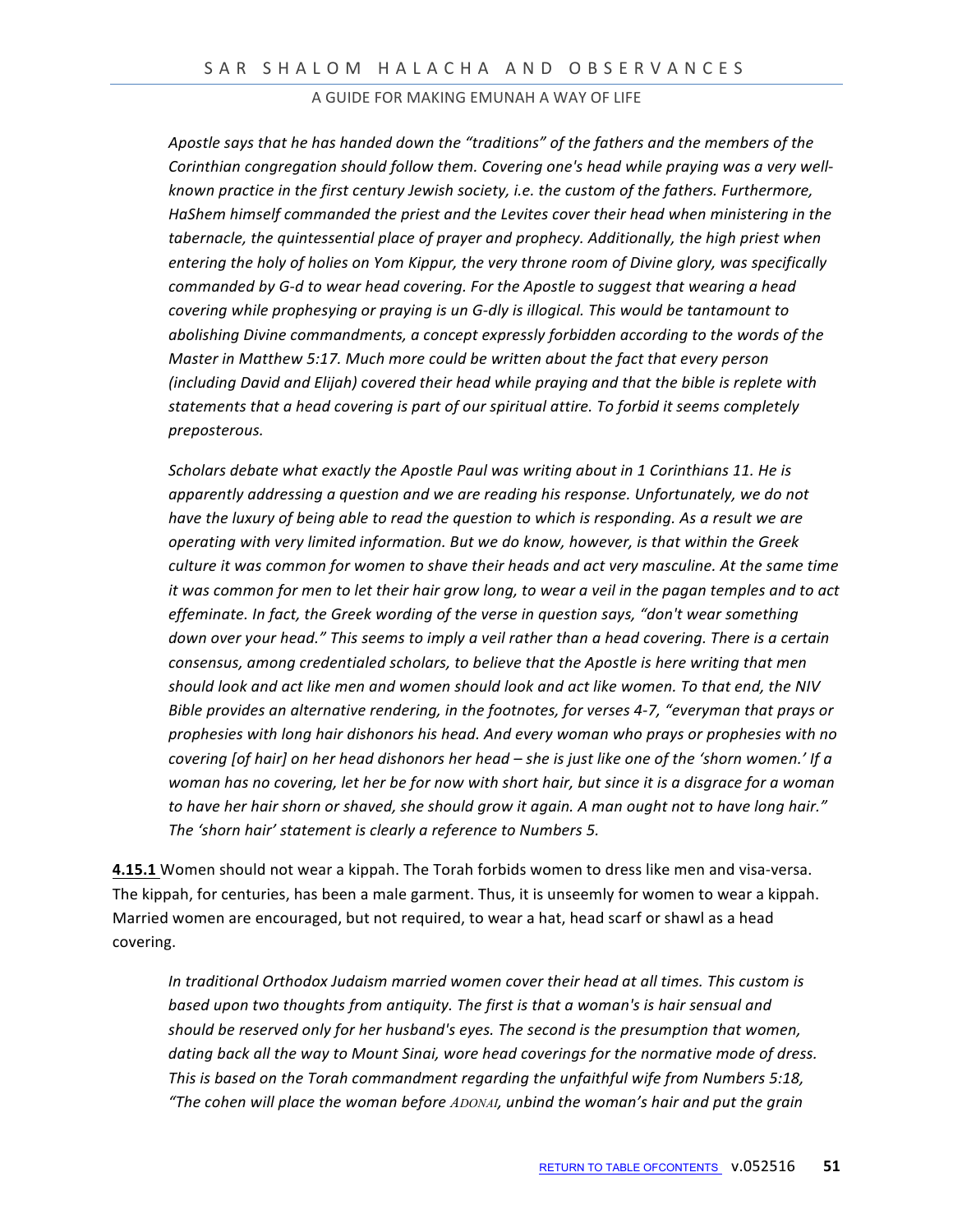*Apostle says that he has handed down the "traditions" of the fathers and the members of the Corinthian congregation should follow them. Covering one's head while praying was a very well-known practice in the first century Jewish society, i.e. the custom of the fathers. Furthermore, HaShem himself commanded the priest and the Levites cover their head when ministering in the tabernacle, the quintessential place of prayer and prophecy. Additionally, the high priest when entering the holy of holies on Yom Kippur, the very throne room of Divine glory, was specifically commanded by G-d to wear head covering. For the Apostle to suggest that wearing a head covering while prophesying or praying is un G-dly is illogical. This would be tantamount to abolishing Divine commandments, a concept expressly forbidden according to the words of the Master in Matthew 5:17. Much more could be written about the fact that every person (including David and Elijah) covered their head while praying and that the bible is replete with statements that a head covering is part of our spiritual attire. To forbid it seems completely preposterous.*

*Scholars debate what exactly the Apostle Paul was writing about in 1 Corinthians 11. He is apparently addressing a question and we are reading his response. Unfortunately, we do not have the luxury of being able to read the question to which is responding. As a result we are operating with very limited information. But we do know, however, is that within the Greek culture it was common for women to shave their heads and act very masculine. At the same time it was common for men to let their hair grow long, to wear a veil in the pagan temples and to act effeminate. In fact, the Greek wording of the verse in question says, "don't wear something down over your head." This seems to imply a veil rather than a head covering. There is a certain consensus, among credentialed scholars, to believe that the Apostle is here writing that men should look and act like men and women should look and act like women. To that end, the NIV Bible provides an alternative rendering, in the footnotes, for verses 4-7, "everyman that prays or prophesies with long hair dishonors his head. And every woman who prays or prophesies with no covering [of hair] on her head dishonors her head – she is just like one of the 'shorn women.' If a woman has no covering, let her be for now with short hair, but since it is a disgrace for a woman to have her hair shorn or shaved, she should grow it again. A man ought not to have long hair." The 'shorn hair' statement is clearly a reference to Numbers 5.*

**4.15.1** Women should not wear a kippah. The Torah forbids women to dress like men and visa-versa. The kippah, for centuries, has been a male garment. Thus, it is unseemly for women to wear a kippah. Married women are encouraged, but not required, to wear a hat, head scarf or shawl as a head covering.

*In traditional Orthodox Judaism married women cover their head at all times. This custom is based upon two thoughts from antiquity. The first is that a woman's is hair sensual and should be reserved only for her husband's eyes. The second is the presumption that women, dating back all the way to Mount Sinai, wore head coverings for the normative mode of dress. This is based on the Torah commandment regarding the unfaithful wife from Numbers 5:18, "The cohen will place the woman before ADONAI, unbind the woman's hair and put the grain*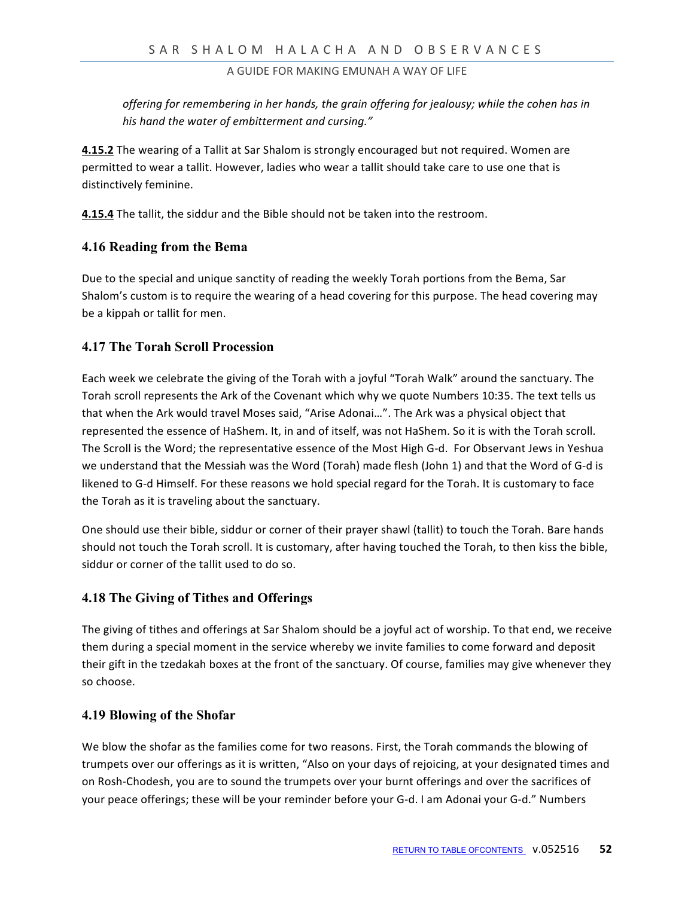*offering for remembering in her hands, the grain offering for jealousy; while the cohen has in his hand the water of embitterment and cursing."*

**4.15.2** The wearing of a Tallit at Sar Shalom is strongly encouraged but not required. Women are permitted to wear a tallit. However, ladies who wear a tallit should take care to use one that is distinctively feminine.

**4.15.4** The tallit, the siddur and the Bible should not be taken into the restroom.

### 4.16 Reading from the Bema

Due to the special and unique sanctity of reading the weekly Torah portions from the Bema, Sar Shalom's custom is to require the wearing of a head covering for this purpose. The head covering may be a kippah or tallit for men.

### 4.17 The Torah Scroll Procession

Each week we celebrate the giving of the Torah with a joyful "Torah Walk" around the sanctuary. The Torah scroll represents the Ark of the Covenant which why we quote Numbers 10:35. The text tells us that when the Ark would travel Moses said, "Arise Adonai…". The Ark was a physical object that represented the essence of HaShem. It, in and of itself, was not HaShem. So it is with the Torah scroll. The Scroll is the Word; the representative essence of the Most High G-d. For Observant Jews in Yeshua we understand that the Messiah was the Word (Torah) made flesh (John 1) and that the Word of G-d is likened to G-d Himself. For these reasons we hold special regard for the Torah. It is customary to face the Torah as it is traveling about the sanctuary.

One should use their bible, siddur or corner of their prayer shawl (tallit) to touch the Torah. Bare hands should not touch the Torah scroll. It is customary, after having touched the Torah, to then kiss the bible, siddur or corner of the tallit used to do so.

### 4.18 The Giving of Tithes and Offerings

The giving of tithes and offerings at Sar Shalom should be a joyful act of worship. To that end, we receive them during a special moment in the service whereby we invite families to come forward and deposit their gift in the tzedakah boxes at the front of the sanctuary. Of course, families may give whenever they so choose.

### 4.19 Blowing of the Shofar

We blow the shofar as the families come for two reasons. First, the Torah commands the blowing of trumpets over our offerings as it is written, "Also on your days of rejoicing, at your designated times and on Rosh-Chodesh, you are to sound the trumpets over your burnt offerings and over the sacrifices of your peace offerings; these will be your reminder before your G-d. I am Adonai your G-d." Numbers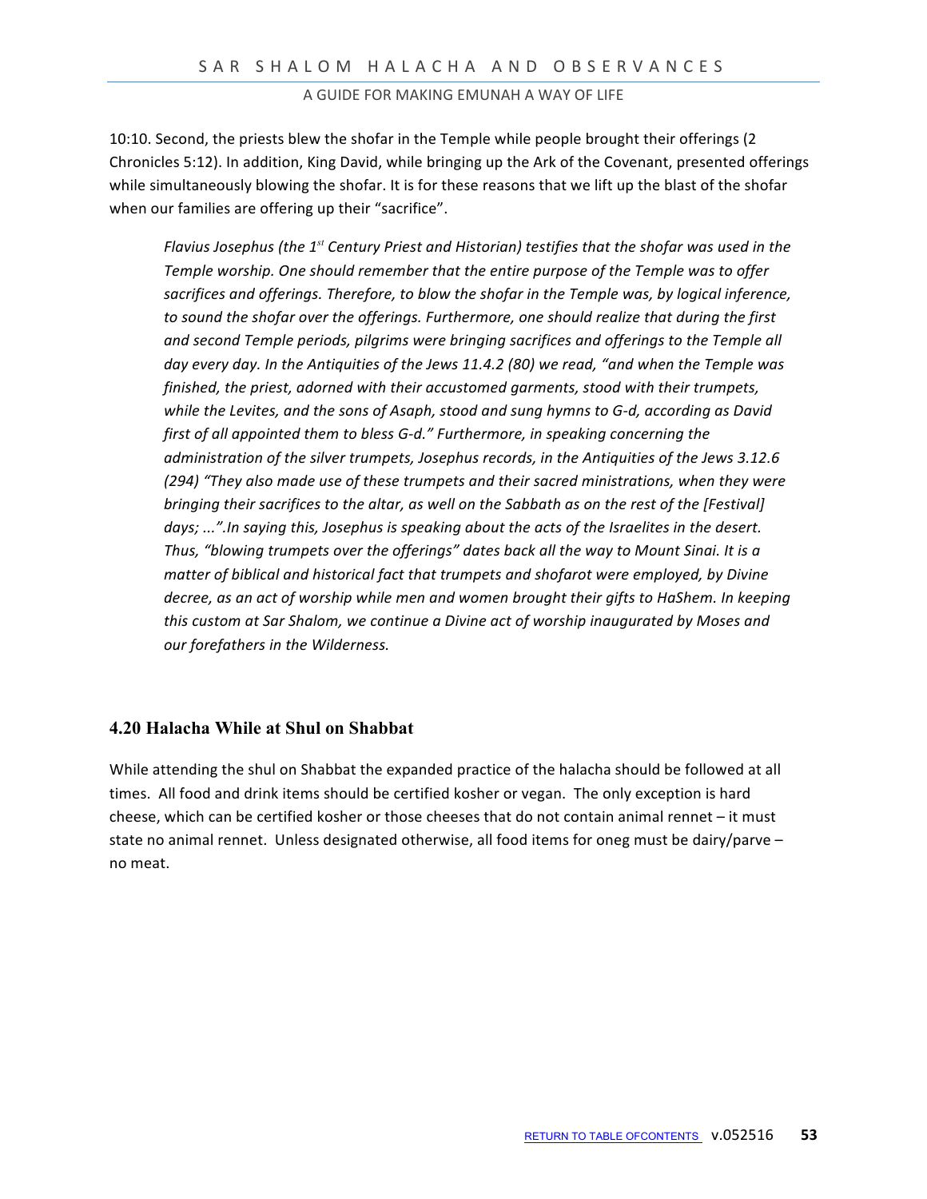10:10. Second, the priests blew the shofar in the Temple while people brought their offerings (2 Chronicles 5:12). In addition, King David, while bringing up the Ark of the Covenant, presented offerings while simultaneously blowing the shofar. It is for these reasons that we lift up the blast of the shofar when our families are offering up their "sacrifice".

> *Flavius Josephus (the 1st Century Priest and Historian) testifies that the shofar was used in the Temple worship. One should remember that the entire purpose of the Temple was to offer sacrifices and offerings. Therefore, to blow the shofar in the Temple was, by logical inference, to sound the shofar over the offerings. Furthermore, one should realize that during the first and second Temple periods, pilgrims were bringing sacrifices and offerings to the Temple all day every day. In the Antiquities of the Jews 11.4.2 (80) we read, "and when the Temple was finished, the priest, adorned with their accustomed garments, stood with their trumpets, while the Levites, and the sons of Asaph, stood and sung hymns to G-d, according as David first of all appointed them to bless G-d." Furthermore, in speaking concerning the administration of the silver trumpets, Josephus records, in the Antiquities of the Jews 3.12.6 (294) "They also made use of these trumpets and their sacred ministrations, when they were bringing their sacrifices to the altar, as well on the Sabbath as on the rest of the [Festival] days; ...".In saying this, Josephus is speaking about the acts of the Israelites in the desert. Thus, "blowing trumpets over the offerings" dates back all the way to Mount Sinai. It is a matter of biblical and historical fact that trumpets and shofarot were employed, by Divine decree, as an act of worship while men and women brought their gifts to HaShem. In keeping this custom at Sar Shalom, we continue a Divine act of worship inaugurated by Moses and our forefathers in the Wilderness.*

### 4.20 Halacha While at Shul on Shabbat

While attending the shul on Shabbat the expanded practice of the halacha should be followed at all times. All food and drink items should be certified kosher or vegan. The only exception is hard cheese, which can be certified kosher or those cheeses that do not contain animal rennet – it must state no animal rennet. Unless designated otherwise, all food items for oneg must be dairy/parve – no meat.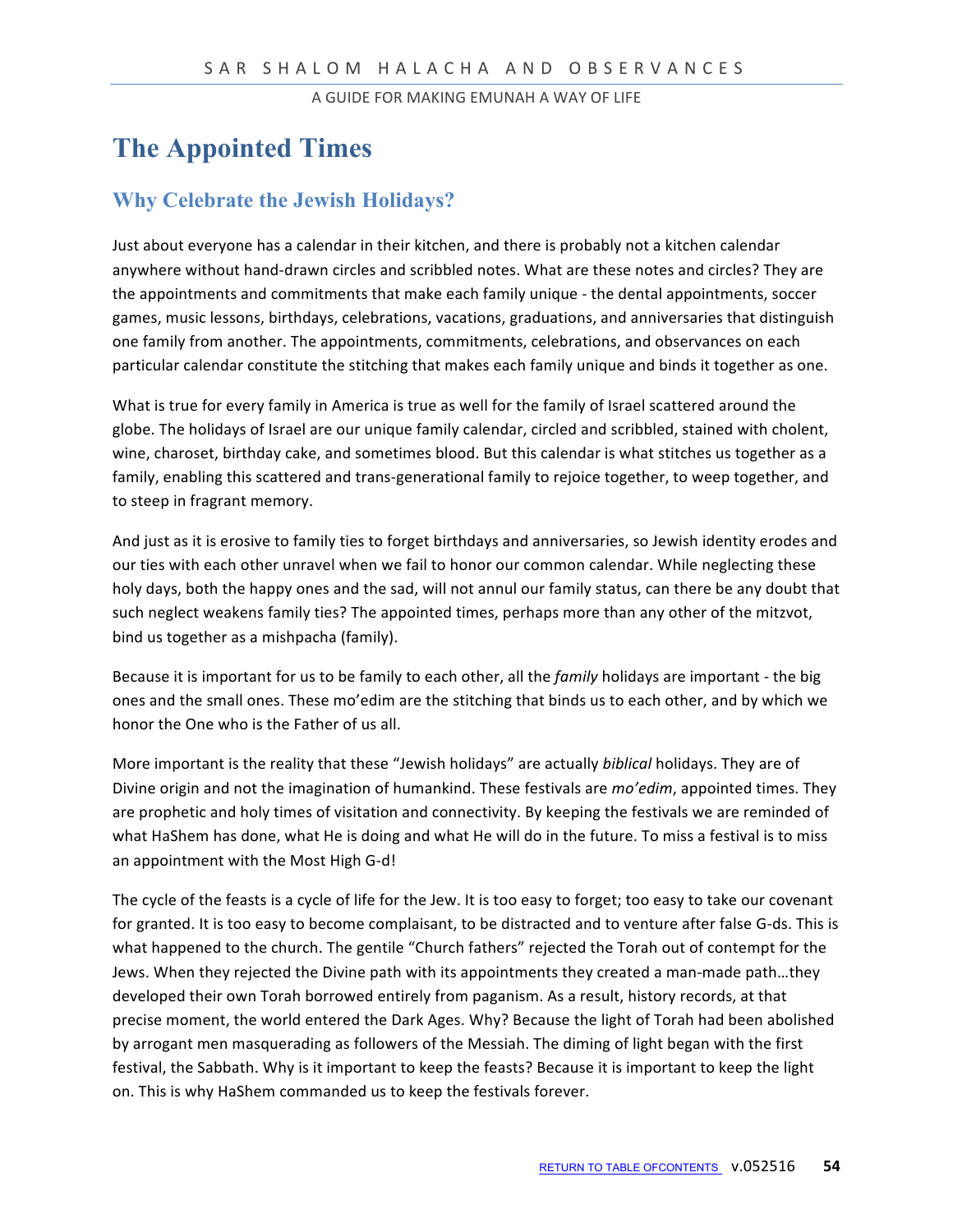# The Appointed Times

## Why Celebrate the Jewish Holidays?

Just about everyone has a calendar in their kitchen, and there is probably not a kitchen calendar anywhere without hand-drawn circles and scribbled notes. What are these notes and circles? They are the appointments and commitments that make each family unique - the dental appointments, soccer games, music lessons, birthdays, celebrations, vacations, graduations, and anniversaries that distinguish one family from another. The appointments, commitments, celebrations, and observances on each particular calendar constitute the stitching that makes each family unique and binds it together as one.

What is true for every family in America is true as well for the family of Israel scattered around the globe. The holidays of Israel are our unique family calendar, circled and scribbled, stained with cholent, wine, charoset, birthday cake, and sometimes blood. But this calendar is what stitches us together as a family, enabling this scattered and trans-generational family to rejoice together, to weep together, and to steep in fragrant memory.

And just as it is erosive to family ties to forget birthdays and anniversaries, so Jewish identity erodes and our ties with each other unravel when we fail to honor our common calendar. While neglecting these holy days, both the happy ones and the sad, will not annul our family status, can there be any doubt that such neglect weakens family ties? The appointed times, perhaps more than any other of the mitzvot, bind us together as a mishpacha (family).

Because it is important for us to be family to each other, all the *family* holidays are important - the big ones and the small ones. These mo'edim are the stitching that binds us to each other, and by which we honor the One who is the Father of us all.

More important is the reality that these "Jewish holidays" are actually *biblical* holidays. They are of Divine origin and not the imagination of humankind. These festivals are *mo'edim*, appointed times. They are prophetic and holy times of visitation and connectivity. By keeping the festivals we are reminded of what HaShem has done, what He is doing and what He will do in the future. To miss a festival is to miss an appointment with the Most High G-d!

The cycle of the feasts is a cycle of life for the Jew. It is too easy to forget; too easy to take our covenant for granted. It is too easy to become complaisant, to be distracted and to venture after false G-ds. This is what happened to the church. The gentile "Church fathers" rejected the Torah out of contempt for the Jews. When they rejected the Divine path with its appointments they created a man-made path…they developed their own Torah borrowed entirely from paganism. As a result, history records, at that precise moment, the world entered the Dark Ages. Why? Because the light of Torah had been abolished by arrogant men masquerading as followers of the Messiah. The diming of light began with the first festival, the Sabbath. Why is it important to keep the feasts? Because it is important to keep the light on. This is why HaShem commanded us to keep the festivals forever.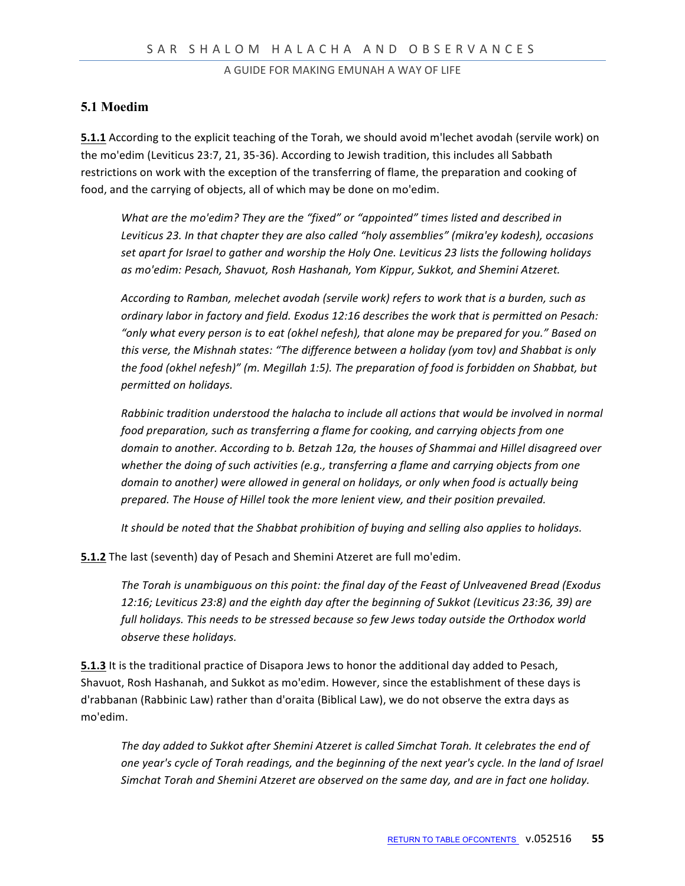## 5.1 Moedim

**5.1.1** According to the explicit teaching of the Torah, we should avoid m'lechet avodah (servile work) on the mo'edim (Leviticus 23:7, 21, 35-36). According to Jewish tradition, this includes all Sabbath restrictions on work with the exception of the transferring of flame, the preparation and cooking of food, and the carrying of objects, all of which may be done on mo'edim.

> *What are the mo'edim? They are the "fixed" or "appointed" times listed and described in Leviticus 23. In that chapter they are also called "holy assemblies" (mikra'ey kodesh), occasions set apart for Israel to gather and worship the Holy One. Leviticus 23 lists the following holidays as mo'edim: Pesach, Shavuot, Rosh Hashanah, Yom Kippur, Sukkot, and Shemini Atzeret.*
>
> *According to Ramban, melechet avodah (servile work) refers to work that is a burden, such as ordinary labor in factory and field. Exodus 12:16 describes the work that is permitted on Pesach: "only what every person is to eat (okhel nefesh), that alone may be prepared for you." Based on this verse, the Mishnah states: "The difference between a holiday (yom tov) and Shabbat is only the food (okhel nefesh)" (m. Megillah 1:5). The preparation of food is forbidden on Shabbat, but permitted on holidays.*
>
> *Rabbinic tradition understood the halacha to include all actions that would be involved in normal food preparation, such as transferring a flame for cooking, and carrying objects from one domain to another. According to b. Betzah 12a, the houses of Shammai and Hillel disagreed over whether the doing of such activities (e.g., transferring a flame and carrying objects from one domain to another) were allowed in general on holidays, or only when food is actually being prepared. The House of Hillel took the more lenient view, and their position prevailed.*
>
> *It should be noted that the Shabbat prohibition of buying and selling also applies to holidays.*

**5.1.2** The last (seventh) day of Pesach and Shemini Atzeret are full mo'edim.

> *The Torah is unambiguous on this point: the final day of the Feast of Unlveavened Bread (Exodus 12:16; Leviticus 23:8) and the eighth day after the beginning of Sukkot (Leviticus 23:36, 39) are full holidays. This needs to be stressed because so few Jews today outside the Orthodox world observe these holidays.*

**5.1.3** It is the traditional practice of Disapora Jews to honor the additional day added to Pesach, Shavuot, Rosh Hashanah, and Sukkot as mo'edim. However, since the establishment of these days is d'rabbanan (Rabbinic Law) rather than d'oraita (Biblical Law), we do not observe the extra days as mo'edim.

> *The day added to Sukkot after Shemini Atzeret is called Simchat Torah. It celebrates the end of one year's cycle of Torah readings, and the beginning of the next year's cycle. In the land of Israel Simchat Torah and Shemini Atzeret are observed on the same day, and are in fact one holiday.*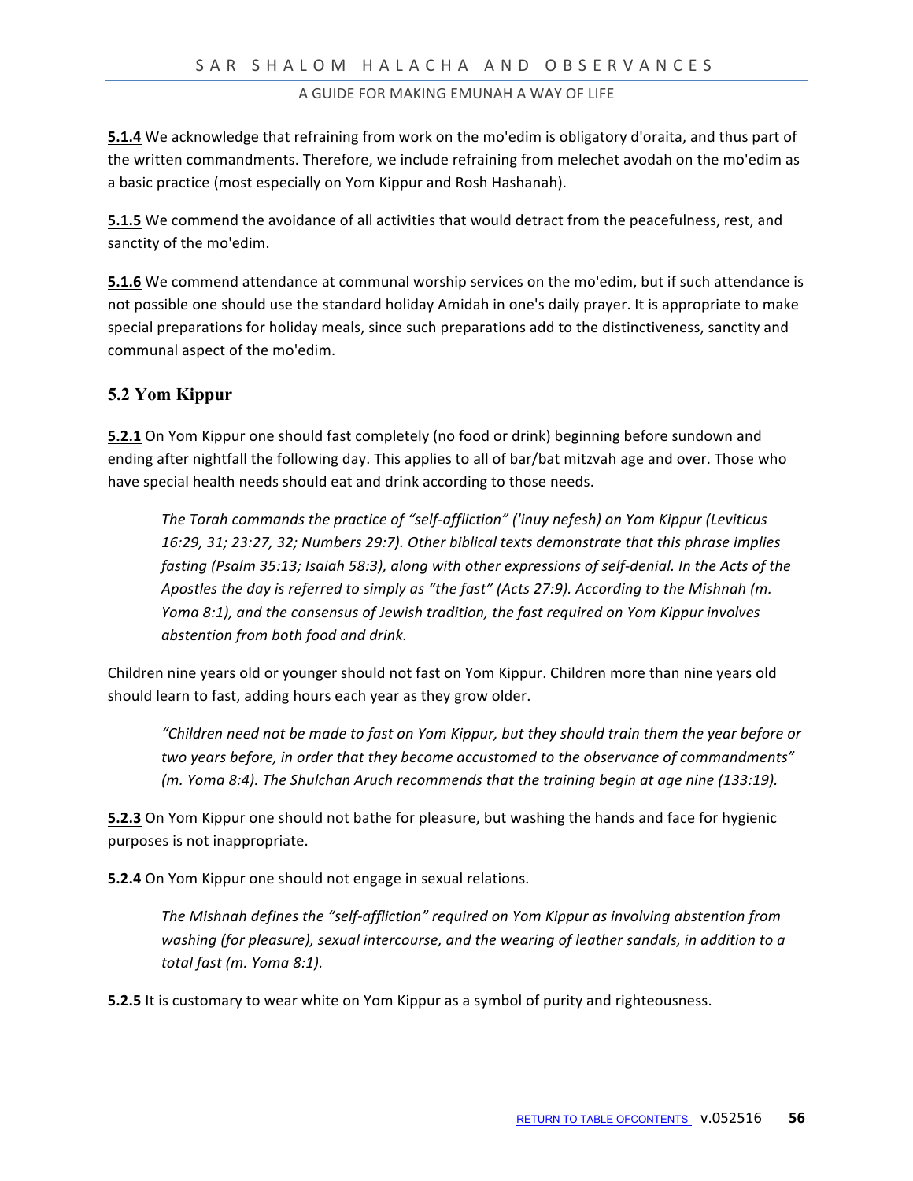**5.1.4** We acknowledge that refraining from work on the mo'edim is obligatory d'oraita, and thus part of the written commandments. Therefore, we include refraining from melechet avodah on the mo'edim as a basic practice (most especially on Yom Kippur and Rosh Hashanah).

**5.1.5** We commend the avoidance of all activities that would detract from the peacefulness, rest, and sanctity of the mo'edim.

**5.1.6** We commend attendance at communal worship services on the mo'edim, but if such attendance is not possible one should use the standard holiday Amidah in one's daily prayer. It is appropriate to make special preparations for holiday meals, since such preparations add to the distinctiveness, sanctity and communal aspect of the mo'edim.

## 5.2 Yom Kippur

**5.2.1** On Yom Kippur one should fast completely (no food or drink) beginning before sundown and ending after nightfall the following day. This applies to all of bar/bat mitzvah age and over. Those who have special health needs should eat and drink according to those needs.

> *The Torah commands the practice of "self-affliction" ('inuy nefesh) on Yom Kippur (Leviticus 16:29, 31; 23:27, 32; Numbers 29:7). Other biblical texts demonstrate that this phrase implies fasting (Psalm 35:13; Isaiah 58:3), along with other expressions of self-denial. In the Acts of the Apostles the day is referred to simply as "the fast" (Acts 27:9). According to the Mishnah (m. Yoma 8:1), and the consensus of Jewish tradition, the fast required on Yom Kippur involves abstention from both food and drink.*

Children nine years old or younger should not fast on Yom Kippur. Children more than nine years old should learn to fast, adding hours each year as they grow older.

> *"Children need not be made to fast on Yom Kippur, but they should train them the year before or two years before, in order that they become accustomed to the observance of commandments" (m. Yoma 8:4). The Shulchan Aruch recommends that the training begin at age nine (133:19).*

**5.2.3** On Yom Kippur one should not bathe for pleasure, but washing the hands and face for hygienic purposes is not inappropriate.

**5.2.4** On Yom Kippur one should not engage in sexual relations.

> *The Mishnah defines the "self-affliction" required on Yom Kippur as involving abstention from washing (for pleasure), sexual intercourse, and the wearing of leather sandals, in addition to a total fast (m. Yoma 8:1).*

**5.2.5** It is customary to wear white on Yom Kippur as a symbol of purity and righteousness.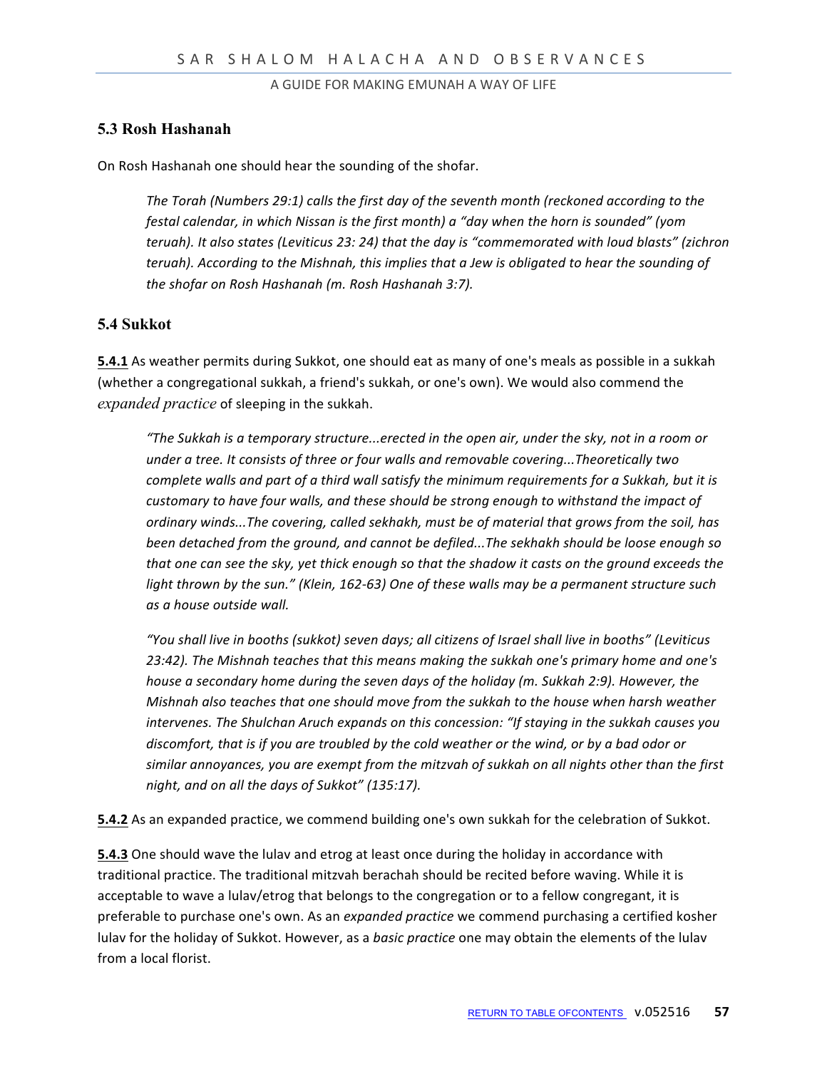## 5.3 Rosh Hashanah

On Rosh Hashanah one should hear the sounding of the shofar.

> *The Torah (Numbers 29:1) calls the first day of the seventh month (reckoned according to the festal calendar, in which Nissan is the first month) a "day when the horn is sounded" (yom teruah). It also states (Leviticus 23: 24) that the day is "commemorated with loud blasts" (zichron teruah). According to the Mishnah, this implies that a Jew is obligated to hear the sounding of the shofar on Rosh Hashanah (m. Rosh Hashanah 3:7).*

## 5.4 Sukkot

**5.4.1** As weather permits during Sukkot, one should eat as many of one's meals as possible in a sukkah (whether a congregational sukkah, a friend's sukkah, or one's own). We would also commend the *expanded practice* of sleeping in the sukkah.

> *"The Sukkah is a temporary structure...erected in the open air, under the sky, not in a room or under a tree. It consists of three or four walls and removable covering...Theoretically two complete walls and part of a third wall satisfy the minimum requirements for a Sukkah, but it is customary to have four walls, and these should be strong enough to withstand the impact of ordinary winds...The covering, called sekhakh, must be of material that grows from the soil, has been detached from the ground, and cannot be defiled...The sekhakh should be loose enough so that one can see the sky, yet thick enough so that the shadow it casts on the ground exceeds the light thrown by the sun." (Klein, 162-63) One of these walls may be a permanent structure such as a house outside wall.*
>
> *"You shall live in booths (sukkot) seven days; all citizens of Israel shall live in booths" (Leviticus 23:42). The Mishnah teaches that this means making the sukkah one's primary home and one's house a secondary home during the seven days of the holiday (m. Sukkah 2:9). However, the Mishnah also teaches that one should move from the sukkah to the house when harsh weather intervenes. The Shulchan Aruch expands on this concession: "If staying in the sukkah causes you discomfort, that is if you are troubled by the cold weather or the wind, or by a bad odor or similar annoyances, you are exempt from the mitzvah of sukkah on all nights other than the first night, and on all the days of Sukkot" (135:17).*

**5.4.2** As an expanded practice, we commend building one's own sukkah for the celebration of Sukkot.

**5.4.3** One should wave the lulav and etrog at least once during the holiday in accordance with traditional practice. The traditional mitzvah berachah should be recited before waving. While it is acceptable to wave a lulav/etrog that belongs to the congregation or to a fellow congregant, it is preferable to purchase one's own. As an *expanded practice* we commend purchasing a certified kosher lulav for the holiday of Sukkot. However, as a *basic practice* one may obtain the elements of the lulav from a local florist.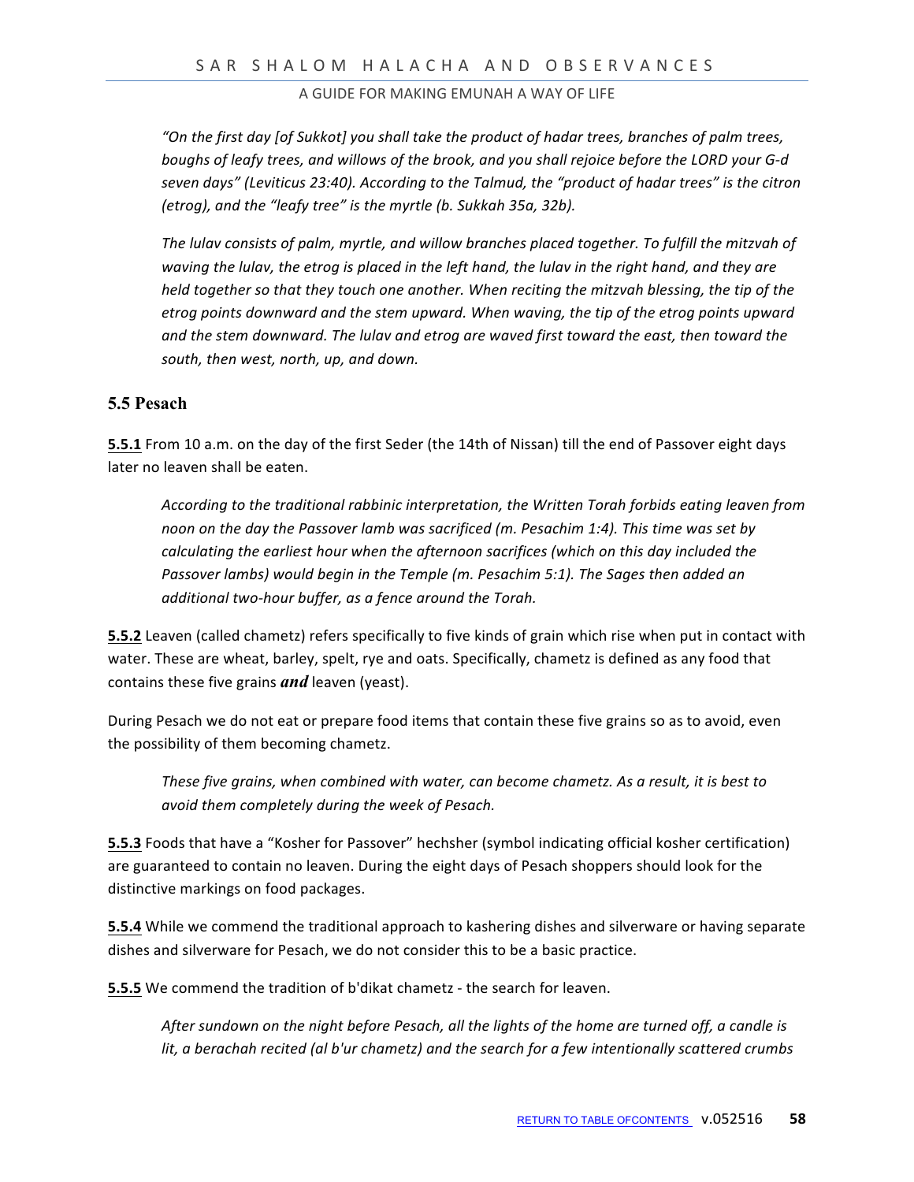*"On the first day [of Sukkot] you shall take the product of hadar trees, branches of palm trees, boughs of leafy trees, and willows of the brook, and you shall rejoice before the LORD your G-d seven days" (Leviticus 23:40). According to the Talmud, the "product of hadar trees" is the citron (etrog), and the "leafy tree" is the myrtle (b. Sukkah 35a, 32b).*

*The lulav consists of palm, myrtle, and willow branches placed together. To fulfill the mitzvah of waving the lulav, the etrog is placed in the left hand, the lulav in the right hand, and they are held together so that they touch one another. When reciting the mitzvah blessing, the tip of the etrog points downward and the stem upward. When waving, the tip of the etrog points upward and the stem downward. The lulav and etrog are waved first toward the east, then toward the south, then west, north, up, and down.*

### 5.5 Pesach

**5.5.1** From 10 a.m. on the day of the first Seder (the 14th of Nissan) till the end of Passover eight days later no leaven shall be eaten.

*According to the traditional rabbinic interpretation, the Written Torah forbids eating leaven from noon on the day the Passover lamb was sacrificed (m. Pesachim 1:4). This time was set by calculating the earliest hour when the afternoon sacrifices (which on this day included the Passover lambs) would begin in the Temple (m. Pesachim 5:1). The Sages then added an additional two-hour buffer, as a fence around the Torah.*

**5.5.2** Leaven (called chametz) refers specifically to five kinds of grain which rise when put in contact with water. These are wheat, barley, spelt, rye and oats. Specifically, chametz is defined as any food that contains these five grains ***and*** leaven (yeast).

During Pesach we do not eat or prepare food items that contain these five grains so as to avoid, even the possibility of them becoming chametz.

*These five grains, when combined with water, can become chametz. As a result, it is best to avoid them completely during the week of Pesach.*

**5.5.3** Foods that have a "Kosher for Passover" hechsher (symbol indicating official kosher certification) are guaranteed to contain no leaven. During the eight days of Pesach shoppers should look for the distinctive markings on food packages.

**5.5.4** While we commend the traditional approach to kashering dishes and silverware or having separate dishes and silverware for Pesach, we do not consider this to be a basic practice.

**5.5.5** We commend the tradition of b'dikat chametz - the search for leaven.

*After sundown on the night before Pesach, all the lights of the home are turned off, a candle is lit, a berachah recited (al b'ur chametz) and the search for a few intentionally scattered crumbs*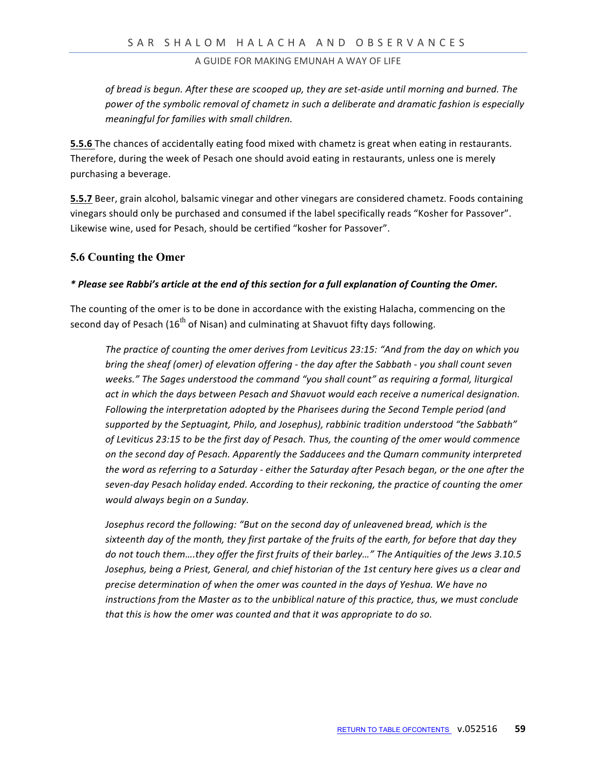*of bread is begun. After these are scooped up, they are set-aside until morning and burned. The power of the symbolic removal of chametz in such a deliberate and dramatic fashion is especially meaningful for families with small children.*

**5.5.6** The chances of accidentally eating food mixed with chametz is great when eating in restaurants. Therefore, during the week of Pesach one should avoid eating in restaurants, unless one is merely purchasing a beverage.

**5.5.7** Beer, grain alcohol, balsamic vinegar and other vinegars are considered chametz. Foods containing vinegars should only be purchased and consumed if the label specifically reads "Kosher for Passover". Likewise wine, used for Pesach, should be certified "kosher for Passover".

## 5.6 Counting the Omer

***\* Please see Rabbi's article at the end of this section for a full explanation of Counting the Omer.***

The counting of the omer is to be done in accordance with the existing Halacha, commencing on the second day of Pesach (16th of Nisan) and culminating at Shavuot fifty days following.

*The practice of counting the omer derives from Leviticus 23:15: "And from the day on which you bring the sheaf (omer) of elevation offering - the day after the Sabbath - you shall count seven weeks." The Sages understood the command "you shall count" as requiring a formal, liturgical act in which the days between Pesach and Shavuot would each receive a numerical designation. Following the interpretation adopted by the Pharisees during the Second Temple period (and supported by the Septuagint, Philo, and Josephus), rabbinic tradition understood "the Sabbath" of Leviticus 23:15 to be the first day of Pesach. Thus, the counting of the omer would commence on the second day of Pesach. Apparently the Sadducees and the Qumarn community interpreted the word as referring to a Saturday - either the Saturday after Pesach began, or the one after the seven-day Pesach holiday ended. According to their reckoning, the practice of counting the omer would always begin on a Sunday.*

*Josephus record the following: "But on the second day of unleavened bread, which is the sixteenth day of the month, they first partake of the fruits of the earth, for before that day they do not touch them….they offer the first fruits of their barley…" The Antiquities of the Jews 3.10.5 Josephus, being a Priest, General, and chief historian of the 1st century here gives us a clear and precise determination of when the omer was counted in the days of Yeshua. We have no instructions from the Master as to the unbiblical nature of this practice, thus, we must conclude that this is how the omer was counted and that it was appropriate to do so.*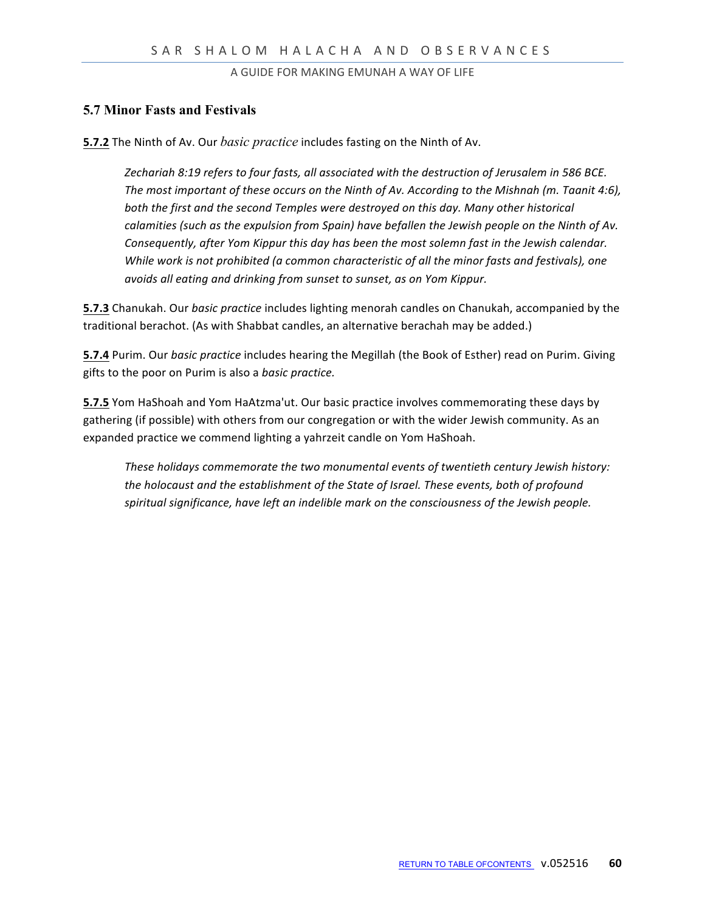## 5.7 Minor Fasts and Festivals

**5.7.2** The Ninth of Av. Our *basic practice* includes fasting on the Ninth of Av.

> *Zechariah 8:19 refers to four fasts, all associated with the destruction of Jerusalem in 586 BCE. The most important of these occurs on the Ninth of Av. According to the Mishnah (m. Taanit 4:6), both the first and the second Temples were destroyed on this day. Many other historical calamities (such as the expulsion from Spain) have befallen the Jewish people on the Ninth of Av. Consequently, after Yom Kippur this day has been the most solemn fast in the Jewish calendar. While work is not prohibited (a common characteristic of all the minor fasts and festivals), one avoids all eating and drinking from sunset to sunset, as on Yom Kippur.*

**5.7.3** Chanukah. Our *basic practice* includes lighting menorah candles on Chanukah, accompanied by the traditional berachot. (As with Shabbat candles, an alternative berachah may be added.)

**5.7.4** Purim. Our *basic practice* includes hearing the Megillah (the Book of Esther) read on Purim. Giving gifts to the poor on Purim is also a *basic practice.*

**5.7.5** Yom HaShoah and Yom HaAtzma'ut. Our basic practice involves commemorating these days by gathering (if possible) with others from our congregation or with the wider Jewish community. As an expanded practice we commend lighting a yahrzeit candle on Yom HaShoah.

> *These holidays commemorate the two monumental events of twentieth century Jewish history: the holocaust and the establishment of the State of Israel. These events, both of profound spiritual significance, have left an indelible mark on the consciousness of the Jewish people.*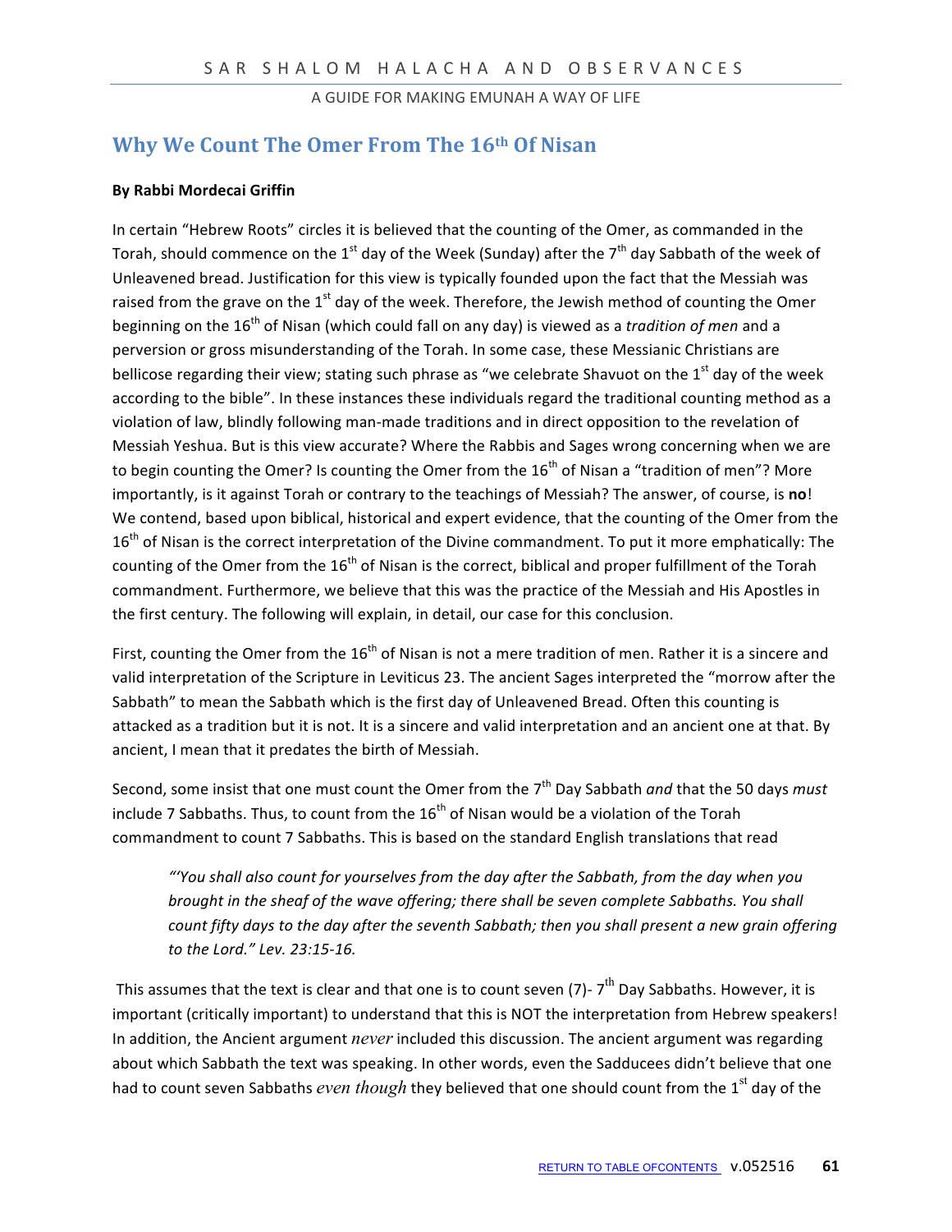## Why We Count The Omer From The 16th Of Nisan

**By Rabbi Mordecai Griffin**

In certain "Hebrew Roots" circles it is believed that the counting of the Omer, as commanded in the Torah, should commence on the 1st day of the Week (Sunday) after the 7th day Sabbath of the week of Unleavened bread. Justification for this view is typically founded upon the fact that the Messiah was raised from the grave on the 1st day of the week. Therefore, the Jewish method of counting the Omer beginning on the 16th of Nisan (which could fall on any day) is viewed as a *tradition of men* and a perversion or gross misunderstanding of the Torah. In some case, these Messianic Christians are bellicose regarding their view; stating such phrase as "we celebrate Shavuot on the 1st day of the week according to the bible". In these instances these individuals regard the traditional counting method as a violation of law, blindly following man-made traditions and in direct opposition to the revelation of Messiah Yeshua. But is this view accurate? Where the Rabbis and Sages wrong concerning when we are to begin counting the Omer? Is counting the Omer from the 16th of Nisan a "tradition of men"? More importantly, is it against Torah or contrary to the teachings of Messiah? The answer, of course, is **no**! We contend, based upon biblical, historical and expert evidence, that the counting of the Omer from the 16th of Nisan is the correct interpretation of the Divine commandment. To put it more emphatically: The counting of the Omer from the 16th of Nisan is the correct, biblical and proper fulfillment of the Torah commandment. Furthermore, we believe that this was the practice of the Messiah and His Apostles in the first century. The following will explain, in detail, our case for this conclusion.

First, counting the Omer from the 16th of Nisan is not a mere tradition of men. Rather it is a sincere and valid interpretation of the Scripture in Leviticus 23. The ancient Sages interpreted the "morrow after the Sabbath" to mean the Sabbath which is the first day of Unleavened Bread. Often this counting is attacked as a tradition but it is not. It is a sincere and valid interpretation and an ancient one at that. By ancient, I mean that it predates the birth of Messiah.

Second, some insist that one must count the Omer from the 7th Day Sabbath *and* that the 50 days *must* include 7 Sabbaths. Thus, to count from the 16th of Nisan would be a violation of the Torah commandment to count 7 Sabbaths. This is based on the standard English translations that read

> *"'You shall also count for yourselves from the day after the Sabbath, from the day when you brought in the sheaf of the wave offering; there shall be seven complete Sabbaths. You shall count fifty days to the day after the seventh Sabbath; then you shall present a new grain offering to the Lord." Lev. 23:15-16.*

This assumes that the text is clear and that one is to count seven (7)- 7th Day Sabbaths. However, it is important (critically important) to understand that this is NOT the interpretation from Hebrew speakers! In addition, the Ancient argument *never* included this discussion. The ancient argument was regarding about which Sabbath the text was speaking. In other words, even the Sadducees didn't believe that one had to count seven Sabbaths *even though* they believed that one should count from the 1st day of the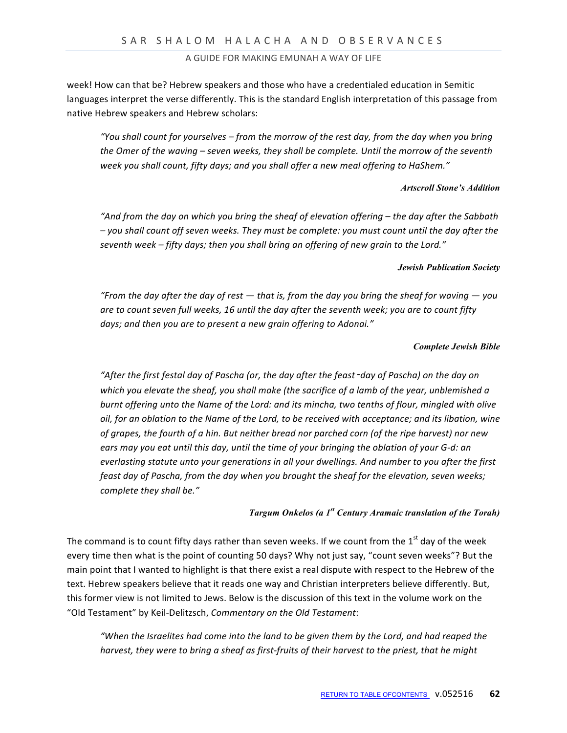week! How can that be? Hebrew speakers and those who have a credentialed education in Semitic languages interpret the verse differently. This is the standard English interpretation of this passage from native Hebrew speakers and Hebrew scholars:

> *"You shall count for yourselves – from the morrow of the rest day, from the day when you bring the Omer of the waving – seven weeks, they shall be complete. Until the morrow of the seventh week you shall count, fifty days; and you shall offer a new meal offering to HaShem."*
>
> ***Artscroll Stone's Addition***

> *"And from the day on which you bring the sheaf of elevation offering – the day after the Sabbath – you shall count off seven weeks. They must be complete: you must count until the day after the seventh week – fifty days; then you shall bring an offering of new grain to the Lord."*
>
> ***Jewish Publication Society***

> *"From the day after the day of rest — that is, from the day you bring the sheaf for waving — you are to count seven full weeks, 16 until the day after the seventh week; you are to count fifty days; and then you are to present a new grain offering to Adonai."*
>
> ***Complete Jewish Bible***

> *"After the first festal day of Pascha (or, the day after the feast-day of Pascha) on the day on which you elevate the sheaf, you shall make (the sacrifice of a lamb of the year, unblemished a burnt offering unto the Name of the Lord: and its mincha, two tenths of flour, mingled with olive oil, for an oblation to the Name of the Lord, to be received with acceptance; and its libation, wine of grapes, the fourth of a hin. But neither bread nor parched corn (of the ripe harvest) nor new ears may you eat until this day, until the time of your bringing the oblation of your G-d: an everlasting statute unto your generations in all your dwellings. And number to you after the first feast day of Pascha, from the day when you brought the sheaf for the elevation, seven weeks; complete they shall be."*
>
> ***Targum Onkelos (a 1st Century Aramaic translation of the Torah)***

The command is to count fifty days rather than seven weeks. If we count from the 1st day of the week every time then what is the point of counting 50 days? Why not just say, "count seven weeks"? But the main point that I wanted to highlight is that there exist a real dispute with respect to the Hebrew of the text. Hebrew speakers believe that it reads one way and Christian interpreters believe differently. But, this former view is not limited to Jews. Below is the discussion of this text in the volume work on the "Old Testament" by Keil-Delitzsch, *Commentary on the Old Testament*:

> *"When the Israelites had come into the land to be given them by the Lord, and had reaped the harvest, they were to bring a sheaf as first-fruits of their harvest to the priest, that he might*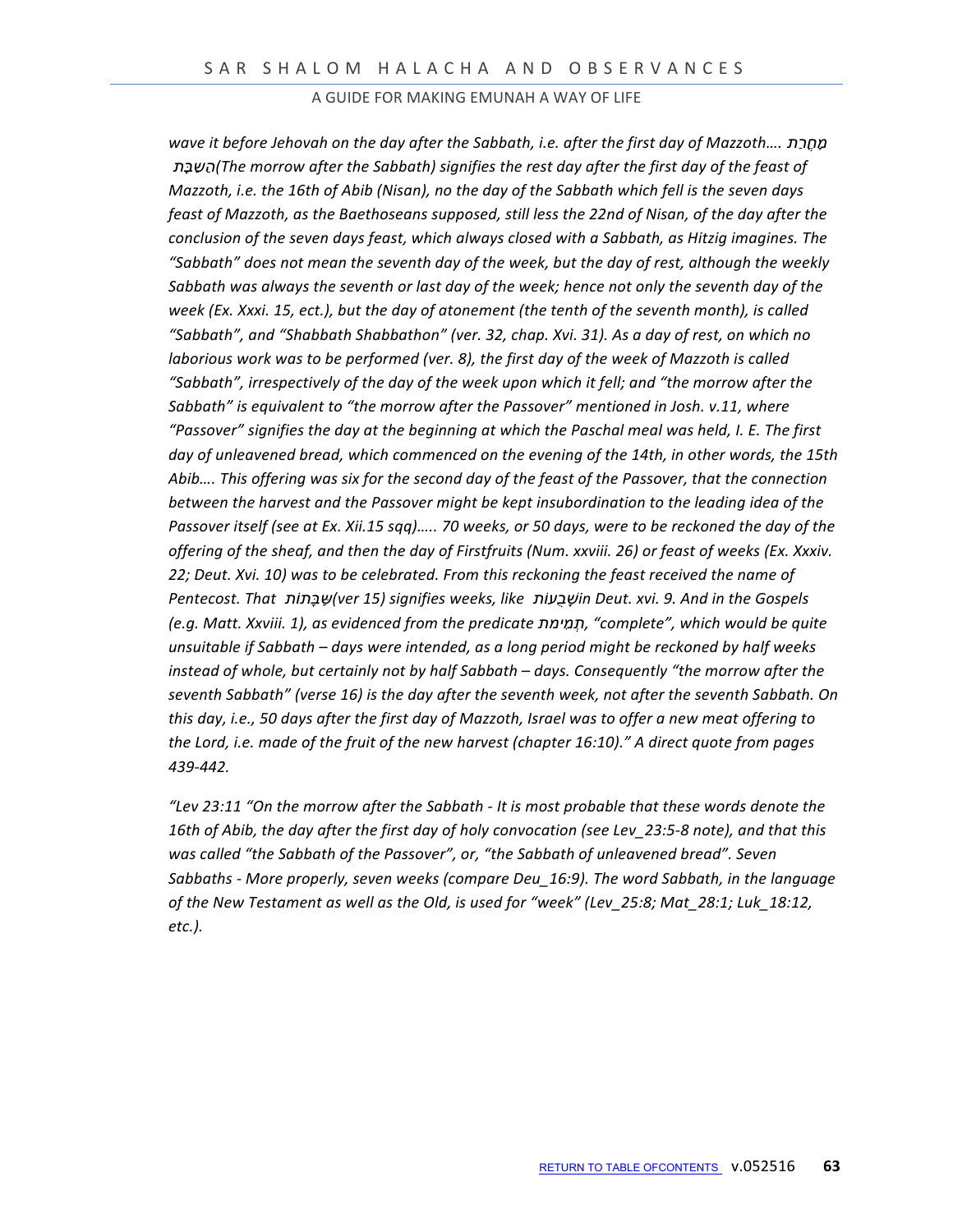*wave it before Jehovah on the day after the Sabbath, i.e. after the first day of Mazzoth…. מָחֳרַת הַשַּׁבָּת(The morrow after the Sabbath) signifies the rest day after the first day of the feast of Mazzoth, i.e. the 16th of Abib (Nisan), no the day of the Sabbath which fell is the seven days feast of Mazzoth, as the Baethoseans supposed, still less the 22nd of Nisan, of the day after the conclusion of the seven days feast, which always closed with a Sabbath, as Hitzig imagines. The "Sabbath" does not mean the seventh day of the week, but the day of rest, although the weekly Sabbath was always the seventh or last day of the week; hence not only the seventh day of the week (Ex. Xxxi. 15, ect.), but the day of atonement (the tenth of the seventh month), is called "Sabbath", and "Shabbath Shabbathon" (ver. 32, chap. Xvi. 31). As a day of rest, on which no laborious work was to be performed (ver. 8), the first day of the week of Mazzoth is called "Sabbath", irrespectively of the day of the week upon which it fell; and "the morrow after the Sabbath" is equivalent to "the morrow after the Passover" mentioned in Josh. v.11, where "Passover" signifies the day at the beginning at which the Paschal meal was held, I. E. The first day of unleavened bread, which commenced on the evening of the 14th, in other words, the 15th Abib…. This offering was six for the second day of the feast of the Passover, that the connection between the harvest and the Passover might be kept insubordination to the leading idea of the Passover itself (see at Ex. Xii.15 sqq)….. 70 weeks, or 50 days, were to be reckoned the day of the offering of the sheaf, and then the day of Firstfruits (Num. xxviii. 26) or feast of weeks (Ex. Xxxiv. 22; Deut. Xvi. 10) was to be celebrated. From this reckoning the feast received the name of Pentecost. That שַׁבָּתוֹת(ver 15) signifies weeks, like שָׁבֻעוֹתin Deut. xvi. 9. And in the Gospels (e.g. Matt. Xxviii. 1), as evidenced from the predicate תְּמִימֹת, "complete", which would be quite unsuitable if Sabbath – days were intended, as a long period might be reckoned by half weeks instead of whole, but certainly not by half Sabbath – days. Consequently "the morrow after the seventh Sabbath" (verse 16) is the day after the seventh week, not after the seventh Sabbath. On this day, i.e., 50 days after the first day of Mazzoth, Israel was to offer a new meat offering to the Lord, i.e. made of the fruit of the new harvest (chapter 16:10)." A direct quote from pages 439-442.*

*"Lev 23:11 "On the morrow after the Sabbath - It is most probable that these words denote the 16th of Abib, the day after the first day of holy convocation (see Lev_23:5-8 note), and that this was called "the Sabbath of the Passover", or, "the Sabbath of unleavened bread". Seven Sabbaths - More properly, seven weeks (compare Deu_16:9). The word Sabbath, in the language of the New Testament as well as the Old, is used for "week" (Lev_25:8; Mat_28:1; Luk_18:12, etc.).*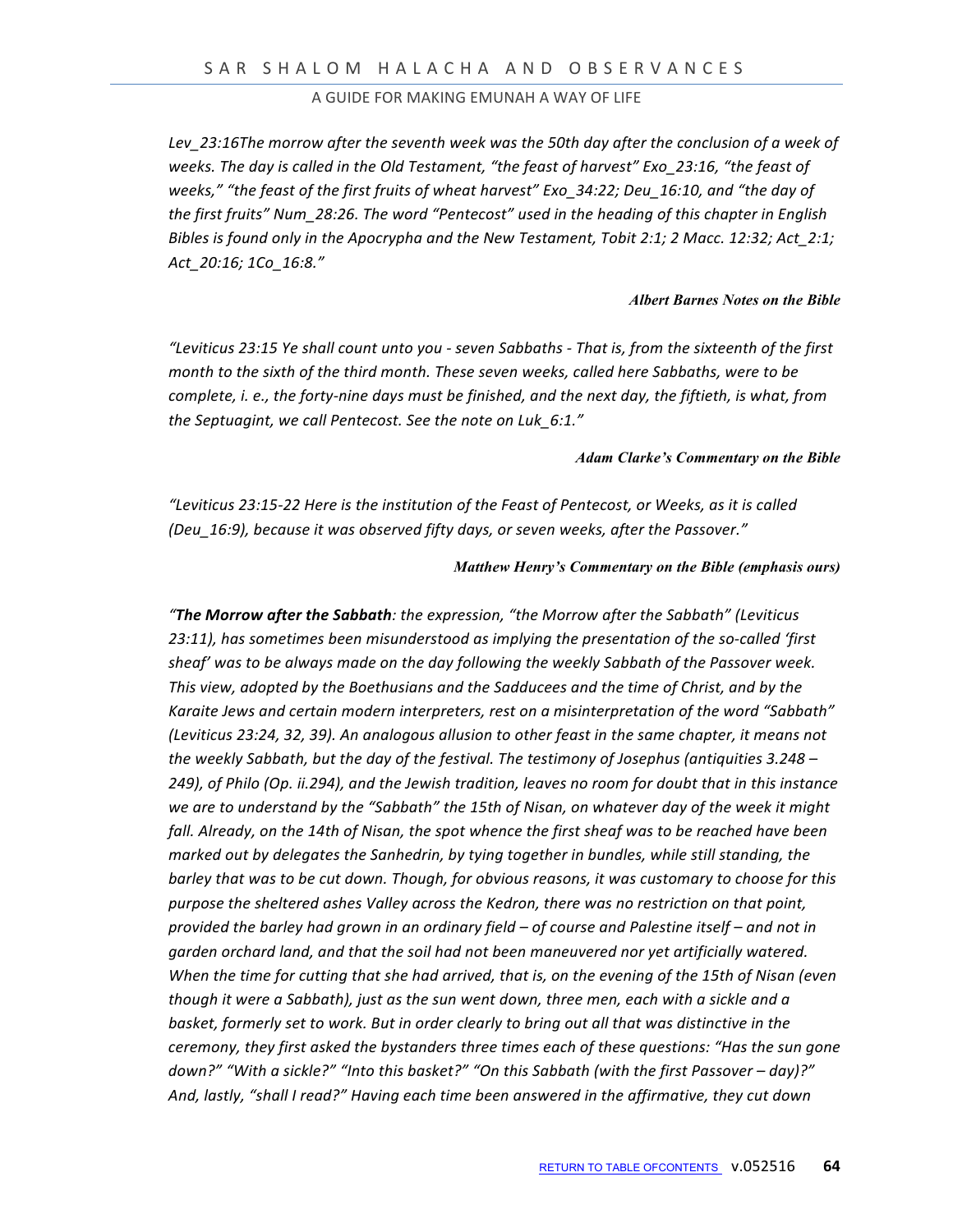*Lev_23:16The morrow after the seventh week was the 50th day after the conclusion of a week of weeks. The day is called in the Old Testament, "the feast of harvest" Exo_23:16, "the feast of weeks," "the feast of the first fruits of wheat harvest" Exo_34:22; Deu_16:10, and "the day of the first fruits" Num_28:26. The word "Pentecost" used in the heading of this chapter in English Bibles is found only in the Apocrypha and the New Testament, Tobit 2:1; 2 Macc. 12:32; Act_2:1; Act_20:16; 1Co_16:8."*

***Albert Barnes Notes on the Bible***

*"Leviticus 23:15 Ye shall count unto you - seven Sabbaths - That is, from the sixteenth of the first month to the sixth of the third month. These seven weeks, called here Sabbaths, were to be complete, i. e., the forty-nine days must be finished, and the next day, the fiftieth, is what, from the Septuagint, we call Pentecost. See the note on Luk_6:1."*

***Adam Clarke's Commentary on the Bible***

*"Leviticus 23:15-22 Here is the institution of the Feast of Pentecost, or Weeks, as it is called (Deu_16:9), because it was observed fifty days, or seven weeks, after the Passover."*

***Matthew Henry's Commentary on the Bible (emphasis ours)***

*"**The Morrow after the Sabbath**: the expression, "the Morrow after the Sabbath" (Leviticus 23:11), has sometimes been misunderstood as implying the presentation of the so-called 'first sheaf' was to be always made on the day following the weekly Sabbath of the Passover week. This view, adopted by the Boethusians and the Sadducees and the time of Christ, and by the Karaite Jews and certain modern interpreters, rest on a misinterpretation of the word "Sabbath" (Leviticus 23:24, 32, 39). An analogous allusion to other feast in the same chapter, it means not the weekly Sabbath, but the day of the festival. The testimony of Josephus (antiquities 3.248 – 249), of Philo (Op. ii.294), and the Jewish tradition, leaves no room for doubt that in this instance we are to understand by the "Sabbath" the 15th of Nisan, on whatever day of the week it might fall. Already, on the 14th of Nisan, the spot whence the first sheaf was to be reached have been marked out by delegates the Sanhedrin, by tying together in bundles, while still standing, the barley that was to be cut down. Though, for obvious reasons, it was customary to choose for this purpose the sheltered ashes Valley across the Kedron, there was no restriction on that point, provided the barley had grown in an ordinary field – of course and Palestine itself – and not in garden orchard land, and that the soil had not been maneuvered nor yet artificially watered. When the time for cutting that she had arrived, that is, on the evening of the 15th of Nisan (even though it were a Sabbath), just as the sun went down, three men, each with a sickle and a basket, formerly set to work. But in order clearly to bring out all that was distinctive in the ceremony, they first asked the bystanders three times each of these questions: "Has the sun gone down?" "With a sickle?" "Into this basket?" "On this Sabbath (with the first Passover – day)?" And, lastly, "shall I read?" Having each time been answered in the affirmative, they cut down*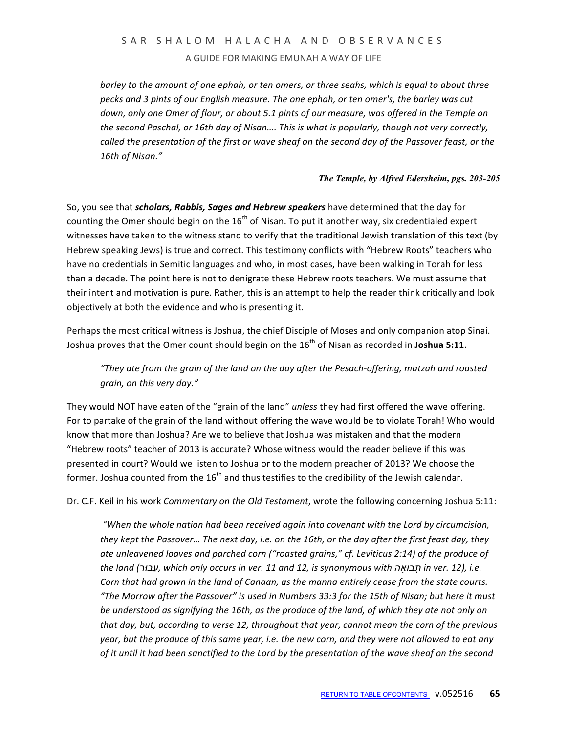*barley to the amount of one ephah, or ten omers, or three seahs, which is equal to about three pecks and 3 pints of our English measure. The one ephah, or ten omer's, the barley was cut down, only one Omer of flour, or about 5.1 pints of our measure, was offered in the Temple on the second Paschal, or 16th day of Nisan…. This is what is popularly, though not very correctly, called the presentation of the first or wave sheaf on the second day of the Passover feast, or the 16th of Nisan."*

> ***The Temple, by Alfred Edersheim, pgs. 203-205***

So, you see that ***scholars, Rabbis, Sages and Hebrew speakers*** have determined that the day for counting the Omer should begin on the 16th of Nisan. To put it another way, six credentialed expert witnesses have taken to the witness stand to verify that the traditional Jewish translation of this text (by Hebrew speaking Jews) is true and correct. This testimony conflicts with "Hebrew Roots" teachers who have no credentials in Semitic languages and who, in most cases, have been walking in Torah for less than a decade. The point here is not to denigrate these Hebrew roots teachers. We must assume that their intent and motivation is pure. Rather, this is an attempt to help the reader think critically and look objectively at both the evidence and who is presenting it.

Perhaps the most critical witness is Joshua, the chief Disciple of Moses and only companion atop Sinai. Joshua proves that the Omer count should begin on the 16th of Nisan as recorded in **Joshua 5:11**.

> *"They ate from the grain of the land on the day after the Pesach-offering, matzah and roasted grain, on this very day."*

They would NOT have eaten of the "grain of the land" *unless* they had first offered the wave offering. For to partake of the grain of the land without offering the wave would be to violate Torah! Who would know that more than Joshua? Are we to believe that Joshua was mistaken and that the modern "Hebrew roots" teacher of 2013 is accurate? Whose witness would the reader believe if this was presented in court? Would we listen to Joshua or to the modern preacher of 2013? We choose the former. Joshua counted from the 16th and thus testifies to the credibility of the Jewish calendar.

Dr. C.F. Keil in his work *Commentary on the Old Testament*, wrote the following concerning Joshua 5:11:

> *"When the whole nation had been received again into covenant with the Lord by circumcision, they kept the Passover… The next day, i.e. on the 16th, or the day after the first feast day, they ate unleavened loaves and parched corn ("roasted grains," cf. Leviticus 2:14) of the produce of the land (עבור, which only occurs in ver. 11 and 12, is synonymous with תְבוּאָה in ver. 12), i.e. Corn that had grown in the land of Canaan, as the manna entirely cease from the state courts. "The Morrow after the Passover" is used in Numbers 33:3 for the 15th of Nisan; but here it must be understood as signifying the 16th, as the produce of the land, of which they ate not only on that day, but, according to verse 12, throughout that year, cannot mean the corn of the previous year, but the produce of this same year, i.e. the new corn, and they were not allowed to eat any of it until it had been sanctified to the Lord by the presentation of the wave sheaf on the second*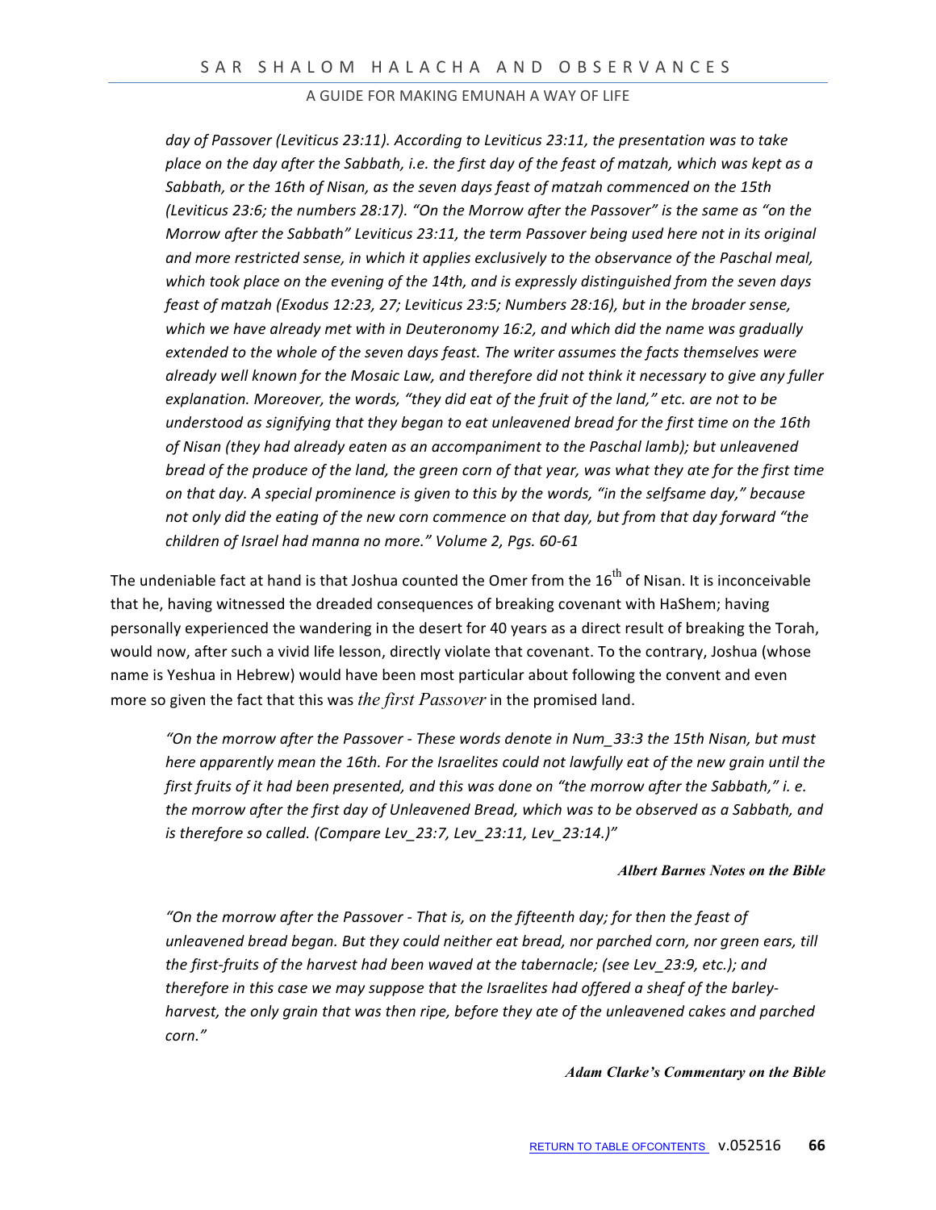*day of Passover (Leviticus 23:11). According to Leviticus 23:11, the presentation was to take place on the day after the Sabbath, i.e. the first day of the feast of matzah, which was kept as a Sabbath, or the 16th of Nisan, as the seven days feast of matzah commenced on the 15th (Leviticus 23:6; the numbers 28:17). "On the Morrow after the Passover" is the same as "on the Morrow after the Sabbath" Leviticus 23:11, the term Passover being used here not in its original and more restricted sense, in which it applies exclusively to the observance of the Paschal meal, which took place on the evening of the 14th, and is expressly distinguished from the seven days feast of matzah (Exodus 12:23, 27; Leviticus 23:5; Numbers 28:16), but in the broader sense, which we have already met with in Deuteronomy 16:2, and which did the name was gradually extended to the whole of the seven days feast. The writer assumes the facts themselves were already well known for the Mosaic Law, and therefore did not think it necessary to give any fuller explanation. Moreover, the words, "they did eat of the fruit of the land," etc. are not to be understood as signifying that they began to eat unleavened bread for the first time on the 16th of Nisan (they had already eaten as an accompaniment to the Paschal lamb); but unleavened bread of the produce of the land, the green corn of that year, was what they ate for the first time on that day. A special prominence is given to this by the words, "in the selfsame day," because not only did the eating of the new corn commence on that day, but from that day forward "the children of Israel had manna no more." Volume 2, Pgs. 60-61*

The undeniable fact at hand is that Joshua counted the Omer from the 16th of Nisan. It is inconceivable that he, having witnessed the dreaded consequences of breaking covenant with HaShem; having personally experienced the wandering in the desert for 40 years as a direct result of breaking the Torah, would now, after such a vivid life lesson, directly violate that covenant. To the contrary, Joshua (whose name is Yeshua in Hebrew) would have been most particular about following the convent and even more so given the fact that this was *the first Passover* in the promised land.

*"On the morrow after the Passover - These words denote in Num_33:3 the 15th Nisan, but must here apparently mean the 16th. For the Israelites could not lawfully eat of the new grain until the first fruits of it had been presented, and this was done on "the morrow after the Sabbath," i. e. the morrow after the first day of Unleavened Bread, which was to be observed as a Sabbath, and is therefore so called. (Compare Lev_23:7, Lev_23:11, Lev_23:14.)"*

***Albert Barnes Notes on the Bible***

*"On the morrow after the Passover - That is, on the fifteenth day; for then the feast of unleavened bread began. But they could neither eat bread, nor parched corn, nor green ears, till the first-fruits of the harvest had been waved at the tabernacle; (see Lev_23:9, etc.); and therefore in this case we may suppose that the Israelites had offered a sheaf of the barley-harvest, the only grain that was then ripe, before they ate of the unleavened cakes and parched corn."*

***Adam Clarke's Commentary on the Bible***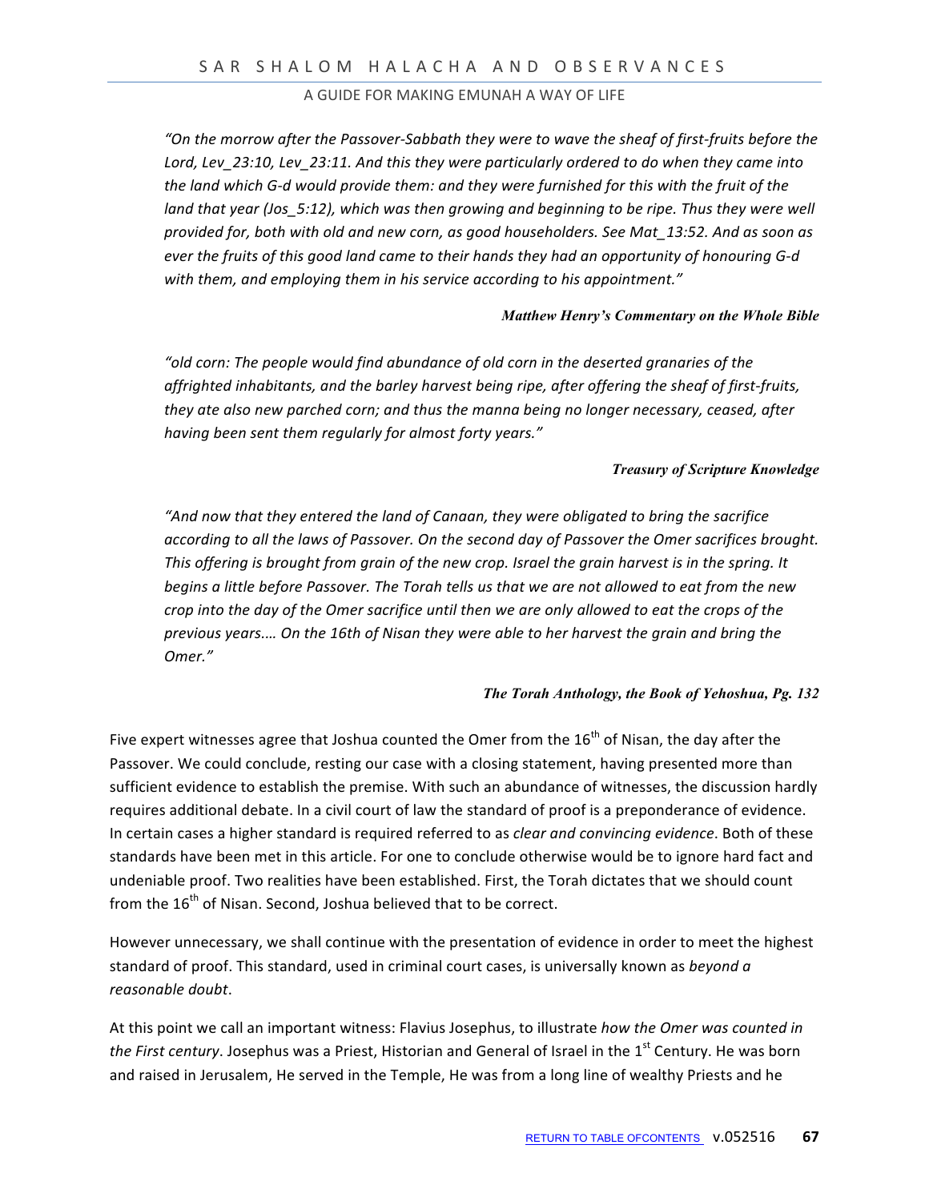*"On the morrow after the Passover-Sabbath they were to wave the sheaf of first-fruits before the Lord, Lev_23:10, Lev_23:11. And this they were particularly ordered to do when they came into the land which G-d would provide them: and they were furnished for this with the fruit of the land that year (Jos_5:12), which was then growing and beginning to be ripe. Thus they were well provided for, both with old and new corn, as good householders. See Mat_13:52. And as soon as ever the fruits of this good land came to their hands they had an opportunity of honouring G-d with them, and employing them in his service according to his appointment."*

***Matthew Henry's Commentary on the Whole Bible***

*"old corn: The people would find abundance of old corn in the deserted granaries of the affrighted inhabitants, and the barley harvest being ripe, after offering the sheaf of first-fruits, they ate also new parched corn; and thus the manna being no longer necessary, ceased, after having been sent them regularly for almost forty years."*

***Treasury of Scripture Knowledge***

*"And now that they entered the land of Canaan, they were obligated to bring the sacrifice according to all the laws of Passover. On the second day of Passover the Omer sacrifices brought. This offering is brought from grain of the new crop. Israel the grain harvest is in the spring. It begins a little before Passover. The Torah tells us that we are not allowed to eat from the new crop into the day of the Omer sacrifice until then we are only allowed to eat the crops of the previous years.… On the 16th of Nisan they were able to her harvest the grain and bring the Omer."*

***The Torah Anthology, the Book of Yehoshua, Pg. 132***

Five expert witnesses agree that Joshua counted the Omer from the 16th of Nisan, the day after the Passover. We could conclude, resting our case with a closing statement, having presented more than sufficient evidence to establish the premise. With such an abundance of witnesses, the discussion hardly requires additional debate. In a civil court of law the standard of proof is a preponderance of evidence. In certain cases a higher standard is required referred to as *clear and convincing evidence*. Both of these standards have been met in this article. For one to conclude otherwise would be to ignore hard fact and undeniable proof. Two realities have been established. First, the Torah dictates that we should count from the 16th of Nisan. Second, Joshua believed that to be correct.

However unnecessary, we shall continue with the presentation of evidence in order to meet the highest standard of proof. This standard, used in criminal court cases, is universally known as *beyond a reasonable doubt*.

At this point we call an important witness: Flavius Josephus, to illustrate *how the Omer was counted in the First century*. Josephus was a Priest, Historian and General of Israel in the 1st Century. He was born and raised in Jerusalem, He served in the Temple, He was from a long line of wealthy Priests and he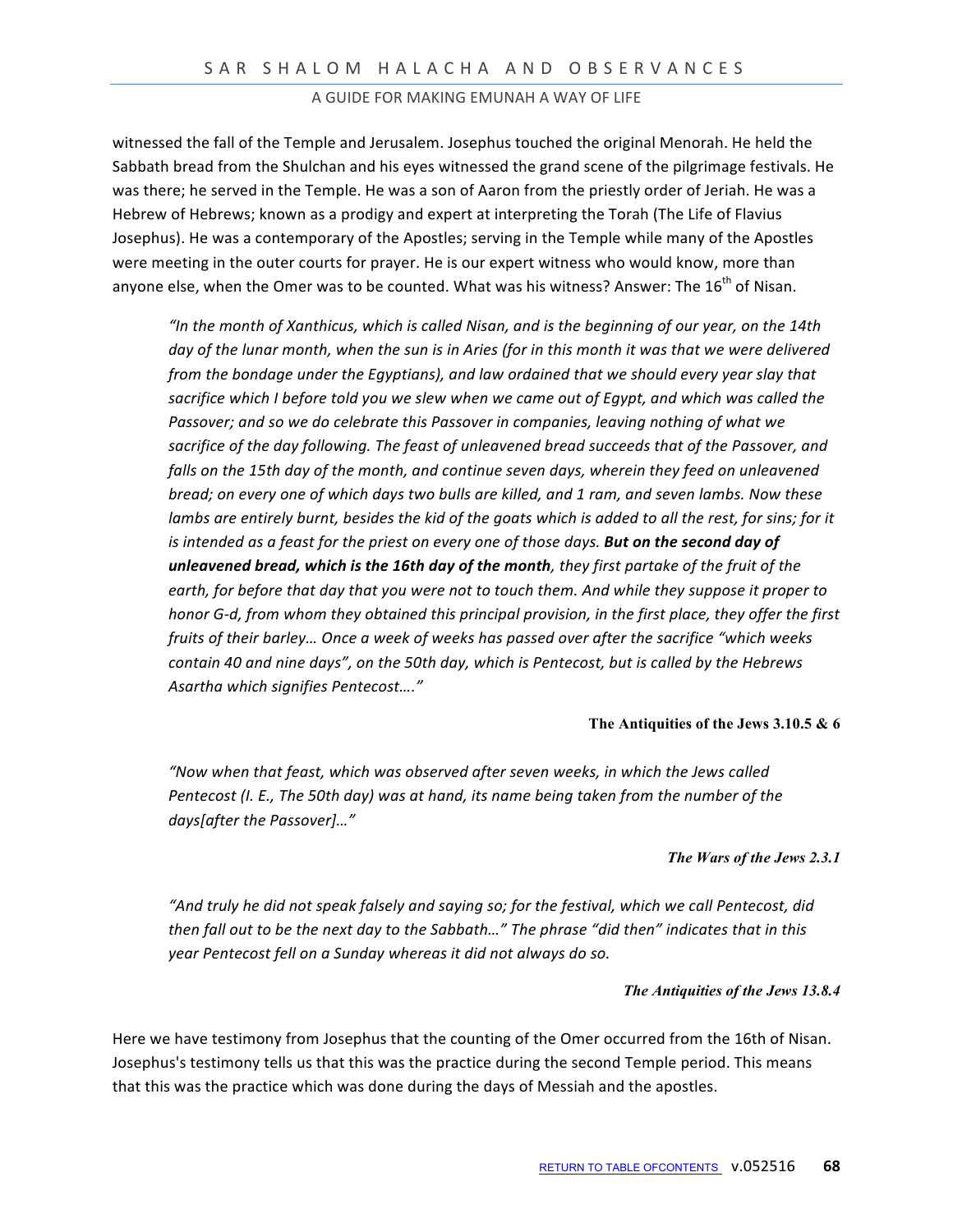witnessed the fall of the Temple and Jerusalem. Josephus touched the original Menorah. He held the Sabbath bread from the Shulchan and his eyes witnessed the grand scene of the pilgrimage festivals. He was there; he served in the Temple. He was a son of Aaron from the priestly order of Jeriah. He was a Hebrew of Hebrews; known as a prodigy and expert at interpreting the Torah (The Life of Flavius Josephus). He was a contemporary of the Apostles; serving in the Temple while many of the Apostles were meeting in the outer courts for prayer. He is our expert witness who would know, more than anyone else, when the Omer was to be counted. What was his witness? Answer: The 16th of Nisan.

> *"In the month of Xanthicus, which is called Nisan, and is the beginning of our year, on the 14th day of the lunar month, when the sun is in Aries (for in this month it was that we were delivered from the bondage under the Egyptians), and law ordained that we should every year slay that sacrifice which I before told you we slew when we came out of Egypt, and which was called the Passover; and so we do celebrate this Passover in companies, leaving nothing of what we sacrifice of the day following. The feast of unleavened bread succeeds that of the Passover, and falls on the 15th day of the month, and continue seven days, wherein they feed on unleavened bread; on every one of which days two bulls are killed, and 1 ram, and seven lambs. Now these lambs are entirely burnt, besides the kid of the goats which is added to all the rest, for sins; for it is intended as a feast for the priest on every one of those days.* ***But on the second day of unleavened bread, which is the 16th day of the month****, they first partake of the fruit of the earth, for before that day that you were not to touch them. And while they suppose it proper to honor G-d, from whom they obtained this principal provision, in the first place, they offer the first fruits of their barley… Once a week of weeks has passed over after the sacrifice "which weeks contain 40 and nine days", on the 50th day, which is Pentecost, but is called by the Hebrews Asartha which signifies Pentecost…."*

**The Antiquities of the Jews 3.10.5 & 6**

> *"Now when that feast, which was observed after seven weeks, in which the Jews called Pentecost (I. E., The 50th day) was at hand, its name being taken from the number of the days[after the Passover]…"*

***The Wars of the Jews 2.3.1***

> *"And truly he did not speak falsely and saying so; for the festival, which we call Pentecost, did then fall out to be the next day to the Sabbath…" The phrase "did then" indicates that in this year Pentecost fell on a Sunday whereas it did not always do so.*

***The Antiquities of the Jews 13.8.4***

Here we have testimony from Josephus that the counting of the Omer occurred from the 16th of Nisan. Josephus's testimony tells us that this was the practice during the second Temple period. This means that this was the practice which was done during the days of Messiah and the apostles.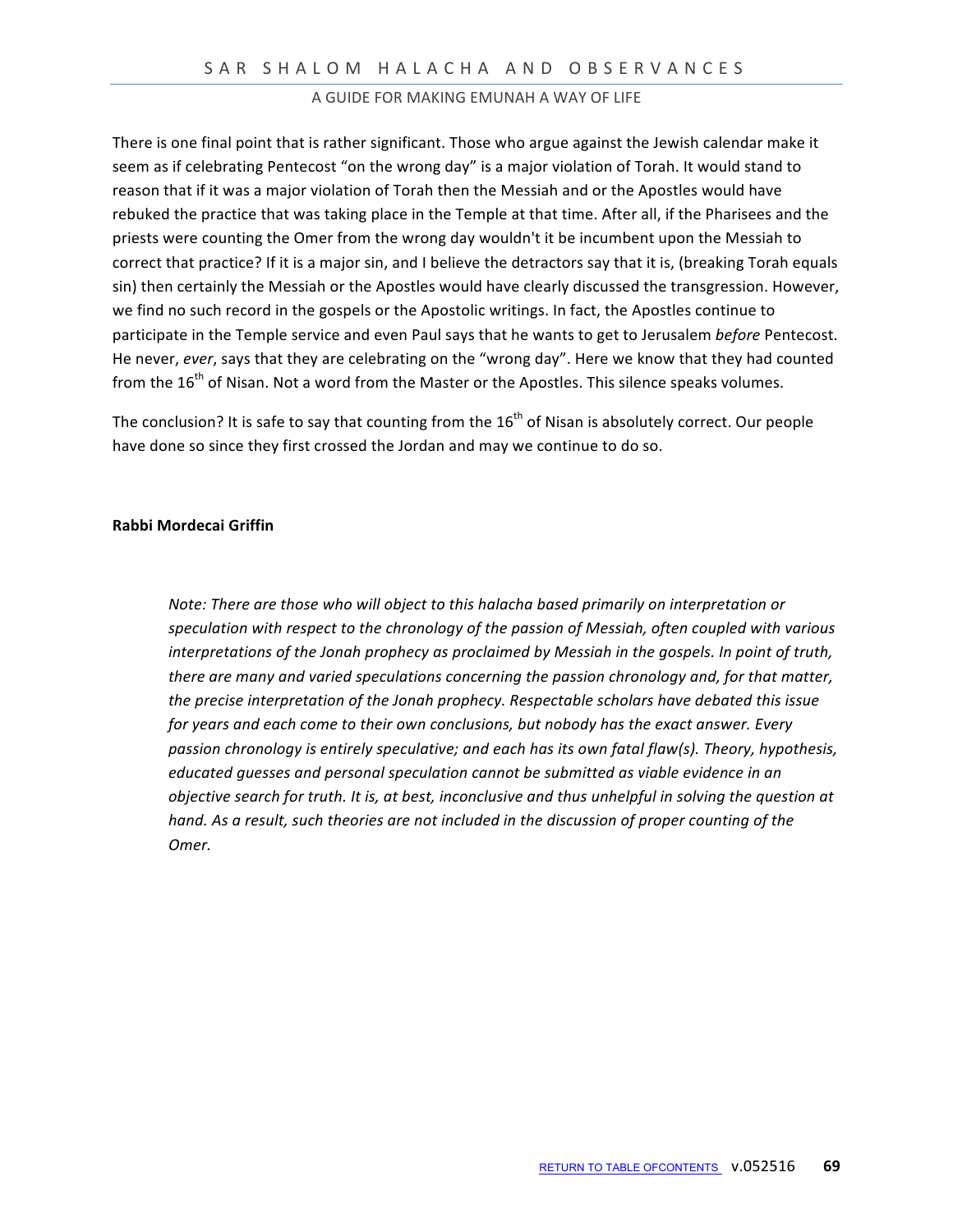There is one final point that is rather significant. Those who argue against the Jewish calendar make it seem as if celebrating Pentecost "on the wrong day" is a major violation of Torah. It would stand to reason that if it was a major violation of Torah then the Messiah and or the Apostles would have rebuked the practice that was taking place in the Temple at that time. After all, if the Pharisees and the priests were counting the Omer from the wrong day wouldn't it be incumbent upon the Messiah to correct that practice? If it is a major sin, and I believe the detractors say that it is, (breaking Torah equals sin) then certainly the Messiah or the Apostles would have clearly discussed the transgression. However, we find no such record in the gospels or the Apostolic writings. In fact, the Apostles continue to participate in the Temple service and even Paul says that he wants to get to Jerusalem *before* Pentecost. He never, *ever*, says that they are celebrating on the "wrong day". Here we know that they had counted from the 16th of Nisan. Not a word from the Master or the Apostles. This silence speaks volumes.

The conclusion? It is safe to say that counting from the 16th of Nisan is absolutely correct. Our people have done so since they first crossed the Jordan and may we continue to do so.

**Rabbi Mordecai Griffin**

> *Note: There are those who will object to this halacha based primarily on interpretation or speculation with respect to the chronology of the passion of Messiah, often coupled with various interpretations of the Jonah prophecy as proclaimed by Messiah in the gospels. In point of truth, there are many and varied speculations concerning the passion chronology and, for that matter, the precise interpretation of the Jonah prophecy. Respectable scholars have debated this issue for years and each come to their own conclusions, but nobody has the exact answer. Every passion chronology is entirely speculative; and each has its own fatal flaw(s). Theory, hypothesis, educated guesses and personal speculation cannot be submitted as viable evidence in an objective search for truth. It is, at best, inconclusive and thus unhelpful in solving the question at hand. As a result, such theories are not included in the discussion of proper counting of the Omer.*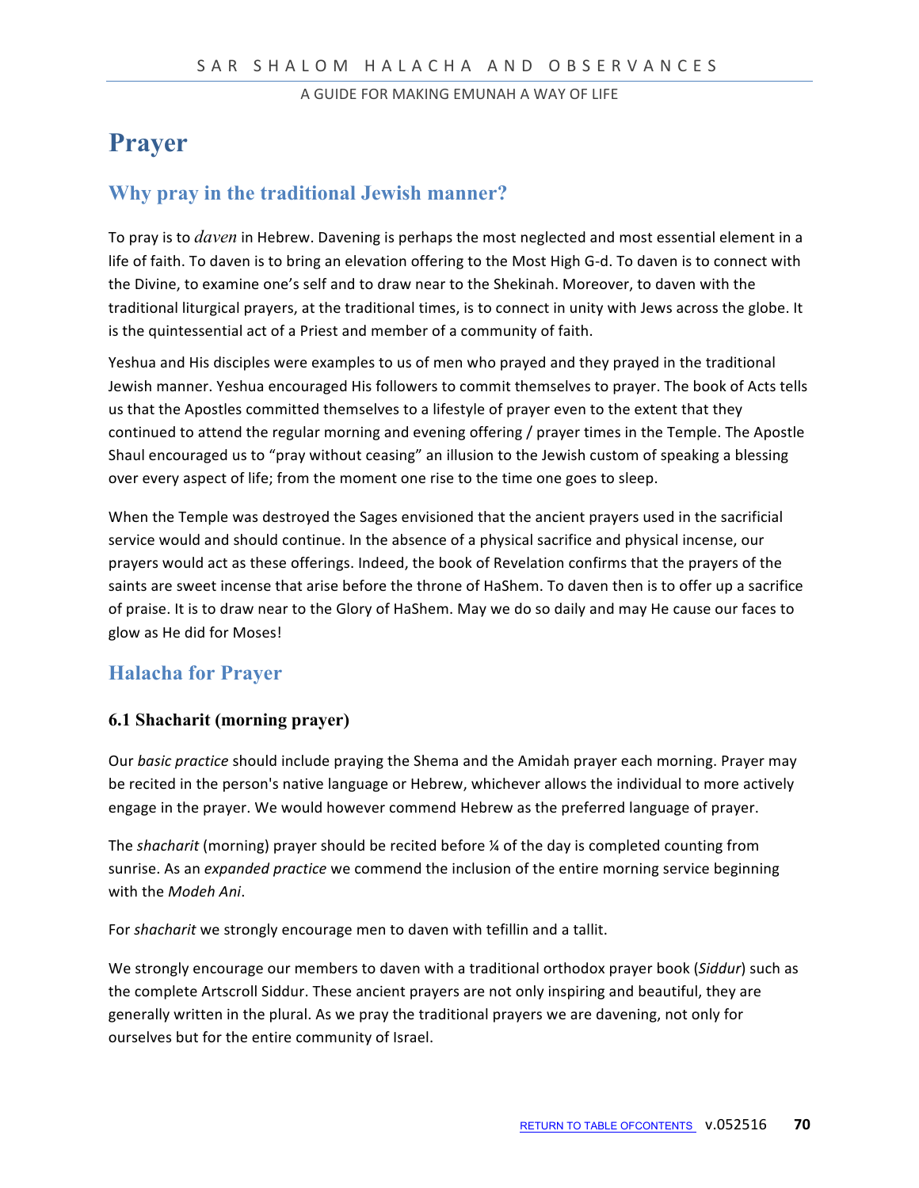# Prayer

## Why pray in the traditional Jewish manner?

To pray is to *daven* in Hebrew. Davening is perhaps the most neglected and most essential element in a life of faith. To daven is to bring an elevation offering to the Most High G-d. To daven is to connect with the Divine, to examine one's self and to draw near to the Shekinah. Moreover, to daven with the traditional liturgical prayers, at the traditional times, is to connect in unity with Jews across the globe. It is the quintessential act of a Priest and member of a community of faith.

Yeshua and His disciples were examples to us of men who prayed and they prayed in the traditional Jewish manner. Yeshua encouraged His followers to commit themselves to prayer. The book of Acts tells us that the Apostles committed themselves to a lifestyle of prayer even to the extent that they continued to attend the regular morning and evening offering / prayer times in the Temple. The Apostle Shaul encouraged us to "pray without ceasing" an illusion to the Jewish custom of speaking a blessing over every aspect of life; from the moment one rise to the time one goes to sleep.

When the Temple was destroyed the Sages envisioned that the ancient prayers used in the sacrificial service would and should continue. In the absence of a physical sacrifice and physical incense, our prayers would act as these offerings. Indeed, the book of Revelation confirms that the prayers of the saints are sweet incense that arise before the throne of HaShem. To daven then is to offer up a sacrifice of praise. It is to draw near to the Glory of HaShem. May we do so daily and may He cause our faces to glow as He did for Moses!

## Halacha for Prayer

### 6.1 Shacharit (morning prayer)

Our *basic practice* should include praying the Shema and the Amidah prayer each morning. Prayer may be recited in the person's native language or Hebrew, whichever allows the individual to more actively engage in the prayer. We would however commend Hebrew as the preferred language of prayer.

The *shacharit* (morning) prayer should be recited before ¼ of the day is completed counting from sunrise. As an *expanded practice* we commend the inclusion of the entire morning service beginning with the *Modeh Ani*.

For *shacharit* we strongly encourage men to daven with tefillin and a tallit.

We strongly encourage our members to daven with a traditional orthodox prayer book (*Siddur*) such as the complete Artscroll Siddur. These ancient prayers are not only inspiring and beautiful, they are generally written in the plural. As we pray the traditional prayers we are davening, not only for ourselves but for the entire community of Israel.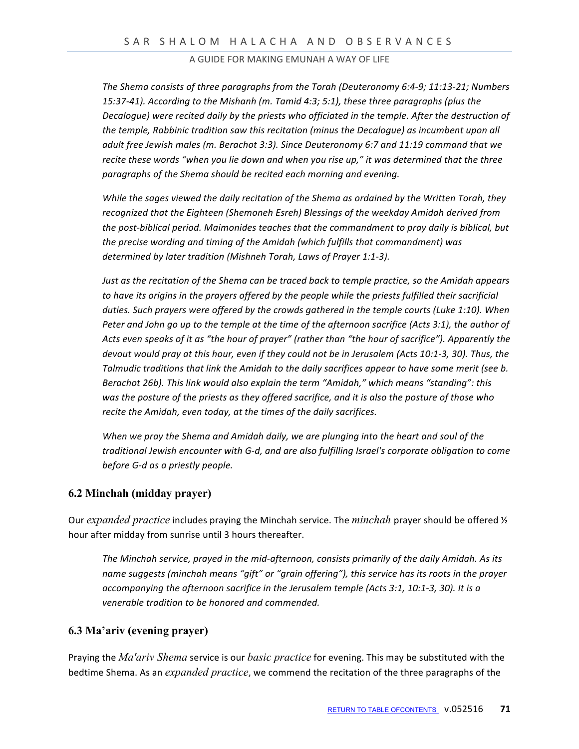*The Shema consists of three paragraphs from the Torah (Deuteronomy 6:4-9; 11:13-21; Numbers 15:37-41). According to the Mishanh (m. Tamid 4:3; 5:1), these three paragraphs (plus the Decalogue) were recited daily by the priests who officiated in the temple. After the destruction of the temple, Rabbinic tradition saw this recitation (minus the Decalogue) as incumbent upon all adult free Jewish males (m. Berachot 3:3). Since Deuteronomy 6:7 and 11:19 command that we recite these words "when you lie down and when you rise up," it was determined that the three paragraphs of the Shema should be recited each morning and evening.*

*While the sages viewed the daily recitation of the Shema as ordained by the Written Torah, they recognized that the Eighteen (Shemoneh Esreh) Blessings of the weekday Amidah derived from the post-biblical period. Maimonides teaches that the commandment to pray daily is biblical, but the precise wording and timing of the Amidah (which fulfills that commandment) was determined by later tradition (Mishneh Torah, Laws of Prayer 1:1-3).*

*Just as the recitation of the Shema can be traced back to temple practice, so the Amidah appears to have its origins in the prayers offered by the people while the priests fulfilled their sacrificial duties. Such prayers were offered by the crowds gathered in the temple courts (Luke 1:10). When Peter and John go up to the temple at the time of the afternoon sacrifice (Acts 3:1), the author of Acts even speaks of it as "the hour of prayer" (rather than "the hour of sacrifice"). Apparently the devout would pray at this hour, even if they could not be in Jerusalem (Acts 10:1-3, 30). Thus, the Talmudic traditions that link the Amidah to the daily sacrifices appear to have some merit (see b. Berachot 26b). This link would also explain the term "Amidah," which means "standing": this was the posture of the priests as they offered sacrifice, and it is also the posture of those who recite the Amidah, even today, at the times of the daily sacrifices.*

*When we pray the Shema and Amidah daily, we are plunging into the heart and soul of the traditional Jewish encounter with G-d, and are also fulfilling Israel's corporate obligation to come before G-d as a priestly people.*

### 6.2 Minchah (midday prayer)

Our *expanded practice* includes praying the Minchah service. The *minchah* prayer should be offered ½ hour after midday from sunrise until 3 hours thereafter.

*The Minchah service, prayed in the mid-afternoon, consists primarily of the daily Amidah. As its name suggests (minchah means "gift" or "grain offering"), this service has its roots in the prayer accompanying the afternoon sacrifice in the Jerusalem temple (Acts 3:1, 10:1-3, 30). It is a venerable tradition to be honored and commended.*

### 6.3 Ma'ariv (evening prayer)

Praying the *Ma'ariv Shema* service is our *basic practice* for evening. This may be substituted with the bedtime Shema. As an *expanded practice*, we commend the recitation of the three paragraphs of the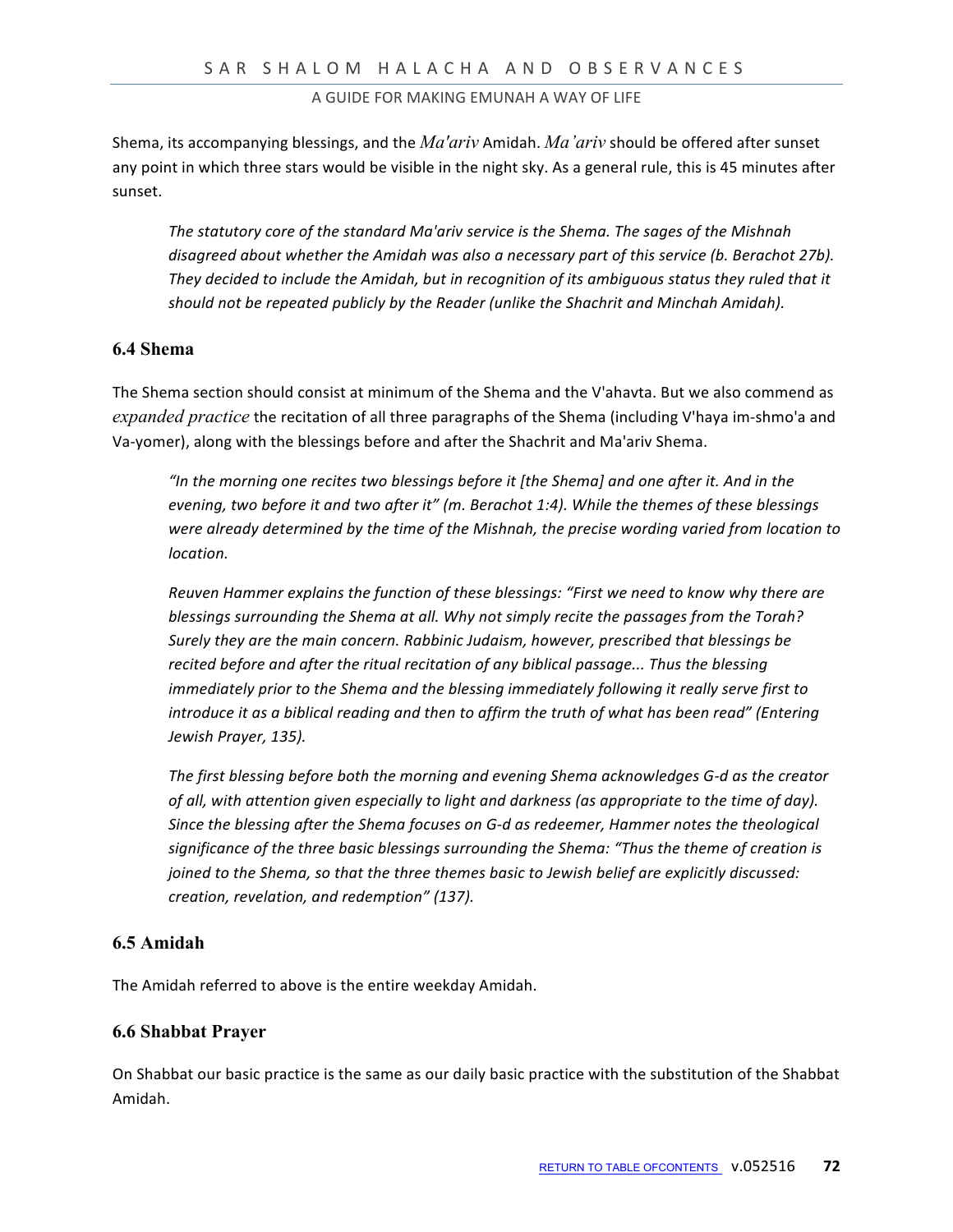Shema, its accompanying blessings, and the *Ma'ariv* Amidah. *Ma'ariv* should be offered after sunset any point in which three stars would be visible in the night sky. As a general rule, this is 45 minutes after sunset.

> *The statutory core of the standard Ma'ariv service is the Shema. The sages of the Mishnah disagreed about whether the Amidah was also a necessary part of this service (b. Berachot 27b). They decided to include the Amidah, but in recognition of its ambiguous status they ruled that it should not be repeated publicly by the Reader (unlike the Shachrit and Minchah Amidah).*

### 6.4 Shema

The Shema section should consist at minimum of the Shema and the V'ahavta. But we also commend as *expanded practice* the recitation of all three paragraphs of the Shema (including V'haya im-shmo'a and Va-yomer), along with the blessings before and after the Shachrit and Ma'ariv Shema.

> *"In the morning one recites two blessings before it [the Shema] and one after it. And in the evening, two before it and two after it" (m. Berachot 1:4). While the themes of these blessings were already determined by the time of the Mishnah, the precise wording varied from location to location.*
>
> *Reuven Hammer explains the function of these blessings: "First we need to know why there are blessings surrounding the Shema at all. Why not simply recite the passages from the Torah? Surely they are the main concern. Rabbinic Judaism, however, prescribed that blessings be recited before and after the ritual recitation of any biblical passage... Thus the blessing immediately prior to the Shema and the blessing immediately following it really serve first to introduce it as a biblical reading and then to affirm the truth of what has been read" (Entering Jewish Prayer, 135).*
>
> *The first blessing before both the morning and evening Shema acknowledges G-d as the creator of all, with attention given especially to light and darkness (as appropriate to the time of day). Since the blessing after the Shema focuses on G-d as redeemer, Hammer notes the theological significance of the three basic blessings surrounding the Shema: "Thus the theme of creation is joined to the Shema, so that the three themes basic to Jewish belief are explicitly discussed: creation, revelation, and redemption" (137).*

### 6.5 Amidah

The Amidah referred to above is the entire weekday Amidah.

### 6.6 Shabbat Prayer

On Shabbat our basic practice is the same as our daily basic practice with the substitution of the Shabbat Amidah.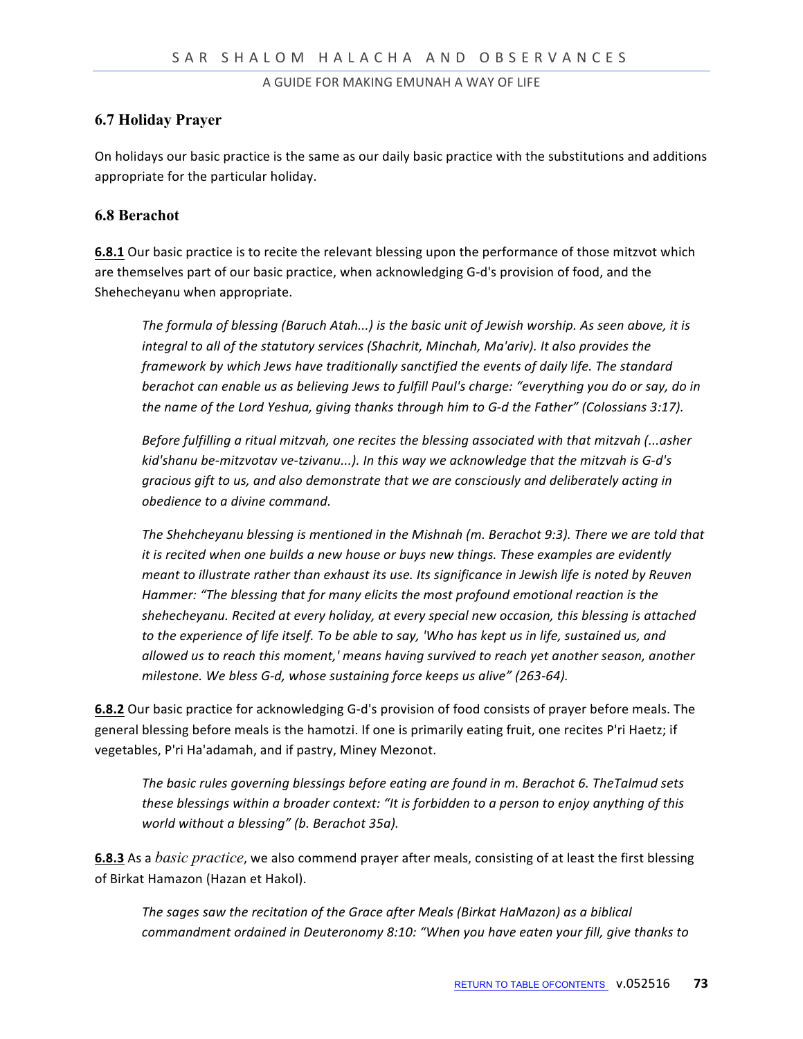## 6.7 Holiday Prayer

On holidays our basic practice is the same as our daily basic practice with the substitutions and additions appropriate for the particular holiday.

## 6.8 Berachot

**6.8.1** Our basic practice is to recite the relevant blessing upon the performance of those mitzvot which are themselves part of our basic practice, when acknowledging G-d's provision of food, and the Shehecheyanu when appropriate.

> *The formula of blessing (Baruch Atah...) is the basic unit of Jewish worship. As seen above, it is integral to all of the statutory services (Shachrit, Minchah, Ma'ariv). It also provides the framework by which Jews have traditionally sanctified the events of daily life. The standard berachot can enable us as believing Jews to fulfill Paul's charge: "everything you do or say, do in the name of the Lord Yeshua, giving thanks through him to G-d the Father" (Colossians 3:17).*
>
> *Before fulfilling a ritual mitzvah, one recites the blessing associated with that mitzvah (...asher kid'shanu be-mitzvotav ve-tzivanu...). In this way we acknowledge that the mitzvah is G-d's gracious gift to us, and also demonstrate that we are consciously and deliberately acting in obedience to a divine command.*
>
> *The Shehcheyanu blessing is mentioned in the Mishnah (m. Berachot 9:3). There we are told that it is recited when one builds a new house or buys new things. These examples are evidently meant to illustrate rather than exhaust its use. Its significance in Jewish life is noted by Reuven Hammer: "The blessing that for many elicits the most profound emotional reaction is the shehecheyanu. Recited at every holiday, at every special new occasion, this blessing is attached to the experience of life itself. To be able to say, 'Who has kept us in life, sustained us, and allowed us to reach this moment,' means having survived to reach yet another season, another milestone. We bless G-d, whose sustaining force keeps us alive" (263-64).*

**6.8.2** Our basic practice for acknowledging G-d's provision of food consists of prayer before meals. The general blessing before meals is the hamotzi. If one is primarily eating fruit, one recites P'ri Haetz; if vegetables, P'ri Ha'adamah, and if pastry, Miney Mezonot.

> *The basic rules governing blessings before eating are found in m. Berachot 6. TheTalmud sets these blessings within a broader context: "It is forbidden to a person to enjoy anything of this world without a blessing" (b. Berachot 35a).*

**6.8.3** As a *basic practice*, we also commend prayer after meals, consisting of at least the first blessing of Birkat Hamazon (Hazan et Hakol).

> *The sages saw the recitation of the Grace after Meals (Birkat HaMazon) as a biblical commandment ordained in Deuteronomy 8:10: "When you have eaten your fill, give thanks to*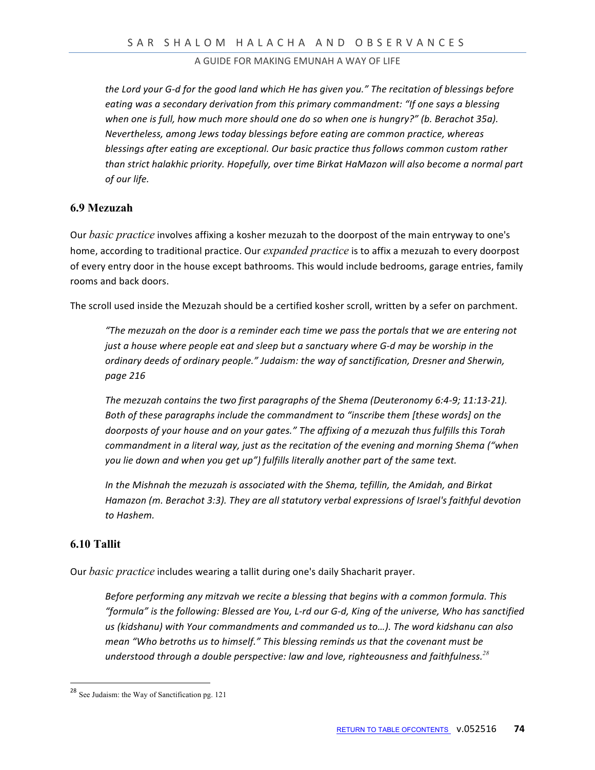*the Lord your G-d for the good land which He has given you." The recitation of blessings before eating was a secondary derivation from this primary commandment: "If one says a blessing when one is full, how much more should one do so when one is hungry?" (b. Berachot 35a). Nevertheless, among Jews today blessings before eating are common practice, whereas blessings after eating are exceptional. Our basic practice thus follows common custom rather than strict halakhic priority. Hopefully, over time Birkat HaMazon will also become a normal part of our life.*

### 6.9 Mezuzah

Our *basic practice* involves affixing a kosher mezuzah to the doorpost of the main entryway to one's home, according to traditional practice. Our *expanded practice* is to affix a mezuzah to every doorpost of every entry door in the house except bathrooms. This would include bedrooms, garage entries, family rooms and back doors.

The scroll used inside the Mezuzah should be a certified kosher scroll, written by a sefer on parchment.

> *"The mezuzah on the door is a reminder each time we pass the portals that we are entering not just a house where people eat and sleep but a sanctuary where G-d may be worship in the ordinary deeds of ordinary people." Judaism: the way of sanctification, Dresner and Sherwin, page 216*
>
> *The mezuzah contains the two first paragraphs of the Shema (Deuteronomy 6:4-9; 11:13-21). Both of these paragraphs include the commandment to "inscribe them [these words] on the doorposts of your house and on your gates." The affixing of a mezuzah thus fulfills this Torah commandment in a literal way, just as the recitation of the evening and morning Shema ("when you lie down and when you get up") fulfills literally another part of the same text.*
>
> *In the Mishnah the mezuzah is associated with the Shema, tefillin, the Amidah, and Birkat Hamazon (m. Berachot 3:3). They are all statutory verbal expressions of Israel's faithful devotion to Hashem.*

### 6.10 Tallit

Our *basic practice* includes wearing a tallit during one's daily Shacharit prayer.

> *Before performing any mitzvah we recite a blessing that begins with a common formula. This "formula" is the following: Blessed are You, L-rd our G-d, King of the universe, Who has sanctified us (kidshanu) with Your commandments and commanded us to…). The word kidshanu can also mean "Who betroths us to himself." This blessing reminds us that the covenant must be understood through a double perspective: law and love, righteousness and faithfulness.*[28]

[28] See Judaism: the Way of Sanctification pg. 121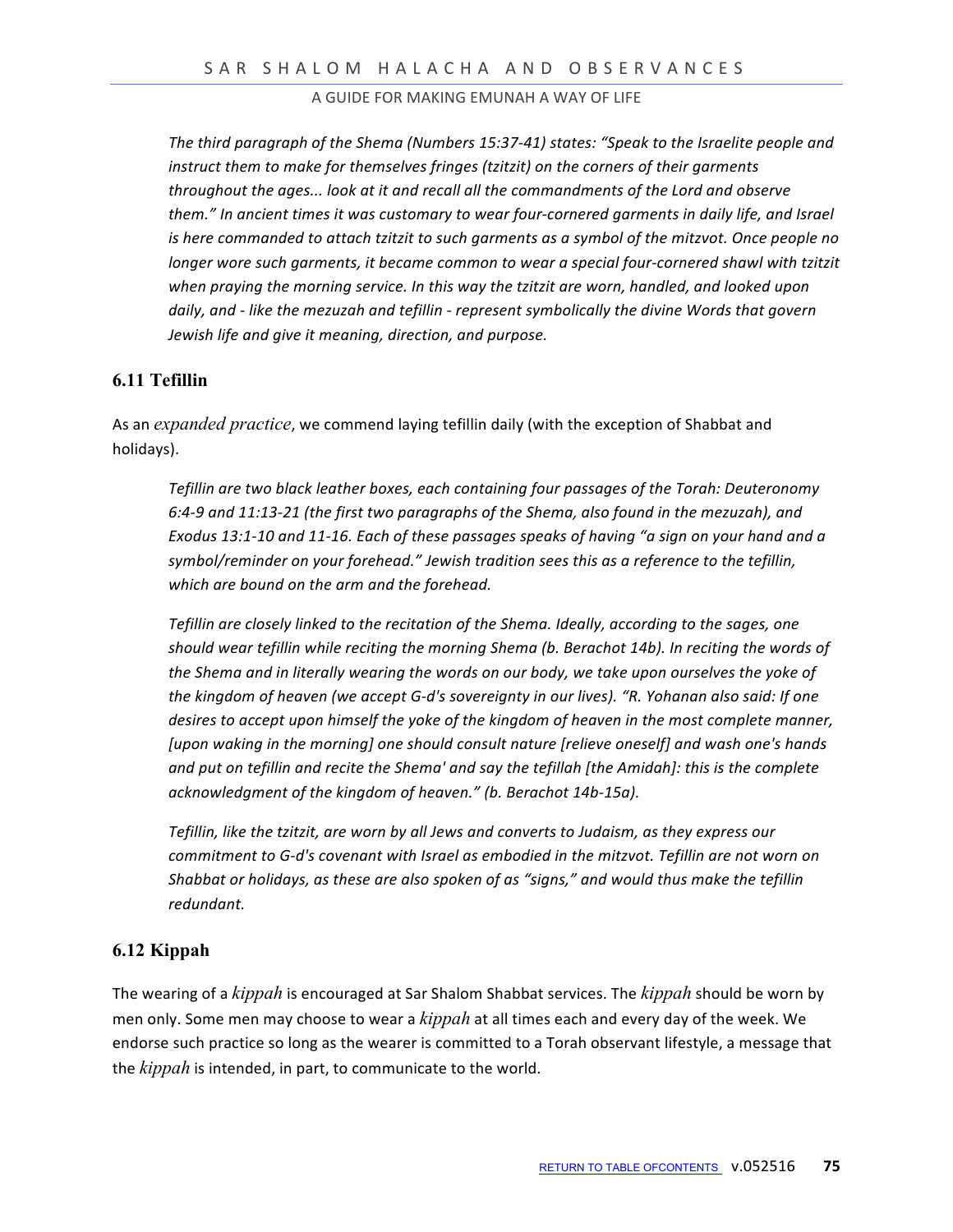*The third paragraph of the Shema (Numbers 15:37-41) states: "Speak to the Israelite people and instruct them to make for themselves fringes (tzitzit) on the corners of their garments throughout the ages... look at it and recall all the commandments of the Lord and observe them." In ancient times it was customary to wear four-cornered garments in daily life, and Israel is here commanded to attach tzitzit to such garments as a symbol of the mitzvot. Once people no longer wore such garments, it became common to wear a special four-cornered shawl with tzitzit when praying the morning service. In this way the tzitzit are worn, handled, and looked upon daily, and - like the mezuzah and tefillin - represent symbolically the divine Words that govern Jewish life and give it meaning, direction, and purpose.*

### 6.11 Tefillin

As an *expanded practice*, we commend laying tefillin daily (with the exception of Shabbat and holidays).

*Tefillin are two black leather boxes, each containing four passages of the Torah: Deuteronomy 6:4-9 and 11:13-21 (the first two paragraphs of the Shema, also found in the mezuzah), and Exodus 13:1-10 and 11-16. Each of these passages speaks of having "a sign on your hand and a symbol/reminder on your forehead." Jewish tradition sees this as a reference to the tefillin, which are bound on the arm and the forehead.*

*Tefillin are closely linked to the recitation of the Shema. Ideally, according to the sages, one should wear tefillin while reciting the morning Shema (b. Berachot 14b). In reciting the words of the Shema and in literally wearing the words on our body, we take upon ourselves the yoke of the kingdom of heaven (we accept G-d's sovereignty in our lives). "R. Yohanan also said: If one desires to accept upon himself the yoke of the kingdom of heaven in the most complete manner, [upon waking in the morning] one should consult nature [relieve oneself] and wash one's hands and put on tefillin and recite the Shema' and say the tefillah [the Amidah]: this is the complete acknowledgment of the kingdom of heaven." (b. Berachot 14b-15a).*

*Tefillin, like the tzitzit, are worn by all Jews and converts to Judaism, as they express our commitment to G-d's covenant with Israel as embodied in the mitzvot. Tefillin are not worn on Shabbat or holidays, as these are also spoken of as "signs," and would thus make the tefillin redundant.*

### 6.12 Kippah

The wearing of a *kippah* is encouraged at Sar Shalom Shabbat services. The *kippah* should be worn by men only. Some men may choose to wear a *kippah* at all times each and every day of the week. We endorse such practice so long as the wearer is committed to a Torah observant lifestyle, a message that the *kippah* is intended, in part, to communicate to the world.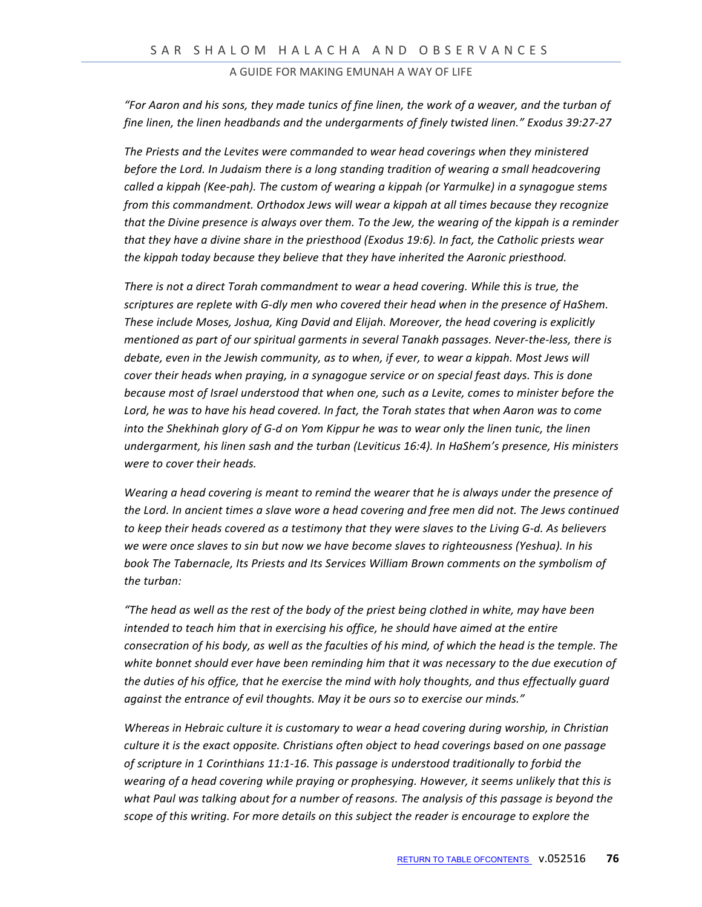*“For Aaron and his sons, they made tunics of fine linen, the work of a weaver, and the turban of fine linen, the linen headbands and the undergarments of finely twisted linen.” Exodus 39:27-27*

*The Priests and the Levites were commanded to wear head coverings when they ministered before the Lord. In Judaism there is a long standing tradition of wearing a small headcovering called a kippah (Kee-pah). The custom of wearing a kippah (or Yarmulke) in a synagogue stems from this commandment. Orthodox Jews will wear a kippah at all times because they recognize that the Divine presence is always over them. To the Jew, the wearing of the kippah is a reminder that they have a divine share in the priesthood (Exodus 19:6). In fact, the Catholic priests wear the kippah today because they believe that they have inherited the Aaronic priesthood.*

*There is not a direct Torah commandment to wear a head covering. While this is true, the scriptures are replete with G-dly men who covered their head when in the presence of HaShem. These include Moses, Joshua, King David and Elijah. Moreover, the head covering is explicitly mentioned as part of our spiritual garments in several Tanakh passages. Never-the-less, there is debate, even in the Jewish community, as to when, if ever, to wear a kippah. Most Jews will cover their heads when praying, in a synagogue service or on special feast days. This is done because most of Israel understood that when one, such as a Levite, comes to minister before the Lord, he was to have his head covered. In fact, the Torah states that when Aaron was to come into the Shekhinah glory of G-d on Yom Kippur he was to wear only the linen tunic, the linen undergarment, his linen sash and the turban (Leviticus 16:4). In HaShem’s presence, His ministers were to cover their heads.*

*Wearing a head covering is meant to remind the wearer that he is always under the presence of the Lord. In ancient times a slave wore a head covering and free men did not. The Jews continued to keep their heads covered as a testimony that they were slaves to the Living G-d. As believers we were once slaves to sin but now we have become slaves to righteousness (Yeshua). In his book The Tabernacle, Its Priests and Its Services William Brown comments on the symbolism of the turban:*

*“The head as well as the rest of the body of the priest being clothed in white, may have been intended to teach him that in exercising his office, he should have aimed at the entire consecration of his body, as well as the faculties of his mind, of which the head is the temple. The white bonnet should ever have been reminding him that it was necessary to the due execution of the duties of his office, that he exercise the mind with holy thoughts, and thus effectually guard against the entrance of evil thoughts. May it be ours so to exercise our minds.”*

*Whereas in Hebraic culture it is customary to wear a head covering during worship, in Christian culture it is the exact opposite. Christians often object to head coverings based on one passage of scripture in 1 Corinthians 11:1-16. This passage is understood traditionally to forbid the wearing of a head covering while praying or prophesying. However, it seems unlikely that this is what Paul was talking about for a number of reasons. The analysis of this passage is beyond the scope of this writing. For more details on this subject the reader is encourage to explore the*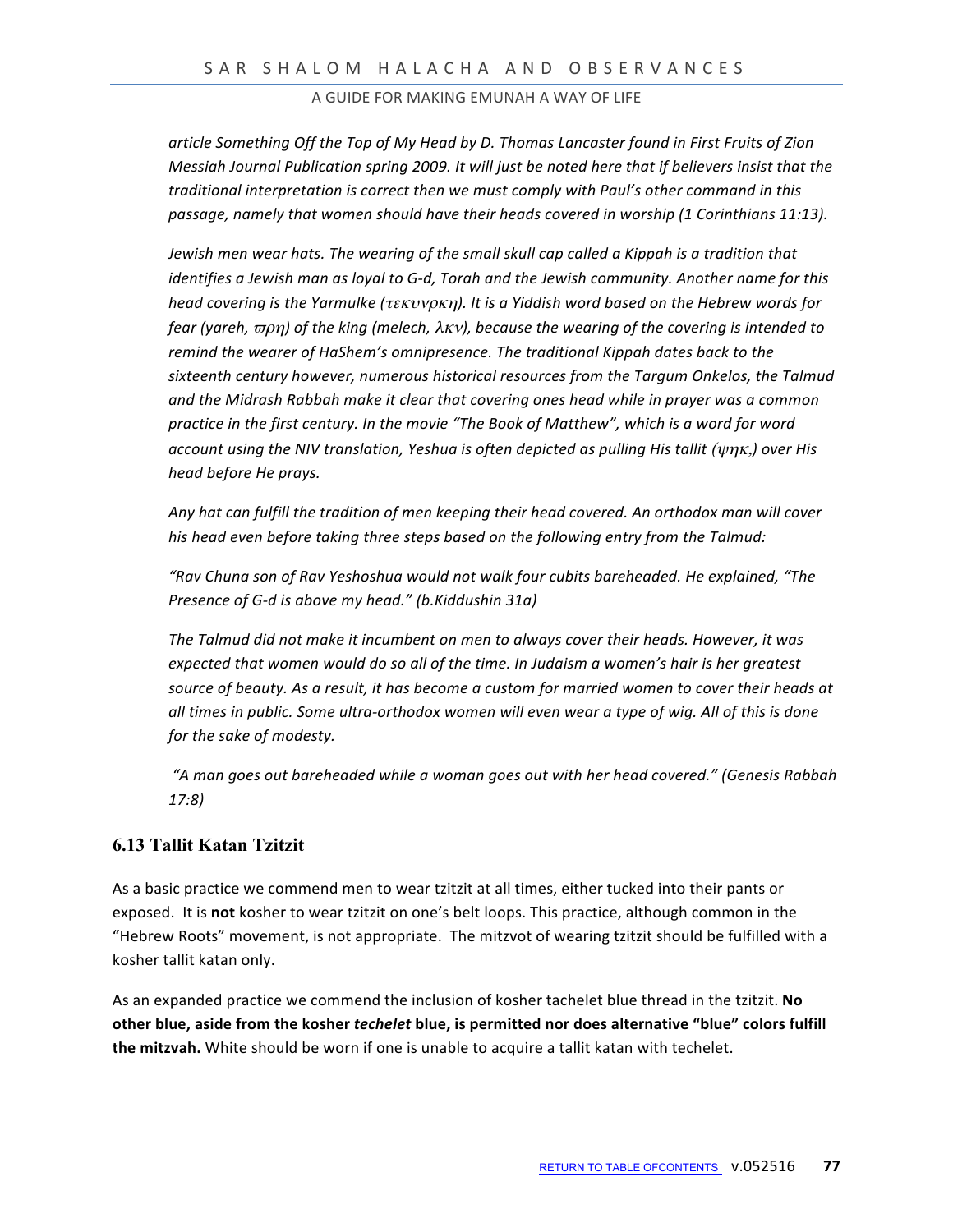*article Something Off the Top of My Head by D. Thomas Lancaster found in First Fruits of Zion Messiah Journal Publication spring 2009. It will just be noted here that if believers insist that the traditional interpretation is correct then we must comply with Paul's other command in this passage, namely that women should have their heads covered in worship (1 Corinthians 11:13).*

*Jewish men wear hats. The wearing of the small skull cap called a Kippah is a tradition that identifies a Jewish man as loyal to G-d, Torah and the Jewish community. Another name for this head covering is the Yarmulke (τεκυνρκη). It is a Yiddish word based on the Hebrew words for fear (yareh, ϖρη) of the king (melech, λκν), because the wearing of the covering is intended to remind the wearer of HaShem's omnipresence. The traditional Kippah dates back to the sixteenth century however, numerous historical resources from the Targum Onkelos, the Talmud and the Midrash Rabbah make it clear that covering ones head while in prayer was a common practice in the first century. In the movie "The Book of Matthew", which is a word for word account using the NIV translation, Yeshua is often depicted as pulling His tallit (ψηκ,) over His head before He prays.*

*Any hat can fulfill the tradition of men keeping their head covered. An orthodox man will cover his head even before taking three steps based on the following entry from the Talmud:*

*"Rav Chuna son of Rav Yeshoshua would not walk four cubits bareheaded. He explained, "The Presence of G-d is above my head." (b.Kiddushin 31a)*

*The Talmud did not make it incumbent on men to always cover their heads. However, it was expected that women would do so all of the time. In Judaism a women's hair is her greatest source of beauty. As a result, it has become a custom for married women to cover their heads at all times in public. Some ultra-orthodox women will even wear a type of wig. All of this is done for the sake of modesty.*

*"A man goes out bareheaded while a woman goes out with her head covered." (Genesis Rabbah 17:8)*

### 6.13 Tallit Katan Tzitzit

As a basic practice we commend men to wear tzitzit at all times, either tucked into their pants or exposed. It is **not** kosher to wear tzitzit on one's belt loops. This practice, although common in the "Hebrew Roots" movement, is not appropriate. The mitzvot of wearing tzitzit should be fulfilled with a kosher tallit katan only.

As an expanded practice we commend the inclusion of kosher tachelet blue thread in the tzitzit. **No other blue, aside from the kosher *techelet* blue, is permitted nor does alternative "blue" colors fulfill the mitzvah.** White should be worn if one is unable to acquire a tallit katan with techelet.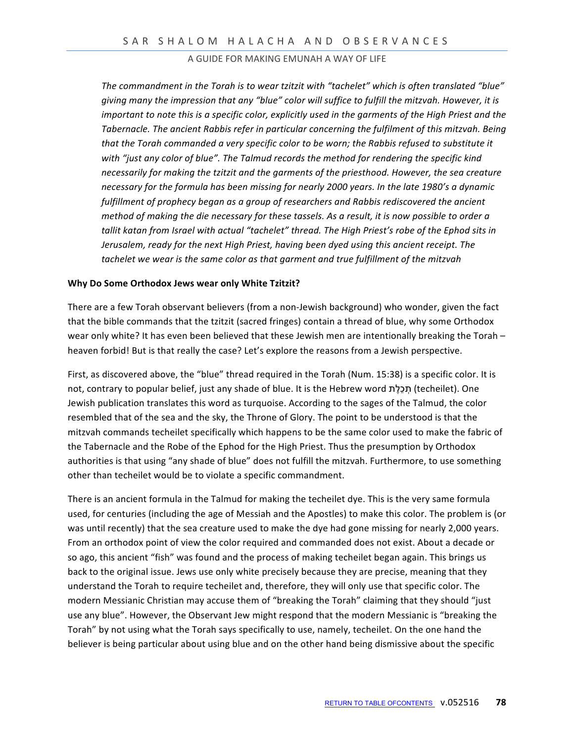*The commandment in the Torah is to wear tzitzit with "tachelet" which is often translated "blue" giving many the impression that any "blue" color will suffice to fulfill the mitzvah. However, it is important to note this is a specific color, explicitly used in the garments of the High Priest and the Tabernacle. The ancient Rabbis refer in particular concerning the fulfilment of this mitzvah. Being that the Torah commanded a very specific color to be worn; the Rabbis refused to substitute it with "just any color of blue". The Talmud records the method for rendering the specific kind necessarily for making the tzitzit and the garments of the priesthood. However, the sea creature necessary for the formula has been missing for nearly 2000 years. In the late 1980's a dynamic fulfillment of prophecy began as a group of researchers and Rabbis rediscovered the ancient method of making the die necessary for these tassels. As a result, it is now possible to order a tallit katan from Israel with actual "tachelet" thread. The High Priest's robe of the Ephod sits in Jerusalem, ready for the next High Priest, having been dyed using this ancient receipt. The tachelet we wear is the same color as that garment and true fulfillment of the mitzvah*

**Why Do Some Orthodox Jews wear only White Tzitzit?**

There are a few Torah observant believers (from a non-Jewish background) who wonder, given the fact that the bible commands that the tzitzit (sacred fringes) contain a thread of blue, why some Orthodox wear only white? It has even been believed that these Jewish men are intentionally breaking the Torah – heaven forbid! But is that really the case? Let's explore the reasons from a Jewish perspective.

First, as discovered above, the "blue" thread required in the Torah (Num. 15:38) is a specific color. It is not, contrary to popular belief, just any shade of blue. It is the Hebrew word תְּכֵלֶת (techeilet). One Jewish publication translates this word as turquoise. According to the sages of the Talmud, the color resembled that of the sea and the sky, the Throne of Glory. The point to be understood is that the mitzvah commands techeilet specifically which happens to be the same color used to make the fabric of the Tabernacle and the Robe of the Ephod for the High Priest. Thus the presumption by Orthodox authorities is that using "any shade of blue" does not fulfill the mitzvah. Furthermore, to use something other than techeilet would be to violate a specific commandment.

There is an ancient formula in the Talmud for making the techeilet dye. This is the very same formula used, for centuries (including the age of Messiah and the Apostles) to make this color. The problem is (or was until recently) that the sea creature used to make the dye had gone missing for nearly 2,000 years. From an orthodox point of view the color required and commanded does not exist. About a decade or so ago, this ancient "fish" was found and the process of making techeilet began again. This brings us back to the original issue. Jews use only white precisely because they are precise, meaning that they understand the Torah to require techeilet and, therefore, they will only use that specific color. The modern Messianic Christian may accuse them of "breaking the Torah" claiming that they should "just use any blue". However, the Observant Jew might respond that the modern Messianic is "breaking the Torah" by not using what the Torah says specifically to use, namely, techeilet. On the one hand the believer is being particular about using blue and on the other hand being dismissive about the specific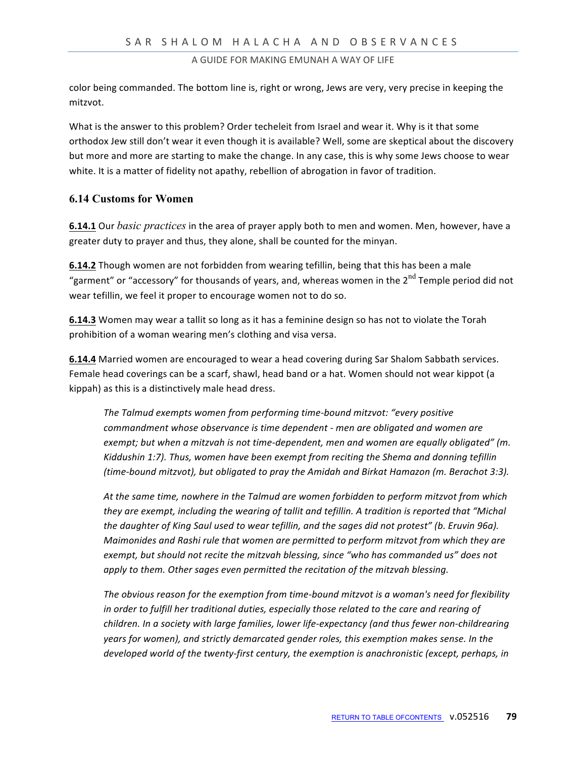color being commanded. The bottom line is, right or wrong, Jews are very, very precise in keeping the mitzvot.

What is the answer to this problem? Order techeleit from Israel and wear it. Why is it that some orthodox Jew still don't wear it even though it is available? Well, some are skeptical about the discovery but more and more are starting to make the change. In any case, this is why some Jews choose to wear white. It is a matter of fidelity not apathy, rebellion of abrogation in favor of tradition.

### 6.14 Customs for Women

**6.14.1** Our *basic practices* in the area of prayer apply both to men and women. Men, however, have a greater duty to prayer and thus, they alone, shall be counted for the minyan.

**6.14.2** Though women are not forbidden from wearing tefillin, being that this has been a male "garment" or "accessory" for thousands of years, and, whereas women in the 2nd Temple period did not wear tefillin, we feel it proper to encourage women not to do so.

**6.14.3** Women may wear a tallit so long as it has a feminine design so has not to violate the Torah prohibition of a woman wearing men's clothing and visa versa.

**6.14.4** Married women are encouraged to wear a head covering during Sar Shalom Sabbath services. Female head coverings can be a scarf, shawl, head band or a hat. Women should not wear kippot (a kippah) as this is a distinctively male head dress.

> *The Talmud exempts women from performing time-bound mitzvot: "every positive commandment whose observance is time dependent - men are obligated and women are exempt; but when a mitzvah is not time-dependent, men and women are equally obligated" (m. Kiddushin 1:7). Thus, women have been exempt from reciting the Shema and donning tefillin (time-bound mitzvot), but obligated to pray the Amidah and Birkat Hamazon (m. Berachot 3:3).*
>
> *At the same time, nowhere in the Talmud are women forbidden to perform mitzvot from which they are exempt, including the wearing of tallit and tefillin. A tradition is reported that "Michal the daughter of King Saul used to wear tefillin, and the sages did not protest" (b. Eruvin 96a). Maimonides and Rashi rule that women are permitted to perform mitzvot from which they are exempt, but should not recite the mitzvah blessing, since "who has commanded us" does not apply to them. Other sages even permitted the recitation of the mitzvah blessing.*
>
> *The obvious reason for the exemption from time-bound mitzvot is a woman's need for flexibility in order to fulfill her traditional duties, especially those related to the care and rearing of children. In a society with large families, lower life-expectancy (and thus fewer non-childrearing years for women), and strictly demarcated gender roles, this exemption makes sense. In the developed world of the twenty-first century, the exemption is anachronistic (except, perhaps, in*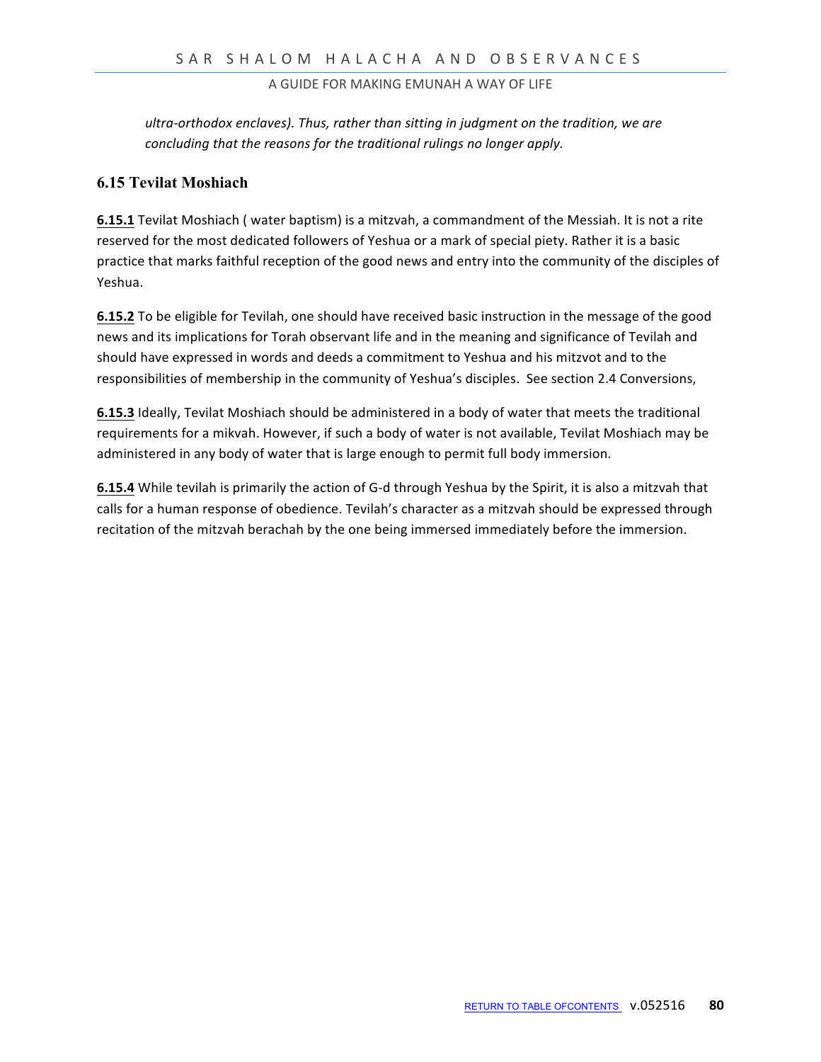*ultra-orthodox enclaves). Thus, rather than sitting in judgment on the tradition, we are concluding that the reasons for the traditional rulings no longer apply.*

## 6.15 Tevilat Moshiach

**6.15.1** Tevilat Moshiach ( water baptism) is a mitzvah, a commandment of the Messiah. It is not a rite reserved for the most dedicated followers of Yeshua or a mark of special piety. Rather it is a basic practice that marks faithful reception of the good news and entry into the community of the disciples of Yeshua.

**6.15.2** To be eligible for Tevilah, one should have received basic instruction in the message of the good news and its implications for Torah observant life and in the meaning and significance of Tevilah and should have expressed in words and deeds a commitment to Yeshua and his mitzvot and to the responsibilities of membership in the community of Yeshua's disciples. See section 2.4 Conversions,

**6.15.3** Ideally, Tevilat Moshiach should be administered in a body of water that meets the traditional requirements for a mikvah. However, if such a body of water is not available, Tevilat Moshiach may be administered in any body of water that is large enough to permit full body immersion.

**6.15.4** While tevilah is primarily the action of G-d through Yeshua by the Spirit, it is also a mitzvah that calls for a human response of obedience. Tevilah's character as a mitzvah should be expressed through recitation of the mitzvah berachah by the one being immersed immediately before the immersion.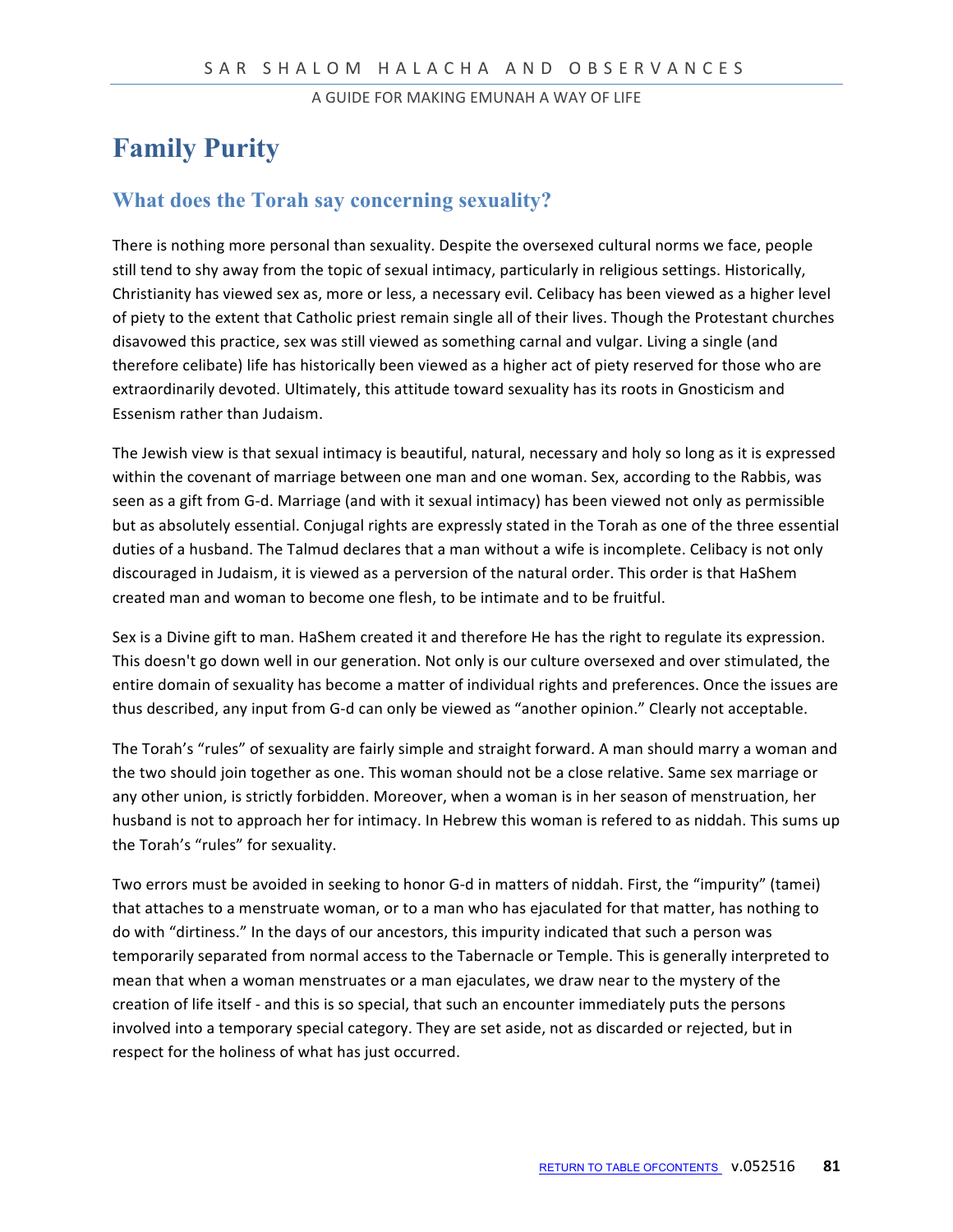# Family Purity

## What does the Torah say concerning sexuality?

There is nothing more personal than sexuality. Despite the oversexed cultural norms we face, people still tend to shy away from the topic of sexual intimacy, particularly in religious settings. Historically, Christianity has viewed sex as, more or less, a necessary evil. Celibacy has been viewed as a higher level of piety to the extent that Catholic priest remain single all of their lives. Though the Protestant churches disavowed this practice, sex was still viewed as something carnal and vulgar. Living a single (and therefore celibate) life has historically been viewed as a higher act of piety reserved for those who are extraordinarily devoted. Ultimately, this attitude toward sexuality has its roots in Gnosticism and Essenism rather than Judaism.

The Jewish view is that sexual intimacy is beautiful, natural, necessary and holy so long as it is expressed within the covenant of marriage between one man and one woman. Sex, according to the Rabbis, was seen as a gift from G-d. Marriage (and with it sexual intimacy) has been viewed not only as permissible but as absolutely essential. Conjugal rights are expressly stated in the Torah as one of the three essential duties of a husband. The Talmud declares that a man without a wife is incomplete. Celibacy is not only discouraged in Judaism, it is viewed as a perversion of the natural order. This order is that HaShem created man and woman to become one flesh, to be intimate and to be fruitful.

Sex is a Divine gift to man. HaShem created it and therefore He has the right to regulate its expression. This doesn't go down well in our generation. Not only is our culture oversexed and over stimulated, the entire domain of sexuality has become a matter of individual rights and preferences. Once the issues are thus described, any input from G-d can only be viewed as "another opinion." Clearly not acceptable.

The Torah's "rules" of sexuality are fairly simple and straight forward. A man should marry a woman and the two should join together as one. This woman should not be a close relative. Same sex marriage or any other union, is strictly forbidden. Moreover, when a woman is in her season of menstruation, her husband is not to approach her for intimacy. In Hebrew this woman is refered to as niddah. This sums up the Torah's "rules" for sexuality.

Two errors must be avoided in seeking to honor G-d in matters of niddah. First, the "impurity" (tamei) that attaches to a menstruate woman, or to a man who has ejaculated for that matter, has nothing to do with "dirtiness." In the days of our ancestors, this impurity indicated that such a person was temporarily separated from normal access to the Tabernacle or Temple. This is generally interpreted to mean that when a woman menstruates or a man ejaculates, we draw near to the mystery of the creation of life itself - and this is so special, that such an encounter immediately puts the persons involved into a temporary special category. They are set aside, not as discarded or rejected, but in respect for the holiness of what has just occurred.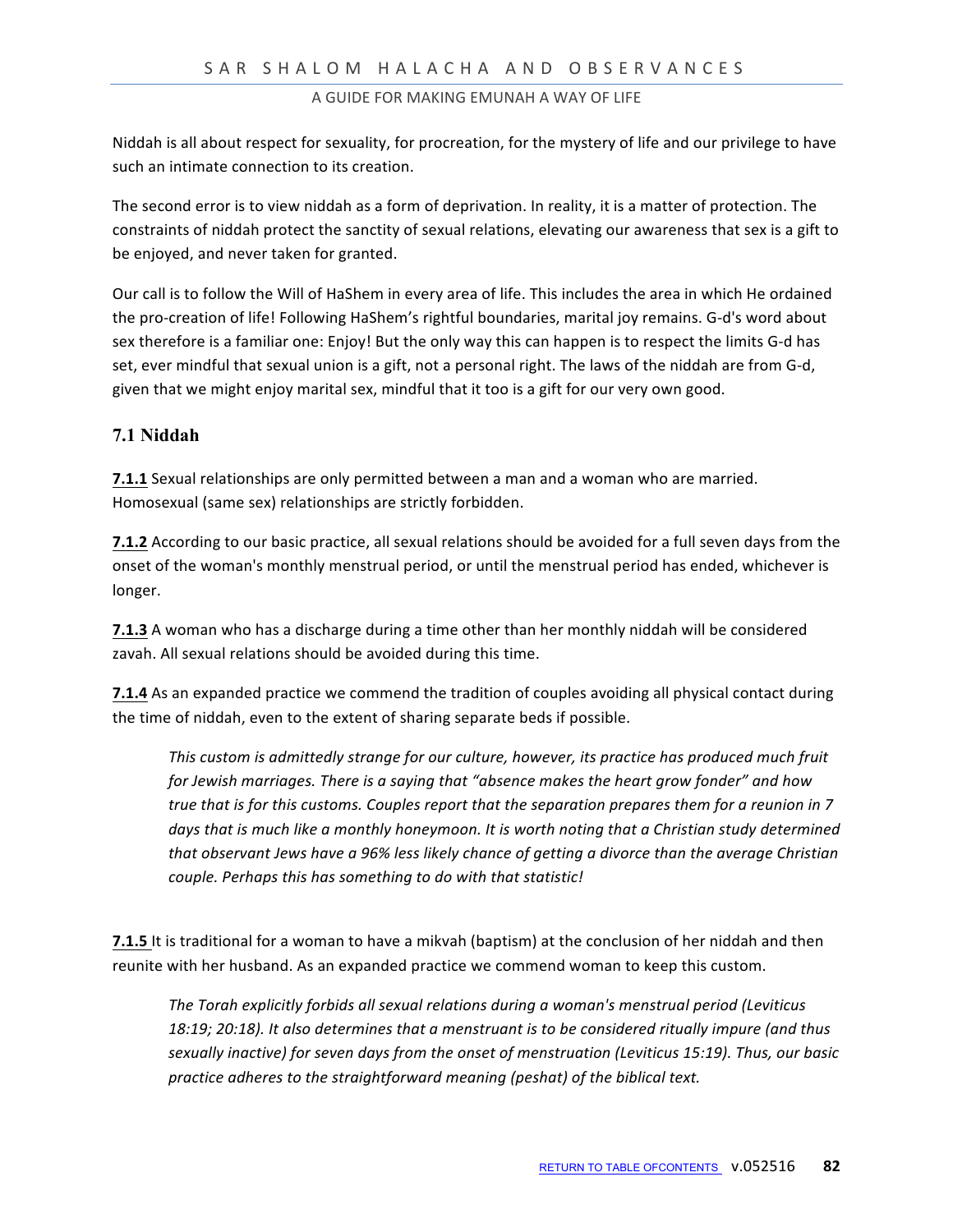Niddah is all about respect for sexuality, for procreation, for the mystery of life and our privilege to have such an intimate connection to its creation.

The second error is to view niddah as a form of deprivation. In reality, it is a matter of protection. The constraints of niddah protect the sanctity of sexual relations, elevating our awareness that sex is a gift to be enjoyed, and never taken for granted.

Our call is to follow the Will of HaShem in every area of life. This includes the area in which He ordained the pro-creation of life! Following HaShem's rightful boundaries, marital joy remains. G-d's word about sex therefore is a familiar one: Enjoy! But the only way this can happen is to respect the limits G-d has set, ever mindful that sexual union is a gift, not a personal right. The laws of the niddah are from G-d, given that we might enjoy marital sex, mindful that it too is a gift for our very own good.

### 7.1 Niddah

**7.1.1** Sexual relationships are only permitted between a man and a woman who are married. Homosexual (same sex) relationships are strictly forbidden.

**7.1.2** According to our basic practice, all sexual relations should be avoided for a full seven days from the onset of the woman's monthly menstrual period, or until the menstrual period has ended, whichever is longer.

**7.1.3** A woman who has a discharge during a time other than her monthly niddah will be considered zavah. All sexual relations should be avoided during this time.

**7.1.4** As an expanded practice we commend the tradition of couples avoiding all physical contact during the time of niddah, even to the extent of sharing separate beds if possible.

> *This custom is admittedly strange for our culture, however, its practice has produced much fruit for Jewish marriages. There is a saying that "absence makes the heart grow fonder" and how true that is for this customs. Couples report that the separation prepares them for a reunion in 7 days that is much like a monthly honeymoon. It is worth noting that a Christian study determined that observant Jews have a 96% less likely chance of getting a divorce than the average Christian couple. Perhaps this has something to do with that statistic!*

**7.1.5** It is traditional for a woman to have a mikvah (baptism) at the conclusion of her niddah and then reunite with her husband. As an expanded practice we commend woman to keep this custom.

> *The Torah explicitly forbids all sexual relations during a woman's menstrual period (Leviticus 18:19; 20:18). It also determines that a menstruant is to be considered ritually impure (and thus sexually inactive) for seven days from the onset of menstruation (Leviticus 15:19). Thus, our basic practice adheres to the straightforward meaning (peshat) of the biblical text.*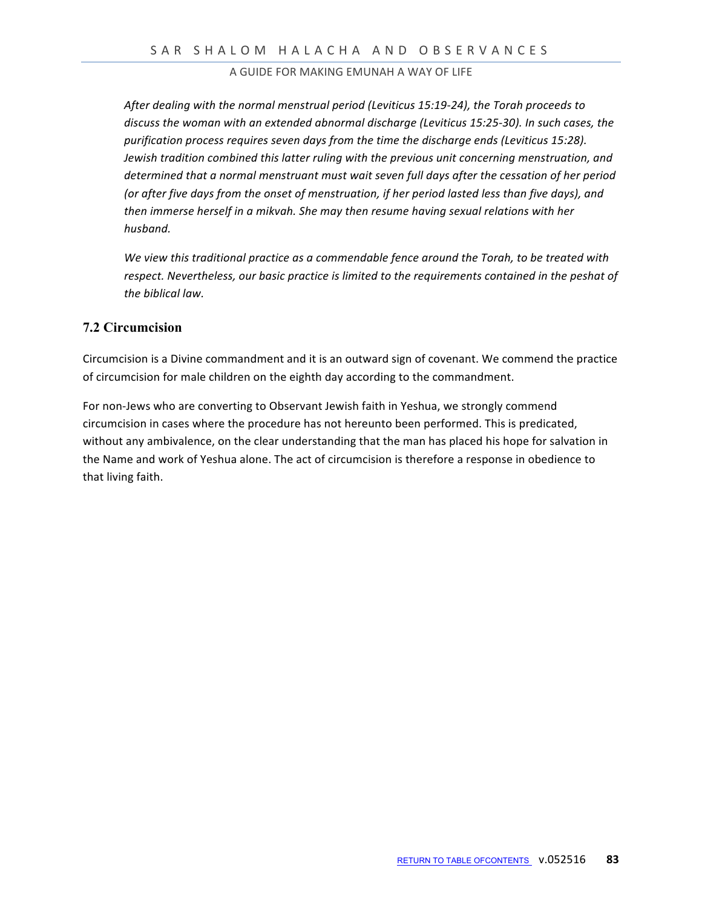*After dealing with the normal menstrual period (Leviticus 15:19-24), the Torah proceeds to discuss the woman with an extended abnormal discharge (Leviticus 15:25-30). In such cases, the purification process requires seven days from the time the discharge ends (Leviticus 15:28). Jewish tradition combined this latter ruling with the previous unit concerning menstruation, and determined that a normal menstruant must wait seven full days after the cessation of her period (or after five days from the onset of menstruation, if her period lasted less than five days), and then immerse herself in a mikvah. She may then resume having sexual relations with her husband.*

*We view this traditional practice as a commendable fence around the Torah, to be treated with respect. Nevertheless, our basic practice is limited to the requirements contained in the peshat of the biblical law.*

### 7.2 Circumcision

Circumcision is a Divine commandment and it is an outward sign of covenant. We commend the practice of circumcision for male children on the eighth day according to the commandment.

For non-Jews who are converting to Observant Jewish faith in Yeshua, we strongly commend circumcision in cases where the procedure has not hereunto been performed. This is predicated, without any ambivalence, on the clear understanding that the man has placed his hope for salvation in the Name and work of Yeshua alone. The act of circumcision is therefore a response in obedience to that living faith.